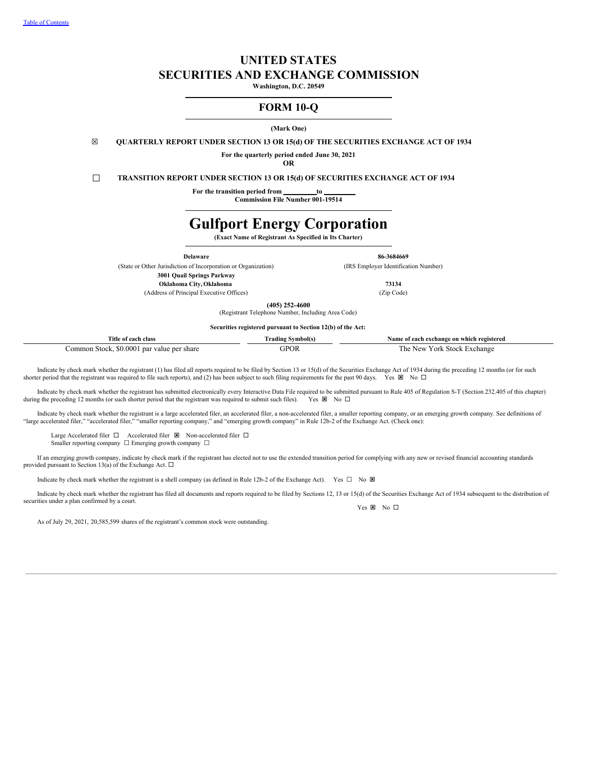Table of Contents

# UNITED STATES
# SECURITIES AND EXCHANGE COMMISSION

**Washington, D.C. 20549**

## FORM 10-Q

**(Mark One)**

☒ **QUARTERLY REPORT UNDER SECTION 13 OR 15(d) OF THE SECURITIES EXCHANGE ACT OF 1934**

**For the quarterly period ended June 30, 2021**

**OR**

☐ **TRANSITION REPORT UNDER SECTION 13 OR 15(d) OF SECURITIES EXCHANGE ACT OF 1934**

**For the transition period from \_\_\_\_\_\_\_\_\_ to \_\_\_\_\_\_\_\_\_**

**Commission File Number 001-19514**

# Gulfport Energy Corporation

**(Exact Name of Registrant As Specified in Its Charter)**

| **Delaware** | **86-3684669** |
|---|---|
| (State or Other Jurisdiction of Incorporation or Organization) | (IRS Employer Identification Number) |
| **3001 Quail Springs Parkway** | |
| **Oklahoma City, Oklahoma** | **73134** |
| (Address of Principal Executive Offices) | (Zip Code) |

**(405) 252-4600**

(Registrant Telephone Number, Including Area Code)

**Securities registered pursuant to Section 12(b) of the Act:**

| Title of each class | Trading Symbol(s) | Name of each exchange on which registered |
|---|---|---|
| Common Stock, $0.0001 par value per share | GPOR | The New York Stock Exchange |

Indicate by check mark whether the registrant (1) has filed all reports required to be filed by Section 13 or 15(d) of the Securities Exchange Act of 1934 during the preceding 12 months (or for such shorter period that the registrant was required to file such reports), and (2) has been subject to such filing requirements for the past 90 days. Yes ☒ No ☐

Indicate by check mark whether the registrant has submitted electronically every Interactive Data File required to be submitted pursuant to Rule 405 of Regulation S-T (Section 232.405 of this chapter) during the preceding 12 months (or for such shorter period that the registrant was required to submit such files). Yes ☒ No ☐

Indicate by check mark whether the registrant is a large accelerated filer, an accelerated filer, a non-accelerated filer, a smaller reporting company, or an emerging growth company. See definitions of "large accelerated filer," "accelerated filer," "smaller reporting company," and "emerging growth company" in Rule 12b-2 of the Exchange Act. (Check one):

Large Accelerated filer ☐ Accelerated filer ☒ Non-accelerated filer ☐
Smaller reporting company ☐ Emerging growth company ☐

If an emerging growth company, indicate by check mark if the registrant has elected not to use the extended transition period for complying with any new or revised financial accounting standards provided pursuant to Section 13(a) of the Exchange Act. ☐

Indicate by check mark whether the registrant is a shell company (as defined in Rule 12b-2 of the Exchange Act). Yes ☐ No ☒

Indicate by check mark whether the registrant has filed all documents and reports required to be filed by Sections 12, 13 or 15(d) of the Securities Exchange Act of 1934 subsequent to the distribution of securities under a plan confirmed by a court.

Yes ☒ No ☐

As of July 29, 2021, 20,585,599 shares of the registrant's common stock were outstanding.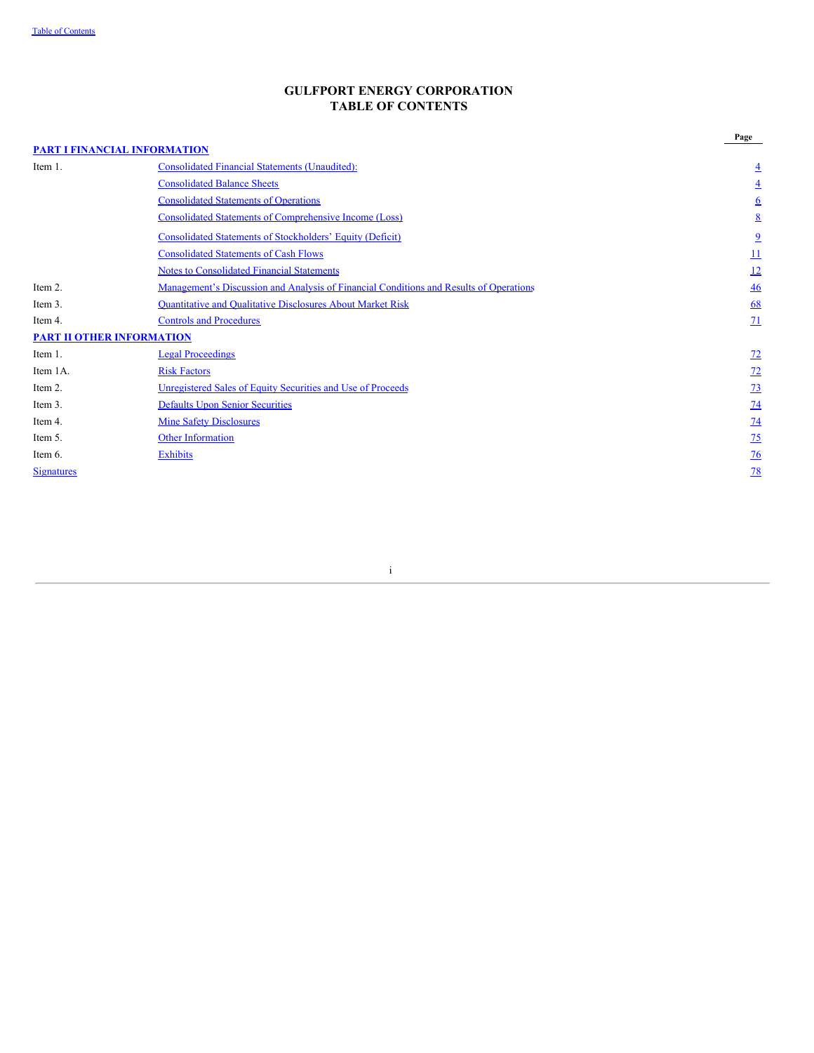# GULFPORT ENERGY CORPORATION
# TABLE OF CONTENTS

| | | Page |
|---|---|---|
| **PART I FINANCIAL INFORMATION** | | |
| Item 1. | Consolidated Financial Statements (Unaudited): | 4 |
| | Consolidated Balance Sheets | 4 |
| | Consolidated Statements of Operations | 6 |
| | Consolidated Statements of Comprehensive Income (Loss) | 8 |
| | Consolidated Statements of Stockholders' Equity (Deficit) | 9 |
| | Consolidated Statements of Cash Flows | 11 |
| | Notes to Consolidated Financial Statements | 12 |
| Item 2. | Management's Discussion and Analysis of Financial Conditions and Results of Operations | 46 |
| Item 3. | Quantitative and Qualitative Disclosures About Market Risk | 68 |
| Item 4. | Controls and Procedures | 71 |
| **PART II OTHER INFORMATION** | | |
| Item 1. | Legal Proceedings | 72 |
| Item 1A. | Risk Factors | 72 |
| Item 2. | Unregistered Sales of Equity Securities and Use of Proceeds | 73 |
| Item 3. | Defaults Upon Senior Securities | 74 |
| Item 4. | Mine Safety Disclosures | 74 |
| Item 5. | Other Information | 75 |
| Item 6. | Exhibits | 76 |
| Signatures | | 78 |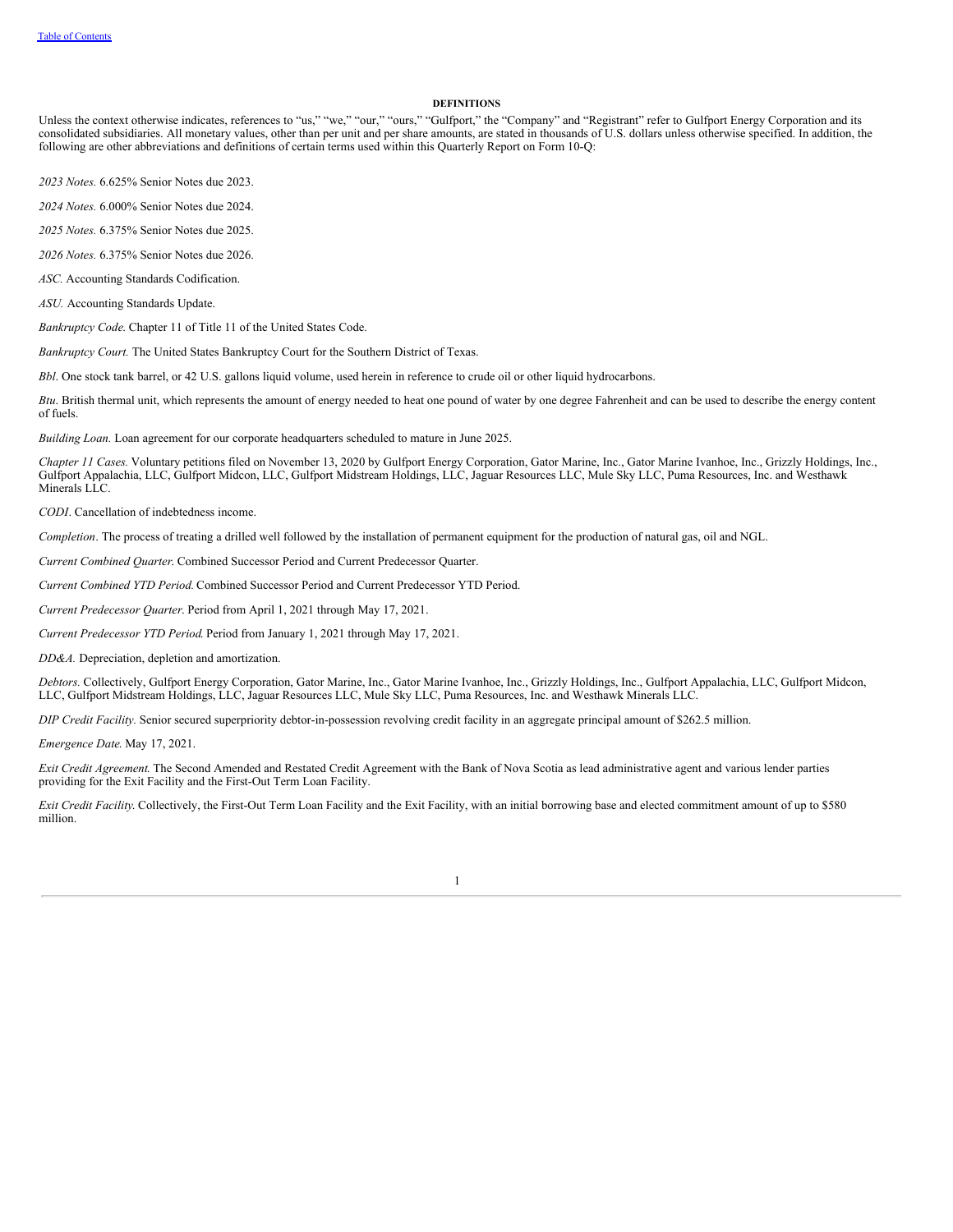**DEFINITIONS**

Unless the context otherwise indicates, references to "us," "we," "our," "ours," "Gulfport," the "Company" and "Registrant" refer to Gulfport Energy Corporation and its consolidated subsidiaries. All monetary values, other than per unit and per share amounts, are stated in thousands of U.S. dollars unless otherwise specified. In addition, the following are other abbreviations and definitions of certain terms used within this Quarterly Report on Form 10-Q:

*2023 Notes*. 6.625% Senior Notes due 2023.

*2024 Notes*. 6.000% Senior Notes due 2024.

*2025 Notes*. 6.375% Senior Notes due 2025.

*2026 Notes*. 6.375% Senior Notes due 2026.

*ASC.* Accounting Standards Codification.

*ASU.* Accounting Standards Update.

*Bankruptcy Code*. Chapter 11 of Title 11 of the United States Code.

*Bankruptcy Court.* The United States Bankruptcy Court for the Southern District of Texas.

*Bbl*. One stock tank barrel, or 42 U.S. gallons liquid volume, used herein in reference to crude oil or other liquid hydrocarbons.

*Btu*. British thermal unit, which represents the amount of energy needed to heat one pound of water by one degree Fahrenheit and can be used to describe the energy content of fuels.

*Building Loan.* Loan agreement for our corporate headquarters scheduled to mature in June 2025.

*Chapter 11 Cases.* Voluntary petitions filed on November 13, 2020 by Gulfport Energy Corporation, Gator Marine, Inc., Gator Marine Ivanhoe, Inc., Grizzly Holdings, Inc., Gulfport Appalachia, LLC, Gulfport Midcon, LLC, Gulfport Midstream Holdings, LLC, Jaguar Resources LLC, Mule Sky LLC, Puma Resources, Inc. and Westhawk Minerals LLC.

*CODI*. Cancellation of indebtedness income.

*Completion*. The process of treating a drilled well followed by the installation of permanent equipment for the production of natural gas, oil and NGL.

*Current Combined Quarter*. Combined Successor Period and Current Predecessor Quarter.

*Current Combined YTD Period.* Combined Successor Period and Current Predecessor YTD Period.

*Current Predecessor Quarter*. Period from April 1, 2021 through May 17, 2021.

*Current Predecessor YTD Period*. Period from January 1, 2021 through May 17, 2021.

*DD&A.* Depreciation, depletion and amortization.

*Debtors.* Collectively, Gulfport Energy Corporation, Gator Marine, Inc., Gator Marine Ivanhoe, Inc., Grizzly Holdings, Inc., Gulfport Appalachia, LLC, Gulfport Midcon, LLC, Gulfport Midstream Holdings, LLC, Jaguar Resources LLC, Mule Sky LLC, Puma Resources, Inc. and Westhawk Minerals LLC.

*DIP Credit Facility.* Senior secured superpriority debtor-in-possession revolving credit facility in an aggregate principal amount of $262.5 million.

*Emergence Date*. May 17, 2021.

*Exit Credit Agreement*. The Second Amended and Restated Credit Agreement with the Bank of Nova Scotia as lead administrative agent and various lender parties providing for the Exit Facility and the First-Out Term Loan Facility.

*Exit Credit Facility*. Collectively, the First-Out Term Loan Facility and the Exit Facility, with an initial borrowing base and elected commitment amount of up to $580 million.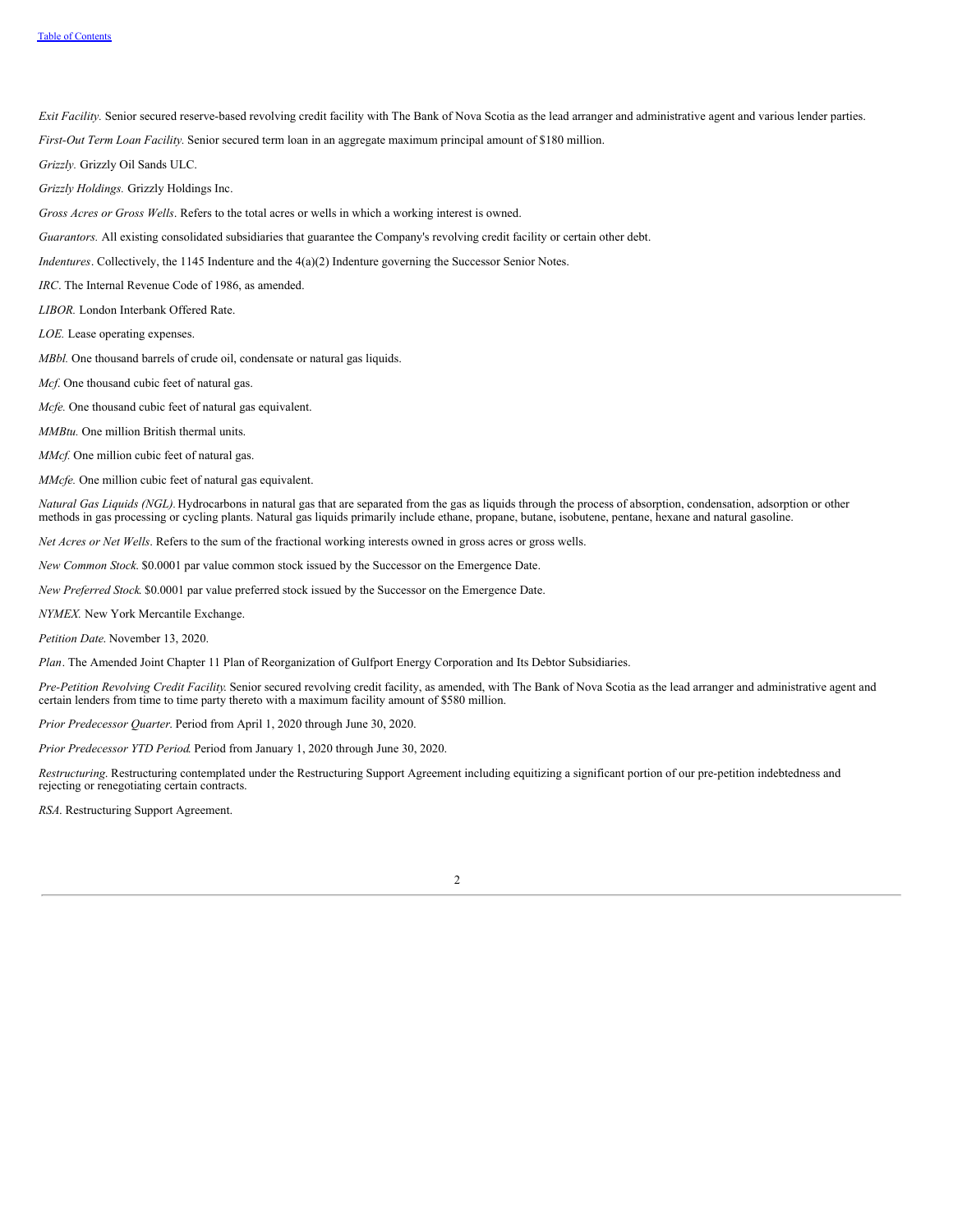*Exit Facility.* Senior secured reserve-based revolving credit facility with The Bank of Nova Scotia as the lead arranger and administrative agent and various lender parties.

*First-Out Term Loan Facility.* Senior secured term loan in an aggregate maximum principal amount of $180 million.

*Grizzly.* Grizzly Oil Sands ULC.

*Grizzly Holdings.* Grizzly Holdings Inc.

*Gross Acres or Gross Wells*. Refers to the total acres or wells in which a working interest is owned.

*Guarantors.* All existing consolidated subsidiaries that guarantee the Company's revolving credit facility or certain other debt.

*Indentures*. Collectively, the 1145 Indenture and the 4(a)(2) Indenture governing the Successor Senior Notes.

*IRC*. The Internal Revenue Code of 1986, as amended.

*LIBOR.* London Interbank Offered Rate.

*LOE.* Lease operating expenses.

*MBbl.* One thousand barrels of crude oil, condensate or natural gas liquids.

*Mcf.* One thousand cubic feet of natural gas.

*Mcfe.* One thousand cubic feet of natural gas equivalent.

*MMBtu.* One million British thermal units.

*MMcf.* One million cubic feet of natural gas.

*MMcfe.* One million cubic feet of natural gas equivalent.

*Natural Gas Liquids (NGL).* Hydrocarbons in natural gas that are separated from the gas as liquids through the process of absorption, condensation, adsorption or other methods in gas processing or cycling plants. Natural gas liquids primarily include ethane, propane, butane, isobutene, pentane, hexane and natural gasoline.

*Net Acres or Net Wells*. Refers to the sum of the fractional working interests owned in gross acres or gross wells.

*New Common Stock.* $0.0001 par value common stock issued by the Successor on the Emergence Date.

*New Preferred Stock.* $0.0001 par value preferred stock issued by the Successor on the Emergence Date.

*NYMEX.* New York Mercantile Exchange.

*Petition Date*. November 13, 2020.

*Plan*. The Amended Joint Chapter 11 Plan of Reorganization of Gulfport Energy Corporation and Its Debtor Subsidiaries.

*Pre-Petition Revolving Credit Facility.* Senior secured revolving credit facility, as amended, with The Bank of Nova Scotia as the lead arranger and administrative agent and certain lenders from time to time party thereto with a maximum facility amount of $580 million.

*Prior Predecessor Quarter*. Period from April 1, 2020 through June 30, 2020.

*Prior Predecessor YTD Period.* Period from January 1, 2020 through June 30, 2020.

*Restructuring*. Restructuring contemplated under the Restructuring Support Agreement including equitizing a significant portion of our pre-petition indebtedness and rejecting or renegotiating certain contracts.

*RSA*. Restructuring Support Agreement.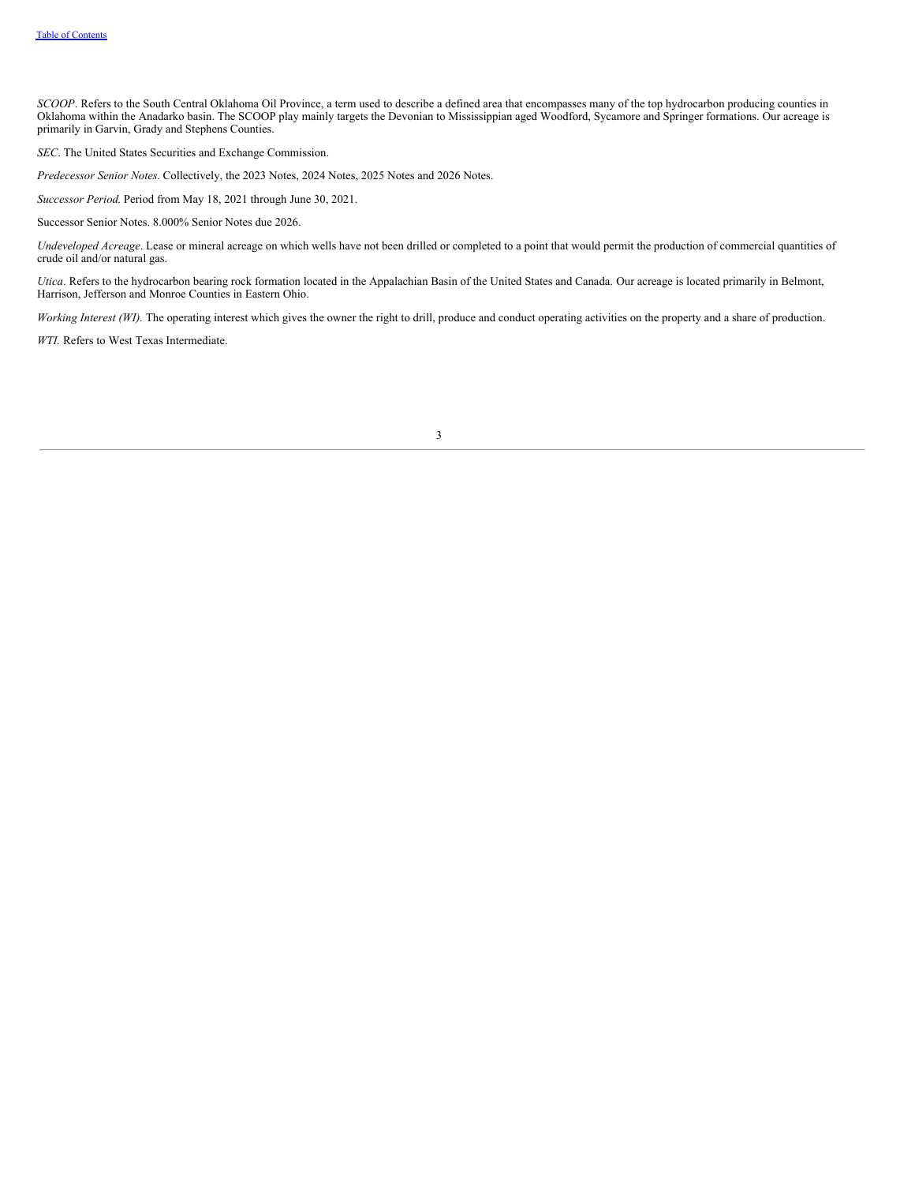*SCOOP*. Refers to the South Central Oklahoma Oil Province, a term used to describe a defined area that encompasses many of the top hydrocarbon producing counties in Oklahoma within the Anadarko basin. The SCOOP play mainly targets the Devonian to Mississippian aged Woodford, Sycamore and Springer formations. Our acreage is primarily in Garvin, Grady and Stephens Counties.

*SEC*. The United States Securities and Exchange Commission.

*Predecessor Senior Notes.* Collectively, the 2023 Notes, 2024 Notes, 2025 Notes and 2026 Notes.

*Successor Period.* Period from May 18, 2021 through June 30, 2021.

Successor Senior Notes. 8.000% Senior Notes due 2026.

*Undeveloped Acreage*. Lease or mineral acreage on which wells have not been drilled or completed to a point that would permit the production of commercial quantities of crude oil and/or natural gas.

*Utica*. Refers to the hydrocarbon bearing rock formation located in the Appalachian Basin of the United States and Canada. Our acreage is located primarily in Belmont, Harrison, Jefferson and Monroe Counties in Eastern Ohio.

*Working Interest (WI).* The operating interest which gives the owner the right to drill, produce and conduct operating activities on the property and a share of production.

*WTI.* Refers to West Texas Intermediate.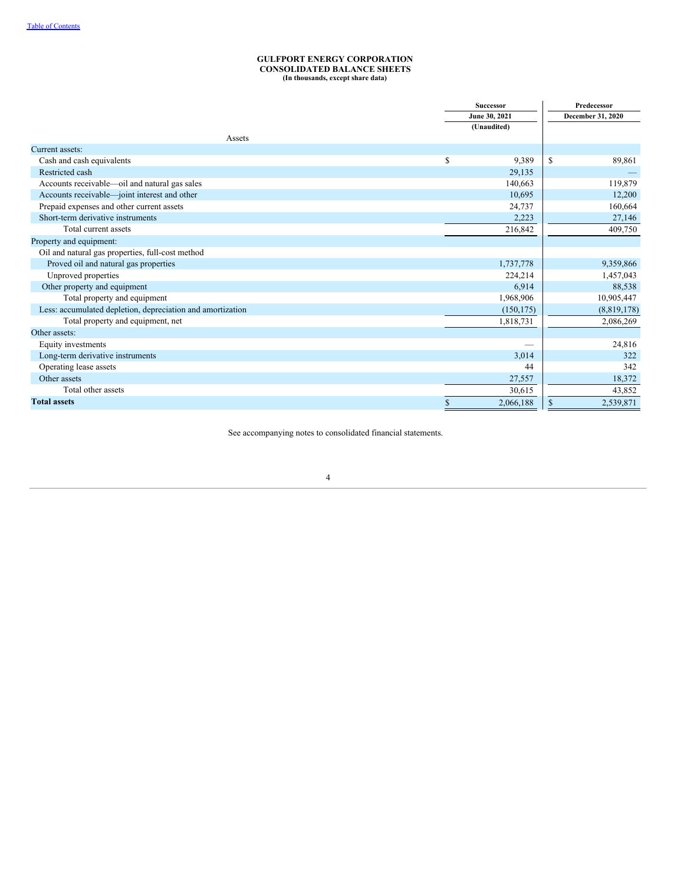[Table of Contents](#)

**GULFPORT ENERGY CORPORATION**
**CONSOLIDATED BALANCE SHEETS**
**(In thousands, except share data)**

| | Successor | Predecessor |
|---|---|---|
| | June 30, 2021 | December 31, 2020 |
| | (Unaudited) | |
| Assets | | |
| Current assets: | | |
| Cash and cash equivalents | $ 9,389 | $ 89,861 |
| Restricted cash | 29,135 | — |
| Accounts receivable—oil and natural gas sales | 140,663 | 119,879 |
| Accounts receivable—joint interest and other | 10,695 | 12,200 |
| Prepaid expenses and other current assets | 24,737 | 160,664 |
| Short-term derivative instruments | 2,223 | 27,146 |
| Total current assets | 216,842 | 409,750 |
| Property and equipment: | | |
| Oil and natural gas properties, full-cost method | | |
| Proved oil and natural gas properties | 1,737,778 | 9,359,866 |
| Unproved properties | 224,214 | 1,457,043 |
| Other property and equipment | 6,914 | 88,538 |
| Total property and equipment | 1,968,906 | 10,905,447 |
| Less: accumulated depletion, depreciation and amortization | (150,175) | (8,819,178) |
| Total property and equipment, net | 1,818,731 | 2,086,269 |
| Other assets: | | |
| Equity investments | — | 24,816 |
| Long-term derivative instruments | 3,014 | 322 |
| Operating lease assets | 44 | 342 |
| Other assets | 27,557 | 18,372 |
| Total other assets | 30,615 | 43,852 |
| **Total assets** | $ 2,066,188 | $ 2,539,871 |

See accompanying notes to consolidated financial statements.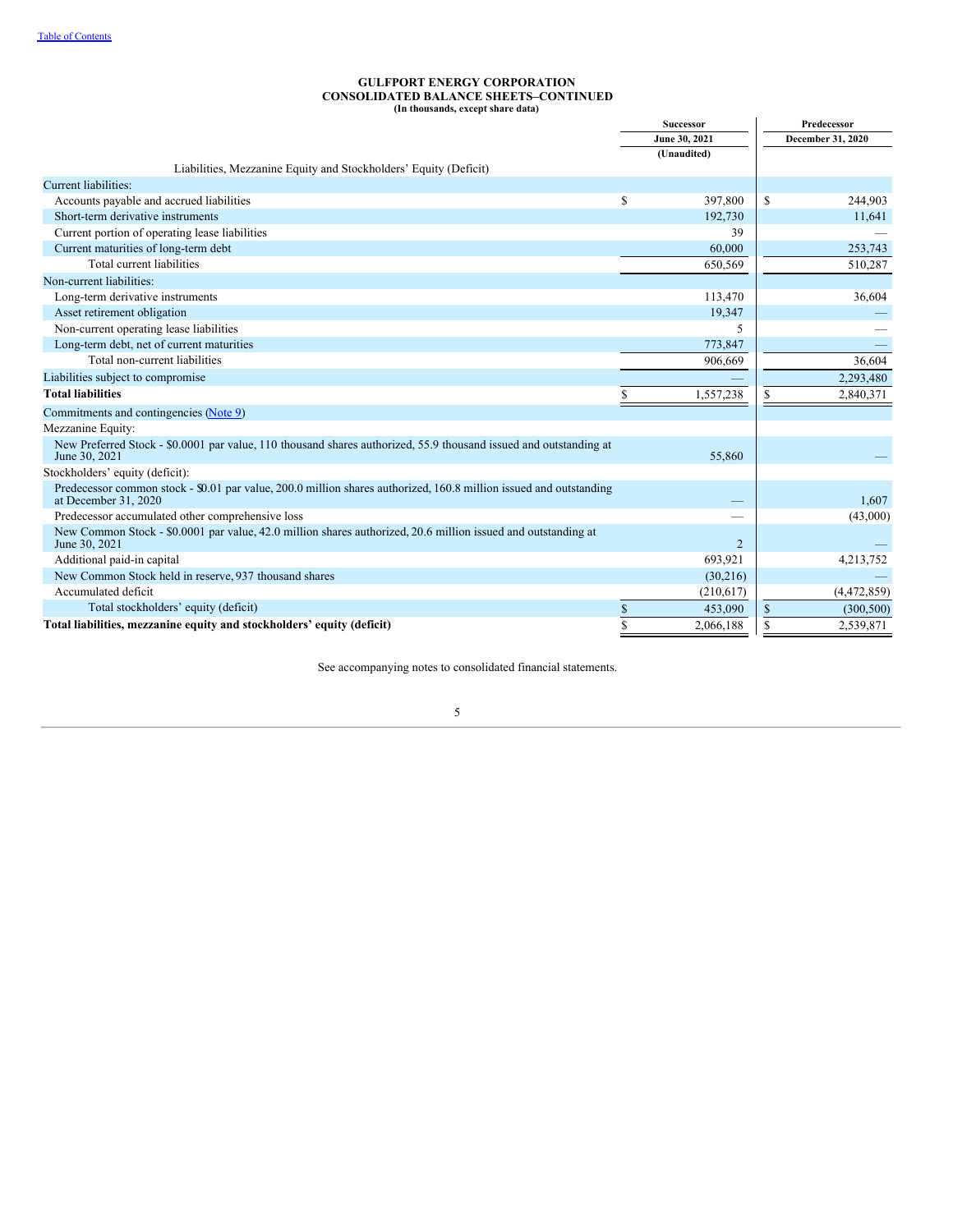# GULFPORT ENERGY CORPORATION
## CONSOLIDATED BALANCE SHEETS–CONTINUED
**(In thousands, except share data)**

| | Successor | Predecessor |
|---|---|---|
| | June 30, 2021 | December 31, 2020 |
| | (Unaudited) | |
| Liabilities, Mezzanine Equity and Stockholders' Equity (Deficit) | | |
| Current liabilities: | | |
| Accounts payable and accrued liabilities | $ 397,800 | $ 244,903 |
| Short-term derivative instruments | 192,730 | 11,641 |
| Current portion of operating lease liabilities | 39 | — |
| Current maturities of long-term debt | 60,000 | 253,743 |
| Total current liabilities | 650,569 | 510,287 |
| Non-current liabilities: | | |
| Long-term derivative instruments | 113,470 | 36,604 |
| Asset retirement obligation | 19,347 | — |
| Non-current operating lease liabilities | 5 | — |
| Long-term debt, net of current maturities | 773,847 | — |
| Total non-current liabilities | 906,669 | 36,604 |
| Liabilities subject to compromise | — | 2,293,480 |
| **Total liabilities** | $ 1,557,238 | $ 2,840,371 |
| Commitments and contingencies (Note 9) | | |
| Mezzanine Equity: | | |
| New Preferred Stock - $0.0001 par value, 110 thousand shares authorized, 55.9 thousand issued and outstanding at June 30, 2021 | 55,860 | — |
| Stockholders' equity (deficit): | | |
| Predecessor common stock - $0.01 par value, 200.0 million shares authorized, 160.8 million issued and outstanding at December 31, 2020 | — | 1,607 |
| Predecessor accumulated other comprehensive loss | — | (43,000) |
| New Common Stock - $0.0001 par value, 42.0 million shares authorized, 20.6 million issued and outstanding at June 30, 2021 | 2 | — |
| Additional paid-in capital | 693,921 | 4,213,752 |
| New Common Stock held in reserve, 937 thousand shares | (30,216) | — |
| Accumulated deficit | (210,617) | (4,472,859) |
| Total stockholders' equity (deficit) | $ 453,090 | $ (300,500) |
| **Total liabilities, mezzanine equity and stockholders' equity (deficit)** | $ 2,066,188 | $ 2,539,871 |

See accompanying notes to consolidated financial statements.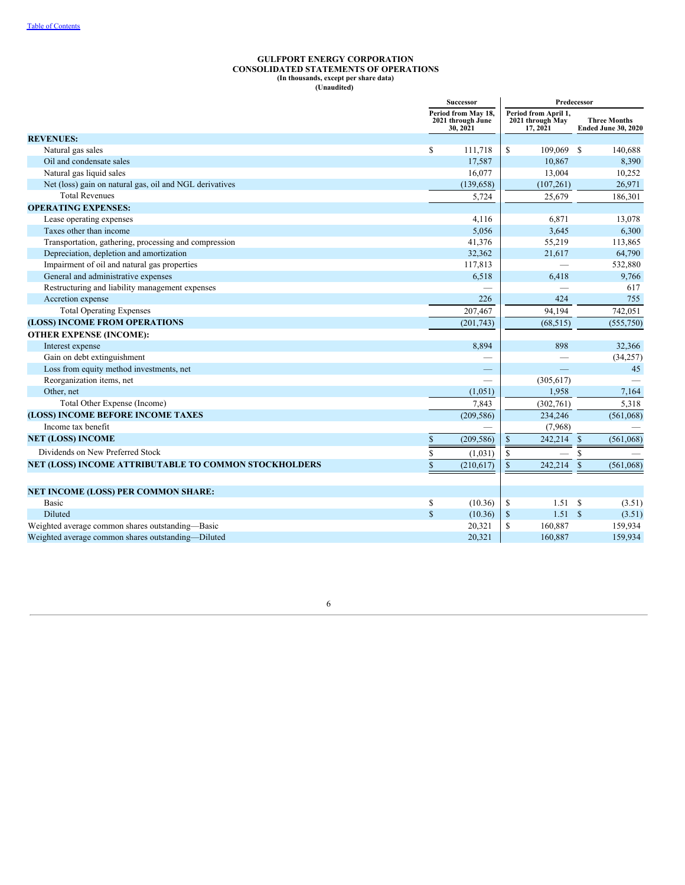[Table of Contents](#)

**GULFPORT ENERGY CORPORATION**
**CONSOLIDATED STATEMENTS OF OPERATIONS**
**(In thousands, except per share data)**
**(Unaudited)**

| | Successor | Predecessor | |
|---|---|---|---|
| | Period from May 18, 2021 through June 30, 2021 | Period from April 1, 2021 through May 17, 2021 | Three Months Ended June 30, 2020 |
| **REVENUES:** | | | |
| Natural gas sales | $ 111,718 | $ 109,069 | $ 140,688 |
| Oil and condensate sales | 17,587 | 10,867 | 8,390 |
| Natural gas liquid sales | 16,077 | 13,004 | 10,252 |
| Net (loss) gain on natural gas, oil and NGL derivatives | (139,658) | (107,261) | 26,971 |
| Total Revenues | 5,724 | 25,679 | 186,301 |
| **OPERATING EXPENSES:** | | | |
| Lease operating expenses | 4,116 | 6,871 | 13,078 |
| Taxes other than income | 5,056 | 3,645 | 6,300 |
| Transportation, gathering, processing and compression | 41,376 | 55,219 | 113,865 |
| Depreciation, depletion and amortization | 32,362 | 21,617 | 64,790 |
| Impairment of oil and natural gas properties | 117,813 | — | 532,880 |
| General and administrative expenses | 6,518 | 6,418 | 9,766 |
| Restructuring and liability management expenses | — | — | 617 |
| Accretion expense | 226 | 424 | 755 |
| Total Operating Expenses | 207,467 | 94,194 | 742,051 |
| **(LOSS) INCOME FROM OPERATIONS** | (201,743) | (68,515) | (555,750) |
| **OTHER EXPENSE (INCOME):** | | | |
| Interest expense | 8,894 | 898 | 32,366 |
| Gain on debt extinguishment | — | — | (34,257) |
| Loss from equity method investments, net | — | — | 45 |
| Reorganization items, net | — | (305,617) | — |
| Other, net | (1,051) | 1,958 | 7,164 |
| Total Other Expense (Income) | 7,843 | (302,761) | 5,318 |
| **(LOSS) INCOME BEFORE INCOME TAXES** | (209,586) | 234,246 | (561,068) |
| Income tax benefit | — | (7,968) | — |
| **NET (LOSS) INCOME** | $ (209,586) | $ 242,214 | $ (561,068) |
| Dividends on New Preferred Stock | $ (1,031) | $ — | $ — |
| **NET (LOSS) INCOME ATTRIBUTABLE TO COMMON STOCKHOLDERS** | $ (210,617) | $ 242,214 | $ (561,068) |
| | | | |
| **NET INCOME (LOSS) PER COMMON SHARE:** | | | |
| Basic | $ (10.36) | $ 1.51 | $ (3.51) |
| Diluted | $ (10.36) | $ 1.51 | $ (3.51) |
| Weighted average common shares outstanding—Basic | 20,321 | $ 160,887 | 159,934 |
| Weighted average common shares outstanding—Diluted | 20,321 | 160,887 | 159,934 |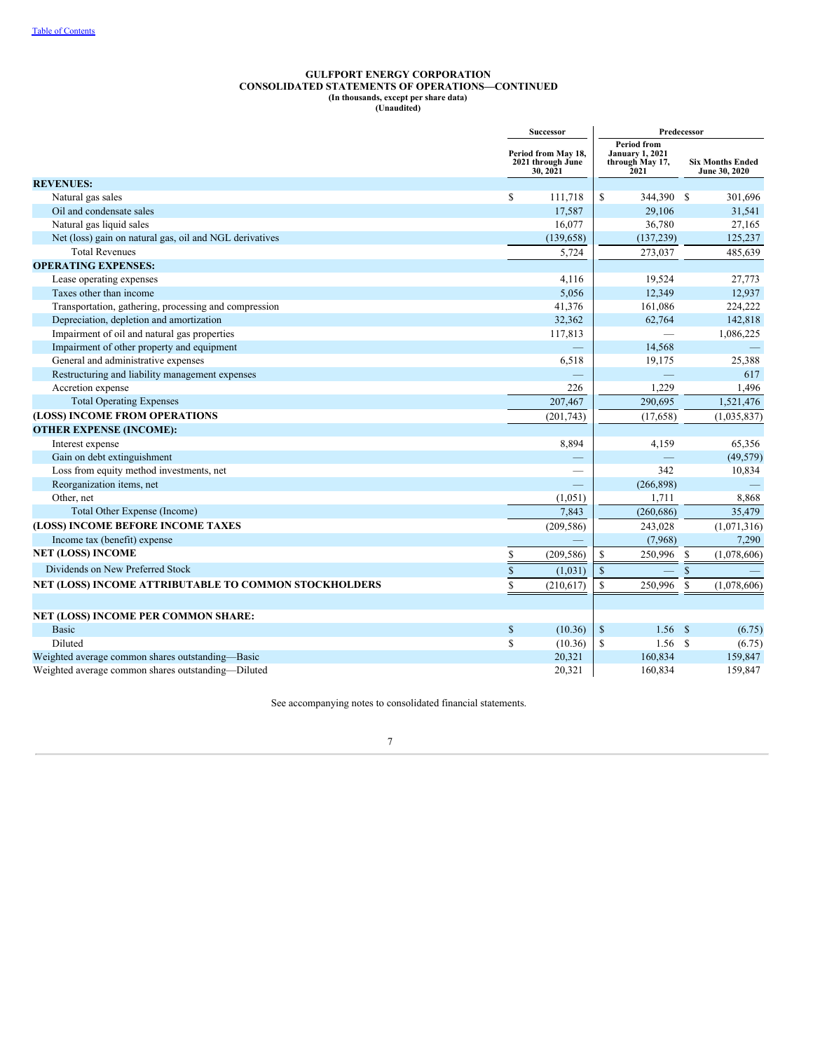# GULFPORT ENERGY CORPORATION
## CONSOLIDATED STATEMENTS OF OPERATIONS—CONTINUED
**(In thousands, except per share data)**
**(Unaudited)**

| | Successor | Predecessor | |
|---|---|---|---|
| | Period from May 18, 2021 through June 30, 2021 | Period from January 1, 2021 through May 17, 2021 | Six Months Ended June 30, 2020 |
| **REVENUES:** | | | |
| Natural gas sales | $ 111,718 | $ 344,390 | $ 301,696 |
| Oil and condensate sales | 17,587 | 29,106 | 31,541 |
| Natural gas liquid sales | 16,077 | 36,780 | 27,165 |
| Net (loss) gain on natural gas, oil and NGL derivatives | (139,658) | (137,239) | 125,237 |
| Total Revenues | 5,724 | 273,037 | 485,639 |
| **OPERATING EXPENSES:** | | | |
| Lease operating expenses | 4,116 | 19,524 | 27,773 |
| Taxes other than income | 5,056 | 12,349 | 12,937 |
| Transportation, gathering, processing and compression | 41,376 | 161,086 | 224,222 |
| Depreciation, depletion and amortization | 32,362 | 62,764 | 142,818 |
| Impairment of oil and natural gas properties | 117,813 | — | 1,086,225 |
| Impairment of other property and equipment | — | 14,568 | — |
| General and administrative expenses | 6,518 | 19,175 | 25,388 |
| Restructuring and liability management expenses | — | — | 617 |
| Accretion expense | 226 | 1,229 | 1,496 |
| Total Operating Expenses | 207,467 | 290,695 | 1,521,476 |
| **(LOSS) INCOME FROM OPERATIONS** | (201,743) | (17,658) | (1,035,837) |
| **OTHER EXPENSE (INCOME):** | | | |
| Interest expense | 8,894 | 4,159 | 65,356 |
| Gain on debt extinguishment | — | — | (49,579) |
| Loss from equity method investments, net | — | 342 | 10,834 |
| Reorganization items, net | — | (266,898) | — |
| Other, net | (1,051) | 1,711 | 8,868 |
| Total Other Expense (Income) | 7,843 | (260,686) | 35,479 |
| **(LOSS) INCOME BEFORE INCOME TAXES** | (209,586) | 243,028 | (1,071,316) |
| Income tax (benefit) expense | — | (7,968) | 7,290 |
| **NET (LOSS) INCOME** | $ (209,586) | $ 250,996 | $ (1,078,606) |
| Dividends on New Preferred Stock | $ (1,031) | $ — | $ — |
| **NET (LOSS) INCOME ATTRIBUTABLE TO COMMON STOCKHOLDERS** | $ (210,617) | $ 250,996 | $ (1,078,606) |
| | | | |
| **NET (LOSS) INCOME PER COMMON SHARE:** | | | |
| Basic | $ (10.36) | $ 1.56 | $ (6.75) |
| Diluted | $ (10.36) | $ 1.56 | $ (6.75) |
| Weighted average common shares outstanding—Basic | 20,321 | 160,834 | 159,847 |
| Weighted average common shares outstanding—Diluted | 20,321 | 160,834 | 159,847 |

See accompanying notes to consolidated financial statements.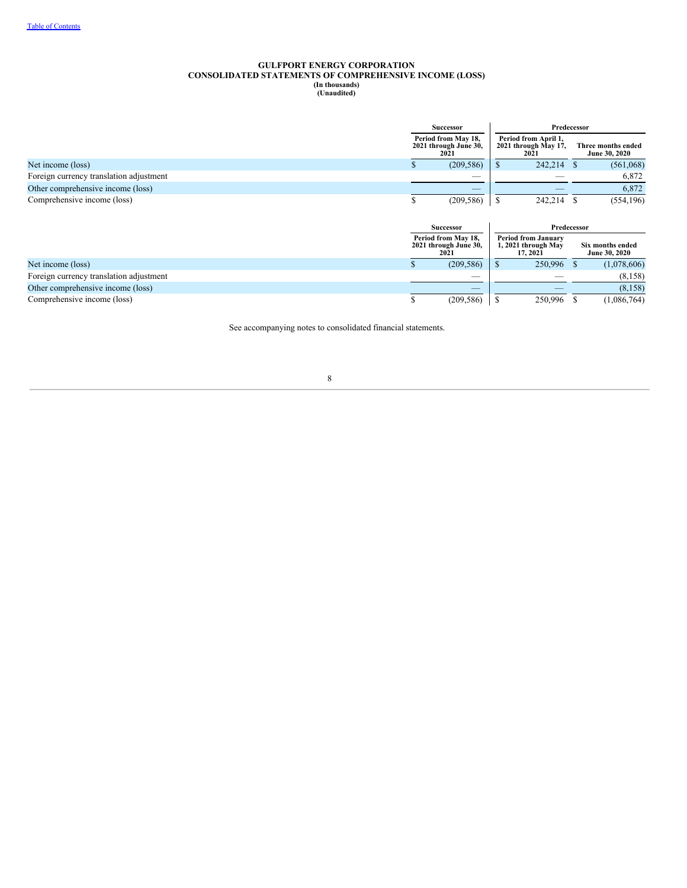[Table of Contents](#)

# GULFPORT ENERGY CORPORATION
## CONSOLIDATED STATEMENTS OF COMPREHENSIVE INCOME (LOSS)
**(In thousands)**
**(Unaudited)**

| | Successor | Predecessor | |
|---|---|---|---|
| | Period from May 18, 2021 through June 30, 2021 | Period from April 1, 2021 through May 17, 2021 | Three months ended June 30, 2020 |
| Net income (loss) | $ (209,586) | $ 242,214 | $ (561,068) |
| Foreign currency translation adjustment | — | — | 6,872 |
| Other comprehensive income (loss) | — | — | 6,872 |
| Comprehensive income (loss) | $ (209,586) | $ 242,214 | $ (554,196) |

| | Successor | Predecessor | |
|---|---|---|---|
| | Period from May 18, 2021 through June 30, 2021 | Period from January 1, 2021 through May 17, 2021 | Six months ended June 30, 2020 |
| Net income (loss) | $ (209,586) | $ 250,996 | $ (1,078,606) |
| Foreign currency translation adjustment | — | — | (8,158) |
| Other comprehensive income (loss) | — | — | (8,158) |
| Comprehensive income (loss) | $ (209,586) | $ 250,996 | $ (1,086,764) |

See accompanying notes to consolidated financial statements.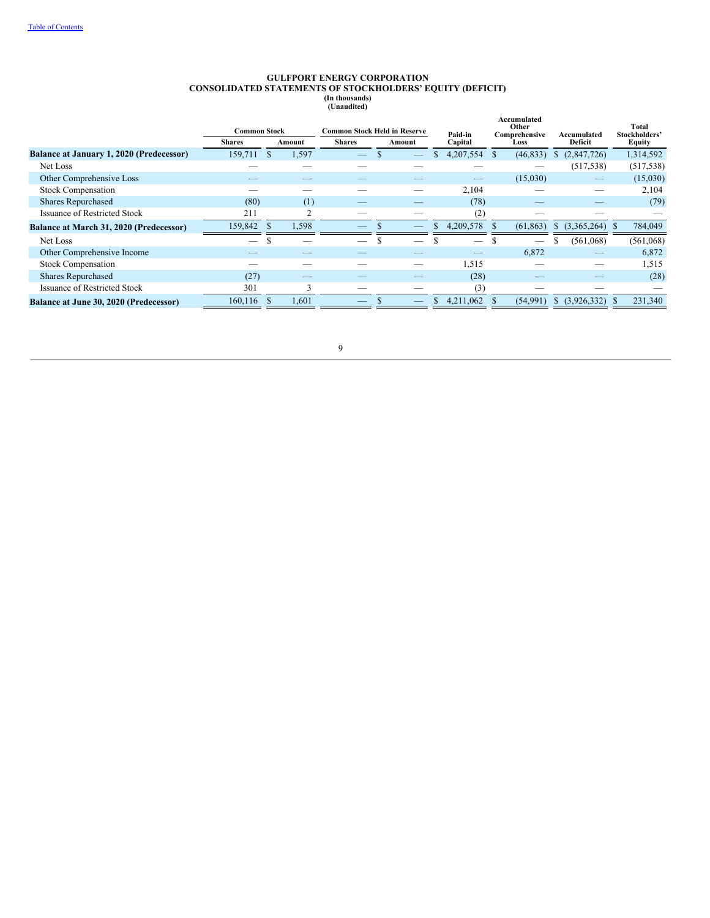# GULFPORT ENERGY CORPORATION
## CONSOLIDATED STATEMENTS OF STOCKHOLDERS' EQUITY (DEFICIT)
(In thousands)
(Unaudited)

| | Common Stock | | Common Stock Held in Reserve | | Paid-in Capital | Accumulated Other Comprehensive Loss | Accumulated Deficit | Total Stockholders' Equity |
|---|---|---|---|---|---|---|---|---|
| | Shares | Amount | Shares | Amount | | | | |
| **Balance at January 1, 2020 (Predecessor)** | 159,711 | $ 1,597 | — | $ — | $ 4,207,554 | $ (46,833) | $ (2,847,726) | 1,314,592 |
| Net Loss | — | — | — | — | — | — | (517,538) | (517,538) |
| Other Comprehensive Loss | — | — | — | — | — | (15,030) | — | (15,030) |
| Stock Compensation | — | — | — | — | 2,104 | — | — | 2,104 |
| Shares Repurchased | (80) | (1) | — | — | (78) | — | — | (79) |
| Issuance of Restricted Stock | 211 | 2 | — | — | (2) | — | — | — |
| **Balance at March 31, 2020 (Predecessor)** | 159,842 | $ 1,598 | — | $ — | $ 4,209,578 | $ (61,863) | $ (3,365,264) | $ 784,049 |
| Net Loss | — | $ — | — | $ — | $ — | $ — | $ (561,068) | (561,068) |
| Other Comprehensive Income | — | — | — | — | — | 6,872 | — | 6,872 |
| Stock Compensation | — | — | — | — | 1,515 | — | — | 1,515 |
| Shares Repurchased | (27) | — | — | — | (28) | — | — | (28) |
| Issuance of Restricted Stock | 301 | 3 | — | — | (3) | — | — | — |
| **Balance at June 30, 2020 (Predecessor)** | 160,116 | $ 1,601 | — | $ — | $ 4,211,062 | $ (54,991) | $ (3,926,332) | $ 231,340 |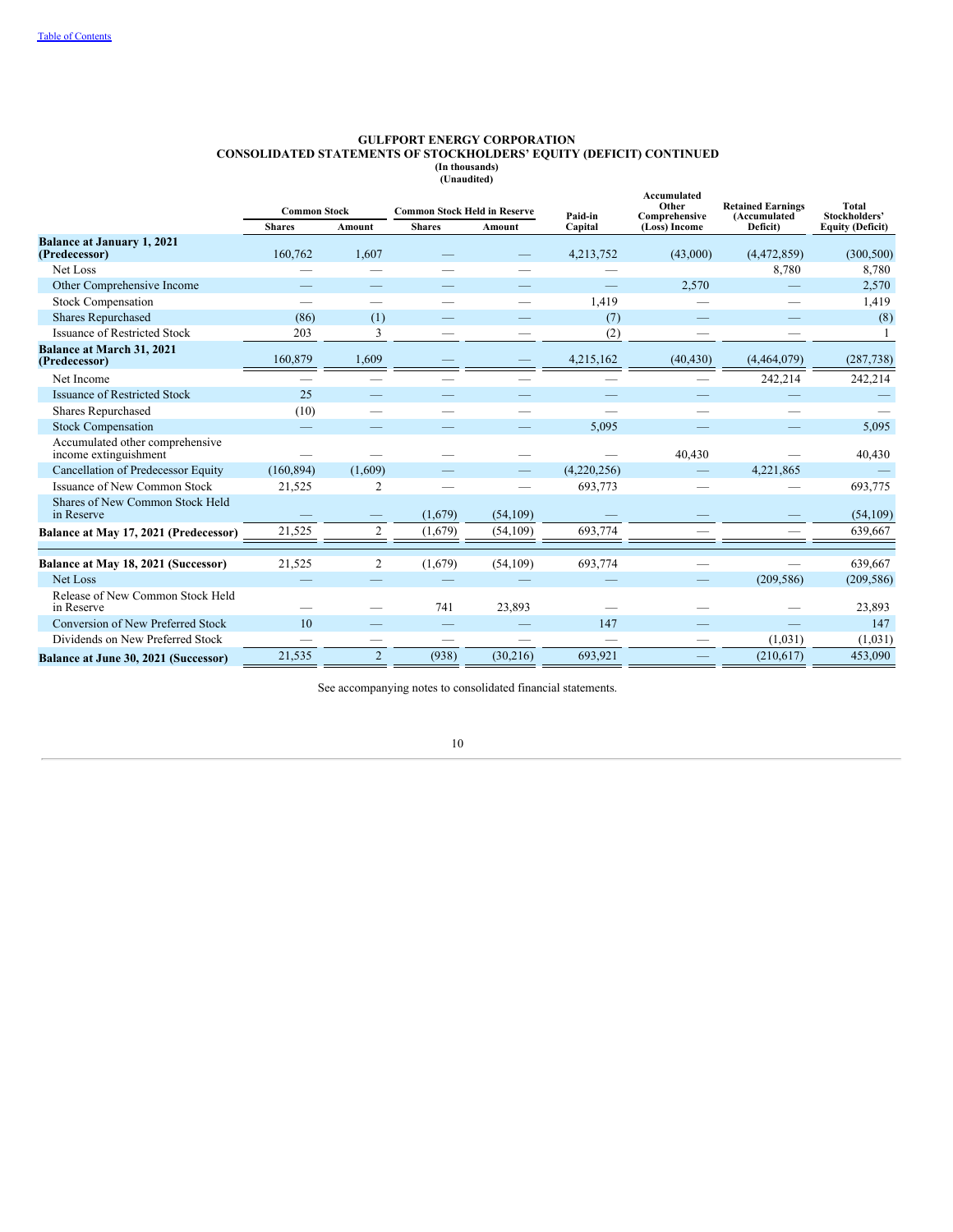# GULFPORT ENERGY CORPORATION
## CONSOLIDATED STATEMENTS OF STOCKHOLDERS' EQUITY (DEFICIT) CONTINUED
(In thousands)
(Unaudited)

| | Common Stock | | Common Stock Held in Reserve | | Paid-in Capital | Accumulated Other Comprehensive (Loss) Income | Retained Earnings (Accumulated Deficit) | Total Stockholders' Equity (Deficit) |
|---|---|---|---|---|---|---|---|---|
| | Shares | Amount | Shares | Amount | | | | |
| **Balance at January 1, 2021 (Predecessor)** | 160,762 | 1,607 | — | — | 4,213,752 | (43,000) | (4,472,859) | (300,500) |
| Net Loss | — | — | — | — | — | | 8,780 | 8,780 |
| Other Comprehensive Income | — | — | — | — | — | 2,570 | — | 2,570 |
| Stock Compensation | — | — | — | — | 1,419 | — | — | 1,419 |
| Shares Repurchased | (86) | (1) | — | — | (7) | — | — | (8) |
| Issuance of Restricted Stock | 203 | 3 | — | — | (2) | — | — | 1 |
| **Balance at March 31, 2021 (Predecessor)** | 160,879 | 1,609 | — | — | 4,215,162 | (40,430) | (4,464,079) | (287,738) |
| Net Income | — | — | — | — | — | — | 242,214 | 242,214 |
| Issuance of Restricted Stock | 25 | — | — | — | — | — | — | — |
| Shares Repurchased | (10) | — | — | — | — | — | — | — |
| Stock Compensation | — | — | — | — | 5,095 | — | — | 5,095 |
| Accumulated other comprehensive income extinguishment | — | — | — | — | — | 40,430 | — | 40,430 |
| Cancellation of Predecessor Equity | (160,894) | (1,609) | — | — | (4,220,256) | — | 4,221,865 | — |
| Issuance of New Common Stock | 21,525 | 2 | — | — | 693,773 | — | — | 693,775 |
| Shares of New Common Stock Held in Reserve | — | — | (1,679) | (54,109) | — | — | — | (54,109) |
| **Balance at May 17, 2021 (Predecessor)** | 21,525 | 2 | (1,679) | (54,109) | 693,774 | — | — | 639,667 |
| | | | | | | | | |
| **Balance at May 18, 2021 (Successor)** | 21,525 | 2 | (1,679) | (54,109) | 693,774 | — | — | 639,667 |
| Net Loss | — | — | — | — | — | — | (209,586) | (209,586) |
| Release of New Common Stock Held in Reserve | — | — | 741 | 23,893 | — | — | — | 23,893 |
| Conversion of New Preferred Stock | 10 | — | — | — | 147 | — | — | 147 |
| Dividends on New Preferred Stock | — | — | — | — | — | — | (1,031) | (1,031) |
| **Balance at June 30, 2021 (Successor)** | 21,535 | 2 | (938) | (30,216) | 693,921 | — | (210,617) | 453,090 |

See accompanying notes to consolidated financial statements.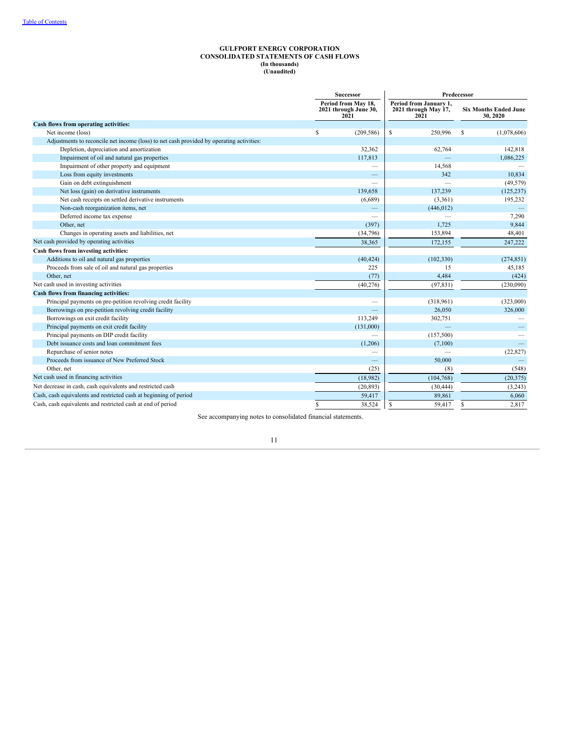[Table of Contents](#)

**GULFPORT ENERGY CORPORATION**
**CONSOLIDATED STATEMENTS OF CASH FLOWS**
**(In thousands)**
**(Unaudited)**

| | Successor | Predecessor | |
|---|---|---|---|
| | Period from May 18, 2021 through June 30, 2021 | Period from January 1, 2021 through May 17, 2021 | Six Months Ended June 30, 2020 |
| **Cash flows from operating activities:** | | | |
| Net income (loss) | $ (209,586) | $ 250,996 | $ (1,078,606) |
| Adjustments to reconcile net income (loss) to net cash provided by operating activities: | | | |
| Depletion, depreciation and amortization | 32,362 | 62,764 | 142,818 |
| Impairment of oil and natural gas properties | 117,813 | — | 1,086,225 |
| Impairment of other property and equipment | — | 14,568 | — |
| Loss from equity investments | — | 342 | 10,834 |
| Gain on debt extinguishment | — | — | (49,579) |
| Net loss (gain) on derivative instruments | 139,658 | 137,239 | (125,237) |
| Net cash receipts on settled derivative instruments | (6,689) | (3,361) | 195,232 |
| Non-cash reorganization items, net | — | (446,012) | — |
| Deferred income tax expense | — | — | 7,290 |
| Other, net | (397) | 1,725 | 9,844 |
| Changes in operating assets and liabilities, net | (34,796) | 153,894 | 48,401 |
| Net cash provided by operating activities | 38,365 | 172,155 | 247,222 |
| **Cash flows from investing activities:** | | | |
| Additions to oil and natural gas properties | (40,424) | (102,330) | (274,851) |
| Proceeds from sale of oil and natural gas properties | 225 | 15 | 45,185 |
| Other, net | (77) | 4,484 | (424) |
| Net cash used in investing activities | (40,276) | (97,831) | (230,090) |
| **Cash flows from financing activities:** | | | |
| Principal payments on pre-petition revolving credit facility | — | (318,961) | (323,000) |
| Borrowings on pre-petition revolving credit facility | — | 26,050 | 326,000 |
| Borrowings on exit credit facility | 113,249 | 302,751 | — |
| Principal payments on exit credit facility | (131,000) | — | — |
| Principal payments on DIP credit facility | — | (157,500) | — |
| Debt issuance costs and loan commitment fees | (1,206) | (7,100) | — |
| Repurchase of senior notes | — | — | (22,827) |
| Proceeds from issuance of New Preferred Stock | — | 50,000 | — |
| Other, net | (25) | (8) | (548) |
| Net cash used in financing activities | (18,982) | (104,768) | (20,375) |
| Net decrease in cash, cash equivalents and restricted cash | (20,893) | (30,444) | (3,243) |
| Cash, cash equivalents and restricted cash at beginning of period | 59,417 | 89,861 | 6,060 |
| Cash, cash equivalents and restricted cash at end of period | $ 38,524 | $ 59,417 | $ 2,817 |

See accompanying notes to consolidated financial statements.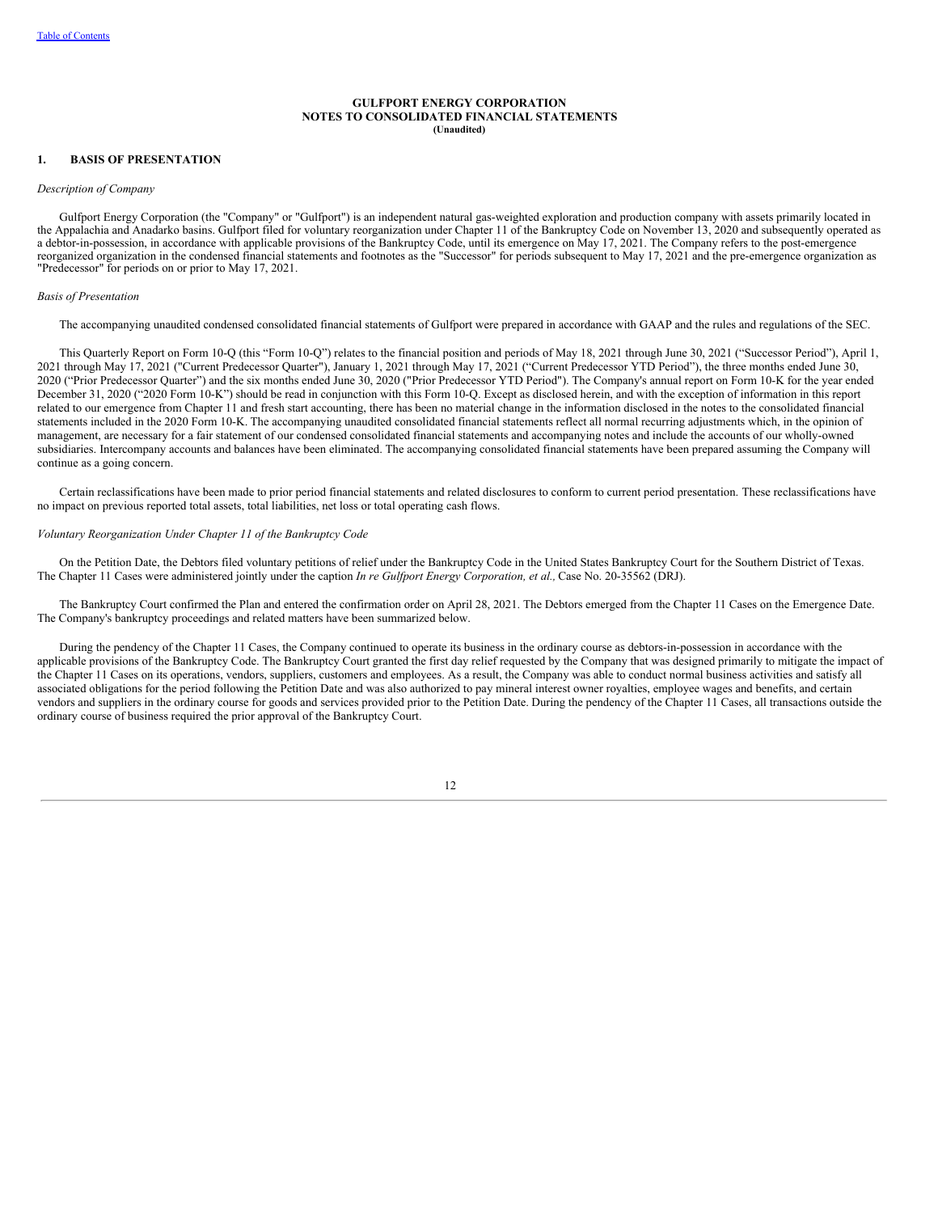**GULFPORT ENERGY CORPORATION**
**NOTES TO CONSOLIDATED FINANCIAL STATEMENTS**
**(Unaudited)**

## 1. BASIS OF PRESENTATION

*Description of Company*

Gulfport Energy Corporation (the "Company" or "Gulfport") is an independent natural gas-weighted exploration and production company with assets primarily located in the Appalachia and Anadarko basins. Gulfport filed for voluntary reorganization under Chapter 11 of the Bankruptcy Code on November 13, 2020 and subsequently operated as a debtor-in-possession, in accordance with applicable provisions of the Bankruptcy Code, until its emergence on May 17, 2021. The Company refers to the post-emergence reorganized organization in the condensed financial statements and footnotes as the "Successor" for periods subsequent to May 17, 2021 and the pre-emergence organization as "Predecessor" for periods on or prior to May 17, 2021.

*Basis of Presentation*

The accompanying unaudited condensed consolidated financial statements of Gulfport were prepared in accordance with GAAP and the rules and regulations of the SEC.

This Quarterly Report on Form 10-Q (this "Form 10-Q") relates to the financial position and periods of May 18, 2021 through June 30, 2021 ("Successor Period"), April 1, 2021 through May 17, 2021 ("Current Predecessor Quarter"), January 1, 2021 through May 17, 2021 ("Current Predecessor YTD Period"), the three months ended June 30, 2020 ("Prior Predecessor Quarter") and the six months ended June 30, 2020 ("Prior Predecessor YTD Period"). The Company's annual report on Form 10-K for the year ended December 31, 2020 ("2020 Form 10-K") should be read in conjunction with this Form 10-Q. Except as disclosed herein, and with the exception of information in this report related to our emergence from Chapter 11 and fresh start accounting, there has been no material change in the information disclosed in the notes to the consolidated financial statements included in the 2020 Form 10-K. The accompanying unaudited consolidated financial statements reflect all normal recurring adjustments which, in the opinion of management, are necessary for a fair statement of our condensed consolidated financial statements and accompanying notes and include the accounts of our wholly-owned subsidiaries. Intercompany accounts and balances have been eliminated. The accompanying consolidated financial statements have been prepared assuming the Company will continue as a going concern.

Certain reclassifications have been made to prior period financial statements and related disclosures to conform to current period presentation. These reclassifications have no impact on previous reported total assets, total liabilities, net loss or total operating cash flows.

*Voluntary Reorganization Under Chapter 11 of the Bankruptcy Code*

On the Petition Date, the Debtors filed voluntary petitions of relief under the Bankruptcy Code in the United States Bankruptcy Court for the Southern District of Texas. The Chapter 11 Cases were administered jointly under the caption *In re Gulfport Energy Corporation, et al.,* Case No. 20-35562 (DRJ).

The Bankruptcy Court confirmed the Plan and entered the confirmation order on April 28, 2021. The Debtors emerged from the Chapter 11 Cases on the Emergence Date. The Company's bankruptcy proceedings and related matters have been summarized below.

During the pendency of the Chapter 11 Cases, the Company continued to operate its business in the ordinary course as debtors-in-possession in accordance with the applicable provisions of the Bankruptcy Code. The Bankruptcy Court granted the first day relief requested by the Company that was designed primarily to mitigate the impact of the Chapter 11 Cases on its operations, vendors, suppliers, customers and employees. As a result, the Company was able to conduct normal business activities and satisfy all associated obligations for the period following the Petition Date and was also authorized to pay mineral interest owner royalties, employee wages and benefits, and certain vendors and suppliers in the ordinary course for goods and services provided prior to the Petition Date. During the pendency of the Chapter 11 Cases, all transactions outside the ordinary course of business required the prior approval of the Bankruptcy Court.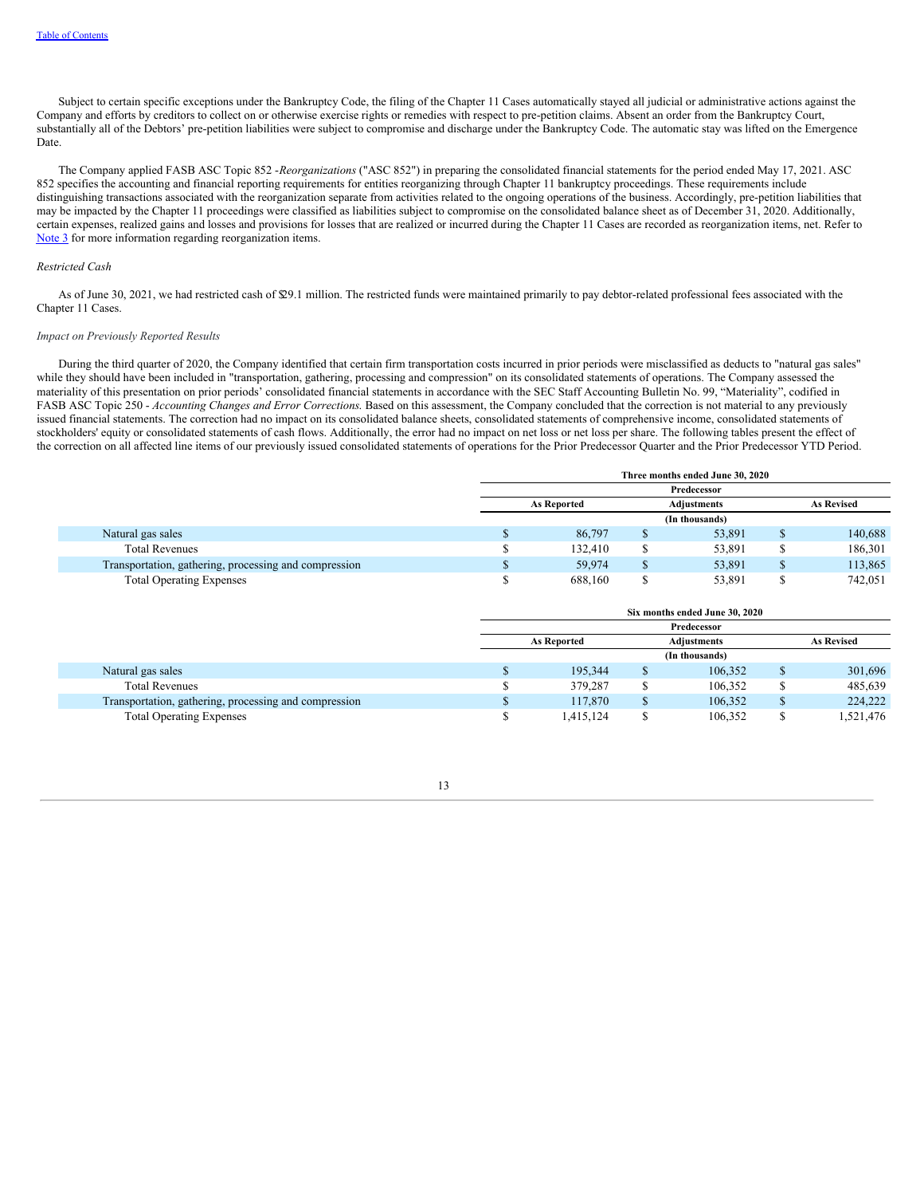Subject to certain specific exceptions under the Bankruptcy Code, the filing of the Chapter 11 Cases automatically stayed all judicial or administrative actions against the Company and efforts by creditors to collect on or otherwise exercise rights or remedies with respect to pre-petition claims. Absent an order from the Bankruptcy Court, substantially all of the Debtors' pre-petition liabilities were subject to compromise and discharge under the Bankruptcy Code. The automatic stay was lifted on the Emergence Date.

The Company applied FASB ASC Topic 852 -*Reorganizations* ("ASC 852") in preparing the consolidated financial statements for the period ended May 17, 2021. ASC 852 specifies the accounting and financial reporting requirements for entities reorganizing through Chapter 11 bankruptcy proceedings. These requirements include distinguishing transactions associated with the reorganization separate from activities related to the ongoing operations of the business. Accordingly, pre-petition liabilities that may be impacted by the Chapter 11 proceedings were classified as liabilities subject to compromise on the consolidated balance sheet as of December 31, 2020. Additionally, certain expenses, realized gains and losses and provisions for losses that are realized or incurred during the Chapter 11 Cases are recorded as reorganization items, net. Refer to Note 3 for more information regarding reorganization items.

*Restricted Cash*

As of June 30, 2021, we had restricted cash of $29.1 million. The restricted funds were maintained primarily to pay debtor-related professional fees associated with the Chapter 11 Cases.

*Impact on Previously Reported Results*

During the third quarter of 2020, the Company identified that certain firm transportation costs incurred in prior periods were misclassified as deducts to "natural gas sales" while they should have been included in "transportation, gathering, processing and compression" on its consolidated statements of operations. The Company assessed the materiality of this presentation on prior periods' consolidated financial statements in accordance with the SEC Staff Accounting Bulletin No. 99, "Materiality", codified in FASB ASC Topic 250 - *Accounting Changes and Error Corrections.* Based on this assessment, the Company concluded that the correction is not material to any previously issued financial statements. The correction had no impact on its consolidated balance sheets, consolidated statements of comprehensive income, consolidated statements of stockholders' equity or consolidated statements of cash flows. Additionally, the error had no impact on net loss or net loss per share. The following tables present the effect of the correction on all affected line items of our previously issued consolidated statements of operations for the Prior Predecessor Quarter and the Prior Predecessor YTD Period.

| | Three months ended June 30, 2020 | | |
|---|---|---|---|
| | Predecessor | | |
| | As Reported | Adjustments | As Revised |
| | (In thousands) | | |
| Natural gas sales | $ 86,797 | $ 53,891 | $ 140,688 |
| Total Revenues | $ 132,410 | $ 53,891 | $ 186,301 |
| Transportation, gathering, processing and compression | $ 59,974 | $ 53,891 | $ 113,865 |
| Total Operating Expenses | $ 688,160 | $ 53,891 | $ 742,051 |

| | Six months ended June 30, 2020 | | |
|---|---|---|---|
| | Predecessor | | |
| | As Reported | Adjustments | As Revised |
| | (In thousands) | | |
| Natural gas sales | $ 195,344 | $ 106,352 | $ 301,696 |
| Total Revenues | $ 379,287 | $ 106,352 | $ 485,639 |
| Transportation, gathering, processing and compression | $ 117,870 | $ 106,352 | $ 224,222 |
| Total Operating Expenses | $ 1,415,124 | $ 106,352 | $ 1,521,476 |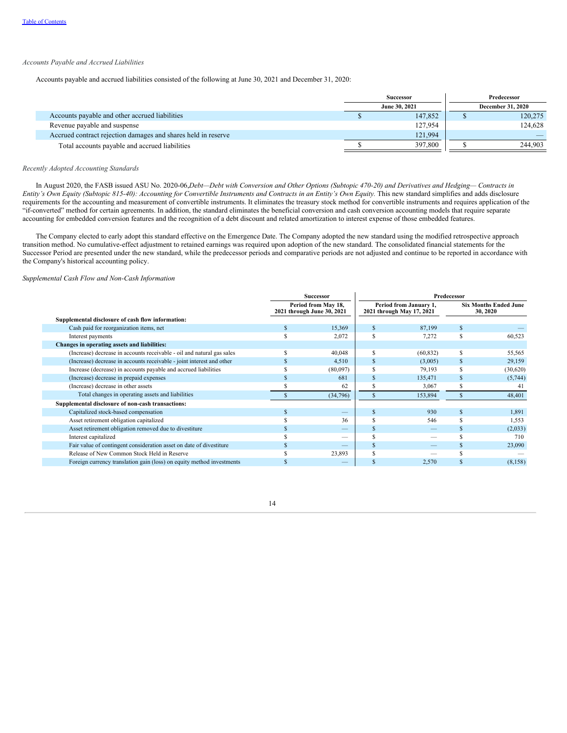*Accounts Payable and Accrued Liabilities*

Accounts payable and accrued liabilities consisted of the following at June 30, 2021 and December 31, 2020:

| | Successor | Predecessor |
|---|---|---|
| | June 30, 2021 | December 31, 2020 |
| Accounts payable and other accrued liabilities | $ 147,852 | $ 120,275 |
| Revenue payable and suspense | 127,954 | 124,628 |
| Accrued contract rejection damages and shares held in reserve | 121,994 | — |
| Total accounts payable and accrued liabilities | $ 397,800 | $ 244,903 |

*Recently Adopted Accounting Standards*

In August 2020, the FASB issued ASU No. 2020-06,*Debt—Debt with Conversion and Other Options (Subtopic 470-20) and Derivatives and Hedging— Contracts in Entity's Own Equity (Subtopic 815-40): Accounting for Convertible Instruments and Contracts in an Entity's Own Equity.* This new standard simplifies and adds disclosure requirements for the accounting and measurement of convertible instruments. It eliminates the treasury stock method for convertible instruments and requires application of the "if-converted" method for certain agreements. In addition, the standard eliminates the beneficial conversion and cash conversion accounting models that require separate accounting for embedded conversion features and the recognition of a debt discount and related amortization to interest expense of those embedded features.

The Company elected to early adopt this standard effective on the Emergence Date. The Company adopted the new standard using the modified retrospective approach transition method. No cumulative-effect adjustment to retained earnings was required upon adoption of the new standard. The consolidated financial statements for the Successor Period are presented under the new standard, while the predecessor periods and comparative periods are not adjusted and continue to be reported in accordance with the Company's historical accounting policy.

*Supplemental Cash Flow and Non-Cash Information*

| | Successor | Predecessor | |
|---|---|---|---|
| | Period from May 18, 2021 through June 30, 2021 | Period from January 1, 2021 through May 17, 2021 | Six Months Ended June 30, 2020 |
| **Supplemental disclosure of cash flow information:** | | | |
| Cash paid for reorganization items, net | $ 15,369 | $ 87,199 | $ — |
| Interest payments | $ 2,072 | $ 7,272 | $ 60,523 |
| **Changes in operating assets and liabilities:** | | | |
| (Increase) decrease in accounts receivable - oil and natural gas sales | $ 40,048 | $ (60,832) | $ 55,565 |
| (Increase) decrease in accounts receivable - joint interest and other | $ 4,510 | $ (3,005) | $ 29,159 |
| Increase (decrease) in accounts payable and accrued liabilities | $ (80,097) | $ 79,193 | $ (30,620) |
| (Increase) decrease in prepaid expenses | $ 681 | $ 135,471 | $ (5,744) |
| (Increase) decrease in other assets | $ 62 | $ 3,067 | $ 41 |
| Total changes in operating assets and liabilities | $ (34,796) | $ 153,894 | $ 48,401 |
| **Supplemental disclosure of non-cash transactions:** | | | |
| Capitalized stock-based compensation | $ — | $ 930 | $ 1,891 |
| Asset retirement obligation capitalized | $ 36 | $ 546 | $ 1,553 |
| Asset retirement obligation removed due to divestiture | $ — | $ — | $ (2,033) |
| Interest capitalized | $ — | $ — | $ 710 |
| Fair value of contingent consideration asset on date of divestiture | $ — | $ — | $ 23,090 |
| Release of New Common Stock Held in Reserve | $ 23,893 | $ — | $ — |
| Foreign currency translation gain (loss) on equity method investments | $ — | $ 2,570 | $ (8,158) |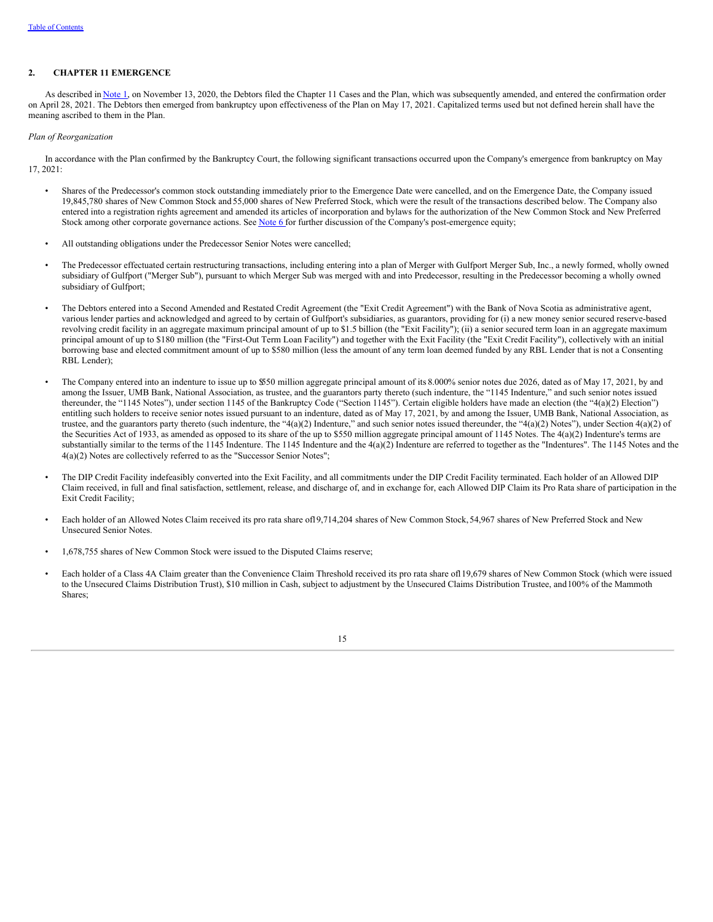## 2. CHAPTER 11 EMERGENCE

As described in Note 1, on November 13, 2020, the Debtors filed the Chapter 11 Cases and the Plan, which was subsequently amended, and entered the confirmation order on April 28, 2021. The Debtors then emerged from bankruptcy upon effectiveness of the Plan on May 17, 2021. Capitalized terms used but not defined herein shall have the meaning ascribed to them in the Plan.

*Plan of Reorganization*

In accordance with the Plan confirmed by the Bankruptcy Court, the following significant transactions occurred upon the Company's emergence from bankruptcy on May 17, 2021:

- Shares of the Predecessor's common stock outstanding immediately prior to the Emergence Date were cancelled, and on the Emergence Date, the Company issued 19,845,780 shares of New Common Stock and 55,000 shares of New Preferred Stock, which were the result of the transactions described below. The Company also entered into a registration rights agreement and amended its articles of incorporation and bylaws for the authorization of the New Common Stock and New Preferred Stock among other corporate governance actions. See Note 6 for further discussion of the Company's post-emergence equity;

- All outstanding obligations under the Predecessor Senior Notes were cancelled;

- The Predecessor effectuated certain restructuring transactions, including entering into a plan of Merger with Gulfport Merger Sub, Inc., a newly formed, wholly owned subsidiary of Gulfport ("Merger Sub"), pursuant to which Merger Sub was merged with and into Predecessor, resulting in the Predecessor becoming a wholly owned subsidiary of Gulfport;

- The Debtors entered into a Second Amended and Restated Credit Agreement (the "Exit Credit Agreement") with the Bank of Nova Scotia as administrative agent, various lender parties and acknowledged and agreed to by certain of Gulfport's subsidiaries, as guarantors, providing for (i) a new money senior secured reserve-based revolving credit facility in an aggregate maximum principal amount of up to $1.5 billion (the "Exit Facility"); (ii) a senior secured term loan in an aggregate maximum principal amount of up to $180 million (the "First-Out Term Loan Facility") and together with the Exit Facility (the "Exit Credit Facility"), collectively with an initial borrowing base and elected commitment amount of up to $580 million (less the amount of any term loan deemed funded by any RBL Lender that is not a Consenting RBL Lender);

- The Company entered into an indenture to issue up to $550 million aggregate principal amount of its 8.000% senior notes due 2026, dated as of May 17, 2021, by and among the Issuer, UMB Bank, National Association, as trustee, and the guarantors party thereto (such indenture, the "1145 Indenture," and such senior notes issued thereunder, the "1145 Notes"), under section 1145 of the Bankruptcy Code ("Section 1145"). Certain eligible holders have made an election (the "4(a)(2) Election") entitling such holders to receive senior notes issued pursuant to an indenture, dated as of May 17, 2021, by and among the Issuer, UMB Bank, National Association, as trustee, and the guarantors party thereto (such indenture, the "4(a)(2) Indenture," and such senior notes issued thereunder, the "4(a)(2) Notes"), under Section 4(a)(2) of the Securities Act of 1933, as amended as opposed to its share of the up to $550 million aggregate principal amount of 1145 Notes. The 4(a)(2) Indenture's terms are substantially similar to the terms of the 1145 Indenture. The 1145 Indenture and the 4(a)(2) Indenture are referred to together as the "Indentures". The 1145 Notes and the 4(a)(2) Notes are collectively referred to as the "Successor Senior Notes";

- The DIP Credit Facility indefeasibly converted into the Exit Facility, and all commitments under the DIP Credit Facility terminated. Each holder of an Allowed DIP Claim received, in full and final satisfaction, settlement, release, and discharge of, and in exchange for, each Allowed DIP Claim its Pro Rata share of participation in the Exit Credit Facility;

- Each holder of an Allowed Notes Claim received its pro rata share of 19,714,204 shares of New Common Stock, 54,967 shares of New Preferred Stock and New Unsecured Senior Notes.

- 1,678,755 shares of New Common Stock were issued to the Disputed Claims reserve;

- Each holder of a Class 4A Claim greater than the Convenience Claim Threshold received its pro rata share of 119,679 shares of New Common Stock (which were issued to the Unsecured Claims Distribution Trust), $10 million in Cash, subject to adjustment by the Unsecured Claims Distribution Trustee, and 100% of the Mammoth Shares;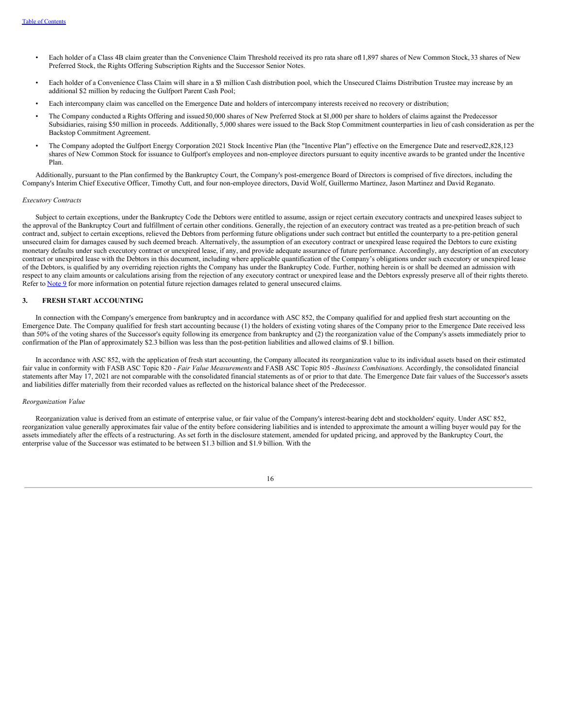- Each holder of a Class 4B claim greater than the Convenience Claim Threshold received its pro rata share of 11,897 shares of New Common Stock, 33 shares of New Preferred Stock, the Rights Offering Subscription Rights and the Successor Senior Notes.
- Each holder of a Convenience Class Claim will share in a $3 million Cash distribution pool, which the Unsecured Claims Distribution Trustee may increase by an additional $2 million by reducing the Gulfport Parent Cash Pool;
- Each intercompany claim was cancelled on the Emergence Date and holders of intercompany interests received no recovery or distribution;
- The Company conducted a Rights Offering and issued 50,000 shares of New Preferred Stock at $1,000 per share to holders of claims against the Predecessor Subsidiaries, raising $50 million in proceeds. Additionally, 5,000 shares were issued to the Back Stop Commitment counterparties in lieu of cash consideration as per the Backstop Commitment Agreement.
- The Company adopted the Gulfport Energy Corporation 2021 Stock Incentive Plan (the "Incentive Plan") effective on the Emergence Date and reserved 2,828,123 shares of New Common Stock for issuance to Gulfport's employees and non-employee directors pursuant to equity incentive awards to be granted under the Incentive Plan.

Additionally, pursuant to the Plan confirmed by the Bankruptcy Court, the Company's post-emergence Board of Directors is comprised of five directors, including the Company's Interim Chief Executive Officer, Timothy Cutt, and four non-employee directors, David Wolf, Guillermo Martinez, Jason Martinez and David Reganato.

*Executory Contracts*

Subject to certain exceptions, under the Bankruptcy Code the Debtors were entitled to assume, assign or reject certain executory contracts and unexpired leases subject to the approval of the Bankruptcy Court and fulfillment of certain other conditions. Generally, the rejection of an executory contract was treated as a pre-petition breach of such contract and, subject to certain exceptions, relieved the Debtors from performing future obligations under such contract but entitled the counterparty to a pre-petition general unsecured claim for damages caused by such deemed breach. Alternatively, the assumption of an executory contract or unexpired lease required the Debtors to cure existing monetary defaults under such executory contract or unexpired lease, if any, and provide adequate assurance of future performance. Accordingly, any description of an executory contract or unexpired lease with the Debtors in this document, including where applicable quantification of the Company's obligations under such executory or unexpired lease of the Debtors, is qualified by any overriding rejection rights the Company has under the Bankruptcy Code. Further, nothing herein is or shall be deemed an admission with respect to any claim amounts or calculations arising from the rejection of any executory contract or unexpired lease and the Debtors expressly preserve all of their rights thereto. Refer to Note 9 for more information on potential future rejection damages related to general unsecured claims.

## 3. FRESH START ACCOUNTING

In connection with the Company's emergence from bankruptcy and in accordance with ASC 852, the Company qualified for and applied fresh start accounting on the Emergence Date. The Company qualified for fresh start accounting because (1) the holders of existing voting shares of the Company prior to the Emergence Date received less than 50% of the voting shares of the Successor's equity following its emergence from bankruptcy and (2) the reorganization value of the Company's assets immediately prior to confirmation of the Plan of approximately $2.3 billion was less than the post-petition liabilities and allowed claims of $3.1 billion.

In accordance with ASC 852, with the application of fresh start accounting, the Company allocated its reorganization value to its individual assets based on their estimated fair value in conformity with FASB ASC Topic 820 - *Fair Value Measurements* and FASB ASC Topic 805 - *Business Combinations.* Accordingly, the consolidated financial statements after May 17, 2021 are not comparable with the consolidated financial statements as of or prior to that date. The Emergence Date fair values of the Successor's assets and liabilities differ materially from their recorded values as reflected on the historical balance sheet of the Predecessor.

*Reorganization Value*

Reorganization value is derived from an estimate of enterprise value, or fair value of the Company's interest-bearing debt and stockholders' equity. Under ASC 852, reorganization value generally approximates fair value of the entity before considering liabilities and is intended to approximate the amount a willing buyer would pay for the assets immediately after the effects of a restructuring. As set forth in the disclosure statement, amended for updated pricing, and approved by the Bankruptcy Court, the enterprise value of the Successor was estimated to be between $1.3 billion and $1.9 billion. With the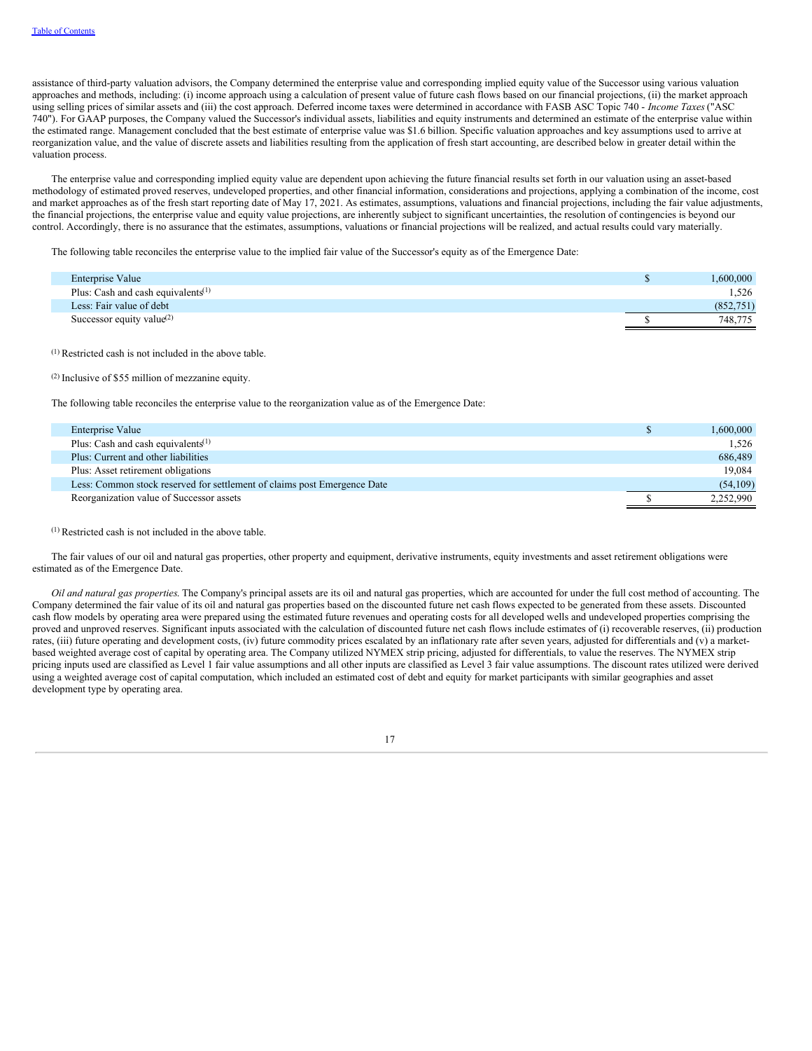assistance of third-party valuation advisors, the Company determined the enterprise value and corresponding implied equity value of the Successor using various valuation approaches and methods, including: (i) income approach using a calculation of present value of future cash flows based on our financial projections, (ii) the market approach using selling prices of similar assets and (iii) the cost approach. Deferred income taxes were determined in accordance with FASB ASC Topic 740 - *Income Taxes* ("ASC 740"). For GAAP purposes, the Company valued the Successor's individual assets, liabilities and equity instruments and determined an estimate of the enterprise value within the estimated range. Management concluded that the best estimate of enterprise value was $1.6 billion. Specific valuation approaches and key assumptions used to arrive at reorganization value, and the value of discrete assets and liabilities resulting from the application of fresh start accounting, are described below in greater detail within the valuation process.

The enterprise value and corresponding implied equity value are dependent upon achieving the future financial results set forth in our valuation using an asset-based methodology of estimated proved reserves, undeveloped properties, and other financial information, considerations and projections, applying a combination of the income, cost and market approaches as of the fresh start reporting date of May 17, 2021. As estimates, assumptions, valuations and financial projections, including the fair value adjustments, the financial projections, the enterprise value and equity value projections, are inherently subject to significant uncertainties, the resolution of contingencies is beyond our control. Accordingly, there is no assurance that the estimates, assumptions, valuations or financial projections will be realized, and actual results could vary materially.

The following table reconciles the enterprise value to the implied fair value of the Successor's equity as of the Emergence Date:

| | | |
|---|---|---|
| Enterprise Value | $ | 1,600,000 |
| Plus: Cash and cash equivalents[1] | | 1,526 |
| Less: Fair value of debt | | (852,751) |
| Successor equity value[2] | $ | 748,775 |

[1] Restricted cash is not included in the above table.

[2] Inclusive of $55 million of mezzanine equity.

The following table reconciles the enterprise value to the reorganization value as of the Emergence Date:

| | | |
|---|---|---|
| Enterprise Value | $ | 1,600,000 |
| Plus: Cash and cash equivalents[1] | | 1,526 |
| Plus: Current and other liabilities | | 686,489 |
| Plus: Asset retirement obligations | | 19,084 |
| Less: Common stock reserved for settlement of claims post Emergence Date | | (54,109) |
| Reorganization value of Successor assets | $ | 2,252,990 |

[1] Restricted cash is not included in the above table.

The fair values of our oil and natural gas properties, other property and equipment, derivative instruments, equity investments and asset retirement obligations were estimated as of the Emergence Date.

*Oil and natural gas properties.* The Company's principal assets are its oil and natural gas properties, which are accounted for under the full cost method of accounting. The Company determined the fair value of its oil and natural gas properties based on the discounted future net cash flows expected to be generated from these assets. Discounted cash flow models by operating area were prepared using the estimated future revenues and operating costs for all developed wells and undeveloped properties comprising the proved and unproved reserves. Significant inputs associated with the calculation of discounted future net cash flows include estimates of (i) recoverable reserves, (ii) production rates, (iii) future operating and development costs, (iv) future commodity prices escalated by an inflationary rate after seven years, adjusted for differentials and (v) a market-based weighted average cost of capital by operating area. The Company utilized NYMEX strip pricing, adjusted for differentials, to value the reserves. The NYMEX strip pricing inputs used are classified as Level 1 fair value assumptions and all other inputs are classified as Level 3 fair value assumptions. The discount rates utilized were derived using a weighted average cost of capital computation, which included an estimated cost of debt and equity for market participants with similar geographies and asset development type by operating area.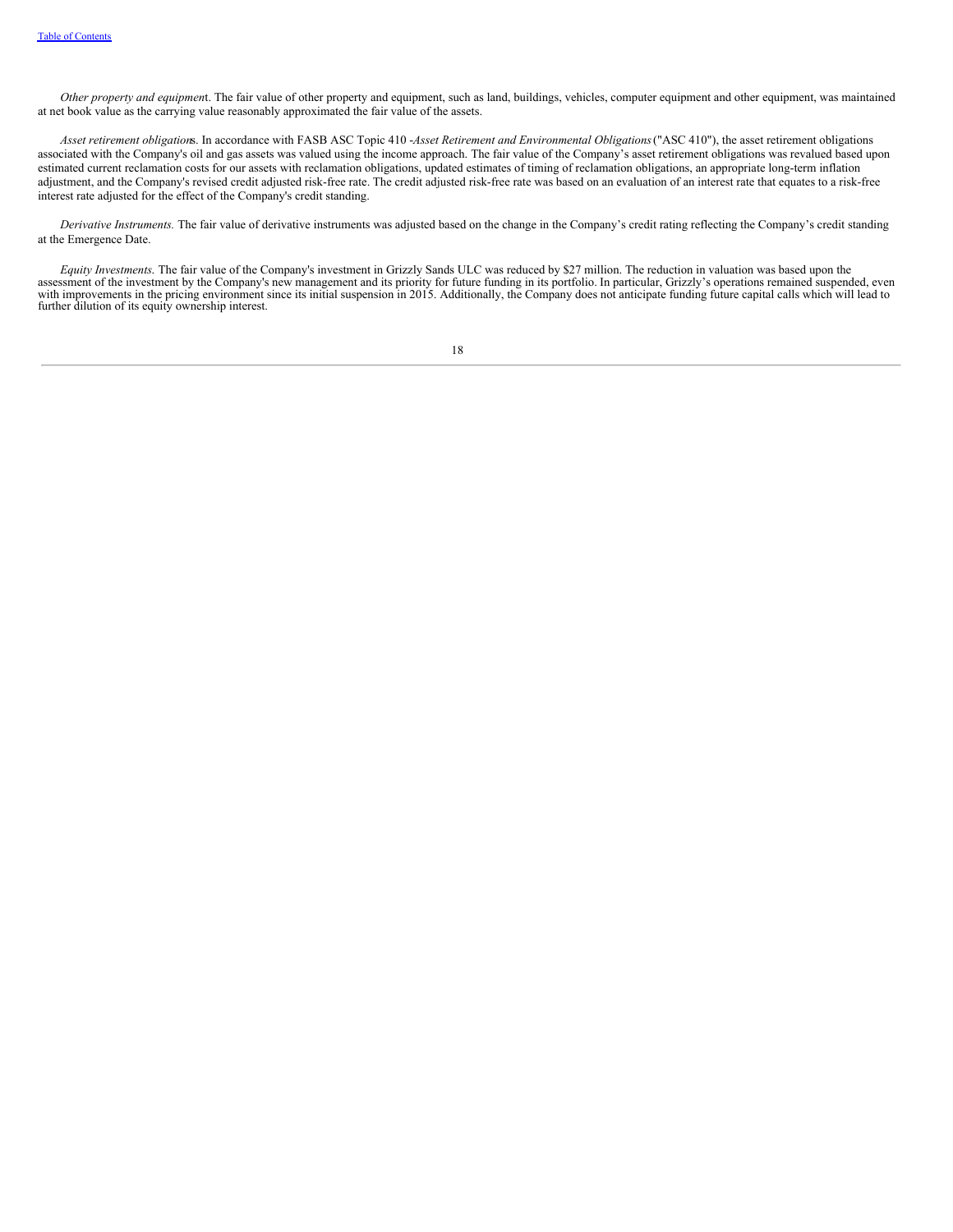*Other property and equipment*. The fair value of other property and equipment, such as land, buildings, vehicles, computer equipment and other equipment, was maintained at net book value as the carrying value reasonably approximated the fair value of the assets.

*Asset retirement obligations*. In accordance with FASB ASC Topic 410 -*Asset Retirement and Environmental Obligations* ("ASC 410"), the asset retirement obligations associated with the Company's oil and gas assets was valued using the income approach. The fair value of the Company's asset retirement obligations was revalued based upon estimated current reclamation costs for our assets with reclamation obligations, updated estimates of timing of reclamation obligations, an appropriate long-term inflation adjustment, and the Company's revised credit adjusted risk-free rate. The credit adjusted risk-free rate was based on an evaluation of an interest rate that equates to a risk-free interest rate adjusted for the effect of the Company's credit standing.

*Derivative Instruments.* The fair value of derivative instruments was adjusted based on the change in the Company's credit rating reflecting the Company's credit standing at the Emergence Date.

*Equity Investments.* The fair value of the Company's investment in Grizzly Sands ULC was reduced by $27 million. The reduction in valuation was based upon the assessment of the investment by the Company's new management and its priority for future funding in its portfolio. In particular, Grizzly's operations remained suspended, even with improvements in the pricing environment since its initial suspension in 2015. Additionally, the Company does not anticipate funding future capital calls which will lead to further dilution of its equity ownership interest.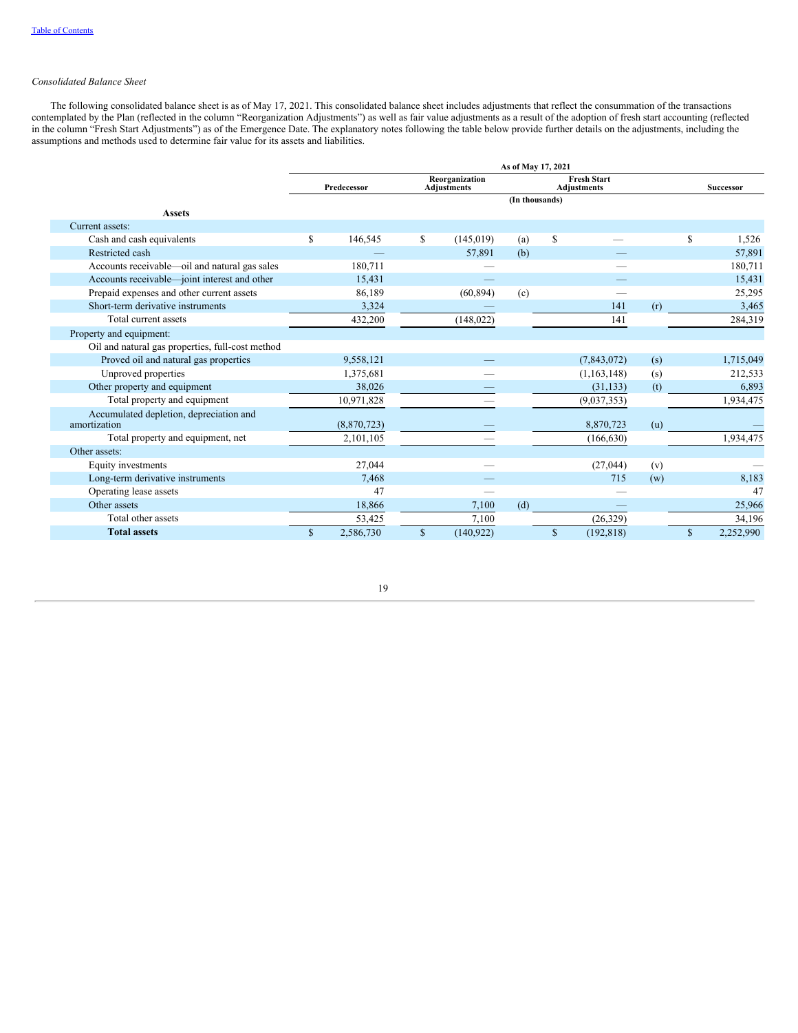*Consolidated Balance Sheet*

The following consolidated balance sheet is as of May 17, 2021. This consolidated balance sheet includes adjustments that reflect the consummation of the transactions contemplated by the Plan (reflected in the column "Reorganization Adjustments") as well as fair value adjustments as a result of the adoption of fresh start accounting (reflected in the column "Fresh Start Adjustments") as of the Emergence Date. The explanatory notes following the table below provide further details on the adjustments, including the assumptions and methods used to determine fair value for its assets and liabilities.

| | As of May 17, 2021 | | | | | |
|---|---|---|---|---|---|---|
| | Predecessor | Reorganization Adjustments | | Fresh Start Adjustments | | Successor |
| | (In thousands) | | | | | |
| **Assets** | | | | | | |
| Current assets: | | | | | | |
| Cash and cash equivalents | $ 146,545 | $ (145,019) | (a) | $ — | | $ 1,526 |
| Restricted cash | — | 57,891 | (b) | — | | 57,891 |
| Accounts receivable—oil and natural gas sales | 180,711 | — | | — | | 180,711 |
| Accounts receivable—joint interest and other | 15,431 | — | | — | | 15,431 |
| Prepaid expenses and other current assets | 86,189 | (60,894) | (c) | — | | 25,295 |
| Short-term derivative instruments | 3,324 | — | | 141 | (r) | 3,465 |
| Total current assets | 432,200 | (148,022) | | 141 | | 284,319 |
| Property and equipment: | | | | | | |
| Oil and natural gas properties, full-cost method | | | | | | |
| Proved oil and natural gas properties | 9,558,121 | — | | (7,843,072) | (s) | 1,715,049 |
| Unproved properties | 1,375,681 | — | | (1,163,148) | (s) | 212,533 |
| Other property and equipment | 38,026 | — | | (31,133) | (t) | 6,893 |
| Total property and equipment | 10,971,828 | — | | (9,037,353) | | 1,934,475 |
| Accumulated depletion, depreciation and amortization | (8,870,723) | — | | 8,870,723 | (u) | — |
| Total property and equipment, net | 2,101,105 | — | | (166,630) | | 1,934,475 |
| Other assets: | | | | | | |
| Equity investments | 27,044 | — | | (27,044) | (v) | — |
| Long-term derivative instruments | 7,468 | — | | 715 | (w) | 8,183 |
| Operating lease assets | 47 | — | | — | | 47 |
| Other assets | 18,866 | 7,100 | (d) | — | | 25,966 |
| Total other assets | 53,425 | 7,100 | | (26,329) | | 34,196 |
| **Total assets** | $ 2,586,730 | $ (140,922) | | $ (192,818) | | $ 2,252,990 |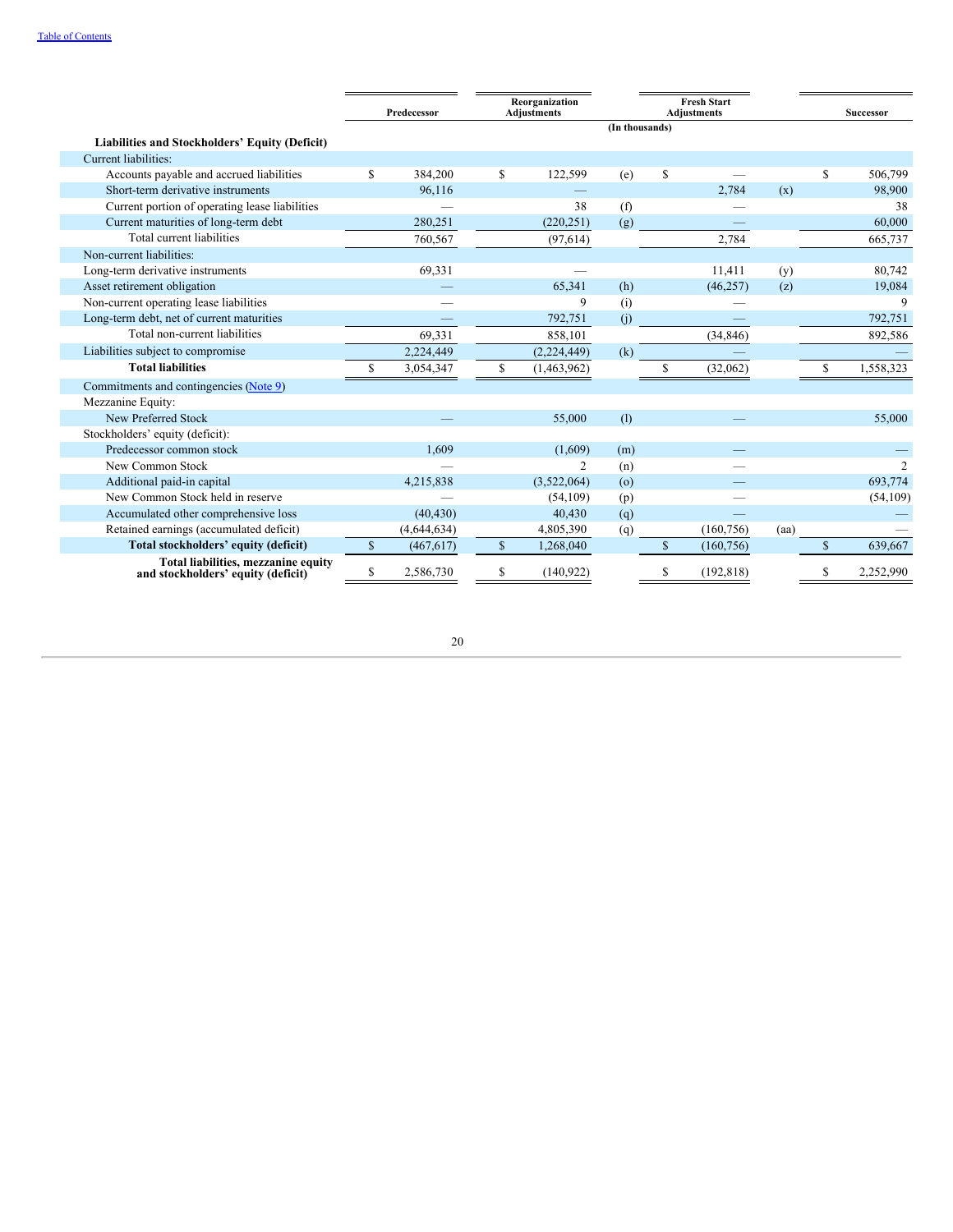| | Predecessor | Reorganization Adjustments | | Fresh Start Adjustments | | Successor |
|---|---|---|---|---|---|---|
| | | (In thousands) | | | | |
| **Liabilities and Stockholders' Equity (Deficit)** | | | | | | |
| Current liabilities: | | | | | | |
| Accounts payable and accrued liabilities | $ 384,200 | $ 122,599 | (e) | $ — | | $ 506,799 |
| Short-term derivative instruments | 96,116 | — | | 2,784 | (x) | 98,900 |
| Current portion of operating lease liabilities | — | 38 | (f) | — | | 38 |
| Current maturities of long-term debt | 280,251 | (220,251) | (g) | — | | 60,000 |
| Total current liabilities | 760,567 | (97,614) | | 2,784 | | 665,737 |
| Non-current liabilities: | | | | | | |
| Long-term derivative instruments | 69,331 | — | | 11,411 | (y) | 80,742 |
| Asset retirement obligation | — | 65,341 | (h) | (46,257) | (z) | 19,084 |
| Non-current operating lease liabilities | — | 9 | (i) | — | | 9 |
| Long-term debt, net of current maturities | — | 792,751 | (j) | — | | 792,751 |
| Total non-current liabilities | 69,331 | 858,101 | | (34,846) | | 892,586 |
| Liabilities subject to compromise | 2,224,449 | (2,224,449) | (k) | — | | — |
| **Total liabilities** | $ 3,054,347 | $ (1,463,962) | | $ (32,062) | | $ 1,558,323 |
| Commitments and contingencies (Note 9) | | | | | | |
| Mezzanine Equity: | | | | | | |
| New Preferred Stock | — | 55,000 | (l) | — | | 55,000 |
| Stockholders' equity (deficit): | | | | | | |
| Predecessor common stock | 1,609 | (1,609) | (m) | — | | — |
| New Common Stock | — | 2 | (n) | — | | 2 |
| Additional paid-in capital | 4,215,838 | (3,522,064) | (o) | — | | 693,774 |
| New Common Stock held in reserve | — | (54,109) | (p) | — | | (54,109) |
| Accumulated other comprehensive loss | (40,430) | 40,430 | (q) | — | | — |
| Retained earnings (accumulated deficit) | (4,644,634) | 4,805,390 | (q) | (160,756) | (aa) | — |
| **Total stockholders' equity (deficit)** | $ (467,617) | $ 1,268,040 | | $ (160,756) | | $ 639,667 |
| **Total liabilities, mezzanine equity and stockholders' equity (deficit)** | $ 2,586,730 | $ (140,922) | | $ (192,818) | | $ 2,252,990 |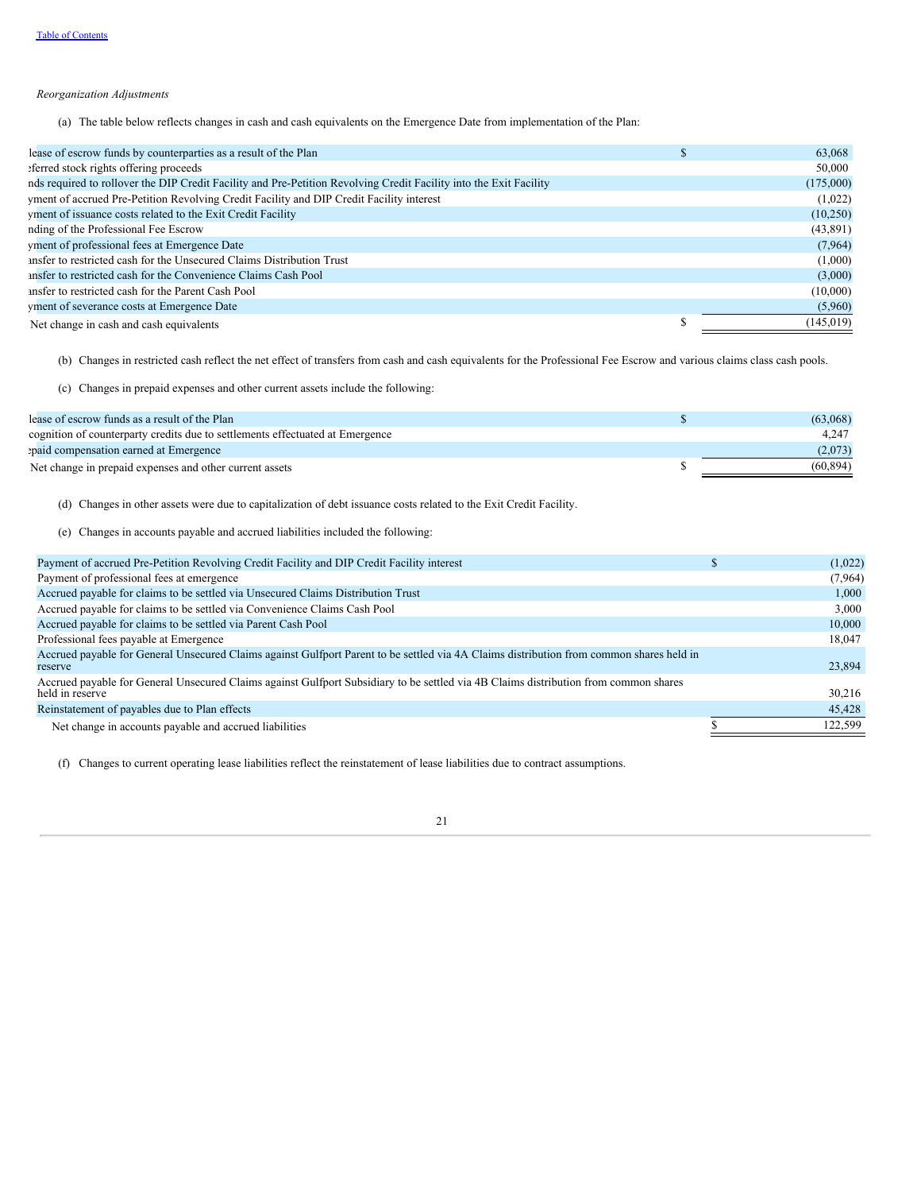*Reorganization Adjustments*

(a) The table below reflects changes in cash and cash equivalents on the Emergence Date from implementation of the Plan:

| | | |
|---|---|---|
| lease of escrow funds by counterparties as a result of the Plan | $ | 63,068 |
| eferred stock rights offering proceeds | | 50,000 |
| nds required to rollover the DIP Credit Facility and Pre-Petition Revolving Credit Facility into the Exit Facility | | (175,000) |
| yment of accrued Pre-Petition Revolving Credit Facility and DIP Credit Facility interest | | (1,022) |
| yment of issuance costs related to the Exit Credit Facility | | (10,250) |
| nding of the Professional Fee Escrow | | (43,891) |
| yment of professional fees at Emergence Date | | (7,964) |
| ansfer to restricted cash for the Unsecured Claims Distribution Trust | | (1,000) |
| ansfer to restricted cash for the Convenience Claims Cash Pool | | (3,000) |
| ansfer to restricted cash for the Parent Cash Pool | | (10,000) |
| yment of severance costs at Emergence Date | | (5,960) |
| Net change in cash and cash equivalents | $ | (145,019) |

(b) Changes in restricted cash reflect the net effect of transfers from cash and cash equivalents for the Professional Fee Escrow and various claims class cash pools.

(c) Changes in prepaid expenses and other current assets include the following:

| | | |
|---|---|---|
| lease of escrow funds as a result of the Plan | $ | (63,068) |
| cognition of counterparty credits due to settlements effectuated at Emergence | | 4,247 |
| epaid compensation earned at Emergence | | (2,073) |
| Net change in prepaid expenses and other current assets | $ | (60,894) |

(d) Changes in other assets were due to capitalization of debt issuance costs related to the Exit Credit Facility.

(e) Changes in accounts payable and accrued liabilities included the following:

| | | |
|---|---|---|
| Payment of accrued Pre-Petition Revolving Credit Facility and DIP Credit Facility interest | $ | (1,022) |
| Payment of professional fees at emergence | | (7,964) |
| Accrued payable for claims to be settled via Unsecured Claims Distribution Trust | | 1,000 |
| Accrued payable for claims to be settled via Convenience Claims Cash Pool | | 3,000 |
| Accrued payable for claims to be settled via Parent Cash Pool | | 10,000 |
| Professional fees payable at Emergence | | 18,047 |
| Accrued payable for General Unsecured Claims against Gulfport Parent to be settled via 4A Claims distribution from common shares held in reserve | | 23,894 |
| Accrued payable for General Unsecured Claims against Gulfport Subsidiary to be settled via 4B Claims distribution from common shares held in reserve | | 30,216 |
| Reinstatement of payables due to Plan effects | | 45,428 |
| Net change in accounts payable and accrued liabilities | $ | 122,599 |

(f) Changes to current operating lease liabilities reflect the reinstatement of lease liabilities due to contract assumptions.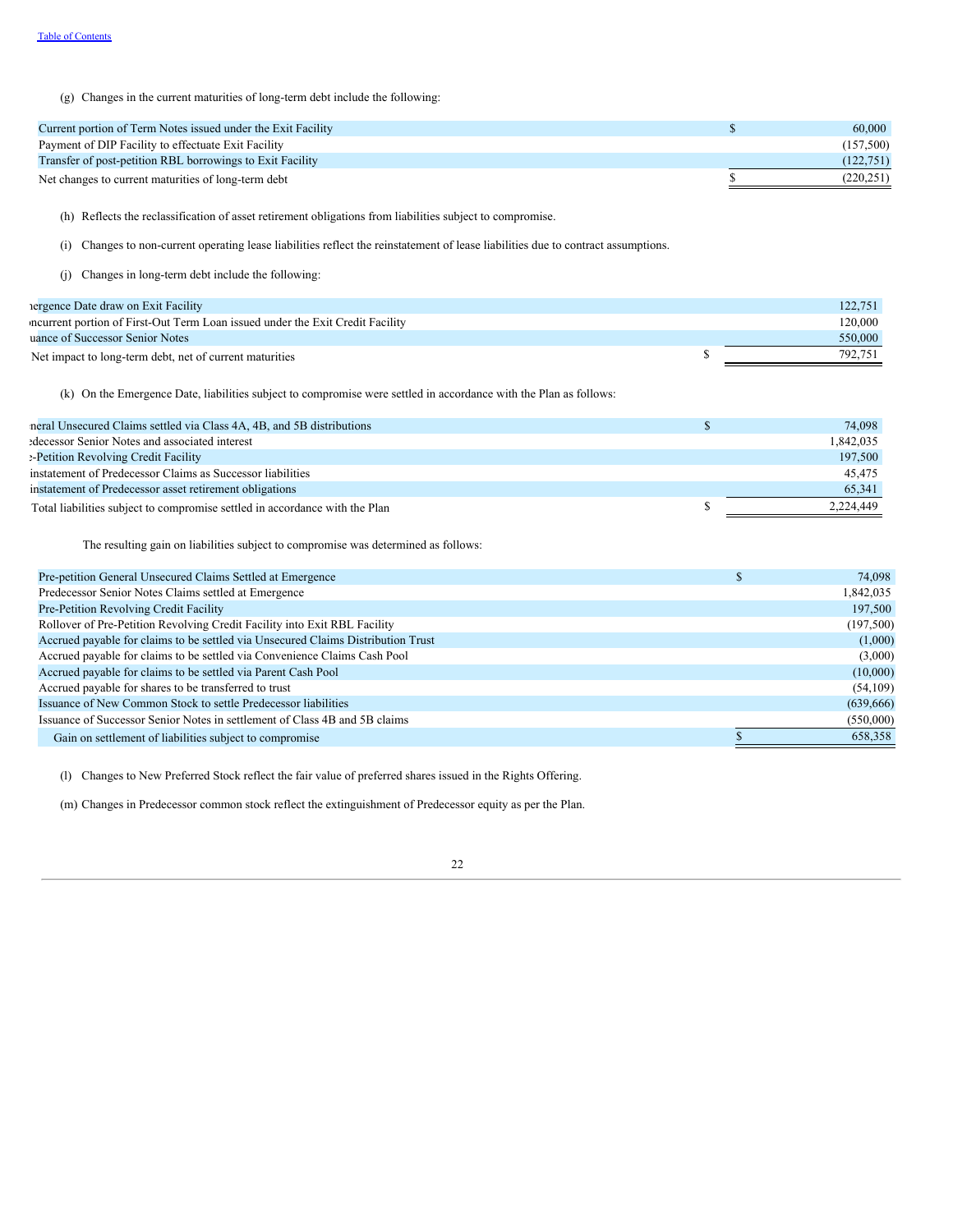(g) Changes in the current maturities of long-term debt include the following:

| | | |
|---|---|---|
| Current portion of Term Notes issued under the Exit Facility | $ | 60,000 |
| Payment of DIP Facility to effectuate Exit Facility | | (157,500) |
| Transfer of post-petition RBL borrowings to Exit Facility | | (122,751) |
| Net changes to current maturities of long-term debt | $ | (220,251) |

(h) Reflects the reclassification of asset retirement obligations from liabilities subject to compromise.

(i) Changes to non-current operating lease liabilities reflect the reinstatement of lease liabilities due to contract assumptions.

(j) Changes in long-term debt include the following:

| | | |
|---|---|---|
| nergence Date draw on Exit Facility | | 122,751 |
| ncurrent portion of First-Out Term Loan issued under the Exit Credit Facility | | 120,000 |
| uance of Successor Senior Notes | | 550,000 |
| Net impact to long-term debt, net of current maturities | $ | 792,751 |

(k) On the Emergence Date, liabilities subject to compromise were settled in accordance with the Plan as follows:

| | | |
|---|---|---|
| neral Unsecured Claims settled via Class 4A, 4B, and 5B distributions | $ | 74,098 |
| edecessor Senior Notes and associated interest | | 1,842,035 |
| -Petition Revolving Credit Facility | | 197,500 |
| instatement of Predecessor Claims as Successor liabilities | | 45,475 |
| instatement of Predecessor asset retirement obligations | | 65,341 |
| Total liabilities subject to compromise settled in accordance with the Plan | $ | 2,224,449 |

The resulting gain on liabilities subject to compromise was determined as follows:

| | | |
|---|---|---|
| Pre-petition General Unsecured Claims Settled at Emergence | $ | 74,098 |
| Predecessor Senior Notes Claims settled at Emergence | | 1,842,035 |
| Pre-Petition Revolving Credit Facility | | 197,500 |
| Rollover of Pre-Petition Revolving Credit Facility into Exit RBL Facility | | (197,500) |
| Accrued payable for claims to be settled via Unsecured Claims Distribution Trust | | (1,000) |
| Accrued payable for claims to be settled via Convenience Claims Cash Pool | | (3,000) |
| Accrued payable for claims to be settled via Parent Cash Pool | | (10,000) |
| Accrued payable for shares to be transferred to trust | | (54,109) |
| Issuance of New Common Stock to settle Predecessor liabilities | | (639,666) |
| Issuance of Successor Senior Notes in settlement of Class 4B and 5B claims | | (550,000) |
| Gain on settlement of liabilities subject to compromise | $ | 658,358 |

(l) Changes to New Preferred Stock reflect the fair value of preferred shares issued in the Rights Offering.

(m) Changes in Predecessor common stock reflect the extinguishment of Predecessor equity as per the Plan.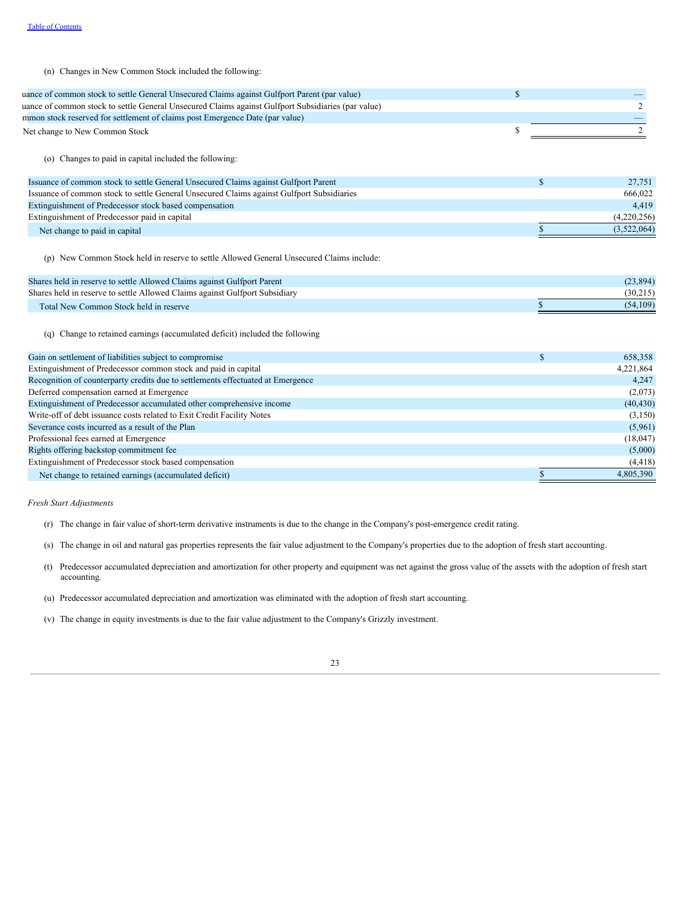(n) Changes in New Common Stock included the following:

| | | |
|---|---|---|
| uance of common stock to settle General Unsecured Claims against Gulfport Parent (par value) | $ | — |
| uance of common stock to settle General Unsecured Claims against Gulfport Subsidiaries (par value) | | 2 |
| mmon stock reserved for settlement of claims post Emergence Date (par value) | | — |
| Net change to New Common Stock | $ | 2 |

(o) Changes to paid in capital included the following:

| | | |
|---|---|---|
| Issuance of common stock to settle General Unsecured Claims against Gulfport Parent | $ | 27,751 |
| Issuance of common stock to settle General Unsecured Claims against Gulfport Subsidiaries | | 666,022 |
| Extinguishment of Predecessor stock based compensation | | 4,419 |
| Extinguishment of Predecessor paid in capital | | (4,220,256) |
| Net change to paid in capital | $ | (3,522,064) |

(p) New Common Stock held in reserve to settle Allowed General Unsecured Claims include:

| | | |
|---|---|---|
| Shares held in reserve to settle Allowed Claims against Gulfport Parent | | (23,894) |
| Shares held in reserve to settle Allowed Claims against Gulfport Subsidiary | | (30,215) |
| Total New Common Stock held in reserve | $ | (54,109) |

(q) Change to retained earnings (accumulated deficit) included the following

| | | |
|---|---|---|
| Gain on settlement of liabilities subject to compromise | $ | 658,358 |
| Extinguishment of Predecessor common stock and paid in capital | | 4,221,864 |
| Recognition of counterparty credits due to settlements effectuated at Emergence | | 4,247 |
| Deferred compensation earned at Emergence | | (2,073) |
| Extinguishment of Predecessor accumulated other comprehensive income | | (40,430) |
| Write-off of debt issuance costs related to Exit Credit Facility Notes | | (3,150) |
| Severance costs incurred as a result of the Plan | | (5,961) |
| Professional fees earned at Emergence | | (18,047) |
| Rights offering backstop commitment fee | | (5,000) |
| Extinguishment of Predecessor stock based compensation | | (4,418) |
| Net change to retained earnings (accumulated deficit) | $ | 4,805,390 |

*Fresh Start Adjustments*

(r) The change in fair value of short-term derivative instruments is due to the change in the Company's post-emergence credit rating.

(s) The change in oil and natural gas properties represents the fair value adjustment to the Company's properties due to the adoption of fresh start accounting.

(t) Predecessor accumulated depreciation and amortization for other property and equipment was net against the gross value of the assets with the adoption of fresh start accounting.

(u) Predecessor accumulated depreciation and amortization was eliminated with the adoption of fresh start accounting.

(v) The change in equity investments is due to the fair value adjustment to the Company's Grizzly investment.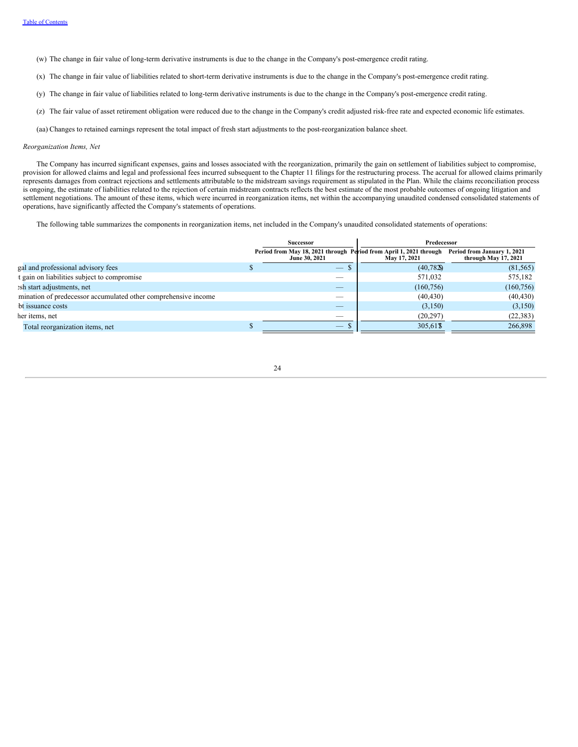(w) The change in fair value of long-term derivative instruments is due to the change in the Company's post-emergence credit rating.

(x) The change in fair value of liabilities related to short-term derivative instruments is due to the change in the Company's post-emergence credit rating.

(y) The change in fair value of liabilities related to long-term derivative instruments is due to the change in the Company's post-emergence credit rating.

(z) The fair value of asset retirement obligation were reduced due to the change in the Company's credit adjusted risk-free rate and expected economic life estimates.

(aa) Changes to retained earnings represent the total impact of fresh start adjustments to the post-reorganization balance sheet.

*Reorganization Items, Net*

The Company has incurred significant expenses, gains and losses associated with the reorganization, primarily the gain on settlement of liabilities subject to compromise, provision for allowed claims and legal and professional fees incurred subsequent to the Chapter 11 filings for the restructuring process. The accrual for allowed claims primarily represents damages from contract rejections and settlements attributable to the midstream savings requirement as stipulated in the Plan. While the claims reconciliation process is ongoing, the estimate of liabilities related to the rejection of certain midstream contracts reflects the best estimate of the most probable outcomes of ongoing litigation and settlement negotiations. The amount of these items, which were incurred in reorganization items, net within the accompanying unaudited condensed consolidated statements of operations, have significantly affected the Company's statements of operations.

The following table summarizes the components in reorganization items, net included in the Company's unaudited consolidated statements of operations:

| | Successor | Predecessor | |
|---|---|---|---|
| | Period from May 18, 2021 through June 30, 2021 | Period from April 1, 2021 through May 17, 2021 | Period from January 1, 2021 through May 17, 2021 |
| Legal and professional advisory fees | $ — | $ (40,782) | $ (81,565) |
| Net gain on liabilities subject to compromise | — | 571,032 | 575,182 |
| Fresh start adjustments, net | — | (160,756) | (160,756) |
| Elimination of predecessor accumulated other comprehensive income | — | (40,430) | (40,430) |
| Debt issuance costs | — | (3,150) | (3,150) |
| Other items, net | — | (20,297) | (22,383) |
| Total reorganization items, net | $ — | $ 305,617 | $ 266,898 |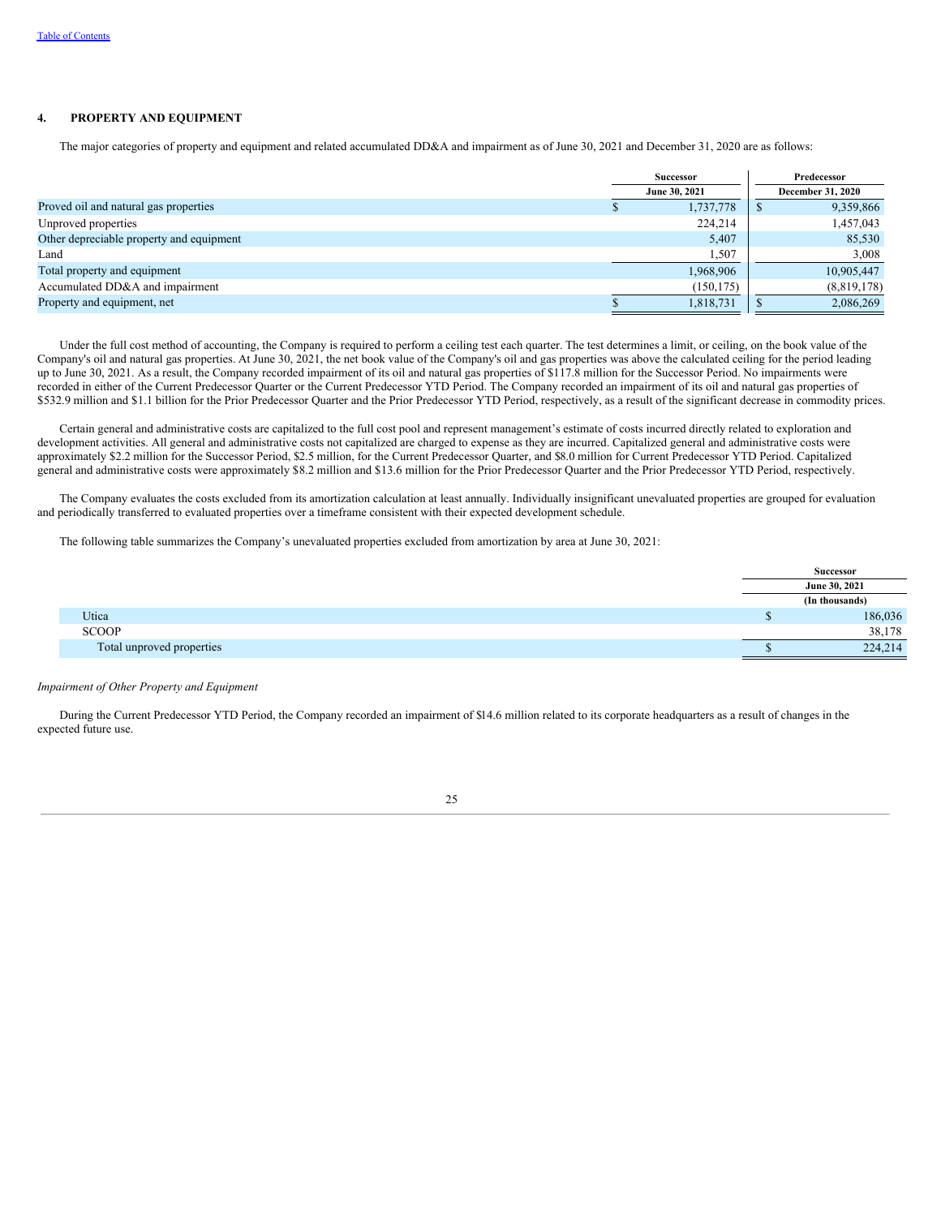## 4. PROPERTY AND EQUIPMENT

The major categories of property and equipment and related accumulated DD&A and impairment as of June 30, 2021 and December 31, 2020 are as follows:

| | Successor | Predecessor |
|---|---|---|
| | June 30, 2021 | December 31, 2020 |
| Proved oil and natural gas properties | $ 1,737,778 | $ 9,359,866 |
| Unproved properties | 224,214 | 1,457,043 |
| Other depreciable property and equipment | 5,407 | 85,530 |
| Land | 1,507 | 3,008 |
| Total property and equipment | 1,968,906 | 10,905,447 |
| Accumulated DD&A and impairment | (150,175) | (8,819,178) |
| Property and equipment, net | $ 1,818,731 | $ 2,086,269 |

Under the full cost method of accounting, the Company is required to perform a ceiling test each quarter. The test determines a limit, or ceiling, on the book value of the Company's oil and natural gas properties. At June 30, 2021, the net book value of the Company's oil and gas properties was above the calculated ceiling for the period leading up to June 30, 2021. As a result, the Company recorded impairment of its oil and natural gas properties of $117.8 million for the Successor Period. No impairments were recorded in either of the Current Predecessor Quarter or the Current Predecessor YTD Period. The Company recorded an impairment of its oil and natural gas properties of $532.9 million and $1.1 billion for the Prior Predecessor Quarter and the Prior Predecessor YTD Period, respectively, as a result of the significant decrease in commodity prices.

Certain general and administrative costs are capitalized to the full cost pool and represent management's estimate of costs incurred directly related to exploration and development activities. All general and administrative costs not capitalized are charged to expense as they are incurred. Capitalized general and administrative costs were approximately $2.2 million for the Successor Period, $2.5 million, for the Current Predecessor Quarter, and $8.0 million for Current Predecessor YTD Period. Capitalized general and administrative costs were approximately $8.2 million and $13.6 million for the Prior Predecessor Quarter and the Prior Predecessor YTD Period, respectively.

The Company evaluates the costs excluded from its amortization calculation at least annually. Individually insignificant unevaluated properties are grouped for evaluation and periodically transferred to evaluated properties over a timeframe consistent with their expected development schedule.

The following table summarizes the Company's unevaluated properties excluded from amortization by area at June 30, 2021:

| | Successor |
|---|---|
| | June 30, 2021 |
| | (In thousands) |
| Utica | $ 186,036 |
| SCOOP | 38,178 |
| Total unproved properties | $ 224,214 |

*Impairment of Other Property and Equipment*

During the Current Predecessor YTD Period, the Company recorded an impairment of $14.6 million related to its corporate headquarters as a result of changes in the expected future use.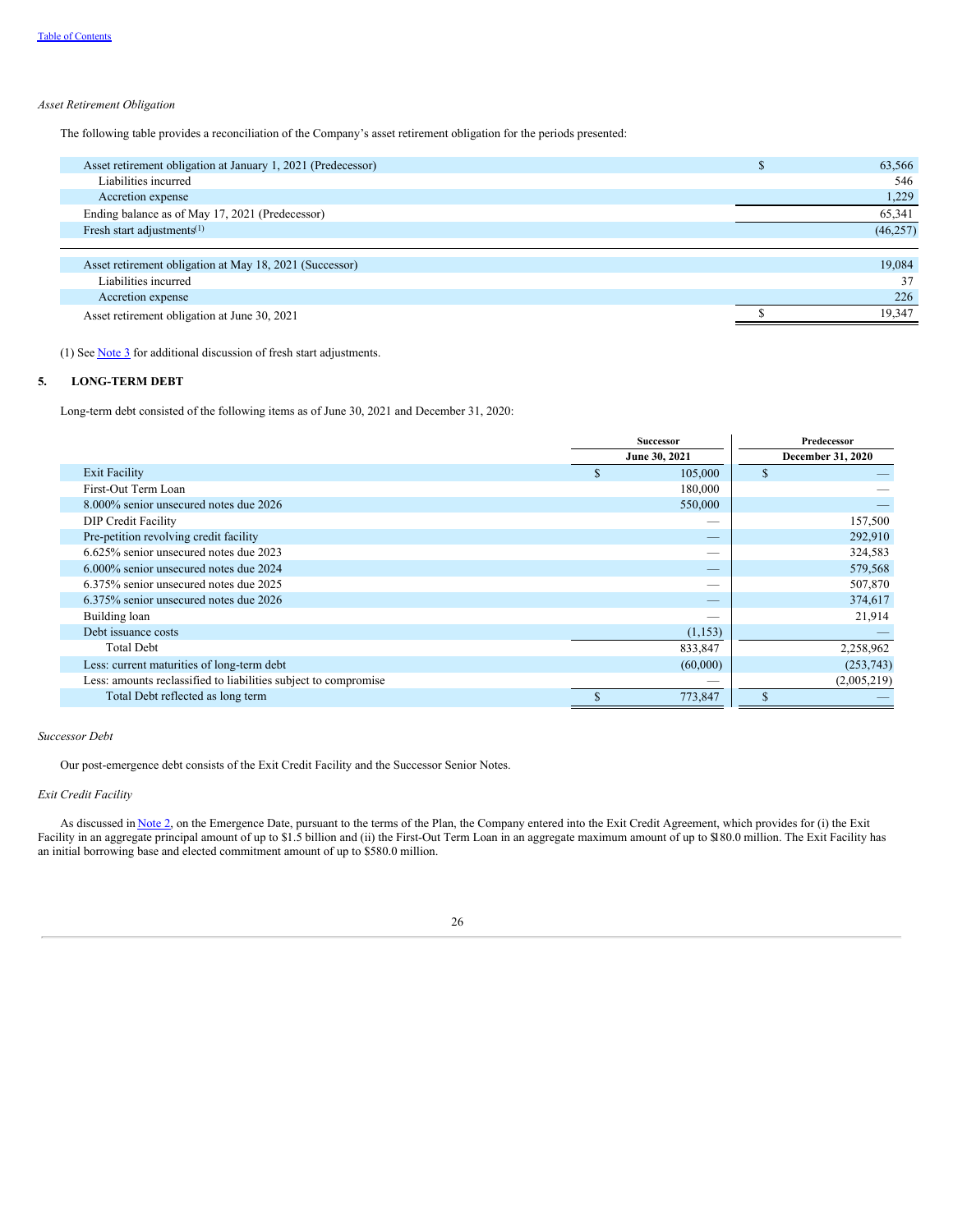*Asset Retirement Obligation*

The following table provides a reconciliation of the Company's asset retirement obligation for the periods presented:

| | |
|---|---|
| Asset retirement obligation at January 1, 2021 (Predecessor) | $ 63,566 |
| Liabilities incurred | 546 |
| Accretion expense | 1,229 |
| Ending balance as of May 17, 2021 (Predecessor) | 65,341 |
| Fresh start adjustments[(1)] | (46,257) |
| | |
| Asset retirement obligation at May 18, 2021 (Successor) | 19,084 |
| Liabilities incurred | 37 |
| Accretion expense | 226 |
| Asset retirement obligation at June 30, 2021 | $ 19,347 |

(1) See Note 3 for additional discussion of fresh start adjustments.

## 5. LONG-TERM DEBT

Long-term debt consisted of the following items as of June 30, 2021 and December 31, 2020:

| | Successor | Predecessor |
|---|---|---|
| | June 30, 2021 | December 31, 2020 |
| Exit Facility | $ 105,000 | $ — |
| First-Out Term Loan | 180,000 | — |
| 8.000% senior unsecured notes due 2026 | 550,000 | — |
| DIP Credit Facility | — | 157,500 |
| Pre-petition revolving credit facility | — | 292,910 |
| 6.625% senior unsecured notes due 2023 | — | 324,583 |
| 6.000% senior unsecured notes due 2024 | — | 579,568 |
| 6.375% senior unsecured notes due 2025 | — | 507,870 |
| 6.375% senior unsecured notes due 2026 | — | 374,617 |
| Building loan | — | 21,914 |
| Debt issuance costs | (1,153) | — |
| Total Debt | 833,847 | 2,258,962 |
| Less: current maturities of long-term debt | (60,000) | (253,743) |
| Less: amounts reclassified to liabilities subject to compromise | — | (2,005,219) |
| Total Debt reflected as long term | $ 773,847 | $ — |

*Successor Debt*

Our post-emergence debt consists of the Exit Credit Facility and the Successor Senior Notes.

*Exit Credit Facility*

As discussed in Note 2, on the Emergence Date, pursuant to the terms of the Plan, the Company entered into the Exit Credit Agreement, which provides for (i) the Exit Facility in an aggregate principal amount of up to $1.5 billion and (ii) the First-Out Term Loan in an aggregate maximum amount of up to $180.0 million. The Exit Facility has an initial borrowing base and elected commitment amount of up to $580.0 million.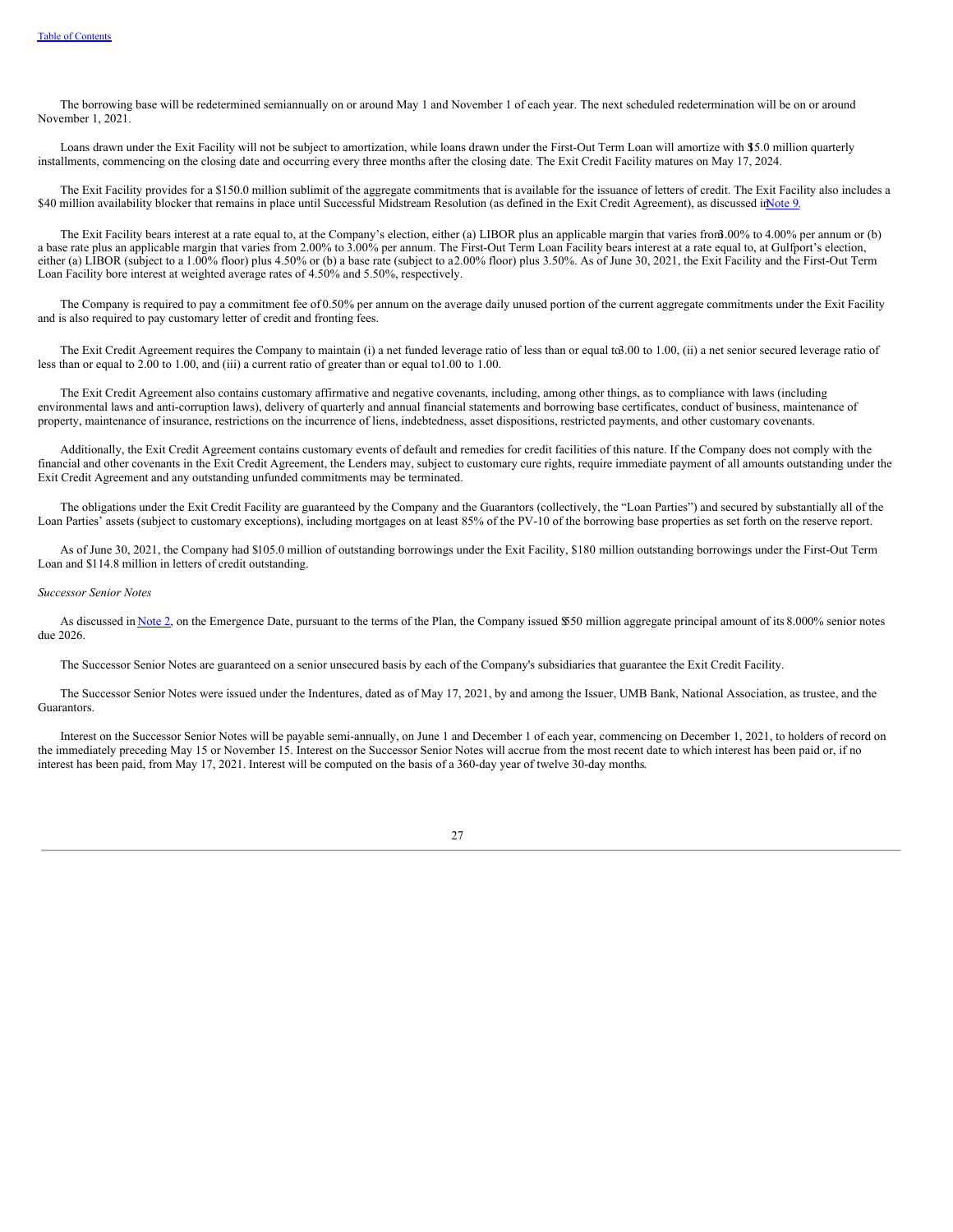The borrowing base will be redetermined semiannually on or around May 1 and November 1 of each year. The next scheduled redetermination will be on or around November 1, 2021.

Loans drawn under the Exit Facility will not be subject to amortization, while loans drawn under the First-Out Term Loan will amortize with $15.0 million quarterly installments, commencing on the closing date and occurring every three months after the closing date. The Exit Credit Facility matures on May 17, 2024.

The Exit Facility provides for a $150.0 million sublimit of the aggregate commitments that is available for the issuance of letters of credit. The Exit Facility also includes a $40 million availability blocker that remains in place until Successful Midstream Resolution (as defined in the Exit Credit Agreement), as discussed in Note 9.

The Exit Facility bears interest at a rate equal to, at the Company's election, either (a) LIBOR plus an applicable margin that varies from 3.00% to 4.00% per annum or (b) a base rate plus an applicable margin that varies from 2.00% to 3.00% per annum. The First-Out Term Loan Facility bears interest at a rate equal to, at Gulfport's election, either (a) LIBOR (subject to a 1.00% floor) plus 4.50% or (b) a base rate (subject to a 2.00% floor) plus 3.50%. As of June 30, 2021, the Exit Facility and the First-Out Term Loan Facility bore interest at weighted average rates of 4.50% and 5.50%, respectively.

The Company is required to pay a commitment fee of 0.50% per annum on the average daily unused portion of the current aggregate commitments under the Exit Facility and is also required to pay customary letter of credit and fronting fees.

The Exit Credit Agreement requires the Company to maintain (i) a net funded leverage ratio of less than or equal to 3.00 to 1.00, (ii) a net senior secured leverage ratio of less than or equal to 2.00 to 1.00, and (iii) a current ratio of greater than or equal to 1.00 to 1.00.

The Exit Credit Agreement also contains customary affirmative and negative covenants, including, among other things, as to compliance with laws (including environmental laws and anti-corruption laws), delivery of quarterly and annual financial statements and borrowing base certificates, conduct of business, maintenance of property, maintenance of insurance, restrictions on the incurrence of liens, indebtedness, asset dispositions, restricted payments, and other customary covenants.

Additionally, the Exit Credit Agreement contains customary events of default and remedies for credit facilities of this nature. If the Company does not comply with the financial and other covenants in the Exit Credit Agreement, the Lenders may, subject to customary cure rights, require immediate payment of all amounts outstanding under the Exit Credit Agreement and any outstanding unfunded commitments may be terminated.

The obligations under the Exit Credit Facility are guaranteed by the Company and the Guarantors (collectively, the "Loan Parties") and secured by substantially all of the Loan Parties' assets (subject to customary exceptions), including mortgages on at least 85% of the PV-10 of the borrowing base properties as set forth on the reserve report.

As of June 30, 2021, the Company had $105.0 million of outstanding borrowings under the Exit Facility, $180 million outstanding borrowings under the First-Out Term Loan and $114.8 million in letters of credit outstanding.

*Successor Senior Notes*

As discussed in Note 2, on the Emergence Date, pursuant to the terms of the Plan, the Company issued $550 million aggregate principal amount of its 8.000% senior notes due 2026.

The Successor Senior Notes are guaranteed on a senior unsecured basis by each of the Company's subsidiaries that guarantee the Exit Credit Facility.

The Successor Senior Notes were issued under the Indentures, dated as of May 17, 2021, by and among the Issuer, UMB Bank, National Association, as trustee, and the Guarantors.

Interest on the Successor Senior Notes will be payable semi-annually, on June 1 and December 1 of each year, commencing on December 1, 2021, to holders of record on the immediately preceding May 15 or November 15. Interest on the Successor Senior Notes will accrue from the most recent date to which interest has been paid or, if no interest has been paid, from May 17, 2021. Interest will be computed on the basis of a 360-day year of twelve 30-day months.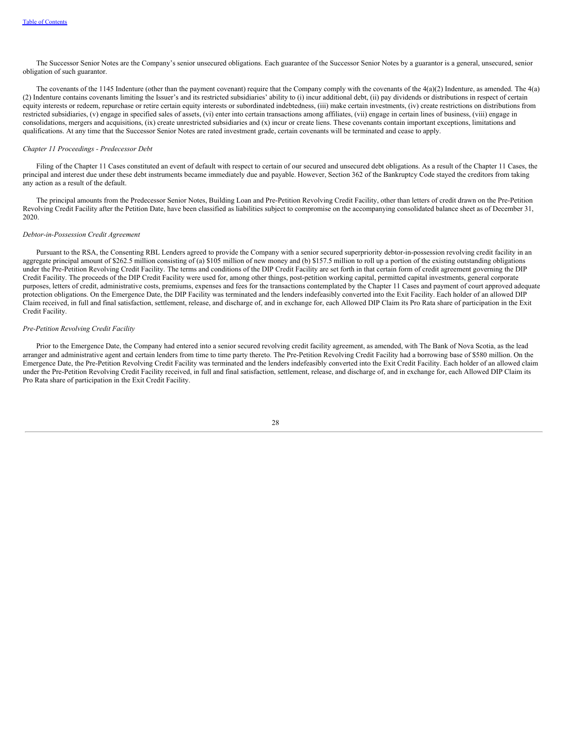The Successor Senior Notes are the Company's senior unsecured obligations. Each guarantee of the Successor Senior Notes by a guarantor is a general, unsecured, senior obligation of such guarantor.

The covenants of the 1145 Indenture (other than the payment covenant) require that the Company comply with the covenants of the 4(a)(2) Indenture, as amended. The 4(a)(2) Indenture contains covenants limiting the Issuer's and its restricted subsidiaries' ability to (i) incur additional debt, (ii) pay dividends or distributions in respect of certain equity interests or redeem, repurchase or retire certain equity interests or subordinated indebtedness, (iii) make certain investments, (iv) create restrictions on distributions from restricted subsidiaries, (v) engage in specified sales of assets, (vi) enter into certain transactions among affiliates, (vii) engage in certain lines of business, (viii) engage in consolidations, mergers and acquisitions, (ix) create unrestricted subsidiaries and (x) incur or create liens. These covenants contain important exceptions, limitations and qualifications. At any time that the Successor Senior Notes are rated investment grade, certain covenants will be terminated and cease to apply.

*Chapter 11 Proceedings - Predecessor Debt*

Filing of the Chapter 11 Cases constituted an event of default with respect to certain of our secured and unsecured debt obligations. As a result of the Chapter 11 Cases, the principal and interest due under these debt instruments became immediately due and payable. However, Section 362 of the Bankruptcy Code stayed the creditors from taking any action as a result of the default.

The principal amounts from the Predecessor Senior Notes, Building Loan and Pre-Petition Revolving Credit Facility, other than letters of credit drawn on the Pre-Petition Revolving Credit Facility after the Petition Date, have been classified as liabilities subject to compromise on the accompanying consolidated balance sheet as of December 31, 2020.

*Debtor-in-Possession Credit Agreement*

Pursuant to the RSA, the Consenting RBL Lenders agreed to provide the Company with a senior secured superpriority debtor-in-possession revolving credit facility in an aggregate principal amount of $262.5 million consisting of (a) $105 million of new money and (b) $157.5 million to roll up a portion of the existing outstanding obligations under the Pre-Petition Revolving Credit Facility. The terms and conditions of the DIP Credit Facility are set forth in that certain form of credit agreement governing the DIP Credit Facility. The proceeds of the DIP Credit Facility were used for, among other things, post-petition working capital, permitted capital investments, general corporate purposes, letters of credit, administrative costs, premiums, expenses and fees for the transactions contemplated by the Chapter 11 Cases and payment of court approved adequate protection obligations. On the Emergence Date, the DIP Facility was terminated and the lenders indefeasibly converted into the Exit Facility. Each holder of an allowed DIP Claim received, in full and final satisfaction, settlement, release, and discharge of, and in exchange for, each Allowed DIP Claim its Pro Rata share of participation in the Exit Credit Facility.

*Pre-Petition Revolving Credit Facility*

Prior to the Emergence Date, the Company had entered into a senior secured revolving credit facility agreement, as amended, with The Bank of Nova Scotia, as the lead arranger and administrative agent and certain lenders from time to time party thereto. The Pre-Petition Revolving Credit Facility had a borrowing base of $580 million. On the Emergence Date, the Pre-Petition Revolving Credit Facility was terminated and the lenders indefeasibly converted into the Exit Credit Facility. Each holder of an allowed claim under the Pre-Petition Revolving Credit Facility received, in full and final satisfaction, settlement, release, and discharge of, and in exchange for, each Allowed DIP Claim its Pro Rata share of participation in the Exit Credit Facility.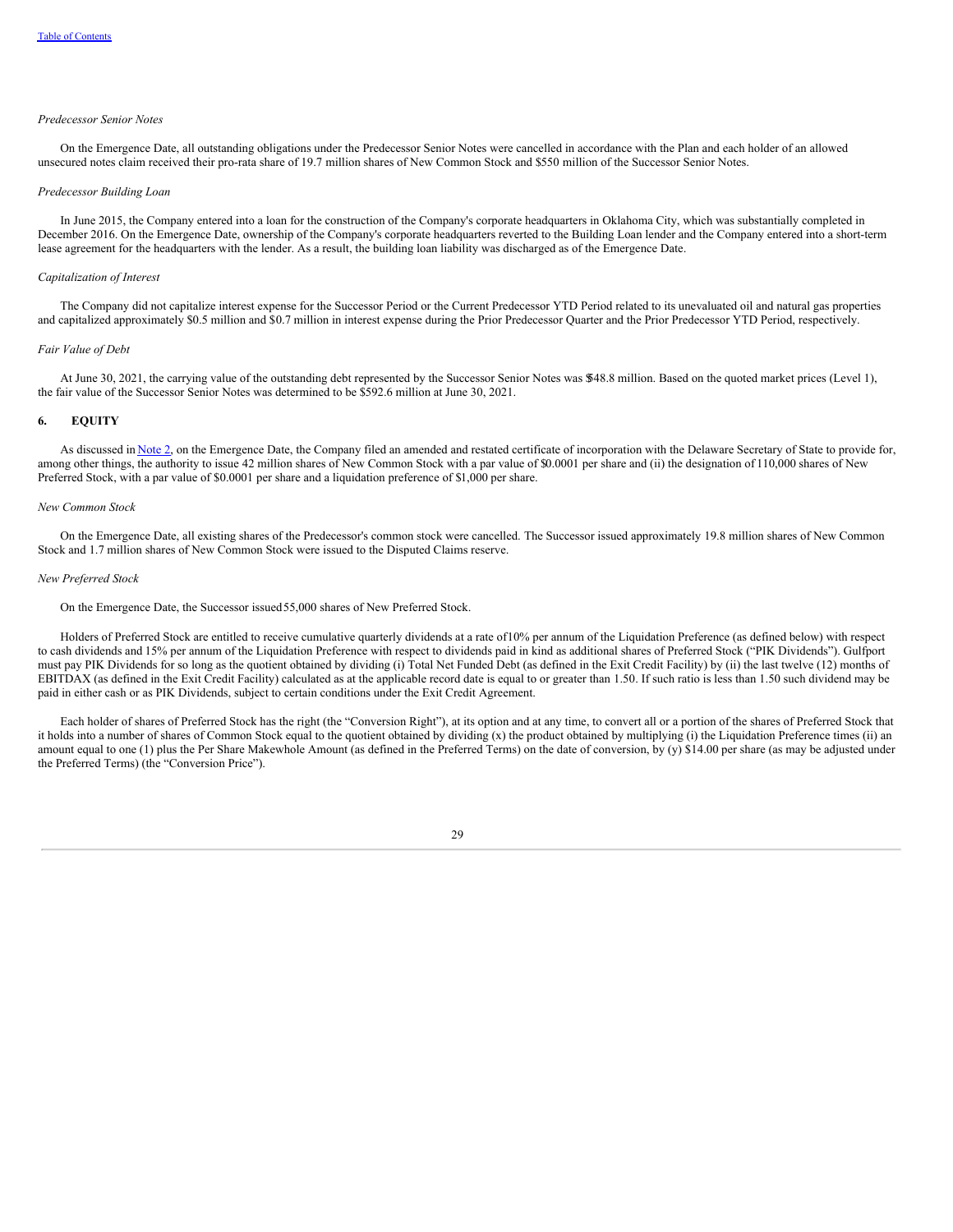*Predecessor Senior Notes*

On the Emergence Date, all outstanding obligations under the Predecessor Senior Notes were cancelled in accordance with the Plan and each holder of an allowed unsecured notes claim received their pro-rata share of 19.7 million shares of New Common Stock and $550 million of the Successor Senior Notes.

*Predecessor Building Loan*

In June 2015, the Company entered into a loan for the construction of the Company's corporate headquarters in Oklahoma City, which was substantially completed in December 2016. On the Emergence Date, ownership of the Company's corporate headquarters reverted to the Building Loan lender and the Company entered into a short-term lease agreement for the headquarters with the lender. As a result, the building loan liability was discharged as of the Emergence Date.

*Capitalization of Interest*

The Company did not capitalize interest expense for the Successor Period or the Current Predecessor YTD Period related to its unevaluated oil and natural gas properties and capitalized approximately $0.5 million and $0.7 million in interest expense during the Prior Predecessor Quarter and the Prior Predecessor YTD Period, respectively.

*Fair Value of Debt*

At June 30, 2021, the carrying value of the outstanding debt represented by the Successor Senior Notes was $548.8 million. Based on the quoted market prices (Level 1), the fair value of the Successor Senior Notes was determined to be $592.6 million at June 30, 2021.

## 6. EQUITY

As discussed in Note 2, on the Emergence Date, the Company filed an amended and restated certificate of incorporation with the Delaware Secretary of State to provide for, among other things, the authority to issue 42 million shares of New Common Stock with a par value of $0.0001 per share and (ii) the designation of 110,000 shares of New Preferred Stock, with a par value of $0.0001 per share and a liquidation preference of $1,000 per share.

*New Common Stock*

On the Emergence Date, all existing shares of the Predecessor's common stock were cancelled. The Successor issued approximately 19.8 million shares of New Common Stock and 1.7 million shares of New Common Stock were issued to the Disputed Claims reserve.

*New Preferred Stock*

On the Emergence Date, the Successor issued 55,000 shares of New Preferred Stock.

Holders of Preferred Stock are entitled to receive cumulative quarterly dividends at a rate of 10% per annum of the Liquidation Preference (as defined below) with respect to cash dividends and 15% per annum of the Liquidation Preference with respect to dividends paid in kind as additional shares of Preferred Stock ("PIK Dividends"). Gulfport must pay PIK Dividends for so long as the quotient obtained by dividing (i) Total Net Funded Debt (as defined in the Exit Credit Facility) by (ii) the last twelve (12) months of EBITDAX (as defined in the Exit Credit Facility) calculated as at the applicable record date is equal to or greater than 1.50. If such ratio is less than 1.50 such dividend may be paid in either cash or as PIK Dividends, subject to certain conditions under the Exit Credit Agreement.

Each holder of shares of Preferred Stock has the right (the "Conversion Right"), at its option and at any time, to convert all or a portion of the shares of Preferred Stock that it holds into a number of shares of Common Stock equal to the quotient obtained by dividing (x) the product obtained by multiplying (i) the Liquidation Preference times (ii) an amount equal to one (1) plus the Per Share Makewhole Amount (as defined in the Preferred Terms) on the date of conversion, by (y) $14.00 per share (as may be adjusted under the Preferred Terms) (the "Conversion Price").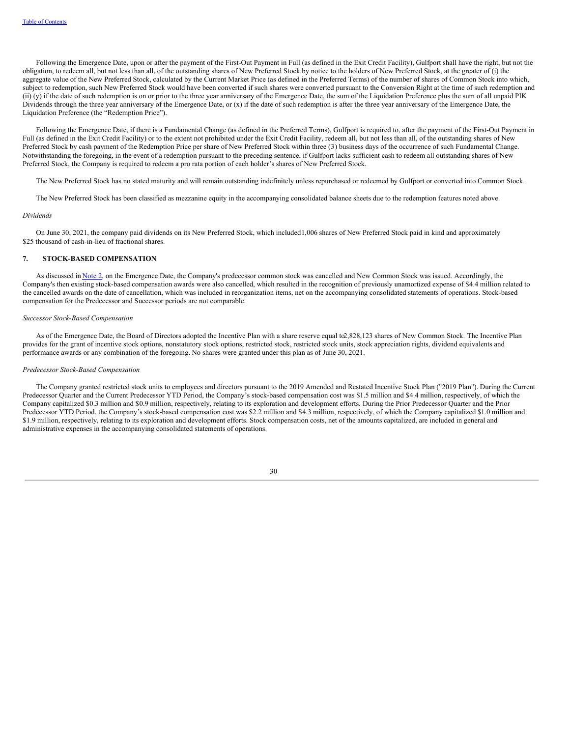Following the Emergence Date, upon or after the payment of the First-Out Payment in Full (as defined in the Exit Credit Facility), Gulfport shall have the right, but not the obligation, to redeem all, but not less than all, of the outstanding shares of New Preferred Stock by notice to the holders of New Preferred Stock, at the greater of (i) the aggregate value of the New Preferred Stock, calculated by the Current Market Price (as defined in the Preferred Terms) of the number of shares of Common Stock into which, subject to redemption, such New Preferred Stock would have been converted if such shares were converted pursuant to the Conversion Right at the time of such redemption and (ii) (y) if the date of such redemption is on or prior to the three year anniversary of the Emergence Date, the sum of the Liquidation Preference plus the sum of all unpaid PIK Dividends through the three year anniversary of the Emergence Date, or (x) if the date of such redemption is after the three year anniversary of the Emergence Date, the Liquidation Preference (the "Redemption Price").

Following the Emergence Date, if there is a Fundamental Change (as defined in the Preferred Terms), Gulfport is required to, after the payment of the First-Out Payment in Full (as defined in the Exit Credit Facility) or to the extent not prohibited under the Exit Credit Facility, redeem all, but not less than all, of the outstanding shares of New Preferred Stock by cash payment of the Redemption Price per share of New Preferred Stock within three (3) business days of the occurrence of such Fundamental Change. Notwithstanding the foregoing, in the event of a redemption pursuant to the preceding sentence, if Gulfport lacks sufficient cash to redeem all outstanding shares of New Preferred Stock, the Company is required to redeem a pro rata portion of each holder's shares of New Preferred Stock.

The New Preferred Stock has no stated maturity and will remain outstanding indefinitely unless repurchased or redeemed by Gulfport or converted into Common Stock.

The New Preferred Stock has been classified as mezzanine equity in the accompanying consolidated balance sheets due to the redemption features noted above.

*Dividends*

On June 30, 2021, the company paid dividends on its New Preferred Stock, which included 1,006 shares of New Preferred Stock paid in kind and approximately $25 thousand of cash-in-lieu of fractional shares.

## 7. STOCK-BASED COMPENSATION

As discussed in Note 2, on the Emergence Date, the Company's predecessor common stock was cancelled and New Common Stock was issued. Accordingly, the Company's then existing stock-based compensation awards were also cancelled, which resulted in the recognition of previously unamortized expense of $4.4 million related to the cancelled awards on the date of cancellation, which was included in reorganization items, net on the accompanying consolidated statements of operations. Stock-based compensation for the Predecessor and Successor periods are not comparable.

*Successor Stock-Based Compensation*

As of the Emergence Date, the Board of Directors adopted the Incentive Plan with a share reserve equal to 2,828,123 shares of New Common Stock. The Incentive Plan provides for the grant of incentive stock options, nonstatutory stock options, restricted stock, restricted stock units, stock appreciation rights, dividend equivalents and performance awards or any combination of the foregoing. No shares were granted under this plan as of June 30, 2021.

*Predecessor Stock-Based Compensation*

The Company granted restricted stock units to employees and directors pursuant to the 2019 Amended and Restated Incentive Stock Plan ("2019 Plan"). During the Current Predecessor Quarter and the Current Predecessor YTD Period, the Company's stock-based compensation cost was $1.5 million and $4.4 million, respectively, of which the Company capitalized $0.3 million and $0.9 million, respectively, relating to its exploration and development efforts. During the Prior Predecessor Quarter and the Prior Predecessor YTD Period, the Company's stock-based compensation cost was $2.2 million and $4.3 million, respectively, of which the Company capitalized $1.0 million and $1.9 million, respectively, relating to its exploration and development efforts. Stock compensation costs, net of the amounts capitalized, are included in general and administrative expenses in the accompanying consolidated statements of operations.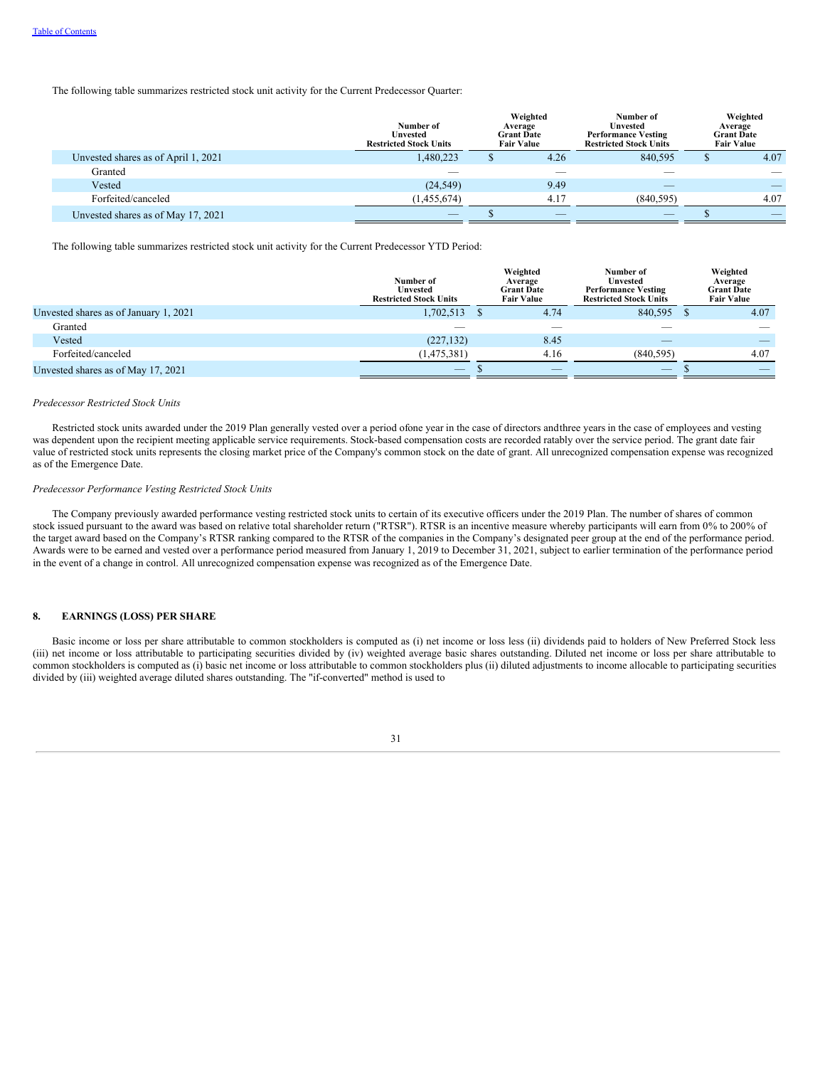The following table summarizes restricted stock unit activity for the Current Predecessor Quarter:

| | Number of Unvested Restricted Stock Units | Weighted Average Grant Date Fair Value | Number of Unvested Performance Vesting Restricted Stock Units | Weighted Average Grant Date Fair Value |
|---|---|---|---|---|
| Unvested shares as of April 1, 2021 | 1,480,223 | $ 4.26 | 840,595 | $ 4.07 |
| Granted | — | — | — | — |
| Vested | (24,549) | 9.49 | — | — |
| Forfeited/canceled | (1,455,674) | 4.17 | (840,595) | 4.07 |
| Unvested shares as of May 17, 2021 | — | $ — | — | $ — |

The following table summarizes restricted stock unit activity for the Current Predecessor YTD Period:

| | Number of Unvested Restricted Stock Units | Weighted Average Grant Date Fair Value | Number of Unvested Performance Vesting Restricted Stock Units | Weighted Average Grant Date Fair Value |
|---|---|---|---|---|
| Unvested shares as of January 1, 2021 | 1,702,513 | $ 4.74 | 840,595 | $ 4.07 |
| Granted | — | — | — | — |
| Vested | (227,132) | 8.45 | — | — |
| Forfeited/canceled | (1,475,381) | 4.16 | (840,595) | 4.07 |
| Unvested shares as of May 17, 2021 | — | $ — | — | $ — |

*Predecessor Restricted Stock Units*

Restricted stock units awarded under the 2019 Plan generally vested over a period ofone year in the case of directors andthree years in the case of employees and vesting was dependent upon the recipient meeting applicable service requirements. Stock-based compensation costs are recorded ratably over the service period. The grant date fair value of restricted stock units represents the closing market price of the Company's common stock on the date of grant. All unrecognized compensation expense was recognized as of the Emergence Date.

*Predecessor Performance Vesting Restricted Stock Units*

The Company previously awarded performance vesting restricted stock units to certain of its executive officers under the 2019 Plan. The number of shares of common stock issued pursuant to the award was based on relative total shareholder return ("RTSR"). RTSR is an incentive measure whereby participants will earn from 0% to 200% of the target award based on the Company's RTSR ranking compared to the RTSR of the companies in the Company's designated peer group at the end of the performance period. Awards were to be earned and vested over a performance period measured from January 1, 2019 to December 31, 2021, subject to earlier termination of the performance period in the event of a change in control. All unrecognized compensation expense was recognized as of the Emergence Date.

## 8. EARNINGS (LOSS) PER SHARE

Basic income or loss per share attributable to common stockholders is computed as (i) net income or loss less (ii) dividends paid to holders of New Preferred Stock less (iii) net income or loss attributable to participating securities divided by (iv) weighted average basic shares outstanding. Diluted net income or loss per share attributable to common stockholders is computed as (i) basic net income or loss attributable to common stockholders plus (ii) diluted adjustments to income allocable to participating securities divided by (iii) weighted average diluted shares outstanding. The "if-converted" method is used to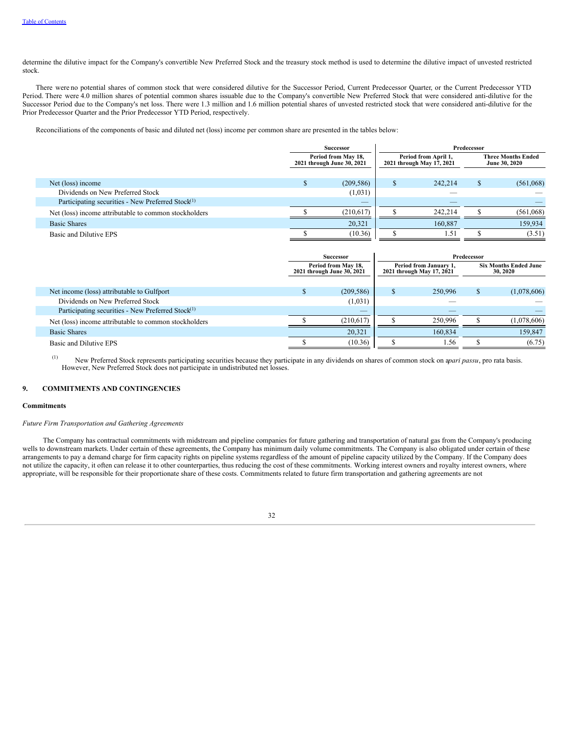determine the dilutive impact for the Company's convertible New Preferred Stock and the treasury stock method is used to determine the dilutive impact of unvested restricted stock.

There were no potential shares of common stock that were considered dilutive for the Successor Period, Current Predecessor Quarter, or the Current Predecessor YTD Period. There were 4.0 million shares of potential common shares issuable due to the Company's convertible New Preferred Stock that were considered anti-dilutive for the Successor Period due to the Company's net loss. There were 1.3 million and 1.6 million potential shares of unvested restricted stock that were considered anti-dilutive for the Prior Predecessor Quarter and the Prior Predecessor YTD Period, respectively.

Reconciliations of the components of basic and diluted net (loss) income per common share are presented in the tables below:

| | Successor | Predecessor | |
|---|---|---|---|
| | Period from May 18, 2021 through June 30, 2021 | Period from April 1, 2021 through May 17, 2021 | Three Months Ended June 30, 2020 |
| Net (loss) income | $ (209,586) | $ 242,214 | $ (561,068) |
| Dividends on New Preferred Stock | (1,031) | — | — |
| Participating securities - New Preferred Stock[(1)] | — | — | — |
| Net (loss) income attributable to common stockholders | $ (210,617) | $ 242,214 | $ (561,068) |
| Basic Shares | 20,321 | 160,887 | 159,934 |
| Basic and Dilutive EPS | $ (10.36) | $ 1.51 | $ (3.51) |

| | Successor | Predecessor | |
|---|---|---|---|
| | Period from May 18, 2021 through June 30, 2021 | Period from January 1, 2021 through May 17, 2021 | Six Months Ended June 30, 2020 |
| Net income (loss) attributable to Gulfport | $ (209,586) | $ 250,996 | $ (1,078,606) |
| Dividends on New Preferred Stock | (1,031) | — | — |
| Participating securities - New Preferred Stock[(1)] | — | — | — |
| Net (loss) income attributable to common stockholders | $ (210,617) | $ 250,996 | $ (1,078,606) |
| Basic Shares | 20,321 | 160,834 | 159,847 |
| Basic and Dilutive EPS | $ (10.36) | $ 1.56 | $ (6.75) |

(1) New Preferred Stock represents participating securities because they participate in any dividends on shares of common stock on a *pari passu*, pro rata basis. However, New Preferred Stock does not participate in undistributed net losses.

## 9. COMMITMENTS AND CONTINGENCIES

### Commitments

*Future Firm Transportation and Gathering Agreements*

The Company has contractual commitments with midstream and pipeline companies for future gathering and transportation of natural gas from the Company's producing wells to downstream markets. Under certain of these agreements, the Company has minimum daily volume commitments. The Company is also obligated under certain of these arrangements to pay a demand charge for firm capacity rights on pipeline systems regardless of the amount of pipeline capacity utilized by the Company. If the Company does not utilize the capacity, it often can release it to other counterparties, thus reducing the cost of these commitments. Working interest owners and royalty interest owners, where appropriate, will be responsible for their proportionate share of these costs. Commitments related to future firm transportation and gathering agreements are not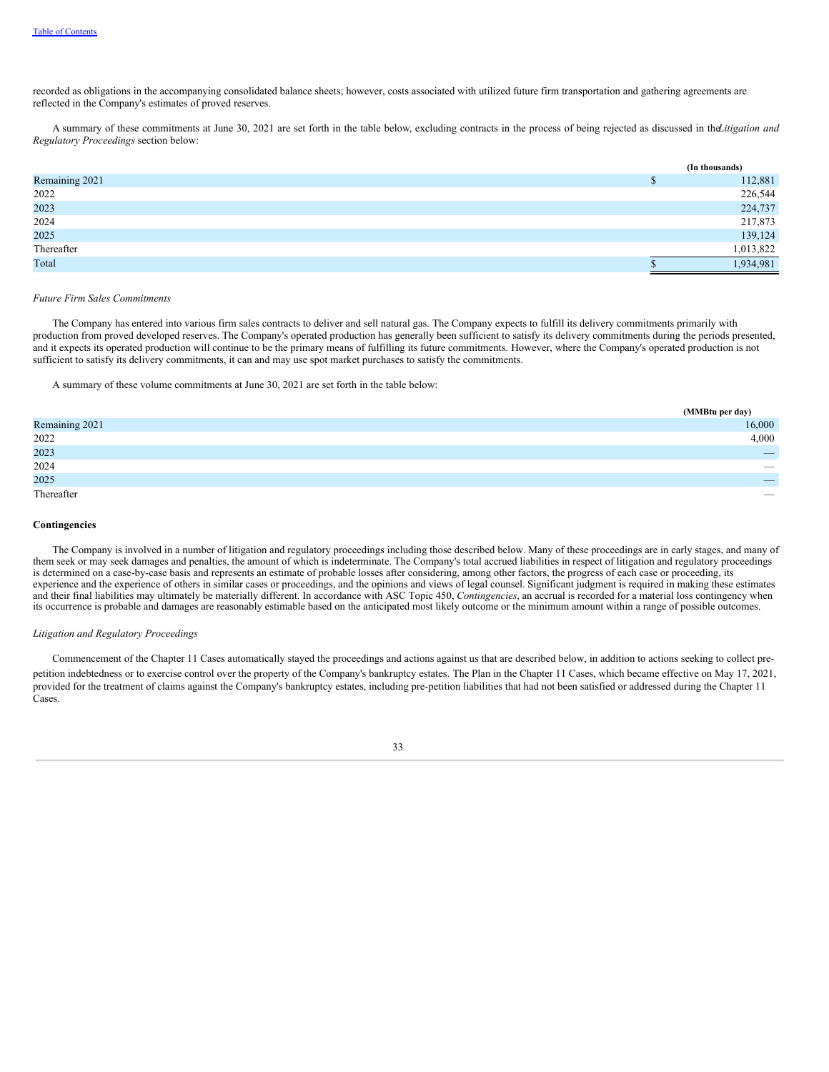recorded as obligations in the accompanying consolidated balance sheets; however, costs associated with utilized future firm transportation and gathering agreements are reflected in the Company's estimates of proved reserves.

A summary of these commitments at June 30, 2021 are set forth in the table below, excluding contracts in the process of being rejected as discussed in the *Litigation and Regulatory Proceedings* section below:

| | (In thousands) |
|---|---|
| Remaining 2021 | $ 112,881 |
| 2022 | 226,544 |
| 2023 | 224,737 |
| 2024 | 217,873 |
| 2025 | 139,124 |
| Thereafter | 1,013,822 |
| Total | $ 1,934,981 |

*Future Firm Sales Commitments*

The Company has entered into various firm sales contracts to deliver and sell natural gas. The Company expects to fulfill its delivery commitments primarily with production from proved developed reserves. The Company's operated production has generally been sufficient to satisfy its delivery commitments during the periods presented, and it expects its operated production will continue to be the primary means of fulfilling its future commitments. However, where the Company's operated production is not sufficient to satisfy its delivery commitments, it can and may use spot market purchases to satisfy the commitments.

A summary of these volume commitments at June 30, 2021 are set forth in the table below:

| | (MMBtu per day) |
|---|---|
| Remaining 2021 | 16,000 |
| 2022 | 4,000 |
| 2023 | — |
| 2024 | — |
| 2025 | — |
| Thereafter | — |

**Contingencies**

The Company is involved in a number of litigation and regulatory proceedings including those described below. Many of these proceedings are in early stages, and many of them seek or may seek damages and penalties, the amount of which is indeterminate. The Company's total accrued liabilities in respect of litigation and regulatory proceedings is determined on a case-by-case basis and represents an estimate of probable losses after considering, among other factors, the progress of each case or proceeding, its experience and the experience of others in similar cases or proceedings, and the opinions and views of legal counsel. Significant judgment is required in making these estimates and their final liabilities may ultimately be materially different. In accordance with ASC Topic 450, *Contingencies*, an accrual is recorded for a material loss contingency when its occurrence is probable and damages are reasonably estimable based on the anticipated most likely outcome or the minimum amount within a range of possible outcomes.

*Litigation and Regulatory Proceedings*

Commencement of the Chapter 11 Cases automatically stayed the proceedings and actions against us that are described below, in addition to actions seeking to collect pre-petition indebtedness or to exercise control over the property of the Company's bankruptcy estates. The Plan in the Chapter 11 Cases, which became effective on May 17, 2021, provided for the treatment of claims against the Company's bankruptcy estates, including pre-petition liabilities that had not been satisfied or addressed during the Chapter 11 Cases.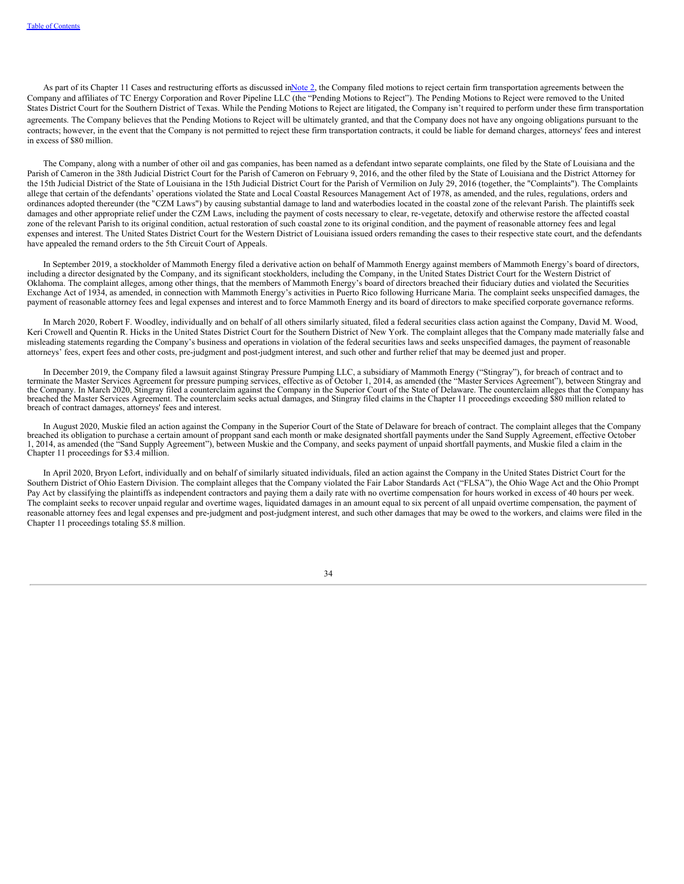As part of its Chapter 11 Cases and restructuring efforts as discussed in Note 2, the Company filed motions to reject certain firm transportation agreements between the Company and affiliates of TC Energy Corporation and Rover Pipeline LLC (the "Pending Motions to Reject"). The Pending Motions to Reject were removed to the United States District Court for the Southern District of Texas. While the Pending Motions to Reject are litigated, the Company isn't required to perform under these firm transportation agreements. The Company believes that the Pending Motions to Reject will be ultimately granted, and that the Company does not have any ongoing obligations pursuant to the contracts; however, in the event that the Company is not permitted to reject these firm transportation contracts, it could be liable for demand charges, attorneys' fees and interest in excess of $80 million.

The Company, along with a number of other oil and gas companies, has been named as a defendant in two separate complaints, one filed by the State of Louisiana and the Parish of Cameron in the 38th Judicial District Court for the Parish of Cameron on February 9, 2016, and the other filed by the State of Louisiana and the District Attorney for the 15th Judicial District of the State of Louisiana in the 15th Judicial District Court for the Parish of Vermilion on July 29, 2016 (together, the "Complaints"). The Complaints allege that certain of the defendants' operations violated the State and Local Coastal Resources Management Act of 1978, as amended, and the rules, regulations, orders and ordinances adopted thereunder (the "CZM Laws") by causing substantial damage to land and waterbodies located in the coastal zone of the relevant Parish. The plaintiffs seek damages and other appropriate relief under the CZM Laws, including the payment of costs necessary to clear, re-vegetate, detoxify and otherwise restore the affected coastal zone of the relevant Parish to its original condition, actual restoration of such coastal zone to its original condition, and the payment of reasonable attorney fees and legal expenses and interest. The United States District Court for the Western District of Louisiana issued orders remanding the cases to their respective state court, and the defendants have appealed the remand orders to the 5th Circuit Court of Appeals.

In September 2019, a stockholder of Mammoth Energy filed a derivative action on behalf of Mammoth Energy against members of Mammoth Energy's board of directors, including a director designated by the Company, and its significant stockholders, including the Company, in the United States District Court for the Western District of Oklahoma. The complaint alleges, among other things, that the members of Mammoth Energy's board of directors breached their fiduciary duties and violated the Securities Exchange Act of 1934, as amended, in connection with Mammoth Energy's activities in Puerto Rico following Hurricane Maria. The complaint seeks unspecified damages, the payment of reasonable attorney fees and legal expenses and interest and to force Mammoth Energy and its board of directors to make specified corporate governance reforms.

In March 2020, Robert F. Woodley, individually and on behalf of all others similarly situated, filed a federal securities class action against the Company, David M. Wood, Keri Crowell and Quentin R. Hicks in the United States District Court for the Southern District of New York. The complaint alleges that the Company made materially false and misleading statements regarding the Company's business and operations in violation of the federal securities laws and seeks unspecified damages, the payment of reasonable attorneys' fees, expert fees and other costs, pre-judgment and post-judgment interest, and such other and further relief that may be deemed just and proper.

In December 2019, the Company filed a lawsuit against Stingray Pressure Pumping LLC, a subsidiary of Mammoth Energy ("Stingray"), for breach of contract and to terminate the Master Services Agreement for pressure pumping services, effective as of October 1, 2014, as amended (the "Master Services Agreement"), between Stingray and the Company. In March 2020, Stingray filed a counterclaim against the Company in the Superior Court of the State of Delaware. The counterclaim alleges that the Company has breached the Master Services Agreement. The counterclaim seeks actual damages, and Stingray filed claims in the Chapter 11 proceedings exceeding $80 million related to breach of contract damages, attorneys' fees and interest.

In August 2020, Muskie filed an action against the Company in the Superior Court of the State of Delaware for breach of contract. The complaint alleges that the Company breached its obligation to purchase a certain amount of proppant sand each month or make designated shortfall payments under the Sand Supply Agreement, effective October 1, 2014, as amended (the "Sand Supply Agreement"), between Muskie and the Company, and seeks payment of unpaid shortfall payments, and Muskie filed a claim in the Chapter 11 proceedings for $3.4 million.

In April 2020, Bryon Lefort, individually and on behalf of similarly situated individuals, filed an action against the Company in the United States District Court for the Southern District of Ohio Eastern Division. The complaint alleges that the Company violated the Fair Labor Standards Act ("FLSA"), the Ohio Wage Act and the Ohio Prompt Pay Act by classifying the plaintiffs as independent contractors and paying them a daily rate with no overtime compensation for hours worked in excess of 40 hours per week. The complaint seeks to recover unpaid regular and overtime wages, liquidated damages in an amount equal to six percent of all unpaid overtime compensation, the payment of reasonable attorney fees and legal expenses and pre-judgment and post-judgment interest, and such other damages that may be owed to the workers, and claims were filed in the Chapter 11 proceedings totaling $5.8 million.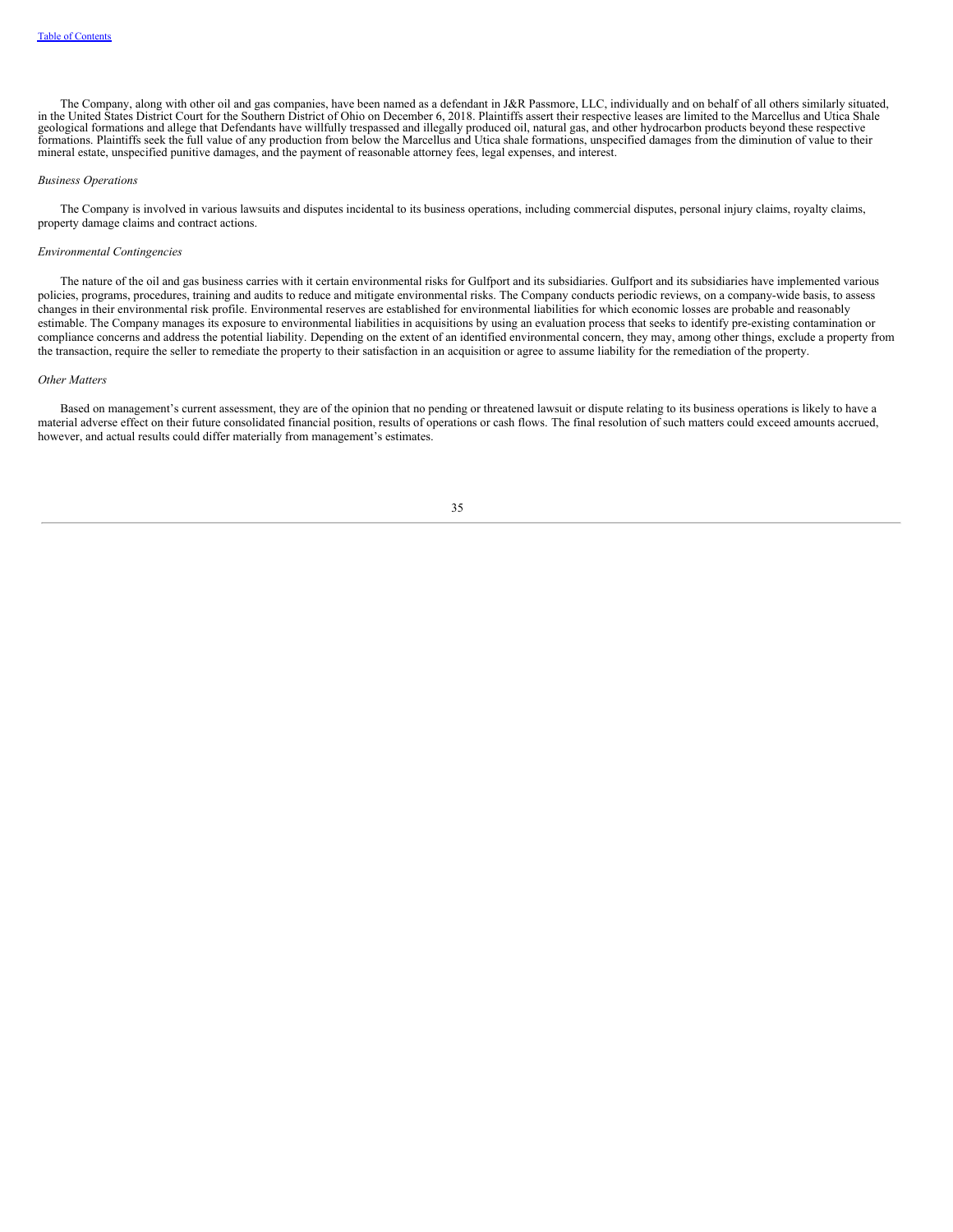The Company, along with other oil and gas companies, have been named as a defendant in J&R Passmore, LLC, individually and on behalf of all others similarly situated, in the United States District Court for the Southern District of Ohio on December 6, 2018. Plaintiffs assert their respective leases are limited to the Marcellus and Utica Shale geological formations and allege that Defendants have willfully trespassed and illegally produced oil, natural gas, and other hydrocarbon products beyond these respective formations. Plaintiffs seek the full value of any production from below the Marcellus and Utica shale formations, unspecified damages from the diminution of value to their mineral estate, unspecified punitive damages, and the payment of reasonable attorney fees, legal expenses, and interest.

*Business Operations*

The Company is involved in various lawsuits and disputes incidental to its business operations, including commercial disputes, personal injury claims, royalty claims, property damage claims and contract actions.

*Environmental Contingencies*

The nature of the oil and gas business carries with it certain environmental risks for Gulfport and its subsidiaries. Gulfport and its subsidiaries have implemented various policies, programs, procedures, training and audits to reduce and mitigate environmental risks. The Company conducts periodic reviews, on a company-wide basis, to assess changes in their environmental risk profile. Environmental reserves are established for environmental liabilities for which economic losses are probable and reasonably estimable. The Company manages its exposure to environmental liabilities in acquisitions by using an evaluation process that seeks to identify pre-existing contamination or compliance concerns and address the potential liability. Depending on the extent of an identified environmental concern, they may, among other things, exclude a property from the transaction, require the seller to remediate the property to their satisfaction in an acquisition or agree to assume liability for the remediation of the property.

*Other Matters*

Based on management's current assessment, they are of the opinion that no pending or threatened lawsuit or dispute relating to its business operations is likely to have a material adverse effect on their future consolidated financial position, results of operations or cash flows. The final resolution of such matters could exceed amounts accrued, however, and actual results could differ materially from management's estimates.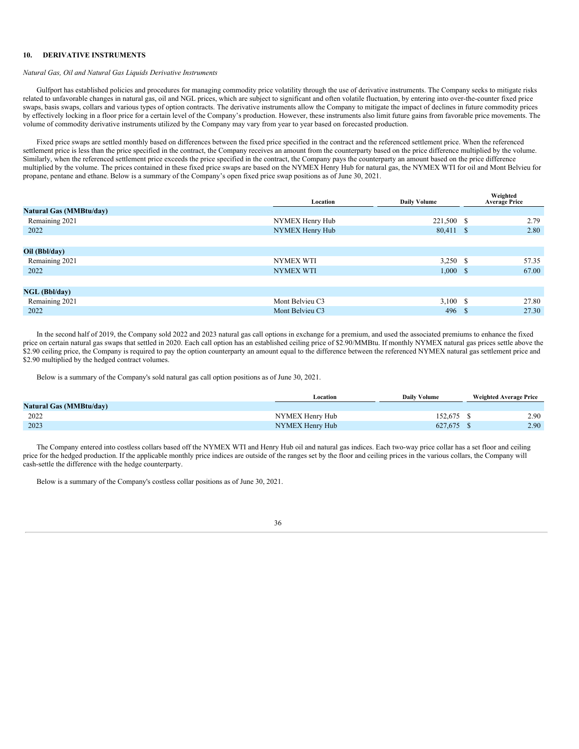## 10. DERIVATIVE INSTRUMENTS

*Natural Gas, Oil and Natural Gas Liquids Derivative Instruments*

Gulfport has established policies and procedures for managing commodity price volatility through the use of derivative instruments. The Company seeks to mitigate risks related to unfavorable changes in natural gas, oil and NGL prices, which are subject to significant and often volatile fluctuation, by entering into over-the-counter fixed price swaps, basis swaps, collars and various types of option contracts. The derivative instruments allow the Company to mitigate the impact of declines in future commodity prices by effectively locking in a floor price for a certain level of the Company's production. However, these instruments also limit future gains from favorable price movements. The volume of commodity derivative instruments utilized by the Company may vary from year to year based on forecasted production.

Fixed price swaps are settled monthly based on differences between the fixed price specified in the contract and the referenced settlement price. When the referenced settlement price is less than the price specified in the contract, the Company receives an amount from the counterparty based on the price difference multiplied by the volume. Similarly, when the referenced settlement price exceeds the price specified in the contract, the Company pays the counterparty an amount based on the price difference multiplied by the volume. The prices contained in these fixed price swaps are based on the NYMEX Henry Hub for natural gas, the NYMEX WTI for oil and Mont Belvieu for propane, pentane and ethane. Below is a summary of the Company's open fixed price swap positions as of June 30, 2021.

| | Location | Daily Volume | Weighted Average Price |
|---|---|---|---|
| **Natural Gas (MMBtu/day)** | | | |
| Remaining 2021 | NYMEX Henry Hub | 221,500 | $ 2.79 |
| 2022 | NYMEX Henry Hub | 80,411 | $ 2.80 |
| | | | |
| **Oil (Bbl/day)** | | | |
| Remaining 2021 | NYMEX WTI | 3,250 | $ 57.35 |
| 2022 | NYMEX WTI | 1,000 | $ 67.00 |
| | | | |
| **NGL (Bbl/day)** | | | |
| Remaining 2021 | Mont Belvieu C3 | 3,100 | $ 27.80 |
| 2022 | Mont Belvieu C3 | 496 | $ 27.30 |

In the second half of 2019, the Company sold 2022 and 2023 natural gas call options in exchange for a premium, and used the associated premiums to enhance the fixed price on certain natural gas swaps that settled in 2020. Each call option has an established ceiling price of $2.90/MMBtu. If monthly NYMEX natural gas prices settle above the $2.90 ceiling price, the Company is required to pay the option counterparty an amount equal to the difference between the referenced NYMEX natural gas settlement price and $2.90 multiplied by the hedged contract volumes.

Below is a summary of the Company's sold natural gas call option positions as of June 30, 2021.

| | Location | Daily Volume | Weighted Average Price |
|---|---|---|---|
| **Natural Gas (MMBtu/day)** | | | |
| 2022 | NYMEX Henry Hub | 152,675 | $ 2.90 |
| 2023 | NYMEX Henry Hub | 627,675 | $ 2.90 |

The Company entered into costless collars based off the NYMEX WTI and Henry Hub oil and natural gas indices. Each two-way price collar has a set floor and ceiling price for the hedged production. If the applicable monthly price indices are outside of the ranges set by the floor and ceiling prices in the various collars, the Company will cash-settle the difference with the hedge counterparty.

Below is a summary of the Company's costless collar positions as of June 30, 2021.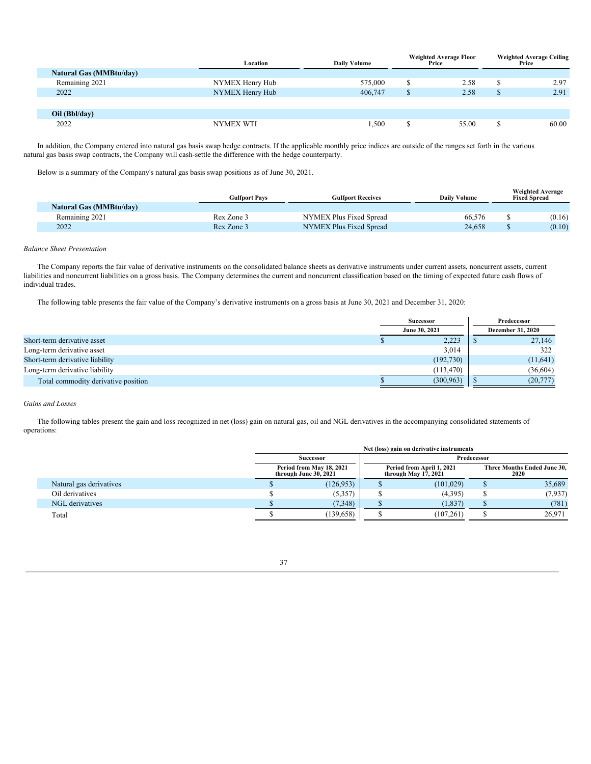| | Location | Daily Volume | Weighted Average Floor Price | Weighted Average Ceiling Price |
|---|---|---|---|---|
| **Natural Gas (MMBtu/day)** | | | | |
| Remaining 2021 | NYMEX Henry Hub | 575,000 | $ 2.58 | $ 2.97 |
| 2022 | NYMEX Henry Hub | 406,747 | $ 2.58 | $ 2.91 |
| | | | | |
| **Oil (Bbl/day)** | | | | |
| 2022 | NYMEX WTI | 1,500 | $ 55.00 | $ 60.00 |

In addition, the Company entered into natural gas basis swap hedge contracts. If the applicable monthly price indices are outside of the ranges set forth in the various natural gas basis swap contracts, the Company will cash-settle the difference with the hedge counterparty.

Below is a summary of the Company's natural gas basis swap positions as of June 30, 2021.

| | Gulfport Pays | Gulfport Receives | Daily Volume | Weighted Average Fixed Spread |
|---|---|---|---|---|
| **Natural Gas (MMBtu/day)** | | | | |
| Remaining 2021 | Rex Zone 3 | NYMEX Plus Fixed Spread | 66,576 | $ (0.16) |
| 2022 | Rex Zone 3 | NYMEX Plus Fixed Spread | 24,658 | $ (0.10) |

*Balance Sheet Presentation*

The Company reports the fair value of derivative instruments on the consolidated balance sheets as derivative instruments under current assets, noncurrent assets, current liabilities and noncurrent liabilities on a gross basis. The Company determines the current and noncurrent classification based on the timing of expected future cash flows of individual trades.

The following table presents the fair value of the Company's derivative instruments on a gross basis at June 30, 2021 and December 31, 2020:

| | Successor | Predecessor |
|---|---|---|
| | June 30, 2021 | December 31, 2020 |
| Short-term derivative asset | $ 2,223 | $ 27,146 |
| Long-term derivative asset | 3,014 | 322 |
| Short-term derivative liability | (192,730) | (11,641) |
| Long-term derivative liability | (113,470) | (36,604) |
| Total commodity derivative position | $ (300,963) | $ (20,777) |

*Gains and Losses*

The following tables present the gain and loss recognized in net (loss) gain on natural gas, oil and NGL derivatives in the accompanying consolidated statements of operations:

| | Net (loss) gain on derivative instruments | | |
|---|---|---|---|
| | Successor | Predecessor | |
| | Period from May 18, 2021 through June 30, 2021 | Period from April 1, 2021 through May 17, 2021 | Three Months Ended June 30, 2020 |
| Natural gas derivatives | $ (126,953) | $ (101,029) | $ 35,689 |
| Oil derivatives | $ (5,357) | $ (4,395) | $ (7,937) |
| NGL derivatives | $ (7,348) | $ (1,837) | $ (781) |
| Total | $ (139,658) | $ (107,261) | $ 26,971 |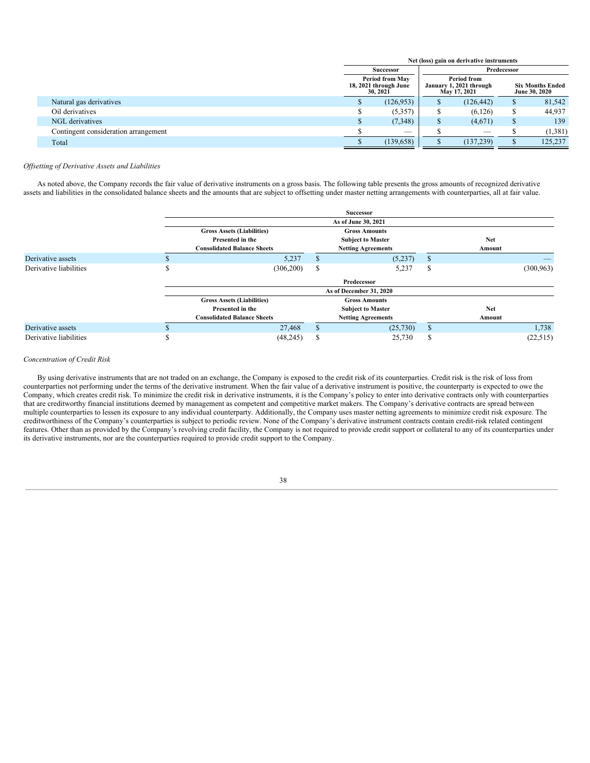| | Net (loss) gain on derivative instruments | | |
|---|---|---|---|
| | Successor | Predecessor | |
| | Period from May 18, 2021 through June 30, 2021 | Period from January 1, 2021 through May 17, 2021 | Six Months Ended June 30, 2020 |
| Natural gas derivatives | $ (126,953) | $ (126,442) | $ 81,542 |
| Oil derivatives | $ (5,357) | $ (6,126) | $ 44,937 |
| NGL derivatives | $ (7,348) | $ (4,671) | $ 139 |
| Contingent consideration arrangement | $ — | $ — | $ (1,381) |
| Total | $ (139,658) | $ (137,239) | $ 125,237 |

*Offsetting of Derivative Assets and Liabilities*

As noted above, the Company records the fair value of derivative instruments on a gross basis. The following table presents the gross amounts of recognized derivative assets and liabilities in the consolidated balance sheets and the amounts that are subject to offsetting under master netting arrangements with counterparties, all at fair value.

| | Successor | | |
|---|---|---|---|
| | As of June 30, 2021 | | |
| | Gross Assets (Liabilities) Presented in the Consolidated Balance Sheets | Gross Amounts Subject to Master Netting Agreements | Net Amount |
| Derivative assets | $ 5,237 | $ (5,237) | $ — |
| Derivative liabilities | $ (306,200) | $ 5,237 | $ (300,963) |
| | **Predecessor** | | |
| | **As of December 31, 2020** | | |
| | **Gross Assets (Liabilities) Presented in the Consolidated Balance Sheets** | **Gross Amounts Subject to Master Netting Agreements** | **Net Amount** |
| Derivative assets | $ 27,468 | $ (25,730) | $ 1,738 |
| Derivative liabilities | $ (48,245) | $ 25,730 | $ (22,515) |

*Concentration of Credit Risk*

By using derivative instruments that are not traded on an exchange, the Company is exposed to the credit risk of its counterparties. Credit risk is the risk of loss from counterparties not performing under the terms of the derivative instrument. When the fair value of a derivative instrument is positive, the counterparty is expected to owe the Company, which creates credit risk. To minimize the credit risk in derivative instruments, it is the Company's policy to enter into derivative contracts only with counterparties that are creditworthy financial institutions deemed by management as competent and competitive market makers. The Company's derivative contracts are spread between multiple counterparties to lessen its exposure to any individual counterparty. Additionally, the Company uses master netting agreements to minimize credit risk exposure. The creditworthiness of the Company's counterparties is subject to periodic review. None of the Company's derivative instrument contracts contain credit-risk related contingent features. Other than as provided by the Company's revolving credit facility, the Company is not required to provide credit support or collateral to any of its counterparties under its derivative instruments, nor are the counterparties required to provide credit support to the Company.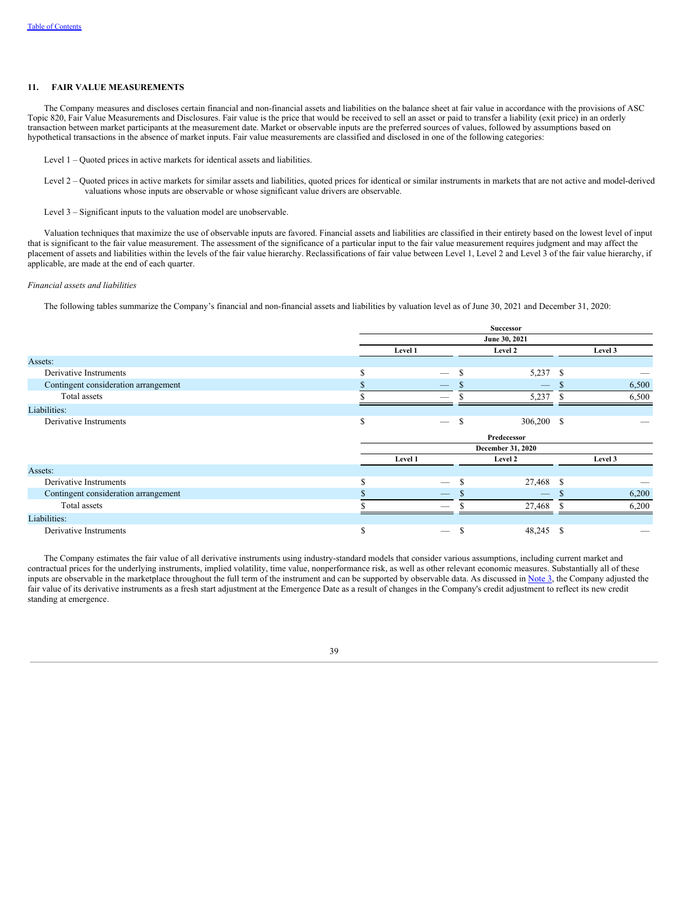## 11. FAIR VALUE MEASUREMENTS

The Company measures and discloses certain financial and non-financial assets and liabilities on the balance sheet at fair value in accordance with the provisions of ASC Topic 820, Fair Value Measurements and Disclosures. Fair value is the price that would be received to sell an asset or paid to transfer a liability (exit price) in an orderly transaction between market participants at the measurement date. Market or observable inputs are the preferred sources of values, followed by assumptions based on hypothetical transactions in the absence of market inputs. Fair value measurements are classified and disclosed in one of the following categories:

Level 1 – Quoted prices in active markets for identical assets and liabilities.

Level 2 – Quoted prices in active markets for similar assets and liabilities, quoted prices for identical or similar instruments in markets that are not active and model-derived valuations whose inputs are observable or whose significant value drivers are observable.

Level 3 – Significant inputs to the valuation model are unobservable.

Valuation techniques that maximize the use of observable inputs are favored. Financial assets and liabilities are classified in their entirety based on the lowest level of input that is significant to the fair value measurement. The assessment of the significance of a particular input to the fair value measurement requires judgment and may affect the placement of assets and liabilities within the levels of the fair value hierarchy. Reclassifications of fair value between Level 1, Level 2 and Level 3 of the fair value hierarchy, if applicable, are made at the end of each quarter.

*Financial assets and liabilities*

The following tables summarize the Company's financial and non-financial assets and liabilities by valuation level as of June 30, 2021 and December 31, 2020:

| | Successor | | |
|---|---|---|---|
| | June 30, 2021 | | |
| | Level 1 | Level 2 | Level 3 |
| Assets: | | | |
| Derivative Instruments | $ — | $ 5,237 | $ — |
| Contingent consideration arrangement | $ — | $ — | $ 6,500 |
| Total assets | $ — | $ 5,237 | $ 6,500 |
| Liabilities: | | | |
| Derivative Instruments | $ — | $ 306,200 | $ — |

| | Predecessor | | |
|---|---|---|---|
| | December 31, 2020 | | |
| | Level 1 | Level 2 | Level 3 |
| Assets: | | | |
| Derivative Instruments | $ — | $ 27,468 | $ — |
| Contingent consideration arrangement | $ — | $ — | $ 6,200 |
| Total assets | $ — | $ 27,468 | $ 6,200 |
| Liabilities: | | | |
| Derivative Instruments | $ — | $ 48,245 | $ — |

The Company estimates the fair value of all derivative instruments using industry-standard models that consider various assumptions, including current market and contractual prices for the underlying instruments, implied volatility, time value, nonperformance risk, as well as other relevant economic measures. Substantially all of these inputs are observable in the marketplace throughout the full term of the instrument and can be supported by observable data. As discussed in Note 3, the Company adjusted the fair value of its derivative instruments as a fresh start adjustment at the Emergence Date as a result of changes in the Company's credit adjustment to reflect its new credit standing at emergence.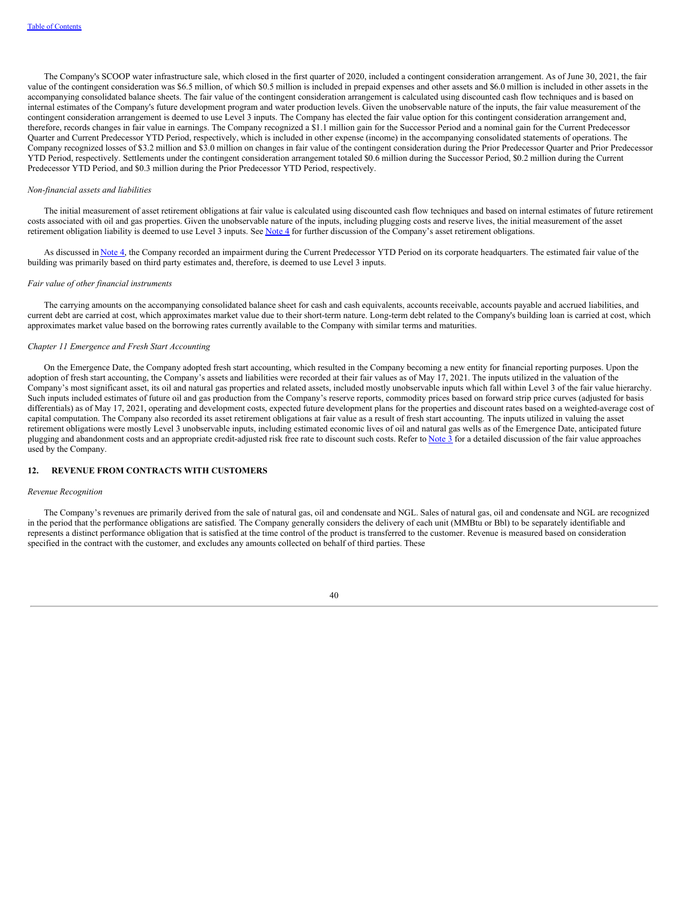The Company's SCOOP water infrastructure sale, which closed in the first quarter of 2020, included a contingent consideration arrangement. As of June 30, 2021, the fair value of the contingent consideration was $6.5 million, of which $0.5 million is included in prepaid expenses and other assets and $6.0 million is included in other assets in the accompanying consolidated balance sheets. The fair value of the contingent consideration arrangement is calculated using discounted cash flow techniques and is based on internal estimates of the Company's future development program and water production levels. Given the unobservable nature of the inputs, the fair value measurement of the contingent consideration arrangement is deemed to use Level 3 inputs. The Company has elected the fair value option for this contingent consideration arrangement and, therefore, records changes in fair value in earnings. The Company recognized a $1.1 million gain for the Successor Period and a nominal gain for the Current Predecessor Quarter and Current Predecessor YTD Period, respectively, which is included in other expense (income) in the accompanying consolidated statements of operations. The Company recognized losses of $3.2 million and $3.0 million on changes in fair value of the contingent consideration during the Prior Predecessor Quarter and Prior Predecessor YTD Period, respectively. Settlements under the contingent consideration arrangement totaled $0.6 million during the Successor Period, $0.2 million during the Current Predecessor YTD Period, and $0.3 million during the Prior Predecessor YTD Period, respectively.

*Non-financial assets and liabilities*

The initial measurement of asset retirement obligations at fair value is calculated using discounted cash flow techniques and based on internal estimates of future retirement costs associated with oil and gas properties. Given the unobservable nature of the inputs, including plugging costs and reserve lives, the initial measurement of the asset retirement obligation liability is deemed to use Level 3 inputs. See Note 4 for further discussion of the Company's asset retirement obligations.

As discussed in Note 4, the Company recorded an impairment during the Current Predecessor YTD Period on its corporate headquarters. The estimated fair value of the building was primarily based on third party estimates and, therefore, is deemed to use Level 3 inputs.

*Fair value of other financial instruments*

The carrying amounts on the accompanying consolidated balance sheet for cash and cash equivalents, accounts receivable, accounts payable and accrued liabilities, and current debt are carried at cost, which approximates market value due to their short-term nature. Long-term debt related to the Company's building loan is carried at cost, which approximates market value based on the borrowing rates currently available to the Company with similar terms and maturities.

*Chapter 11 Emergence and Fresh Start Accounting*

On the Emergence Date, the Company adopted fresh start accounting, which resulted in the Company becoming a new entity for financial reporting purposes. Upon the adoption of fresh start accounting, the Company's assets and liabilities were recorded at their fair values as of May 17, 2021. The inputs utilized in the valuation of the Company's most significant asset, its oil and natural gas properties and related assets, included mostly unobservable inputs which fall within Level 3 of the fair value hierarchy. Such inputs included estimates of future oil and gas production from the Company's reserve reports, commodity prices based on forward strip price curves (adjusted for basis differentials) as of May 17, 2021, operating and development costs, expected future development plans for the properties and discount rates based on a weighted-average cost of capital computation. The Company also recorded its asset retirement obligations at fair value as a result of fresh start accounting. The inputs utilized in valuing the asset retirement obligations were mostly Level 3 unobservable inputs, including estimated economic lives of oil and natural gas wells as of the Emergence Date, anticipated future plugging and abandonment costs and an appropriate credit-adjusted risk free rate to discount such costs. Refer to Note 3 for a detailed discussion of the fair value approaches used by the Company.

## 12. REVENUE FROM CONTRACTS WITH CUSTOMERS

*Revenue Recognition*

The Company's revenues are primarily derived from the sale of natural gas, oil and condensate and NGL. Sales of natural gas, oil and condensate and NGL are recognized in the period that the performance obligations are satisfied. The Company generally considers the delivery of each unit (MMBtu or Bbl) to be separately identifiable and represents a distinct performance obligation that is satisfied at the time control of the product is transferred to the customer. Revenue is measured based on consideration specified in the contract with the customer, and excludes any amounts collected on behalf of third parties. These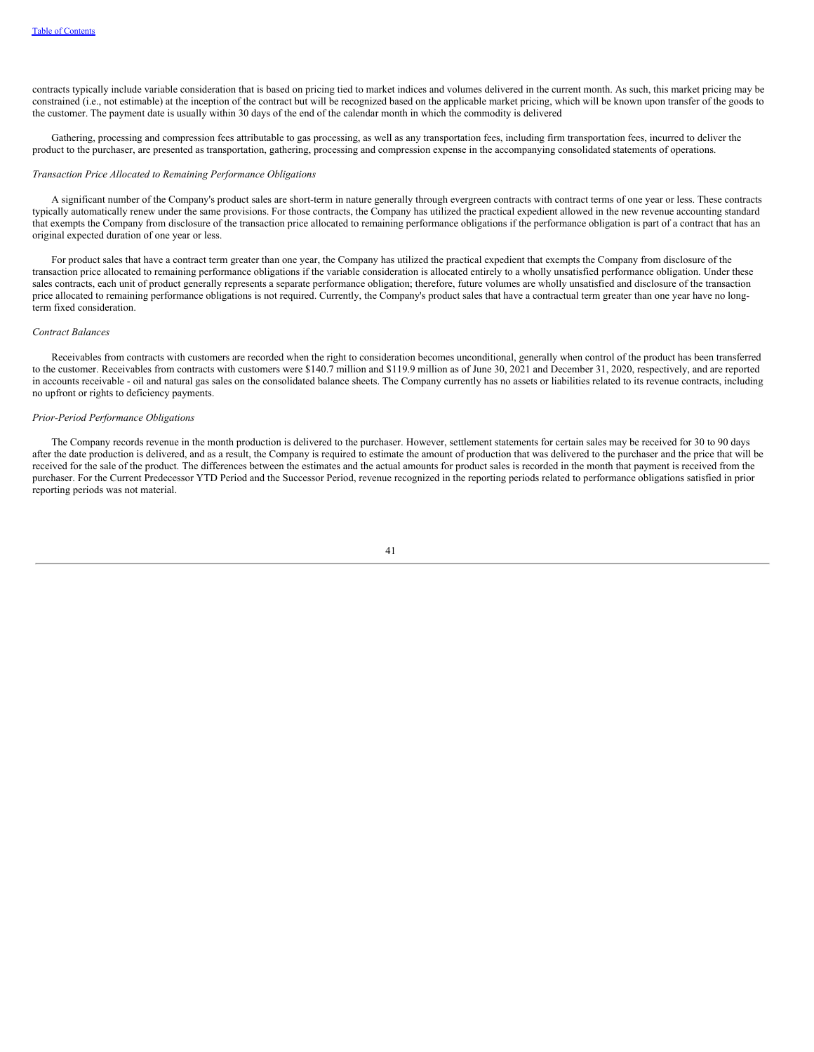contracts typically include variable consideration that is based on pricing tied to market indices and volumes delivered in the current month. As such, this market pricing may be constrained (i.e., not estimable) at the inception of the contract but will be recognized based on the applicable market pricing, which will be known upon transfer of the goods to the customer. The payment date is usually within 30 days of the end of the calendar month in which the commodity is delivered

Gathering, processing and compression fees attributable to gas processing, as well as any transportation fees, including firm transportation fees, incurred to deliver the product to the purchaser, are presented as transportation, gathering, processing and compression expense in the accompanying consolidated statements of operations.

*Transaction Price Allocated to Remaining Performance Obligations*

A significant number of the Company's product sales are short-term in nature generally through evergreen contracts with contract terms of one year or less. These contracts typically automatically renew under the same provisions. For those contracts, the Company has utilized the practical expedient allowed in the new revenue accounting standard that exempts the Company from disclosure of the transaction price allocated to remaining performance obligations if the performance obligation is part of a contract that has an original expected duration of one year or less.

For product sales that have a contract term greater than one year, the Company has utilized the practical expedient that exempts the Company from disclosure of the transaction price allocated to remaining performance obligations if the variable consideration is allocated entirely to a wholly unsatisfied performance obligation. Under these sales contracts, each unit of product generally represents a separate performance obligation; therefore, future volumes are wholly unsatisfied and disclosure of the transaction price allocated to remaining performance obligations is not required. Currently, the Company's product sales that have a contractual term greater than one year have no long-term fixed consideration.

*Contract Balances*

Receivables from contracts with customers are recorded when the right to consideration becomes unconditional, generally when control of the product has been transferred to the customer. Receivables from contracts with customers were $140.7 million and $119.9 million as of June 30, 2021 and December 31, 2020, respectively, and are reported in accounts receivable - oil and natural gas sales on the consolidated balance sheets. The Company currently has no assets or liabilities related to its revenue contracts, including no upfront or rights to deficiency payments.

*Prior-Period Performance Obligations*

The Company records revenue in the month production is delivered to the purchaser. However, settlement statements for certain sales may be received for 30 to 90 days after the date production is delivered, and as a result, the Company is required to estimate the amount of production that was delivered to the purchaser and the price that will be received for the sale of the product. The differences between the estimates and the actual amounts for product sales is recorded in the month that payment is received from the purchaser. For the Current Predecessor YTD Period and the Successor Period, revenue recognized in the reporting periods related to performance obligations satisfied in prior reporting periods was not material.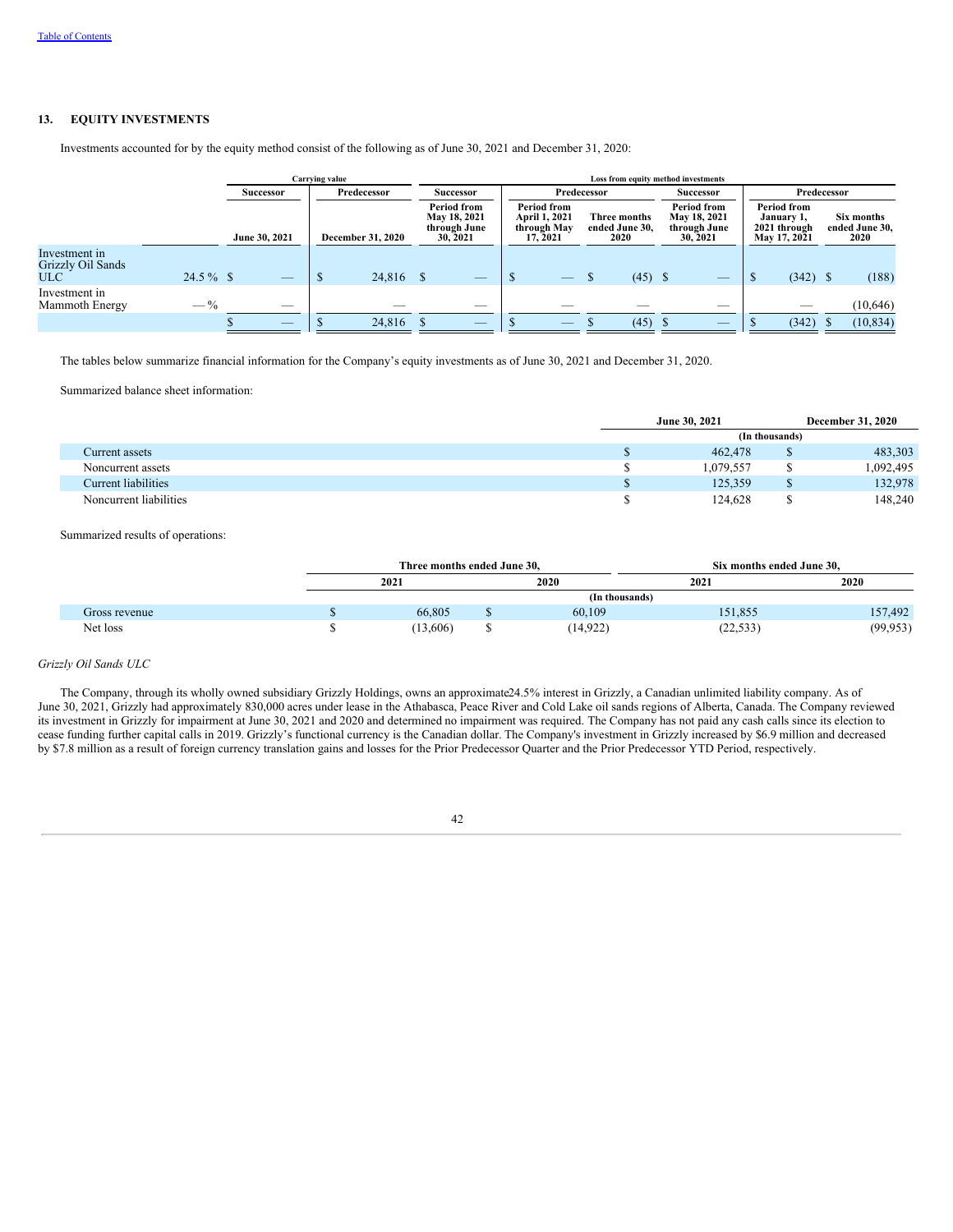## 13. EQUITY INVESTMENTS

Investments accounted for by the equity method consist of the following as of June 30, 2021 and December 31, 2020:

| | | Carrying value | | Loss from equity method investments | | | | | |
|---|---|---|---|---|---|---|---|---|---|
| | | Successor | Predecessor | Successor | Predecessor | | Successor | Predecessor | |
| | | June 30, 2021 | December 31, 2020 | Period from May 18, 2021 through June 30, 2021 | Period from April 1, 2021 through May 17, 2021 | Three months ended June 30, 2020 | Period from May 18, 2021 through June 30, 2021 | Period from January 1, 2021 through May 17, 2021 | Six months ended June 30, 2020 |
| Investment in Grizzly Oil Sands ULC | 24.5 % | $ — | $ 24,816 | $ — | $ — | $ (45) | $ — | $ (342) | $ (188) |
| Investment in Mammoth Energy | — % | — | — | — | — | — | — | — | (10,646) |
| | | $ — | $ 24,816 | $ — | $ — | $ (45) | $ — | $ (342) | $ (10,834) |

The tables below summarize financial information for the Company's equity investments as of June 30, 2021 and December 31, 2020.

Summarized balance sheet information:

| | June 30, 2021 | December 31, 2020 |
|---|---|---|
| | (In thousands) | |
| Current assets | $ 462,478 | $ 483,303 |
| Noncurrent assets | $ 1,079,557 | $ 1,092,495 |
| Current liabilities | $ 125,359 | $ 132,978 |
| Noncurrent liabilities | $ 124,628 | $ 148,240 |

Summarized results of operations:

| | Three months ended June 30, | | Six months ended June 30, | |
|---|---|---|---|---|
| | 2021 | 2020 | 2021 | 2020 |
| | (In thousands) | | | |
| Gross revenue | $ 66,805 | $ 60,109 | 151,855 | 157,492 |
| Net loss | $ (13,606) | $ (14,922) | (22,533) | (99,953) |

*Grizzly Oil Sands ULC*

The Company, through its wholly owned subsidiary Grizzly Holdings, owns an approximate24.5% interest in Grizzly, a Canadian unlimited liability company. As of June 30, 2021, Grizzly had approximately 830,000 acres under lease in the Athabasca, Peace River and Cold Lake oil sands regions of Alberta, Canada. The Company reviewed its investment in Grizzly for impairment at June 30, 2021 and 2020 and determined no impairment was required. The Company has not paid any cash calls since its election to cease funding further capital calls in 2019. Grizzly's functional currency is the Canadian dollar. The Company's investment in Grizzly increased by $6.9 million and decreased by $7.8 million as a result of foreign currency translation gains and losses for the Prior Predecessor Quarter and the Prior Predecessor YTD Period, respectively.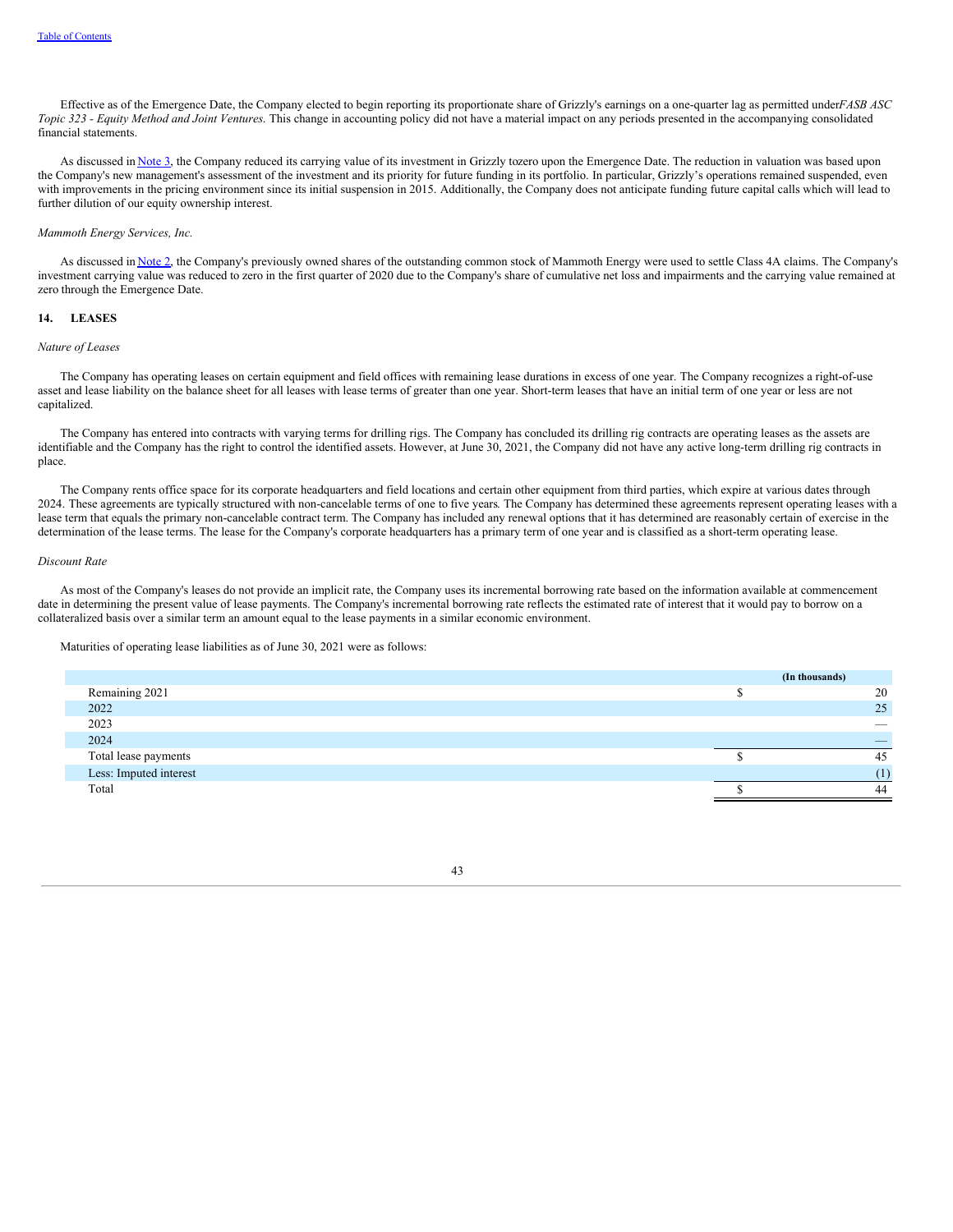Effective as of the Emergence Date, the Company elected to begin reporting its proportionate share of Grizzly's earnings on a one-quarter lag as permitted under *FASB ASC Topic 323 - Equity Method and Joint Ventures*. This change in accounting policy did not have a material impact on any periods presented in the accompanying consolidated financial statements.

As discussed in Note 3, the Company reduced its carrying value of its investment in Grizzly to zero upon the Emergence Date. The reduction in valuation was based upon the Company's new management's assessment of the investment and its priority for future funding in its portfolio. In particular, Grizzly's operations remained suspended, even with improvements in the pricing environment since its initial suspension in 2015. Additionally, the Company does not anticipate funding future capital calls which will lead to further dilution of our equity ownership interest.

*Mammoth Energy Services, Inc.*

As discussed in Note 2, the Company's previously owned shares of the outstanding common stock of Mammoth Energy were used to settle Class 4A claims. The Company's investment carrying value was reduced to zero in the first quarter of 2020 due to the Company's share of cumulative net loss and impairments and the carrying value remained at zero through the Emergence Date.

## 14. LEASES

*Nature of Leases*

The Company has operating leases on certain equipment and field offices with remaining lease durations in excess of one year. The Company recognizes a right-of-use asset and lease liability on the balance sheet for all leases with lease terms of greater than one year. Short-term leases that have an initial term of one year or less are not capitalized.

The Company has entered into contracts with varying terms for drilling rigs. The Company has concluded its drilling rig contracts are operating leases as the assets are identifiable and the Company has the right to control the identified assets. However, at June 30, 2021, the Company did not have any active long-term drilling rig contracts in place.

The Company rents office space for its corporate headquarters and field locations and certain other equipment from third parties, which expire at various dates through 2024. These agreements are typically structured with non-cancelable terms of one to five years. The Company has determined these agreements represent operating leases with a lease term that equals the primary non-cancelable contract term. The Company has included any renewal options that it has determined are reasonably certain of exercise in the determination of the lease terms. The lease for the Company's corporate headquarters has a primary term of one year and is classified as a short-term operating lease.

*Discount Rate*

As most of the Company's leases do not provide an implicit rate, the Company uses its incremental borrowing rate based on the information available at commencement date in determining the present value of lease payments. The Company's incremental borrowing rate reflects the estimated rate of interest that it would pay to borrow on a collateralized basis over a similar term an amount equal to the lease payments in a similar economic environment.

Maturities of operating lease liabilities as of June 30, 2021 were as follows:

| | (In thousands) |
|---|---|
| Remaining 2021 | $ 20 |
| 2022 | 25 |
| 2023 | — |
| 2024 | — |
| Total lease payments | $ 45 |
| Less: Imputed interest | (1) |
| Total | $ 44 |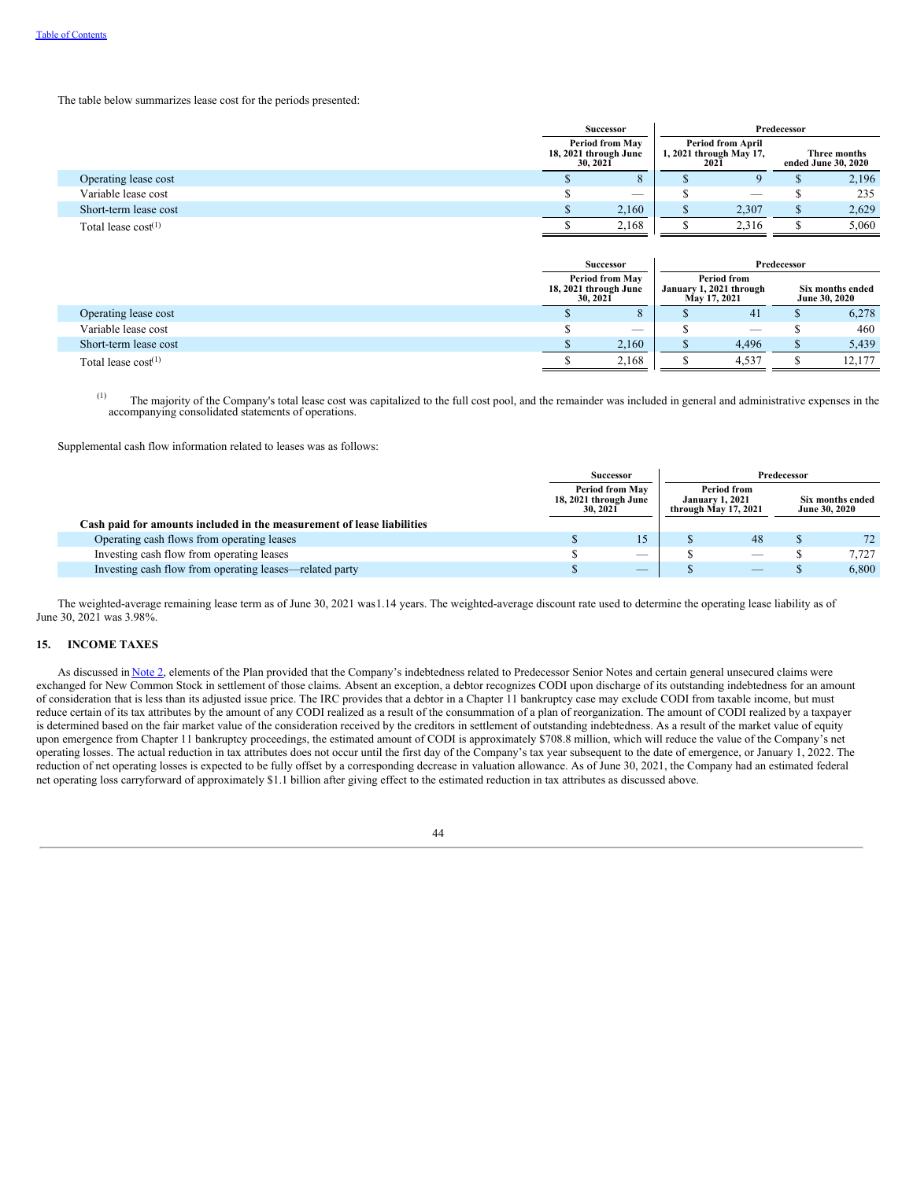The table below summarizes lease cost for the periods presented:

| | Successor | Predecessor | |
|---|---|---|---|
| | Period from May 18, 2021 through June 30, 2021 | Period from April 1, 2021 through May 17, 2021 | Three months ended June 30, 2020 |
| Operating lease cost | $ 8 | $ 9 | $ 2,196 |
| Variable lease cost | $ — | $ — | $ 235 |
| Short-term lease cost | $ 2,160 | $ 2,307 | $ 2,629 |
| Total lease cost(1) | $ 2,168 | $ 2,316 | $ 5,060 |

| | Successor | Predecessor | |
|---|---|---|---|
| | Period from May 18, 2021 through June 30, 2021 | Period from January 1, 2021 through May 17, 2021 | Six months ended June 30, 2020 |
| Operating lease cost | $ 8 | $ 41 | $ 6,278 |
| Variable lease cost | $ — | $ — | $ 460 |
| Short-term lease cost | $ 2,160 | $ 4,496 | $ 5,439 |
| Total lease cost(1) | $ 2,168 | $ 4,537 | $ 12,177 |

(1) The majority of the Company's total lease cost was capitalized to the full cost pool, and the remainder was included in general and administrative expenses in the accompanying consolidated statements of operations.

Supplemental cash flow information related to leases was as follows:

| | Successor | Predecessor | |
|---|---|---|---|
| | Period from May 18, 2021 through June 30, 2021 | Period from January 1, 2021 through May 17, 2021 | Six months ended June 30, 2020 |
| **Cash paid for amounts included in the measurement of lease liabilities** | | | |
| Operating cash flows from operating leases | $ 15 | $ 48 | $ 72 |
| Investing cash flow from operating leases | $ — | $ — | $ 7,727 |
| Investing cash flow from operating leases—related party | $ — | $ — | $ 6,800 |

The weighted-average remaining lease term as of June 30, 2021 was1.14 years. The weighted-average discount rate used to determine the operating lease liability as of June 30, 2021 was 3.98%.

## 15. INCOME TAXES

As discussed in Note 2, elements of the Plan provided that the Company's indebtedness related to Predecessor Senior Notes and certain general unsecured claims were exchanged for New Common Stock in settlement of those claims. Absent an exception, a debtor recognizes CODI upon discharge of its outstanding indebtedness for an amount of consideration that is less than its adjusted issue price. The IRC provides that a debtor in a Chapter 11 bankruptcy case may exclude CODI from taxable income, but must reduce certain of its tax attributes by the amount of any CODI realized as a result of the consummation of a plan of reorganization. The amount of CODI realized by a taxpayer is determined based on the fair market value of the consideration received by the creditors in settlement of outstanding indebtedness. As a result of the market value of equity upon emergence from Chapter 11 bankruptcy proceedings, the estimated amount of CODI is approximately $708.8 million, which will reduce the value of the Company's net operating losses. The actual reduction in tax attributes does not occur until the first day of the Company's tax year subsequent to the date of emergence, or January 1, 2022. The reduction of net operating losses is expected to be fully offset by a corresponding decrease in valuation allowance. As of June 30, 2021, the Company had an estimated federal net operating loss carryforward of approximately $1.1 billion after giving effect to the estimated reduction in tax attributes as discussed above.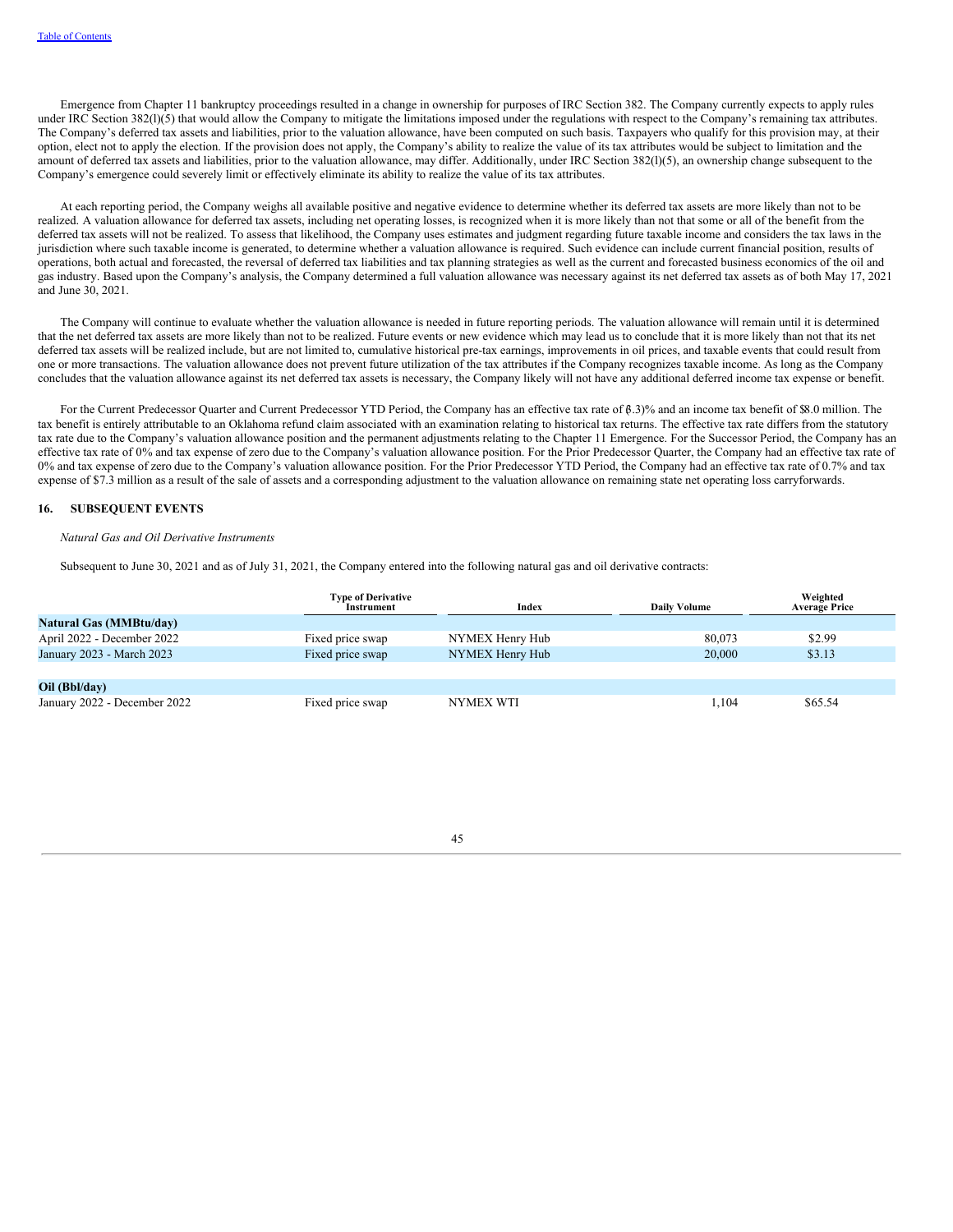Emergence from Chapter 11 bankruptcy proceedings resulted in a change in ownership for purposes of IRC Section 382. The Company currently expects to apply rules under IRC Section 382(l)(5) that would allow the Company to mitigate the limitations imposed under the regulations with respect to the Company's remaining tax attributes. The Company's deferred tax assets and liabilities, prior to the valuation allowance, have been computed on such basis. Taxpayers who qualify for this provision may, at their option, elect not to apply the election. If the provision does not apply, the Company's ability to realize the value of its tax attributes would be subject to limitation and the amount of deferred tax assets and liabilities, prior to the valuation allowance, may differ. Additionally, under IRC Section 382(l)(5), an ownership change subsequent to the Company's emergence could severely limit or effectively eliminate its ability to realize the value of its tax attributes.

At each reporting period, the Company weighs all available positive and negative evidence to determine whether its deferred tax assets are more likely than not to be realized. A valuation allowance for deferred tax assets, including net operating losses, is recognized when it is more likely than not that some or all of the benefit from the deferred tax assets will not be realized. To assess that likelihood, the Company uses estimates and judgment regarding future taxable income and considers the tax laws in the jurisdiction where such taxable income is generated, to determine whether a valuation allowance is required. Such evidence can include current financial position, results of operations, both actual and forecasted, the reversal of deferred tax liabilities and tax planning strategies as well as the current and forecasted business economics of the oil and gas industry. Based upon the Company's analysis, the Company determined a full valuation allowance was necessary against its net deferred tax assets as of both May 17, 2021 and June 30, 2021.

The Company will continue to evaluate whether the valuation allowance is needed in future reporting periods. The valuation allowance will remain until it is determined that the net deferred tax assets are more likely than not to be realized. Future events or new evidence which may lead us to conclude that it is more likely than not that its net deferred tax assets will be realized include, but are not limited to, cumulative historical pre-tax earnings, improvements in oil prices, and taxable events that could result from one or more transactions. The valuation allowance does not prevent future utilization of the tax attributes if the Company recognizes taxable income. As long as the Company concludes that the valuation allowance against its net deferred tax assets is necessary, the Company likely will not have any additional deferred income tax expense or benefit.

For the Current Predecessor Quarter and Current Predecessor YTD Period, the Company has an effective tax rate of (0.3)% and an income tax benefit of $8.0 million. The tax benefit is entirely attributable to an Oklahoma refund claim associated with an examination relating to historical tax returns. The effective tax rate differs from the statutory tax rate due to the Company's valuation allowance position and the permanent adjustments relating to the Chapter 11 Emergence. For the Successor Period, the Company has an effective tax rate of 0% and tax expense of zero due to the Company's valuation allowance position. For the Prior Predecessor Quarter, the Company had an effective tax rate of 0% and tax expense of zero due to the Company's valuation allowance position. For the Prior Predecessor YTD Period, the Company had an effective tax rate of 0.7% and tax expense of $7.3 million as a result of the sale of assets and a corresponding adjustment to the valuation allowance on remaining state net operating loss carryforwards.

## 16. SUBSEQUENT EVENTS

*Natural Gas and Oil Derivative Instruments*

Subsequent to June 30, 2021 and as of July 31, 2021, the Company entered into the following natural gas and oil derivative contracts:

| | Type of Derivative Instrument | Index | Daily Volume | Weighted Average Price |
|---|---|---|---|---|
| **Natural Gas (MMBtu/day)** | | | | |
| April 2022 - December 2022 | Fixed price swap | NYMEX Henry Hub | 80,073 | $2.99 |
| January 2023 - March 2023 | Fixed price swap | NYMEX Henry Hub | 20,000 | $3.13 |
| | | | | |
| **Oil (Bbl/day)** | | | | |
| January 2022 - December 2022 | Fixed price swap | NYMEX WTI | 1,104 | $65.54 |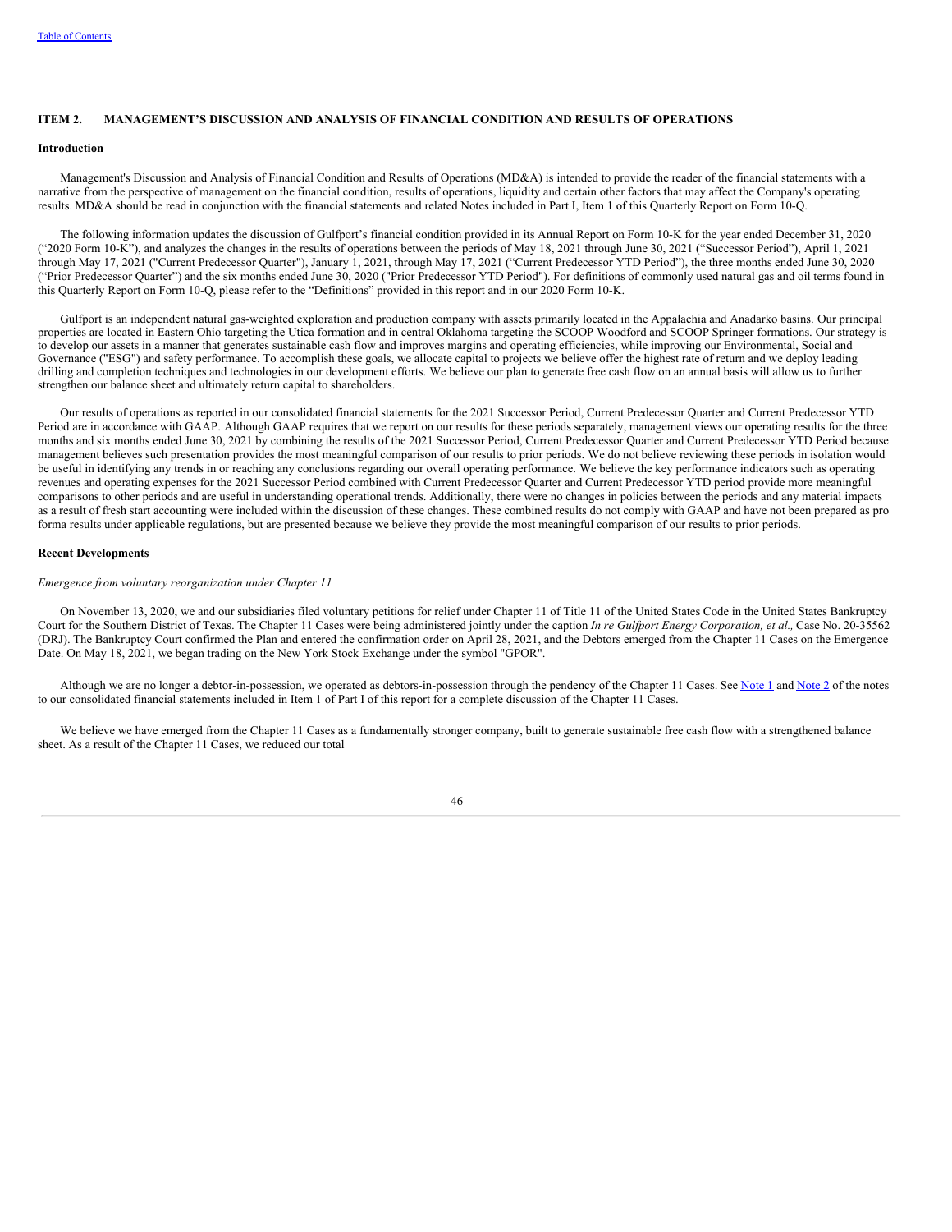## ITEM 2. MANAGEMENT'S DISCUSSION AND ANALYSIS OF FINANCIAL CONDITION AND RESULTS OF OPERATIONS

### Introduction

Management's Discussion and Analysis of Financial Condition and Results of Operations (MD&A) is intended to provide the reader of the financial statements with a narrative from the perspective of management on the financial condition, results of operations, liquidity and certain other factors that may affect the Company's operating results. MD&A should be read in conjunction with the financial statements and related Notes included in Part I, Item 1 of this Quarterly Report on Form 10-Q.

The following information updates the discussion of Gulfport's financial condition provided in its Annual Report on Form 10-K for the year ended December 31, 2020 ("2020 Form 10-K"), and analyzes the changes in the results of operations between the periods of May 18, 2021 through June 30, 2021 ("Successor Period"), April 1, 2021 through May 17, 2021 ("Current Predecessor Quarter"), January 1, 2021, through May 17, 2021 ("Current Predecessor YTD Period"), the three months ended June 30, 2020 ("Prior Predecessor Quarter") and the six months ended June 30, 2020 ("Prior Predecessor YTD Period"). For definitions of commonly used natural gas and oil terms found in this Quarterly Report on Form 10-Q, please refer to the "Definitions" provided in this report and in our 2020 Form 10-K.

Gulfport is an independent natural gas-weighted exploration and production company with assets primarily located in the Appalachia and Anadarko basins. Our principal properties are located in Eastern Ohio targeting the Utica formation and in central Oklahoma targeting the SCOOP Woodford and SCOOP Springer formations. Our strategy is to develop our assets in a manner that generates sustainable cash flow and improves margins and operating efficiencies, while improving our Environmental, Social and Governance ("ESG") and safety performance. To accomplish these goals, we allocate capital to projects we believe offer the highest rate of return and we deploy leading drilling and completion techniques and technologies in our development efforts. We believe our plan to generate free cash flow on an annual basis will allow us to further strengthen our balance sheet and ultimately return capital to shareholders.

Our results of operations as reported in our consolidated financial statements for the 2021 Successor Period, Current Predecessor Quarter and Current Predecessor YTD Period are in accordance with GAAP. Although GAAP requires that we report on our results for these periods separately, management views our operating results for the three months and six months ended June 30, 2021 by combining the results of the 2021 Successor Period, Current Predecessor Quarter and Current Predecessor YTD Period because management believes such presentation provides the most meaningful comparison of our results to prior periods. We do not believe reviewing these periods in isolation would be useful in identifying any trends in or reaching any conclusions regarding our overall operating performance. We believe the key performance indicators such as operating revenues and operating expenses for the 2021 Successor Period combined with Current Predecessor Quarter and Current Predecessor YTD period provide more meaningful comparisons to other periods and are useful in understanding operational trends. Additionally, there were no changes in policies between the periods and any material impacts as a result of fresh start accounting were included within the discussion of these changes. These combined results do not comply with GAAP and have not been prepared as pro forma results under applicable regulations, but are presented because we believe they provide the most meaningful comparison of our results to prior periods.

### Recent Developments

*Emergence from voluntary reorganization under Chapter 11*

On November 13, 2020, we and our subsidiaries filed voluntary petitions for relief under Chapter 11 of Title 11 of the United States Code in the United States Bankruptcy Court for the Southern District of Texas. The Chapter 11 Cases were being administered jointly under the caption *In re Gulfport Energy Corporation, et al.,* Case No. 20-35562 (DRJ). The Bankruptcy Court confirmed the Plan and entered the confirmation order on April 28, 2021, and the Debtors emerged from the Chapter 11 Cases on the Emergence Date. On May 18, 2021, we began trading on the New York Stock Exchange under the symbol "GPOR".

Although we are no longer a debtor-in-possession, we operated as debtors-in-possession through the pendency of the Chapter 11 Cases. See Note 1 and Note 2 of the notes to our consolidated financial statements included in Item 1 of Part I of this report for a complete discussion of the Chapter 11 Cases.

We believe we have emerged from the Chapter 11 Cases as a fundamentally stronger company, built to generate sustainable free cash flow with a strengthened balance sheet. As a result of the Chapter 11 Cases, we reduced our total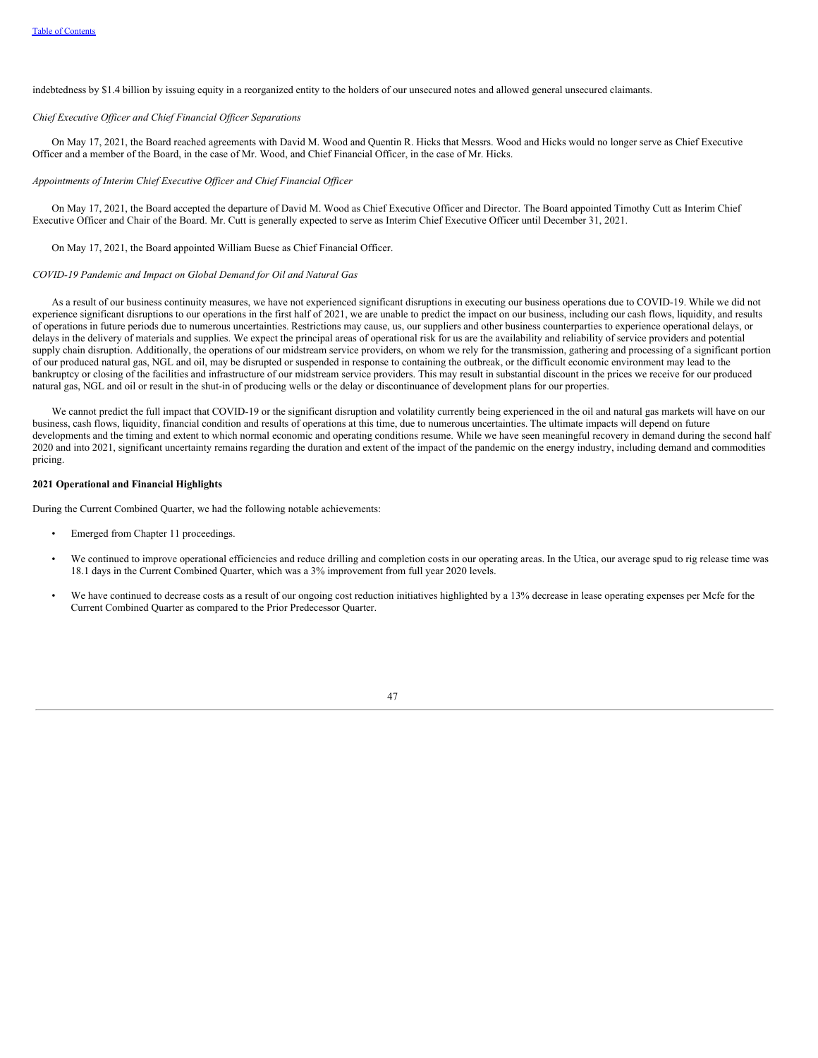indebtedness by $1.4 billion by issuing equity in a reorganized entity to the holders of our unsecured notes and allowed general unsecured claimants.

*Chief Executive Officer and Chief Financial Officer Separations*

On May 17, 2021, the Board reached agreements with David M. Wood and Quentin R. Hicks that Messrs. Wood and Hicks would no longer serve as Chief Executive Officer and a member of the Board, in the case of Mr. Wood, and Chief Financial Officer, in the case of Mr. Hicks.

*Appointments of Interim Chief Executive Officer and Chief Financial Officer*

On May 17, 2021, the Board accepted the departure of David M. Wood as Chief Executive Officer and Director. The Board appointed Timothy Cutt as Interim Chief Executive Officer and Chair of the Board. Mr. Cutt is generally expected to serve as Interim Chief Executive Officer until December 31, 2021.

On May 17, 2021, the Board appointed William Buese as Chief Financial Officer.

*COVID-19 Pandemic and Impact on Global Demand for Oil and Natural Gas*

As a result of our business continuity measures, we have not experienced significant disruptions in executing our business operations due to COVID-19. While we did not experience significant disruptions to our operations in the first half of 2021, we are unable to predict the impact on our business, including our cash flows, liquidity, and results of operations in future periods due to numerous uncertainties. Restrictions may cause, us, our suppliers and other business counterparties to experience operational delays, or delays in the delivery of materials and supplies. We expect the principal areas of operational risk for us are the availability and reliability of service providers and potential supply chain disruption. Additionally, the operations of our midstream service providers, on whom we rely for the transmission, gathering and processing of a significant portion of our produced natural gas, NGL and oil, may be disrupted or suspended in response to containing the outbreak, or the difficult economic environment may lead to the bankruptcy or closing of the facilities and infrastructure of our midstream service providers. This may result in substantial discount in the prices we receive for our produced natural gas, NGL and oil or result in the shut-in of producing wells or the delay or discontinuance of development plans for our properties.

We cannot predict the full impact that COVID-19 or the significant disruption and volatility currently being experienced in the oil and natural gas markets will have on our business, cash flows, liquidity, financial condition and results of operations at this time, due to numerous uncertainties. The ultimate impacts will depend on future developments and the timing and extent to which normal economic and operating conditions resume. While we have seen meaningful recovery in demand during the second half 2020 and into 2021, significant uncertainty remains regarding the duration and extent of the impact of the pandemic on the energy industry, including demand and commodities pricing.

**2021 Operational and Financial Highlights**

During the Current Combined Quarter, we had the following notable achievements:

- Emerged from Chapter 11 proceedings.
- We continued to improve operational efficiencies and reduce drilling and completion costs in our operating areas. In the Utica, our average spud to rig release time was 18.1 days in the Current Combined Quarter, which was a 3% improvement from full year 2020 levels.
- We have continued to decrease costs as a result of our ongoing cost reduction initiatives highlighted by a 13% decrease in lease operating expenses per Mcfe for the Current Combined Quarter as compared to the Prior Predecessor Quarter.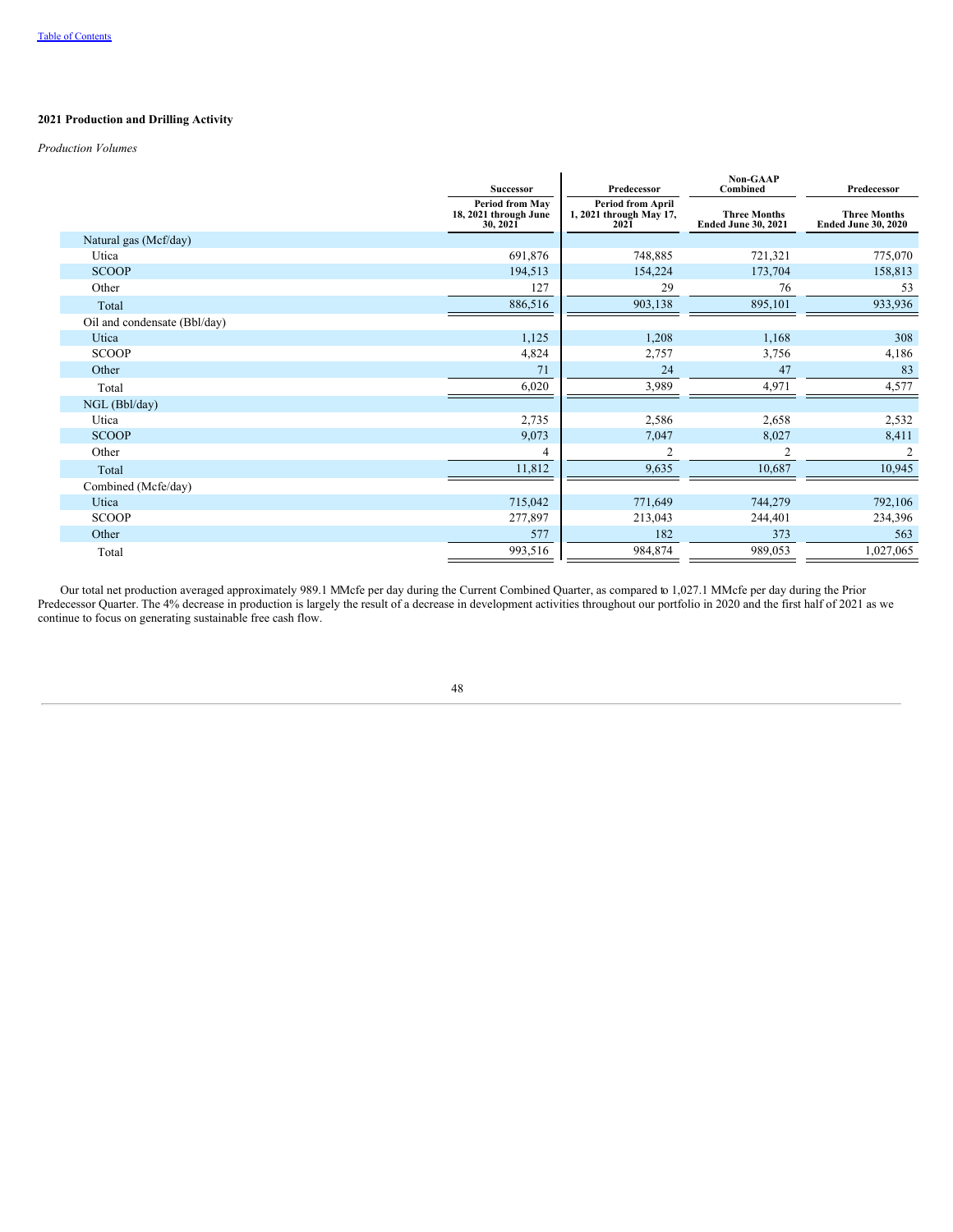**2021 Production and Drilling Activity**

*Production Volumes*

| | Successor | Predecessor | Non-GAAP Combined | Predecessor |
|---|---|---|---|---|
| | Period from May 18, 2021 through June 30, 2021 | Period from April 1, 2021 through May 17, 2021 | Three Months Ended June 30, 2021 | Three Months Ended June 30, 2020 |
| Natural gas (Mcf/day) | | | | |
| Utica | 691,876 | 748,885 | 721,321 | 775,070 |
| SCOOP | 194,513 | 154,224 | 173,704 | 158,813 |
| Other | 127 | 29 | 76 | 53 |
| Total | 886,516 | 903,138 | 895,101 | 933,936 |
| Oil and condensate (Bbl/day) | | | | |
| Utica | 1,125 | 1,208 | 1,168 | 308 |
| SCOOP | 4,824 | 2,757 | 3,756 | 4,186 |
| Other | 71 | 24 | 47 | 83 |
| Total | 6,020 | 3,989 | 4,971 | 4,577 |
| NGL (Bbl/day) | | | | |
| Utica | 2,735 | 2,586 | 2,658 | 2,532 |
| SCOOP | 9,073 | 7,047 | 8,027 | 8,411 |
| Other | 4 | 2 | 2 | 2 |
| Total | 11,812 | 9,635 | 10,687 | 10,945 |
| Combined (Mcfe/day) | | | | |
| Utica | 715,042 | 771,649 | 744,279 | 792,106 |
| SCOOP | 277,897 | 213,043 | 244,401 | 234,396 |
| Other | 577 | 182 | 373 | 563 |
| Total | 993,516 | 984,874 | 989,053 | 1,027,065 |

Our total net production averaged approximately 989.1 MMcfe per day during the Current Combined Quarter, as compared to 1,027.1 MMcfe per day during the Prior Predecessor Quarter. The 4% decrease in production is largely the result of a decrease in development activities throughout our portfolio in 2020 and the first half of 2021 as we continue to focus on generating sustainable free cash flow.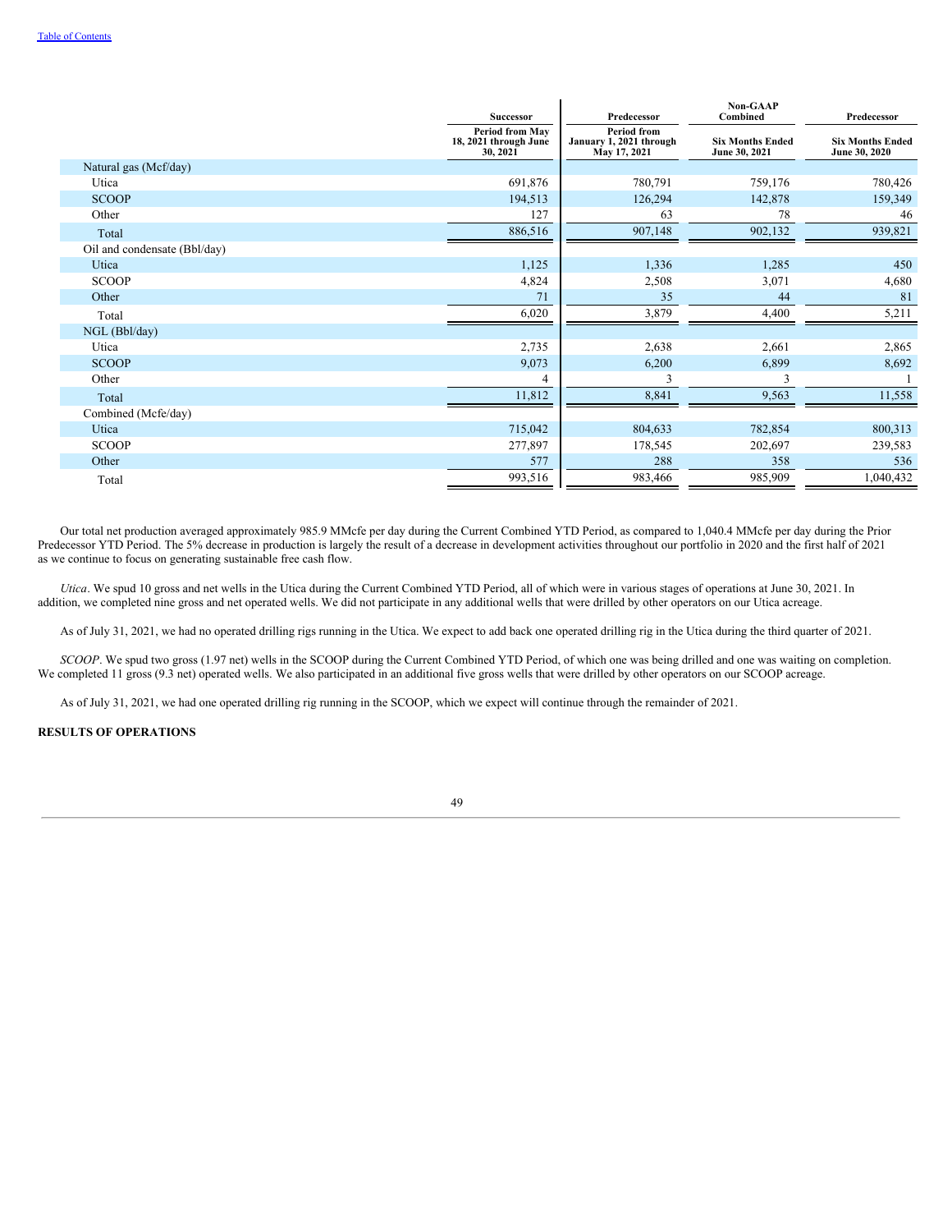| | Successor | Predecessor | Non-GAAP Combined | Predecessor |
|---|---|---|---|---|
| | Period from May 18, 2021 through June 30, 2021 | Period from January 1, 2021 through May 17, 2021 | Six Months Ended June 30, 2021 | Six Months Ended June 30, 2020 |
| Natural gas (Mcf/day) | | | | |
| Utica | 691,876 | 780,791 | 759,176 | 780,426 |
| SCOOP | 194,513 | 126,294 | 142,878 | 159,349 |
| Other | 127 | 63 | 78 | 46 |
| Total | 886,516 | 907,148 | 902,132 | 939,821 |
| Oil and condensate (Bbl/day) | | | | |
| Utica | 1,125 | 1,336 | 1,285 | 450 |
| SCOOP | 4,824 | 2,508 | 3,071 | 4,680 |
| Other | 71 | 35 | 44 | 81 |
| Total | 6,020 | 3,879 | 4,400 | 5,211 |
| NGL (Bbl/day) | | | | |
| Utica | 2,735 | 2,638 | 2,661 | 2,865 |
| SCOOP | 9,073 | 6,200 | 6,899 | 8,692 |
| Other | 4 | 3 | 3 | 1 |
| Total | 11,812 | 8,841 | 9,563 | 11,558 |
| Combined (Mcfe/day) | | | | |
| Utica | 715,042 | 804,633 | 782,854 | 800,313 |
| SCOOP | 277,897 | 178,545 | 202,697 | 239,583 |
| Other | 577 | 288 | 358 | 536 |
| Total | 993,516 | 983,466 | 985,909 | 1,040,432 |

Our total net production averaged approximately 985.9 MMcfe per day during the Current Combined YTD Period, as compared to 1,040.4 MMcfe per day during the Prior Predecessor YTD Period. The 5% decrease in production is largely the result of a decrease in development activities throughout our portfolio in 2020 and the first half of 2021 as we continue to focus on generating sustainable free cash flow.

*Utica*. We spud 10 gross and net wells in the Utica during the Current Combined YTD Period, all of which were in various stages of operations at June 30, 2021. In addition, we completed nine gross and net operated wells. We did not participate in any additional wells that were drilled by other operators on our Utica acreage.

As of July 31, 2021, we had no operated drilling rigs running in the Utica. We expect to add back one operated drilling rig in the Utica during the third quarter of 2021.

*SCOOP*. We spud two gross (1.97 net) wells in the SCOOP during the Current Combined YTD Period, of which one was being drilled and one was waiting on completion. We completed 11 gross (9.3 net) operated wells. We also participated in an additional five gross wells that were drilled by other operators on our SCOOP acreage.

As of July 31, 2021, we had one operated drilling rig running in the SCOOP, which we expect will continue through the remainder of 2021.

**RESULTS OF OPERATIONS**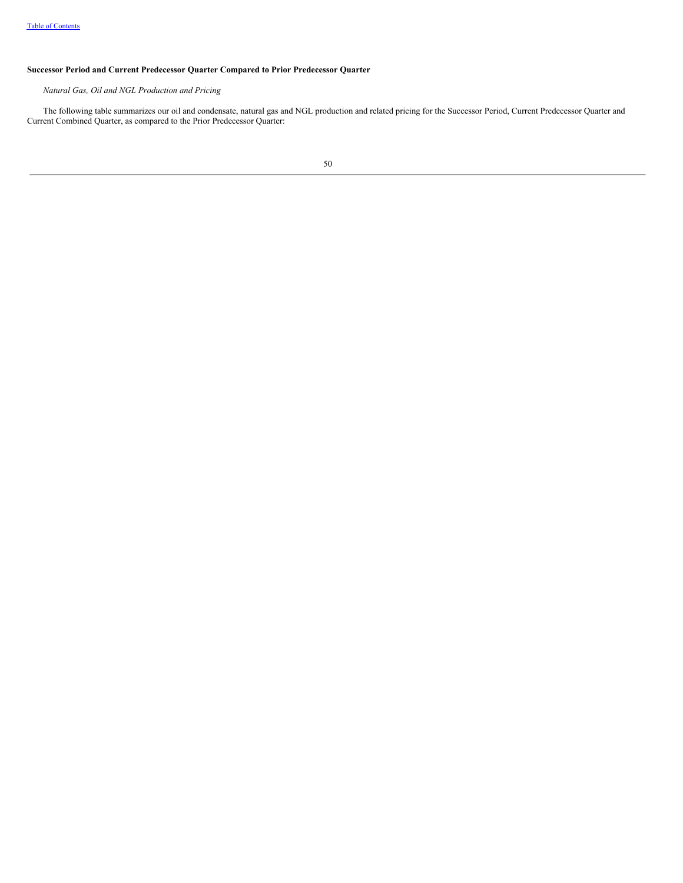**Successor Period and Current Predecessor Quarter Compared to Prior Predecessor Quarter**

*Natural Gas, Oil and NGL Production and Pricing*

The following table summarizes our oil and condensate, natural gas and NGL production and related pricing for the Successor Period, Current Predecessor Quarter and Current Combined Quarter, as compared to the Prior Predecessor Quarter: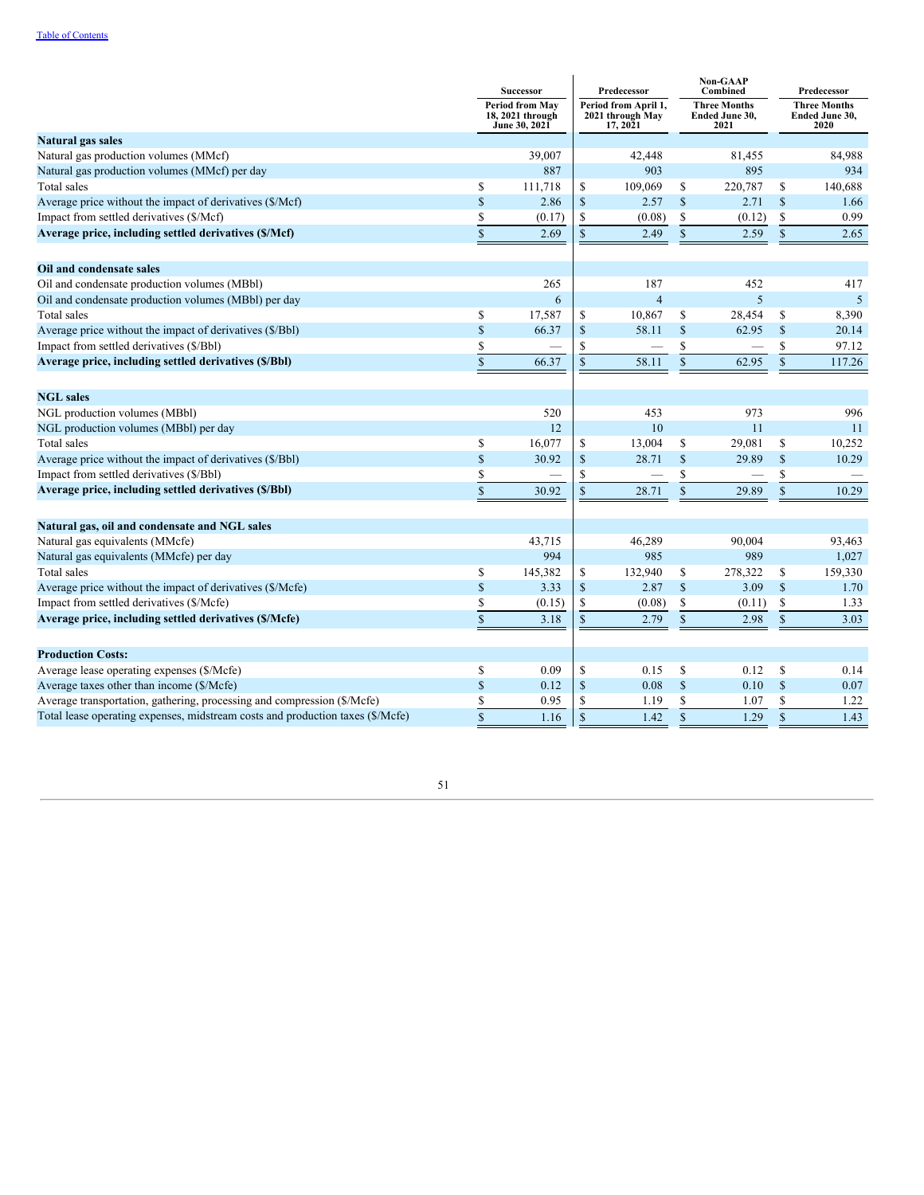[Table of Contents](#)

| | Successor | Predecessor | Non-GAAP Combined | Predecessor |
|---|---|---|---|---|
| | Period from May 18, 2021 through June 30, 2021 | Period from April 1, 2021 through May 17, 2021 | Three Months Ended June 30, 2021 | Three Months Ended June 30, 2020 |
| **Natural gas sales** | | | | |
| Natural gas production volumes (MMcf) | 39,007 | 42,448 | 81,455 | 84,988 |
| Natural gas production volumes (MMcf) per day | 887 | 903 | 895 | 934 |
| Total sales | $ 111,718 | $ 109,069 | $ 220,787 | $ 140,688 |
| Average price without the impact of derivatives ($/Mcf) | $ 2.86 | $ 2.57 | $ 2.71 | $ 1.66 |
| Impact from settled derivatives ($/Mcf) | $ (0.17) | $ (0.08) | $ (0.12) | $ 0.99 |
| **Average price, including settled derivatives ($/Mcf)** | $ 2.69 | $ 2.49 | $ 2.59 | $ 2.65 |
| | | | | |
| **Oil and condensate sales** | | | | |
| Oil and condensate production volumes (MBbl) | 265 | 187 | 452 | 417 |
| Oil and condensate production volumes (MBbl) per day | 6 | 4 | 5 | 5 |
| Total sales | $ 17,587 | $ 10,867 | $ 28,454 | $ 8,390 |
| Average price without the impact of derivatives ($/Bbl) | $ 66.37 | $ 58.11 | $ 62.95 | $ 20.14 |
| Impact from settled derivatives ($/Bbl) | $ — | $ — | $ — | $ 97.12 |
| **Average price, including settled derivatives ($/Bbl)** | $ 66.37 | $ 58.11 | $ 62.95 | $ 117.26 |
| | | | | |
| **NGL sales** | | | | |
| NGL production volumes (MBbl) | 520 | 453 | 973 | 996 |
| NGL production volumes (MBbl) per day | 12 | 10 | 11 | 11 |
| Total sales | $ 16,077 | $ 13,004 | $ 29,081 | $ 10,252 |
| Average price without the impact of derivatives ($/Bbl) | $ 30.92 | $ 28.71 | $ 29.89 | $ 10.29 |
| Impact from settled derivatives ($/Bbl) | $ — | $ — | $ — | $ — |
| **Average price, including settled derivatives ($/Bbl)** | $ 30.92 | $ 28.71 | $ 29.89 | $ 10.29 |
| | | | | |
| **Natural gas, oil and condensate and NGL sales** | | | | |
| Natural gas equivalents (MMcfe) | 43,715 | 46,289 | 90,004 | 93,463 |
| Natural gas equivalents (MMcfe) per day | 994 | 985 | 989 | 1,027 |
| Total sales | $ 145,382 | $ 132,940 | $ 278,322 | $ 159,330 |
| Average price without the impact of derivatives ($/Mcfe) | $ 3.33 | $ 2.87 | $ 3.09 | $ 1.70 |
| Impact from settled derivatives ($/Mcfe) | $ (0.15) | $ (0.08) | $ (0.11) | $ 1.33 |
| **Average price, including settled derivatives ($/Mcfe)** | $ 3.18 | $ 2.79 | $ 2.98 | $ 3.03 |
| | | | | |
| **Production Costs:** | | | | |
| Average lease operating expenses ($/Mcfe) | $ 0.09 | $ 0.15 | $ 0.12 | $ 0.14 |
| Average taxes other than income ($/Mcfe) | $ 0.12 | $ 0.08 | $ 0.10 | $ 0.07 |
| Average transportation, gathering, processing and compression ($/Mcfe) | $ 0.95 | $ 1.19 | $ 1.07 | $ 1.22 |
| Total lease operating expenses, midstream costs and production taxes ($/Mcfe) | $ 1.16 | $ 1.42 | $ 1.29 | $ 1.43 |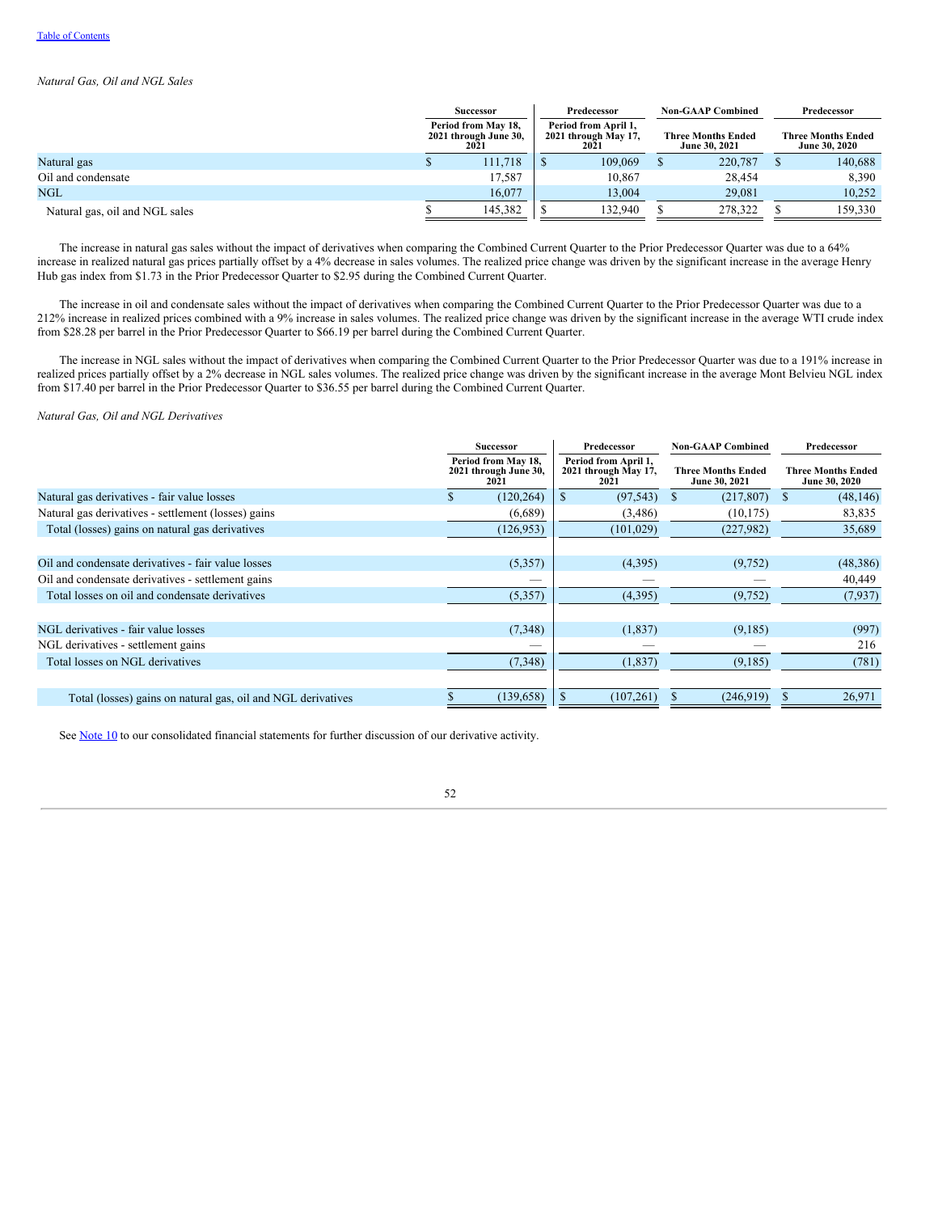Table of Contents

*Natural Gas, Oil and NGL Sales*

| | Successor | Predecessor | Non-GAAP Combined | Predecessor |
|---|---|---|---|---|
| | Period from May 18, 2021 through June 30, 2021 | Period from April 1, 2021 through May 17, 2021 | Three Months Ended June 30, 2021 | Three Months Ended June 30, 2020 |
| Natural gas | $ 111,718 | $ 109,069 | $ 220,787 | $ 140,688 |
| Oil and condensate | 17,587 | 10,867 | 28,454 | 8,390 |
| NGL | 16,077 | 13,004 | 29,081 | 10,252 |
| Natural gas, oil and NGL sales | $ 145,382 | $ 132,940 | $ 278,322 | $ 159,330 |

The increase in natural gas sales without the impact of derivatives when comparing the Combined Current Quarter to the Prior Predecessor Quarter was due to a 64% increase in realized natural gas prices partially offset by a 4% decrease in sales volumes. The realized price change was driven by the significant increase in the average Henry Hub gas index from $1.73 in the Prior Predecessor Quarter to $2.95 during the Combined Current Quarter.

The increase in oil and condensate sales without the impact of derivatives when comparing the Combined Current Quarter to the Prior Predecessor Quarter was due to a 212% increase in realized prices combined with a 9% increase in sales volumes. The realized price change was driven by the significant increase in the average WTI crude index from $28.28 per barrel in the Prior Predecessor Quarter to $66.19 per barrel during the Combined Current Quarter.

The increase in NGL sales without the impact of derivatives when comparing the Combined Current Quarter to the Prior Predecessor Quarter was due to a 191% increase in realized prices partially offset by a 2% decrease in NGL sales volumes. The realized price change was driven by the significant increase in the average Mont Belvieu NGL index from $17.40 per barrel in the Prior Predecessor Quarter to $36.55 per barrel during the Combined Current Quarter.

*Natural Gas, Oil and NGL Derivatives*

| | Successor | Predecessor | Non-GAAP Combined | Predecessor |
|---|---|---|---|---|
| | Period from May 18, 2021 through June 30, 2021 | Period from April 1, 2021 through May 17, 2021 | Three Months Ended June 30, 2021 | Three Months Ended June 30, 2020 |
| Natural gas derivatives - fair value losses | $ (120,264) | $ (97,543) | $ (217,807) | $ (48,146) |
| Natural gas derivatives - settlement (losses) gains | (6,689) | (3,486) | (10,175) | 83,835 |
| Total (losses) gains on natural gas derivatives | (126,953) | (101,029) | (227,982) | 35,689 |
| | | | | |
| Oil and condensate derivatives - fair value losses | (5,357) | (4,395) | (9,752) | (48,386) |
| Oil and condensate derivatives - settlement gains | — | — | — | 40,449 |
| Total losses on oil and condensate derivatives | (5,357) | (4,395) | (9,752) | (7,937) |
| | | | | |
| NGL derivatives - fair value losses | (7,348) | (1,837) | (9,185) | (997) |
| NGL derivatives - settlement gains | — | — | — | 216 |
| Total losses on NGL derivatives | (7,348) | (1,837) | (9,185) | (781) |
| | | | | |
| Total (losses) gains on natural gas, oil and NGL derivatives | $ (139,658) | $ (107,261) | $ (246,919) | $ 26,971 |

See Note 10 to our consolidated financial statements for further discussion of our derivative activity.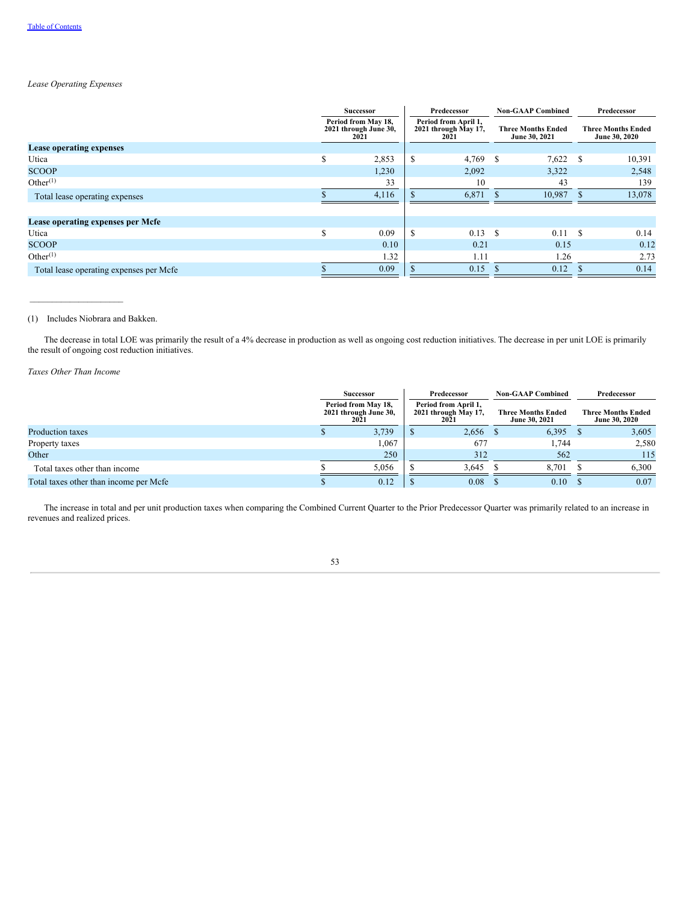*Lease Operating Expenses*

| | Successor | Predecessor | Non-GAAP Combined | Predecessor |
|---|---|---|---|---|
| | Period from May 18, 2021 through June 30, 2021 | Period from April 1, 2021 through May 17, 2021 | Three Months Ended June 30, 2021 | Three Months Ended June 30, 2020 |
| **Lease operating expenses** | | | | |
| Utica | $ 2,853 | $ 4,769 | $ 7,622 | $ 10,391 |
| SCOOP | 1,230 | 2,092 | 3,322 | 2,548 |
| Other[(1)] | 33 | 10 | 43 | 139 |
| Total lease operating expenses | $ 4,116 | $ 6,871 | $ 10,987 | $ 13,078 |
| | | | | |
| **Lease operating expenses per Mcfe** | | | | |
| Utica | $ 0.09 | $ 0.13 | $ 0.11 | $ 0.14 |
| SCOOP | 0.10 | 0.21 | 0.15 | 0.12 |
| Other[(1)] | 1.32 | 1.11 | 1.26 | 2.73 |
| Total lease operating expenses per Mcfe | $ 0.09 | $ 0.15 | $ 0.12 | $ 0.14 |

(1) Includes Niobrara and Bakken.

The decrease in total LOE was primarily the result of a 4% decrease in production as well as ongoing cost reduction initiatives. The decrease in per unit LOE is primarily the result of ongoing cost reduction initiatives.

*Taxes Other Than Income*

| | Successor | Predecessor | Non-GAAP Combined | Predecessor |
|---|---|---|---|---|
| | Period from May 18, 2021 through June 30, 2021 | Period from April 1, 2021 through May 17, 2021 | Three Months Ended June 30, 2021 | Three Months Ended June 30, 2020 |
| Production taxes | $ 3,739 | $ 2,656 | $ 6,395 | $ 3,605 |
| Property taxes | 1,067 | 677 | 1,744 | 2,580 |
| Other | 250 | 312 | 562 | 115 |
| Total taxes other than income | $ 5,056 | $ 3,645 | $ 8,701 | $ 6,300 |
| Total taxes other than income per Mcfe | $ 0.12 | $ 0.08 | $ 0.10 | $ 0.07 |

The increase in total and per unit production taxes when comparing the Combined Current Quarter to the Prior Predecessor Quarter was primarily related to an increase in revenues and realized prices.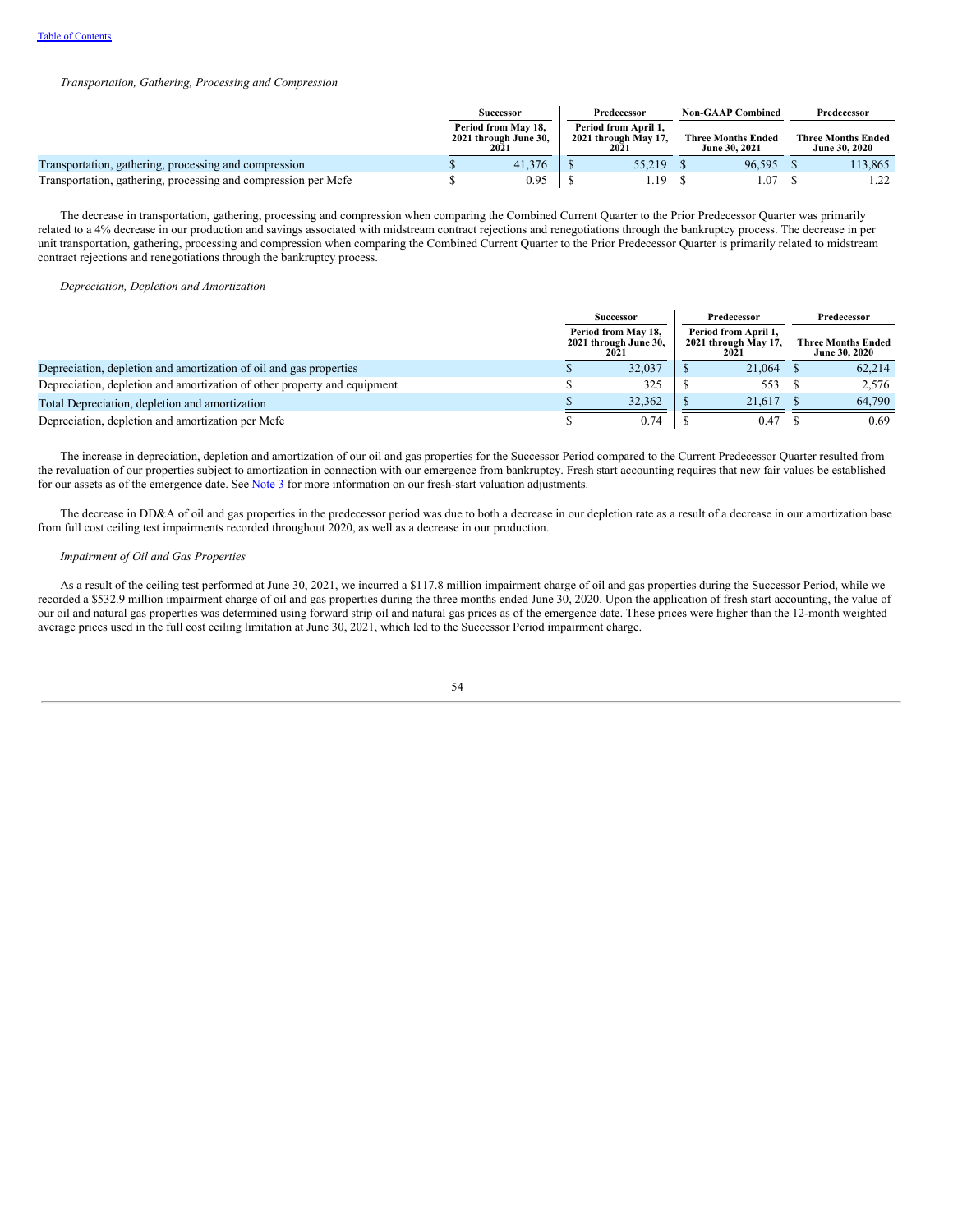*Transportation, Gathering, Processing and Compression*

| | Successor | Predecessor | Non-GAAP Combined | Predecessor |
|---|---|---|---|---|
| | Period from May 18, 2021 through June 30, 2021 | Period from April 1, 2021 through May 17, 2021 | Three Months Ended June 30, 2021 | Three Months Ended June 30, 2020 |
| Transportation, gathering, processing and compression | $ 41,376 | $ 55,219 | $ 96,595 | $ 113,865 |
| Transportation, gathering, processing and compression per Mcfe | $ 0.95 | $ 1.19 | $ 1.07 | $ 1.22 |

The decrease in transportation, gathering, processing and compression when comparing the Combined Current Quarter to the Prior Predecessor Quarter was primarily related to a 4% decrease in our production and savings associated with midstream contract rejections and renegotiations through the bankruptcy process. The decrease in per unit transportation, gathering, processing and compression when comparing the Combined Current Quarter to the Prior Predecessor Quarter is primarily related to midstream contract rejections and renegotiations through the bankruptcy process.

*Depreciation, Depletion and Amortization*

| | Successor | Predecessor | Predecessor |
|---|---|---|---|
| | Period from May 18, 2021 through June 30, 2021 | Period from April 1, 2021 through May 17, 2021 | Three Months Ended June 30, 2020 |
| Depreciation, depletion and amortization of oil and gas properties | $ 32,037 | $ 21,064 | $ 62,214 |
| Depreciation, depletion and amortization of other property and equipment | $ 325 | $ 553 | $ 2,576 |
| Total Depreciation, depletion and amortization | $ 32,362 | $ 21,617 | $ 64,790 |
| Depreciation, depletion and amortization per Mcfe | $ 0.74 | $ 0.47 | $ 0.69 |

The increase in depreciation, depletion and amortization of our oil and gas properties for the Successor Period compared to the Current Predecessor Quarter resulted from the revaluation of our properties subject to amortization in connection with our emergence from bankruptcy. Fresh start accounting requires that new fair values be established for our assets as of the emergence date. See Note 3 for more information on our fresh-start valuation adjustments.

The decrease in DD&A of oil and gas properties in the predecessor period was due to both a decrease in our depletion rate as a result of a decrease in our amortization base from full cost ceiling test impairments recorded throughout 2020, as well as a decrease in our production.

*Impairment of Oil and Gas Properties*

As a result of the ceiling test performed at June 30, 2021, we incurred a $117.8 million impairment charge of oil and gas properties during the Successor Period, while we recorded a $532.9 million impairment charge of oil and gas properties during the three months ended June 30, 2020. Upon the application of fresh start accounting, the value of our oil and natural gas properties was determined using forward strip oil and natural gas prices as of the emergence date. These prices were higher than the 12-month weighted average prices used in the full cost ceiling limitation at June 30, 2021, which led to the Successor Period impairment charge.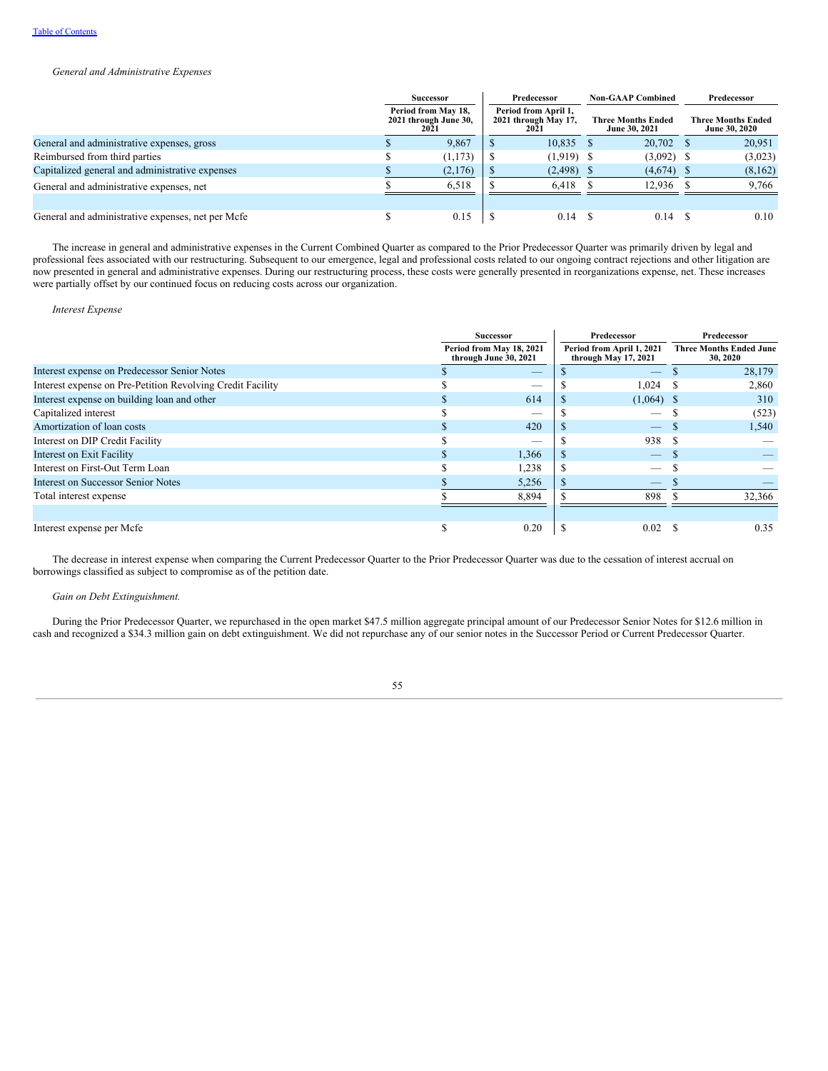*General and Administrative Expenses*

| | Successor | Predecessor | Non-GAAP Combined | Predecessor |
|---|---|---|---|---|
| | Period from May 18, 2021 through June 30, 2021 | Period from April 1, 2021 through May 17, 2021 | Three Months Ended June 30, 2021 | Three Months Ended June 30, 2020 |
| General and administrative expenses, gross | $ 9,867 | $ 10,835 | $ 20,702 | $ 20,951 |
| Reimbursed from third parties | $ (1,173) | $ (1,919) | $ (3,092) | $ (3,023) |
| Capitalized general and administrative expenses | $ (2,176) | $ (2,498) | $ (4,674) | $ (8,162) |
| General and administrative expenses, net | $ 6,518 | $ 6,418 | $ 12,936 | $ 9,766 |
| | | | | |
| General and administrative expenses, net per Mcfe | $ 0.15 | $ 0.14 | $ 0.14 | $ 0.10 |

The increase in general and administrative expenses in the Current Combined Quarter as compared to the Prior Predecessor Quarter was primarily driven by legal and professional fees associated with our restructuring. Subsequent to our emergence, legal and professional costs related to our ongoing contract rejections and other litigation are now presented in general and administrative expenses. During our restructuring process, these costs were generally presented in reorganizations expense, net. These increases were partially offset by our continued focus on reducing costs across our organization.

*Interest Expense*

| | Successor | Predecessor | Predecessor |
|---|---|---|---|
| | Period from May 18, 2021 through June 30, 2021 | Period from April 1, 2021 through May 17, 2021 | Three Months Ended June 30, 2020 |
| Interest expense on Predecessor Senior Notes | $ — | $ — | $ 28,179 |
| Interest expense on Pre-Petition Revolving Credit Facility | $ — | $ 1,024 | $ 2,860 |
| Interest expense on building loan and other | $ 614 | $ (1,064) | $ 310 |
| Capitalized interest | $ — | $ — | $ (523) |
| Amortization of loan costs | $ 420 | $ — | $ 1,540 |
| Interest on DIP Credit Facility | $ — | $ 938 | $ — |
| Interest on Exit Facility | $ 1,366 | $ — | $ — |
| Interest on First-Out Term Loan | $ 1,238 | $ — | $ — |
| Interest on Successor Senior Notes | $ 5,256 | $ — | $ — |
| Total interest expense | $ 8,894 | $ 898 | $ 32,366 |
| | | | |
| Interest expense per Mcfe | $ 0.20 | $ 0.02 | $ 0.35 |

The decrease in interest expense when comparing the Current Predecessor Quarter to the Prior Predecessor Quarter was due to the cessation of interest accrual on borrowings classified as subject to compromise as of the petition date.

*Gain on Debt Extinguishment.*

During the Prior Predecessor Quarter, we repurchased in the open market $47.5 million aggregate principal amount of our Predecessor Senior Notes for $12.6 million in cash and recognized a $34.3 million gain on debt extinguishment. We did not repurchase any of our senior notes in the Successor Period or Current Predecessor Quarter.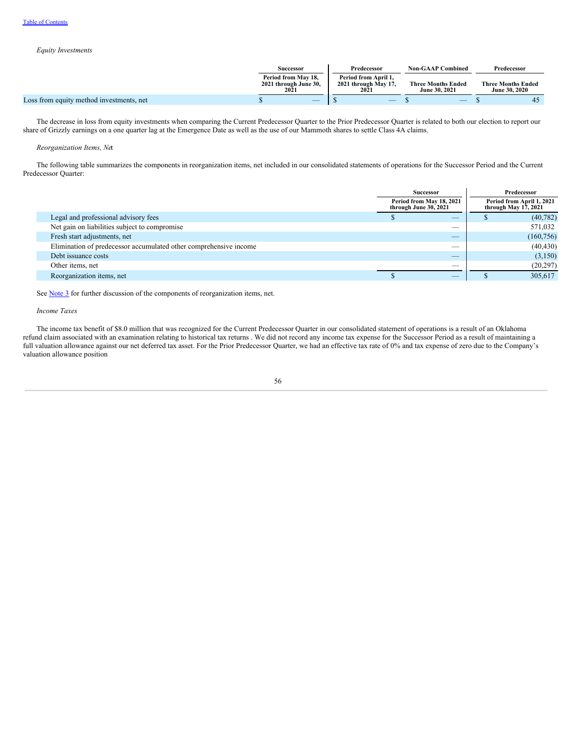*Equity Investments*

| | Successor | Predecessor | Non-GAAP Combined | Predecessor |
|---|---|---|---|---|
| | Period from May 18, 2021 through June 30, 2021 | Period from April 1, 2021 through May 17, 2021 | Three Months Ended June 30, 2021 | Three Months Ended June 30, 2020 |
| Loss from equity method investments, net | $ — | $ — | $ — | $ 45 |

The decrease in loss from equity investments when comparing the Current Predecessor Quarter to the Prior Predecessor Quarter is related to both our election to report our share of Grizzly earnings on a one quarter lag at the Emergence Date as well as the use of our Mammoth shares to settle Class 4A claims.

*Reorganization Items, Net*

The following table summarizes the components in reorganization items, net included in our consolidated statements of operations for the Successor Period and the Current Predecessor Quarter:

| | Successor | Predecessor |
|---|---|---|
| | Period from May 18, 2021 through June 30, 2021 | Period from April 1, 2021 through May 17, 2021 |
| Legal and professional advisory fees | $ — | $ (40,782) |
| Net gain on liabilities subject to compromise | — | 571,032 |
| Fresh start adjustments, net | — | (160,756) |
| Elimination of predecessor accumulated other comprehensive income | — | (40,430) |
| Debt issuance costs | — | (3,150) |
| Other items, net | — | (20,297) |
| Reorganization items, net | $ — | $ 305,617 |

See Note 3 for further discussion of the components of reorganization items, net.

*Income Taxes*

The income tax benefit of $8.0 million that was recognized for the Current Predecessor Quarter in our consolidated statement of operations is a result of an Oklahoma refund claim associated with an examination relating to historical tax returns . We did not record any income tax expense for the Successor Period as a result of maintaining a full valuation allowance against our net deferred tax asset. For the Prior Predecessor Quarter, we had an effective tax rate of 0% and tax expense of zero due to the Company's valuation allowance position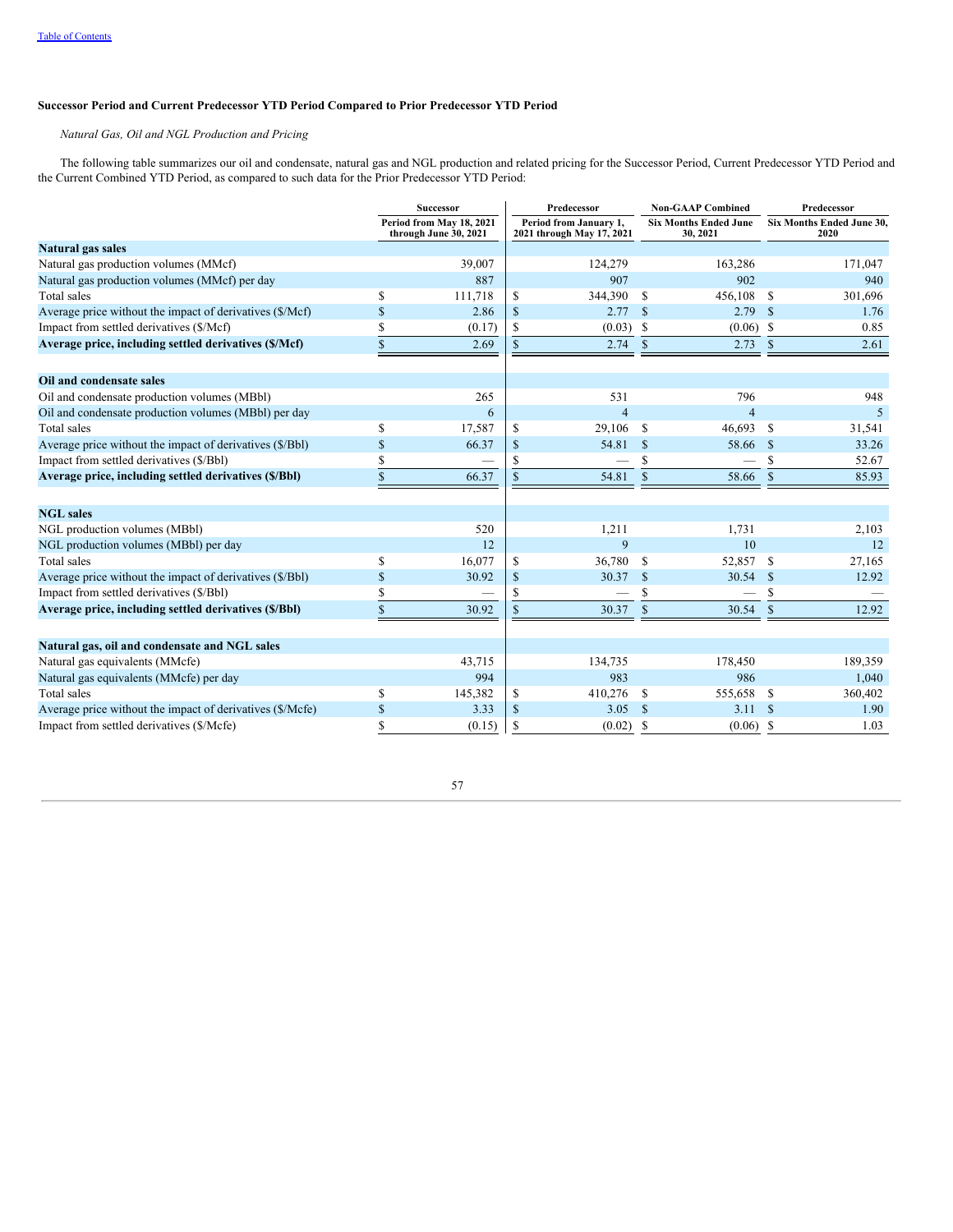### Successor Period and Current Predecessor YTD Period Compared to Prior Predecessor YTD Period

*Natural Gas, Oil and NGL Production and Pricing*

The following table summarizes our oil and condensate, natural gas and NGL production and related pricing for the Successor Period, Current Predecessor YTD Period and the Current Combined YTD Period, as compared to such data for the Prior Predecessor YTD Period:

| | Successor | Predecessor | Non-GAAP Combined | Predecessor |
|---|---|---|---|---|
| | Period from May 18, 2021 through June 30, 2021 | Period from January 1, 2021 through May 17, 2021 | Six Months Ended June 30, 2021 | Six Months Ended June 30, 2020 |
| **Natural gas sales** | | | | |
| Natural gas production volumes (MMcf) | 39,007 | 124,279 | 163,286 | 171,047 |
| Natural gas production volumes (MMcf) per day | 887 | 907 | 902 | 940 |
| Total sales | $ 111,718 | $ 344,390 | $ 456,108 | $ 301,696 |
| Average price without the impact of derivatives ($/Mcf) | $ 2.86 | $ 2.77 | $ 2.79 | $ 1.76 |
| Impact from settled derivatives ($/Mcf) | $ (0.17) | $ (0.03) | $ (0.06) | $ 0.85 |
| **Average price, including settled derivatives ($/Mcf)** | **$ 2.69** | **$ 2.74** | **$ 2.73** | **$ 2.61** |
| **Oil and condensate sales** | | | | |
| Oil and condensate production volumes (MBbl) | 265 | 531 | 796 | 948 |
| Oil and condensate production volumes (MBbl) per day | 6 | 4 | 4 | 5 |
| Total sales | $ 17,587 | $ 29,106 | $ 46,693 | $ 31,541 |
| Average price without the impact of derivatives ($/Bbl) | $ 66.37 | $ 54.81 | $ 58.66 | $ 33.26 |
| Impact from settled derivatives ($/Bbl) | $ — | $ — | $ — | $ 52.67 |
| **Average price, including settled derivatives ($/Bbl)** | **$ 66.37** | **$ 54.81** | **$ 58.66** | **$ 85.93** |
| **NGL sales** | | | | |
| NGL production volumes (MBbl) | 520 | 1,211 | 1,731 | 2,103 |
| NGL production volumes (MBbl) per day | 12 | 9 | 10 | 12 |
| Total sales | $ 16,077 | $ 36,780 | $ 52,857 | $ 27,165 |
| Average price without the impact of derivatives ($/Bbl) | $ 30.92 | $ 30.37 | $ 30.54 | $ 12.92 |
| Impact from settled derivatives ($/Bbl) | $ — | $ — | $ — | $ — |
| **Average price, including settled derivatives ($/Bbl)** | **$ 30.92** | **$ 30.37** | **$ 30.54** | **$ 12.92** |
| **Natural gas, oil and condensate and NGL sales** | | | | |
| Natural gas equivalents (MMcfe) | 43,715 | 134,735 | 178,450 | 189,359 |
| Natural gas equivalents (MMcfe) per day | 994 | 983 | 986 | 1,040 |
| Total sales | $ 145,382 | $ 410,276 | $ 555,658 | $ 360,402 |
| Average price without the impact of derivatives ($/Mcfe) | $ 3.33 | $ 3.05 | $ 3.11 | $ 1.90 |
| Impact from settled derivatives ($/Mcfe) | $ (0.15) | $ (0.02) | $ (0.06) | $ 1.03 |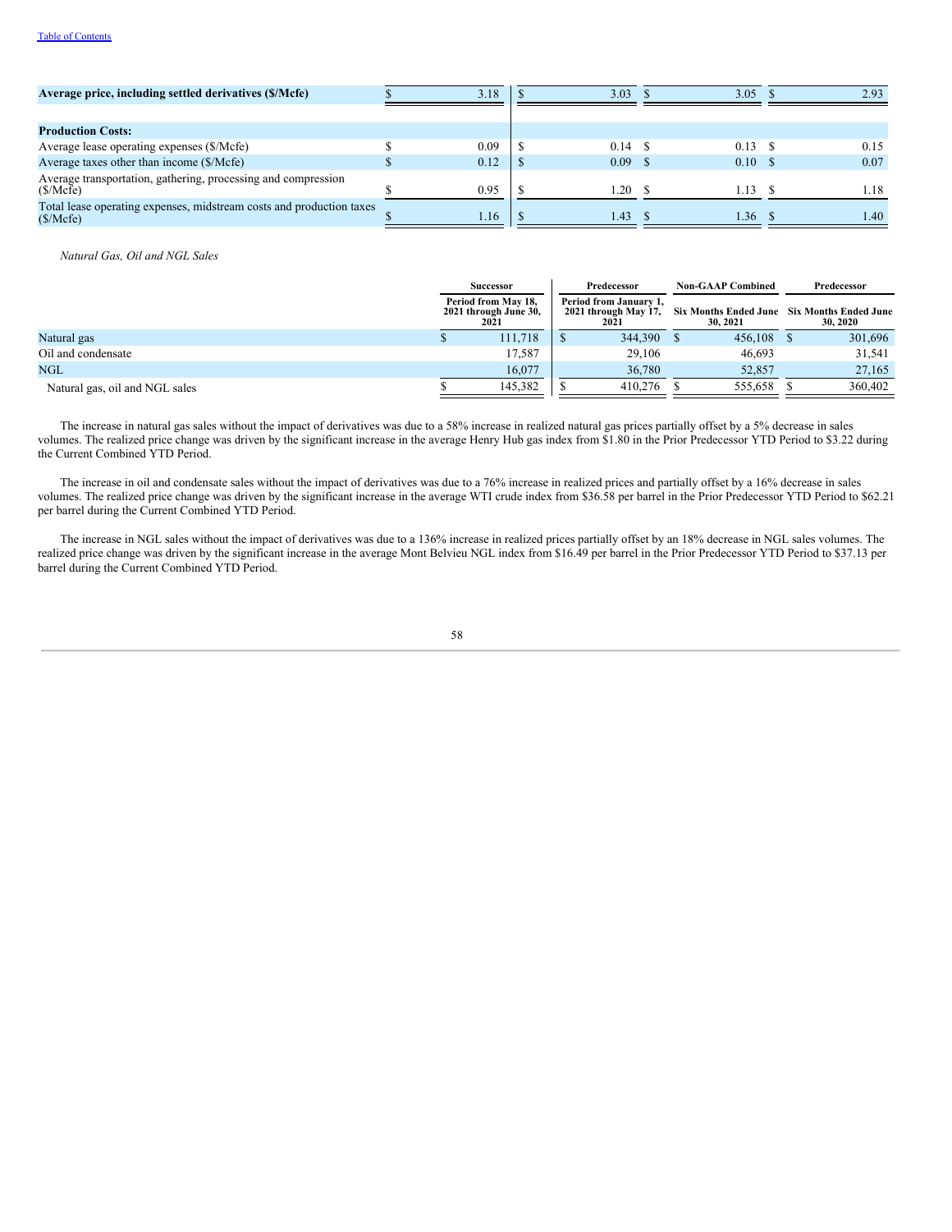| | | | | |
|---|---|---|---|---|
| **Average price, including settled derivatives ($/Mcfe)** | $ 3.18 | $ 3.03 | $ 3.05 | $ 2.93 |
| | | | | |
| **Production Costs:** | | | | |
| Average lease operating expenses ($/Mcfe) | $ 0.09 | $ 0.14 | $ 0.13 | $ 0.15 |
| Average taxes other than income ($/Mcfe) | $ 0.12 | $ 0.09 | $ 0.10 | $ 0.07 |
| Average transportation, gathering, processing and compression ($/Mcfe) | $ 0.95 | $ 1.20 | $ 1.13 | $ 1.18 |
| Total lease operating expenses, midstream costs and production taxes ($/Mcfe) | $ 1.16 | $ 1.43 | $ 1.36 | $ 1.40 |

*Natural Gas, Oil and NGL Sales*

| | Successor | Predecessor | Non-GAAP Combined | Predecessor |
|---|---|---|---|---|
| | Period from May 18, 2021 through June 30, 2021 | Period from January 1, 2021 through May 17, 2021 | Six Months Ended June 30, 2021 | Six Months Ended June 30, 2020 |
| Natural gas | $ 111,718 | $ 344,390 | $ 456,108 | $ 301,696 |
| Oil and condensate | 17,587 | 29,106 | 46,693 | 31,541 |
| NGL | 16,077 | 36,780 | 52,857 | 27,165 |
| Natural gas, oil and NGL sales | $ 145,382 | $ 410,276 | $ 555,658 | $ 360,402 |

The increase in natural gas sales without the impact of derivatives was due to a 58% increase in realized natural gas prices partially offset by a 5% decrease in sales volumes. The realized price change was driven by the significant increase in the average Henry Hub gas index from $1.80 in the Prior Predecessor YTD Period to $3.22 during the Current Combined YTD Period.

The increase in oil and condensate sales without the impact of derivatives was due to a 76% increase in realized prices and partially offset by a 16% decrease in sales volumes. The realized price change was driven by the significant increase in the average WTI crude index from $36.58 per barrel in the Prior Predecessor YTD Period to $62.21 per barrel during the Current Combined YTD Period.

The increase in NGL sales without the impact of derivatives was due to a 136% increase in realized prices partially offset by an 18% decrease in NGL sales volumes. The realized price change was driven by the significant increase in the average Mont Belvieu NGL index from $16.49 per barrel in the Prior Predecessor YTD Period to $37.13 per barrel during the Current Combined YTD Period.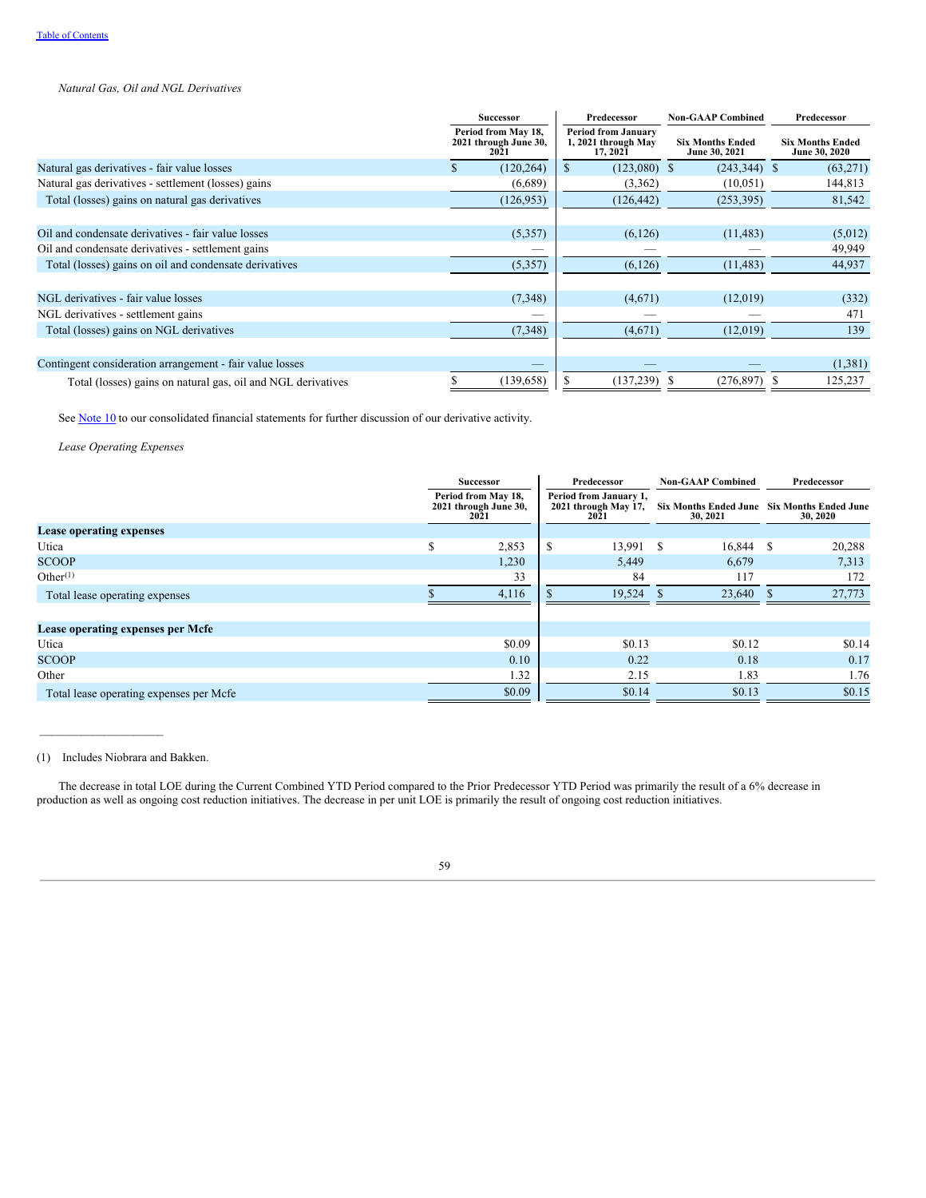*Natural Gas, Oil and NGL Derivatives*

| | Successor | Predecessor | Non-GAAP Combined | Predecessor |
|---|---|---|---|---|
| | Period from May 18, 2021 through June 30, 2021 | Period from January 1, 2021 through May 17, 2021 | Six Months Ended June 30, 2021 | Six Months Ended June 30, 2020 |
| Natural gas derivatives - fair value losses | $ (120,264) | $ (123,080) | $ (243,344) | $ (63,271) |
| Natural gas derivatives - settlement (losses) gains | (6,689) | (3,362) | (10,051) | 144,813 |
| Total (losses) gains on natural gas derivatives | (126,953) | (126,442) | (253,395) | 81,542 |
| | | | | |
| Oil and condensate derivatives - fair value losses | (5,357) | (6,126) | (11,483) | (5,012) |
| Oil and condensate derivatives - settlement gains | — | — | — | 49,949 |
| Total (losses) gains on oil and condensate derivatives | (5,357) | (6,126) | (11,483) | 44,937 |
| | | | | |
| NGL derivatives - fair value losses | (7,348) | (4,671) | (12,019) | (332) |
| NGL derivatives - settlement gains | — | — | — | 471 |
| Total (losses) gains on NGL derivatives | (7,348) | (4,671) | (12,019) | 139 |
| | | | | |
| Contingent consideration arrangement - fair value losses | — | — | — | (1,381) |
| Total (losses) gains on natural gas, oil and NGL derivatives | $ (139,658) | $ (137,239) | $ (276,897) | $ 125,237 |

See Note 10 to our consolidated financial statements for further discussion of our derivative activity.

*Lease Operating Expenses*

| | Successor | Predecessor | Non-GAAP Combined | Predecessor |
|---|---|---|---|---|
| | Period from May 18, 2021 through June 30, 2021 | Period from January 1, 2021 through May 17, 2021 | Six Months Ended June 30, 2021 | Six Months Ended June 30, 2020 |
| **Lease operating expenses** | | | | |
| Utica | $ 2,853 | $ 13,991 | $ 16,844 | $ 20,288 |
| SCOOP | 1,230 | 5,449 | 6,679 | 7,313 |
| Other[(1)] | 33 | 84 | 117 | 172 |
| Total lease operating expenses | $ 4,116 | $ 19,524 | $ 23,640 | $ 27,773 |
| | | | | |
| **Lease operating expenses per Mcfe** | | | | |
| Utica | $0.09 | $0.13 | $0.12 | $0.14 |
| SCOOP | 0.10 | 0.22 | 0.18 | 0.17 |
| Other | 1.32 | 2.15 | 1.83 | 1.76 |
| Total lease operating expenses per Mcfe | $0.09 | $0.14 | $0.13 | $0.15 |

(1) Includes Niobrara and Bakken.

The decrease in total LOE during the Current Combined YTD Period compared to the Prior Predecessor YTD Period was primarily the result of a 6% decrease in production as well as ongoing cost reduction initiatives. The decrease in per unit LOE is primarily the result of ongoing cost reduction initiatives.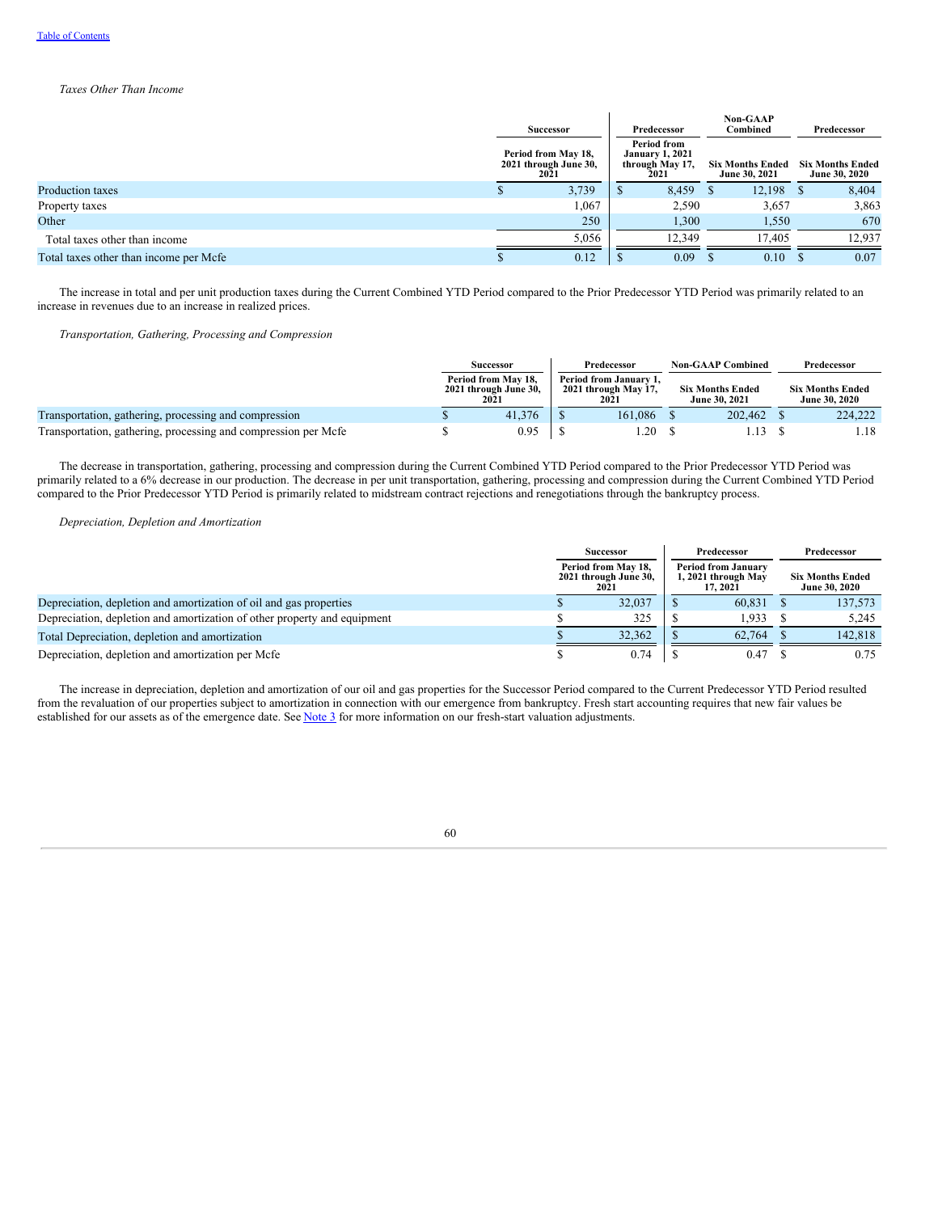*Taxes Other Than Income*

| | Successor | Predecessor | Non-GAAP Combined | Predecessor |
|---|---|---|---|---|
| | Period from May 18, 2021 through June 30, 2021 | Period from January 1, 2021 through May 17, 2021 | Six Months Ended June 30, 2021 | Six Months Ended June 30, 2020 |
| Production taxes | $ 3,739 | $ 8,459 | $ 12,198 | $ 8,404 |
| Property taxes | 1,067 | 2,590 | 3,657 | 3,863 |
| Other | 250 | 1,300 | 1,550 | 670 |
| Total taxes other than income | 5,056 | 12,349 | 17,405 | 12,937 |
| Total taxes other than income per Mcfe | $ 0.12 | $ 0.09 | $ 0.10 | $ 0.07 |

The increase in total and per unit production taxes during the Current Combined YTD Period compared to the Prior Predecessor YTD Period was primarily related to an increase in revenues due to an increase in realized prices.

*Transportation, Gathering, Processing and Compression*

| | Successor | Predecessor | Non-GAAP Combined | Predecessor |
|---|---|---|---|---|
| | Period from May 18, 2021 through June 30, 2021 | Period from January 1, 2021 through May 17, 2021 | Six Months Ended June 30, 2021 | Six Months Ended June 30, 2020 |
| Transportation, gathering, processing and compression | $ 41,376 | $ 161,086 | $ 202,462 | $ 224,222 |
| Transportation, gathering, processing and compression per Mcfe | $ 0.95 | $ 1.20 | $ 1.13 | $ 1.18 |

The decrease in transportation, gathering, processing and compression during the Current Combined YTD Period compared to the Prior Predecessor YTD Period was primarily related to a 6% decrease in our production. The decrease in per unit transportation, gathering, processing and compression during the Current Combined YTD Period compared to the Prior Predecessor YTD Period is primarily related to midstream contract rejections and renegotiations through the bankruptcy process.

*Depreciation, Depletion and Amortization*

| | Successor | Predecessor | Predecessor |
|---|---|---|---|
| | Period from May 18, 2021 through June 30, 2021 | Period from January 1, 2021 through May 17, 2021 | Six Months Ended June 30, 2020 |
| Depreciation, depletion and amortization of oil and gas properties | $ 32,037 | $ 60,831 | $ 137,573 |
| Depreciation, depletion and amortization of other property and equipment | $ 325 | $ 1,933 | $ 5,245 |
| Total Depreciation, depletion and amortization | $ 32,362 | $ 62,764 | $ 142,818 |
| Depreciation, depletion and amortization per Mcfe | $ 0.74 | $ 0.47 | $ 0.75 |

The increase in depreciation, depletion and amortization of our oil and gas properties for the Successor Period compared to the Current Predecessor YTD Period resulted from the revaluation of our properties subject to amortization in connection with our emergence from bankruptcy. Fresh start accounting requires that new fair values be established for our assets as of the emergence date. See Note 3 for more information on our fresh-start valuation adjustments.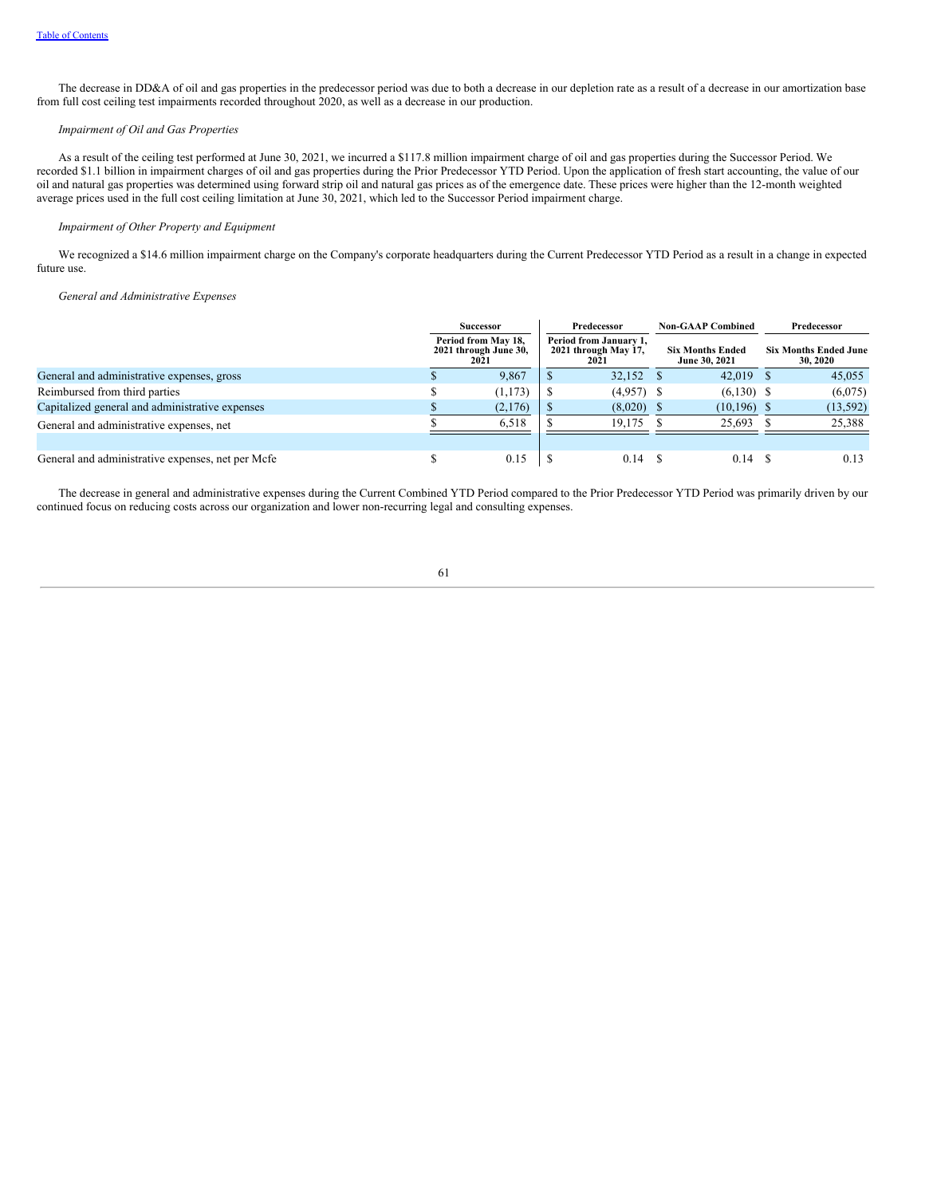The decrease in DD&A of oil and gas properties in the predecessor period was due to both a decrease in our depletion rate as a result of a decrease in our amortization base from full cost ceiling test impairments recorded throughout 2020, as well as a decrease in our production.

*Impairment of Oil and Gas Properties*

As a result of the ceiling test performed at June 30, 2021, we incurred a $117.8 million impairment charge of oil and gas properties during the Successor Period. We recorded $1.1 billion in impairment charges of oil and gas properties during the Prior Predecessor YTD Period. Upon the application of fresh start accounting, the value of our oil and natural gas properties was determined using forward strip oil and natural gas prices as of the emergence date. These prices were higher than the 12-month weighted average prices used in the full cost ceiling limitation at June 30, 2021, which led to the Successor Period impairment charge.

*Impairment of Other Property and Equipment*

We recognized a $14.6 million impairment charge on the Company's corporate headquarters during the Current Predecessor YTD Period as a result in a change in expected future use.

*General and Administrative Expenses*

| | Successor | Predecessor | Non-GAAP Combined | Predecessor |
|---|---|---|---|---|
| | Period from May 18, 2021 through June 30, 2021 | Period from January 1, 2021 through May 17, 2021 | Six Months Ended June 30, 2021 | Six Months Ended June 30, 2020 |
| General and administrative expenses, gross | $ 9,867 | $ 32,152 | $ 42,019 | $ 45,055 |
| Reimbursed from third parties | $ (1,173) | $ (4,957) | $ (6,130) | $ (6,075) |
| Capitalized general and administrative expenses | $ (2,176) | $ (8,020) | $ (10,196) | $ (13,592) |
| General and administrative expenses, net | $ 6,518 | $ 19,175 | $ 25,693 | $ 25,388 |
| | | | | |
| General and administrative expenses, net per Mcfe | $ 0.15 | $ 0.14 | $ 0.14 | $ 0.13 |

The decrease in general and administrative expenses during the Current Combined YTD Period compared to the Prior Predecessor YTD Period was primarily driven by our continued focus on reducing costs across our organization and lower non-recurring legal and consulting expenses.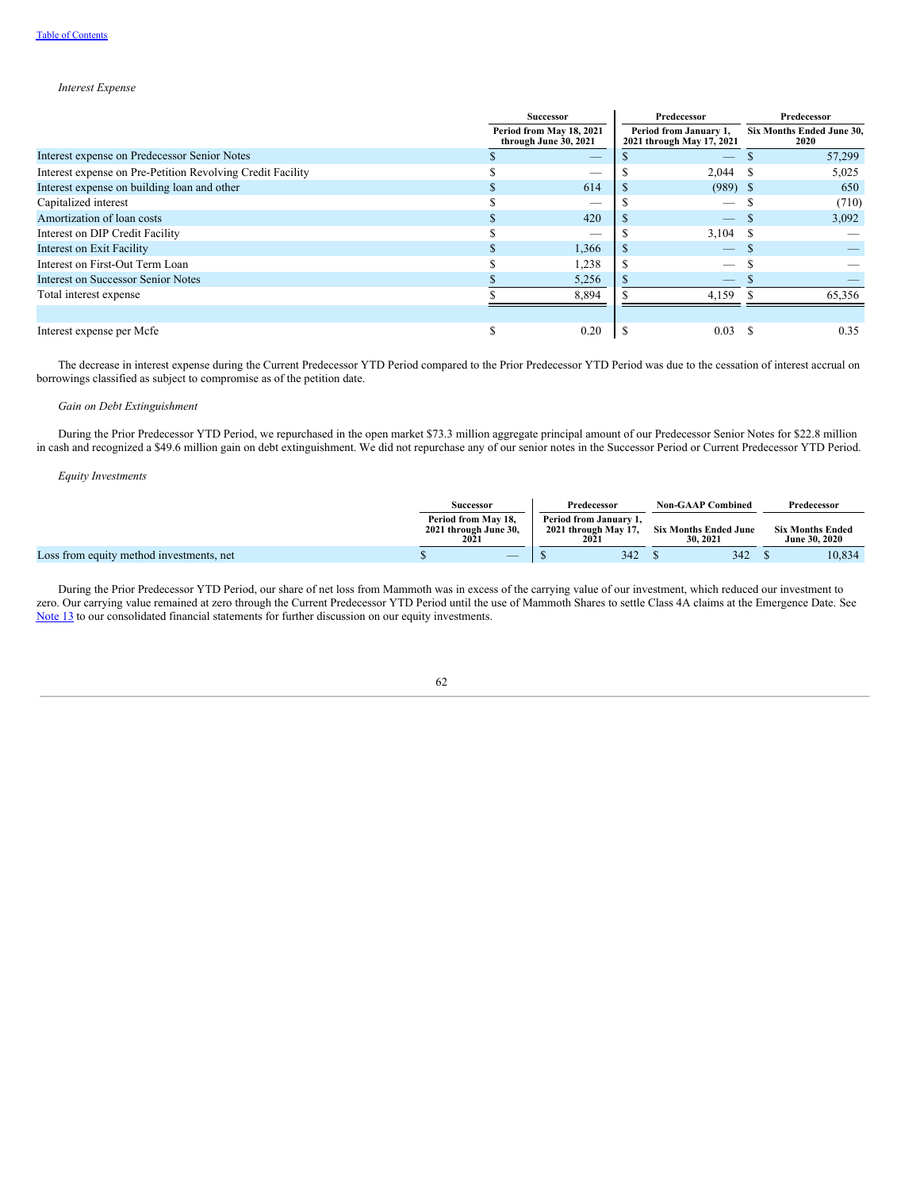*Interest Expense*

| | Successor | Predecessor | Predecessor |
|---|---|---|---|
| | Period from May 18, 2021 through June 30, 2021 | Period from January 1, 2021 through May 17, 2021 | Six Months Ended June 30, 2020 |
| Interest expense on Predecessor Senior Notes | $ — | $ — | $ 57,299 |
| Interest expense on Pre-Petition Revolving Credit Facility | $ — | $ 2,044 | $ 5,025 |
| Interest expense on building loan and other | $ 614 | $ (989) | $ 650 |
| Capitalized interest | $ — | $ — | $ (710) |
| Amortization of loan costs | $ 420 | $ — | $ 3,092 |
| Interest on DIP Credit Facility | $ — | $ 3,104 | $ — |
| Interest on Exit Facility | $ 1,366 | $ — | $ — |
| Interest on First-Out Term Loan | $ 1,238 | $ — | $ — |
| Interest on Successor Senior Notes | $ 5,256 | $ — | $ — |
| Total interest expense | $ 8,894 | $ 4,159 | $ 65,356 |
| | | | |
| Interest expense per Mcfe | $ 0.20 | $ 0.03 | $ 0.35 |

The decrease in interest expense during the Current Predecessor YTD Period compared to the Prior Predecessor YTD Period was due to the cessation of interest accrual on borrowings classified as subject to compromise as of the petition date.

*Gain on Debt Extinguishment*

During the Prior Predecessor YTD Period, we repurchased in the open market $73.3 million aggregate principal amount of our Predecessor Senior Notes for $22.8 million in cash and recognized a $49.6 million gain on debt extinguishment. We did not repurchase any of our senior notes in the Successor Period or Current Predecessor YTD Period.

*Equity Investments*

| | Successor | Predecessor | Non-GAAP Combined | Predecessor |
|---|---|---|---|---|
| | Period from May 18, 2021 through June 30, 2021 | Period from January 1, 2021 through May 17, 2021 | Six Months Ended June 30, 2021 | Six Months Ended June 30, 2020 |
| Loss from equity method investments, net | $ — | $ 342 | $ 342 | $ 10,834 |

During the Prior Predecessor YTD Period, our share of net loss from Mammoth was in excess of the carrying value of our investment, which reduced our investment to zero. Our carrying value remained at zero through the Current Predecessor YTD Period until the use of Mammoth Shares to settle Class 4A claims at the Emergence Date. See Note 13 to our consolidated financial statements for further discussion on our equity investments.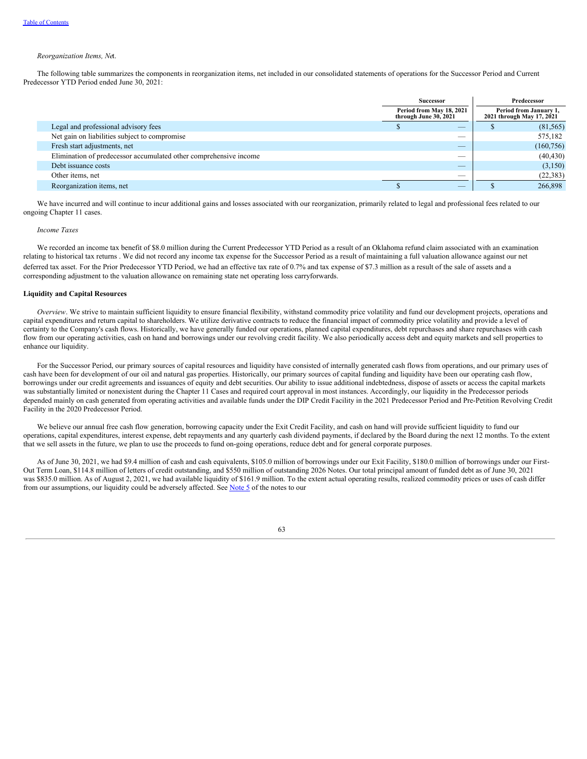*Reorganization Items, Net.*

The following table summarizes the components in reorganization items, net included in our consolidated statements of operations for the Successor Period and Current Predecessor YTD Period ended June 30, 2021:

| | Successor | Predecessor |
|---|---|---|
| | Period from May 18, 2021 through June 30, 2021 | Period from January 1, 2021 through May 17, 2021 |
| Legal and professional advisory fees | $ — | $ (81,565) |
| Net gain on liabilities subject to compromise | — | 575,182 |
| Fresh start adjustments, net | — | (160,756) |
| Elimination of predecessor accumulated other comprehensive income | — | (40,430) |
| Debt issuance costs | — | (3,150) |
| Other items, net | — | (22,383) |
| Reorganization items, net | $ — | $ 266,898 |

We have incurred and will continue to incur additional gains and losses associated with our reorganization, primarily related to legal and professional fees related to our ongoing Chapter 11 cases.

*Income Taxes*

We recorded an income tax benefit of $8.0 million during the Current Predecessor YTD Period as a result of an Oklahoma refund claim associated with an examination relating to historical tax returns . We did not record any income tax expense for the Successor Period as a result of maintaining a full valuation allowance against our net deferred tax asset. For the Prior Predecessor YTD Period, we had an effective tax rate of 0.7% and tax expense of $7.3 million as a result of the sale of assets and a corresponding adjustment to the valuation allowance on remaining state net operating loss carryforwards.

**Liquidity and Capital Resources**

*Overview*. We strive to maintain sufficient liquidity to ensure financial flexibility, withstand commodity price volatility and fund our development projects, operations and capital expenditures and return capital to shareholders. We utilize derivative contracts to reduce the financial impact of commodity price volatility and provide a level of certainty to the Company's cash flows. Historically, we have generally funded our operations, planned capital expenditures, debt repurchases and share repurchases with cash flow from our operating activities, cash on hand and borrowings under our revolving credit facility. We also periodically access debt and equity markets and sell properties to enhance our liquidity.

For the Successor Period, our primary sources of capital resources and liquidity have consisted of internally generated cash flows from operations, and our primary uses of cash have been for development of our oil and natural gas properties. Historically, our primary sources of capital funding and liquidity have been our operating cash flow, borrowings under our credit agreements and issuances of equity and debt securities. Our ability to issue additional indebtedness, dispose of assets or access the capital markets was substantially limited or nonexistent during the Chapter 11 Cases and required court approval in most instances. Accordingly, our liquidity in the Predecessor periods depended mainly on cash generated from operating activities and available funds under the DIP Credit Facility in the 2021 Predecessor Period and Pre-Petition Revolving Credit Facility in the 2020 Predecessor Period.

We believe our annual free cash flow generation, borrowing capacity under the Exit Credit Facility, and cash on hand will provide sufficient liquidity to fund our operations, capital expenditures, interest expense, debt repayments and any quarterly cash dividend payments, if declared by the Board during the next 12 months. To the extent that we sell assets in the future, we plan to use the proceeds to fund on-going operations, reduce debt and for general corporate purposes.

As of June 30, 2021, we had $9.4 million of cash and cash equivalents, $105.0 million of borrowings under our Exit Facility, $180.0 million of borrowings under our First-Out Term Loan, $114.8 million of letters of credit outstanding, and $550 million of outstanding 2026 Notes. Our total principal amount of funded debt as of June 30, 2021 was $835.0 million. As of August 2, 2021, we had available liquidity of $161.9 million. To the extent actual operating results, realized commodity prices or uses of cash differ from our assumptions, our liquidity could be adversely affected. See Note 5 of the notes to our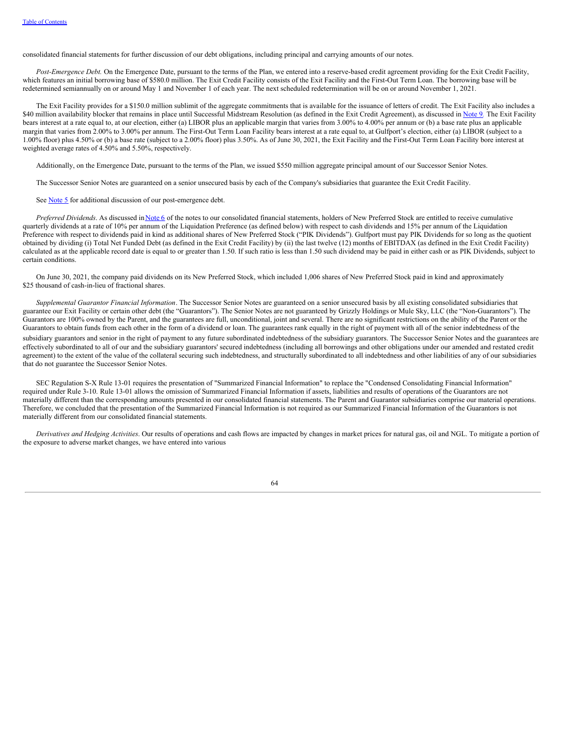consolidated financial statements for further discussion of our debt obligations, including principal and carrying amounts of our notes.

*Post-Emergence Debt.* On the Emergence Date, pursuant to the terms of the Plan, we entered into a reserve-based credit agreement providing for the Exit Credit Facility, which features an initial borrowing base of $580.0 million. The Exit Credit Facility consists of the Exit Facility and the First-Out Term Loan. The borrowing base will be redetermined semiannually on or around May 1 and November 1 of each year. The next scheduled redetermination will be on or around November 1, 2021.

The Exit Facility provides for a $150.0 million sublimit of the aggregate commitments that is available for the issuance of letters of credit. The Exit Facility also includes a $40 million availability blocker that remains in place until Successful Midstream Resolution (as defined in the Exit Credit Agreement), as discussed in Note 9*.* The Exit Facility bears interest at a rate equal to, at our election, either (a) LIBOR plus an applicable margin that varies from 3.00% to 4.00% per annum or (b) a base rate plus an applicable margin that varies from 2.00% to 3.00% per annum. The First-Out Term Loan Facility bears interest at a rate equal to, at Gulfport's election, either (a) LIBOR (subject to a 1.00% floor) plus 4.50% or (b) a base rate (subject to a 2.00% floor) plus 3.50%. As of June 30, 2021, the Exit Facility and the First-Out Term Loan Facility bore interest at weighted average rates of 4.50% and 5.50%, respectively.

Additionally, on the Emergence Date, pursuant to the terms of the Plan, we issued $550 million aggregate principal amount of our Successor Senior Notes.

The Successor Senior Notes are guaranteed on a senior unsecured basis by each of the Company's subsidiaries that guarantee the Exit Credit Facility.

See Note 5 for additional discussion of our post-emergence debt.

*Preferred Dividends*. As discussed in Note 6 of the notes to our consolidated financial statements, holders of New Preferred Stock are entitled to receive cumulative quarterly dividends at a rate of 10% per annum of the Liquidation Preference (as defined below) with respect to cash dividends and 15% per annum of the Liquidation Preference with respect to dividends paid in kind as additional shares of New Preferred Stock ("PIK Dividends"). Gulfport must pay PIK Dividends for so long as the quotient obtained by dividing (i) Total Net Funded Debt (as defined in the Exit Credit Facility) by (ii) the last twelve (12) months of EBITDAX (as defined in the Exit Credit Facility) calculated as at the applicable record date is equal to or greater than 1.50. If such ratio is less than 1.50 such dividend may be paid in either cash or as PIK Dividends, subject to certain conditions.

On June 30, 2021, the company paid dividends on its New Preferred Stock, which included 1,006 shares of New Preferred Stock paid in kind and approximately $25 thousand of cash-in-lieu of fractional shares.

*Supplemental Guarantor Financial Information*. The Successor Senior Notes are guaranteed on a senior unsecured basis by all existing consolidated subsidiaries that guarantee our Exit Facility or certain other debt (the "Guarantors"). The Senior Notes are not guaranteed by Grizzly Holdings or Mule Sky, LLC (the "Non-Guarantors"). The Guarantors are 100% owned by the Parent, and the guarantees are full, unconditional, joint and several. There are no significant restrictions on the ability of the Parent or the Guarantors to obtain funds from each other in the form of a dividend or loan. The guarantees rank equally in the right of payment with all of the senior indebtedness of the subsidiary guarantors and senior in the right of payment to any future subordinated indebtedness of the subsidiary guarantors. The Successor Senior Notes and the guarantees are effectively subordinated to all of our and the subsidiary guarantors' secured indebtedness (including all borrowings and other obligations under our amended and restated credit agreement) to the extent of the value of the collateral securing such indebtedness, and structurally subordinated to all indebtedness and other liabilities of any of our subsidiaries that do not guarantee the Successor Senior Notes.

SEC Regulation S-X Rule 13-01 requires the presentation of "Summarized Financial Information" to replace the "Condensed Consolidating Financial Information" required under Rule 3-10. Rule 13-01 allows the omission of Summarized Financial Information if assets, liabilities and results of operations of the Guarantors are not materially different than the corresponding amounts presented in our consolidated financial statements. The Parent and Guarantor subsidiaries comprise our material operations. Therefore, we concluded that the presentation of the Summarized Financial Information is not required as our Summarized Financial Information of the Guarantors is not materially different from our consolidated financial statements.

*Derivatives and Hedging Activities*. Our results of operations and cash flows are impacted by changes in market prices for natural gas, oil and NGL. To mitigate a portion of the exposure to adverse market changes, we have entered into various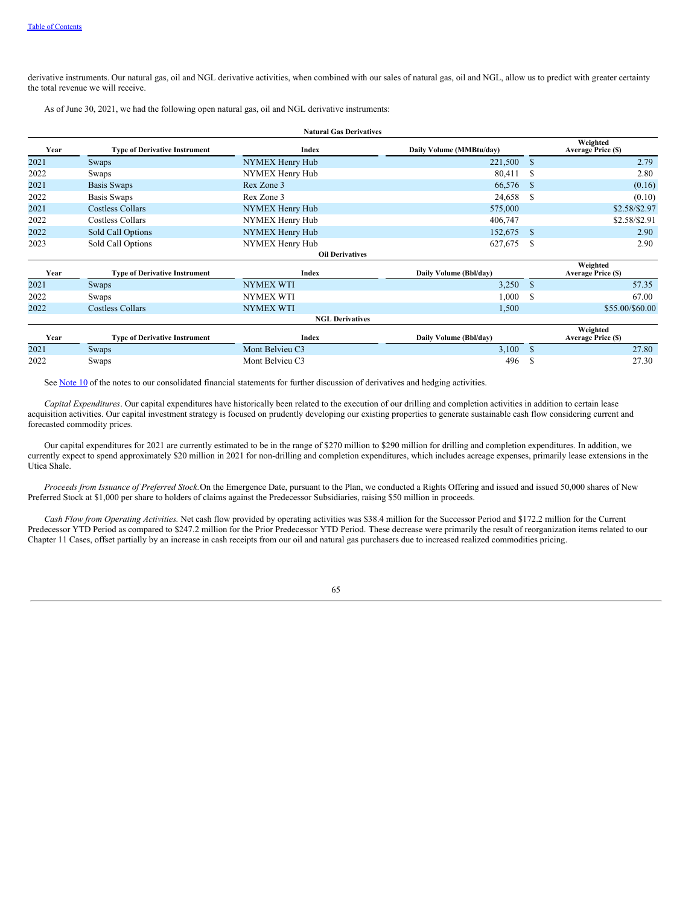derivative instruments. Our natural gas, oil and NGL derivative activities, when combined with our sales of natural gas, oil and NGL, allow us to predict with greater certainty the total revenue we will receive.

As of June 30, 2021, we had the following open natural gas, oil and NGL derivative instruments:

**Natural Gas Derivatives**

| Year | Type of Derivative Instrument | Index | Daily Volume (MMBtu/day) | Weighted Average Price ($) |
|---|---|---|---|---|
| 2021 | Swaps | NYMEX Henry Hub | 221,500 | $ 2.79 |
| 2022 | Swaps | NYMEX Henry Hub | 80,411 | $ 2.80 |
| 2021 | Basis Swaps | Rex Zone 3 | 66,576 | $ (0.16) |
| 2022 | Basis Swaps | Rex Zone 3 | 24,658 | $ (0.10) |
| 2021 | Costless Collars | NYMEX Henry Hub | 575,000 | $2.58/$2.97 |
| 2022 | Costless Collars | NYMEX Henry Hub | 406,747 | $2.58/$2.91 |
| 2022 | Sold Call Options | NYMEX Henry Hub | 152,675 | $ 2.90 |
| 2023 | Sold Call Options | NYMEX Henry Hub | 627,675 | $ 2.90 |

**Oil Derivatives**

| Year | Type of Derivative Instrument | Index | Daily Volume (Bbl/day) | Weighted Average Price ($) |
|---|---|---|---|---|
| 2021 | Swaps | NYMEX WTI | 3,250 | $ 57.35 |
| 2022 | Swaps | NYMEX WTI | 1,000 | $ 67.00 |
| 2022 | Costless Collars | NYMEX WTI | 1,500 | $55.00/$60.00 |

**NGL Derivatives**

| Year | Type of Derivative Instrument | Index | Daily Volume (Bbl/day) | Weighted Average Price ($) |
|---|---|---|---|---|
| 2021 | Swaps | Mont Belvieu C3 | 3,100 | $ 27.80 |
| 2022 | Swaps | Mont Belvieu C3 | 496 | $ 27.30 |

See Note 10 of the notes to our consolidated financial statements for further discussion of derivatives and hedging activities.

*Capital Expenditures*. Our capital expenditures have historically been related to the execution of our drilling and completion activities in addition to certain lease acquisition activities. Our capital investment strategy is focused on prudently developing our existing properties to generate sustainable cash flow considering current and forecasted commodity prices.

Our capital expenditures for 2021 are currently estimated to be in the range of $270 million to $290 million for drilling and completion expenditures. In addition, we currently expect to spend approximately $20 million in 2021 for non-drilling and completion expenditures, which includes acreage expenses, primarily lease extensions in the Utica Shale.

*Proceeds from Issuance of Preferred Stock.* On the Emergence Date, pursuant to the Plan, we conducted a Rights Offering and issued and issued 50,000 shares of New Preferred Stock at $1,000 per share to holders of claims against the Predecessor Subsidiaries, raising $50 million in proceeds.

*Cash Flow from Operating Activities.* Net cash flow provided by operating activities was $38.4 million for the Successor Period and $172.2 million for the Current Predecessor YTD Period as compared to $247.2 million for the Prior Predecessor YTD Period. These decrease were primarily the result of reorganization items related to our Chapter 11 Cases, offset partially by an increase in cash receipts from our oil and natural gas purchasers due to increased realized commodities pricing.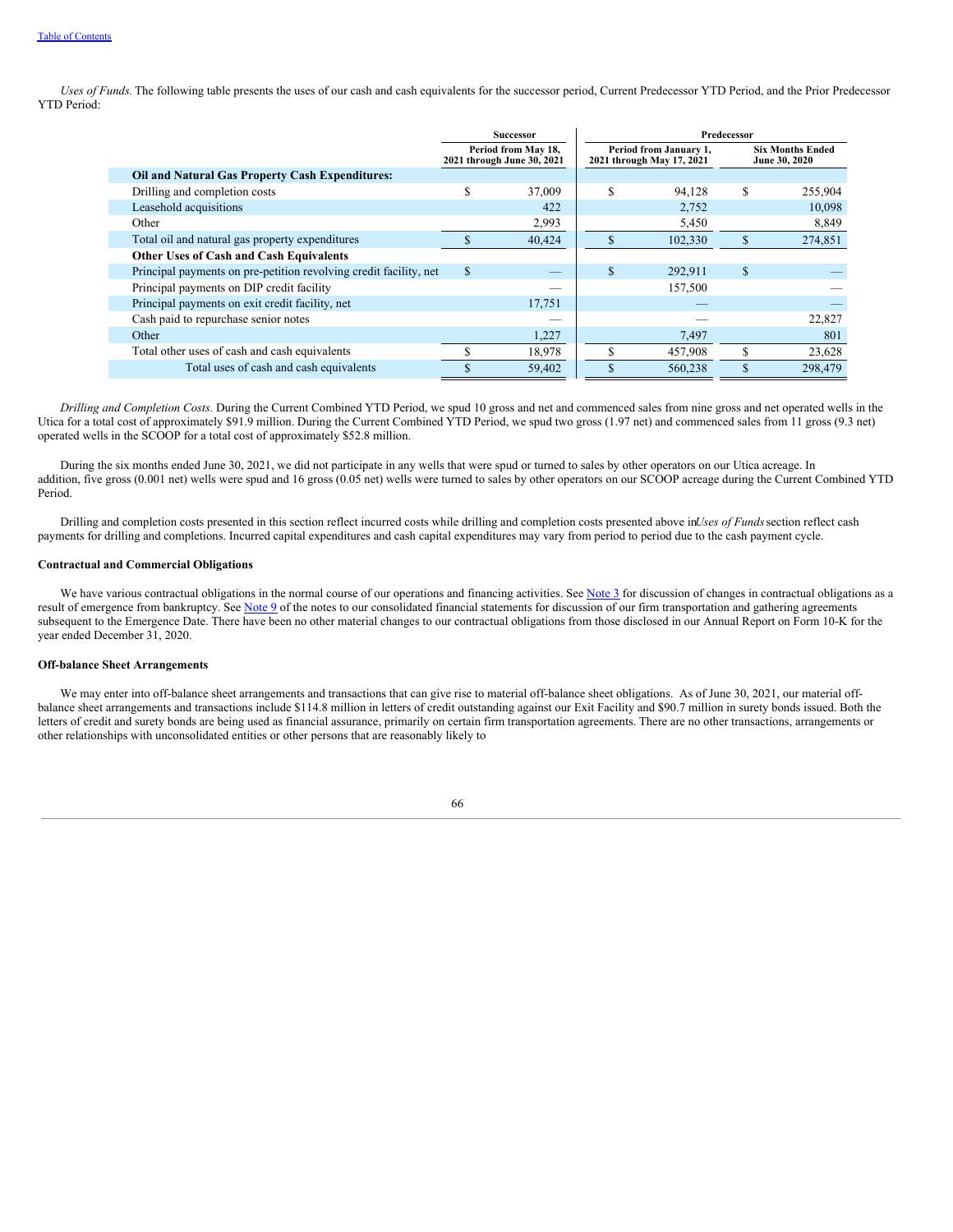*Uses of Funds.* The following table presents the uses of our cash and cash equivalents for the successor period, Current Predecessor YTD Period, and the Prior Predecessor YTD Period:

| | Successor | Predecessor | |
|---|---|---|---|
| | Period from May 18, 2021 through June 30, 2021 | Period from January 1, 2021 through May 17, 2021 | Six Months Ended June 30, 2020 |
| **Oil and Natural Gas Property Cash Expenditures:** | | | |
| Drilling and completion costs | $ 37,009 | $ 94,128 | $ 255,904 |
| Leasehold acquisitions | 422 | 2,752 | 10,098 |
| Other | 2,993 | 5,450 | 8,849 |
| Total oil and natural gas property expenditures | $ 40,424 | $ 102,330 | $ 274,851 |
| **Other Uses of Cash and Cash Equivalents** | | | |
| Principal payments on pre-petition revolving credit facility, net | $ — | $ 292,911 | $ — |
| Principal payments on DIP credit facility | — | 157,500 | — |
| Principal payments on exit credit facility, net | 17,751 | — | — |
| Cash paid to repurchase senior notes | — | — | 22,827 |
| Other | 1,227 | 7,497 | 801 |
| Total other uses of cash and cash equivalents | $ 18,978 | $ 457,908 | $ 23,628 |
| Total uses of cash and cash equivalents | $ 59,402 | $ 560,238 | $ 298,479 |

*Drilling and Completion Costs.* During the Current Combined YTD Period, we spud 10 gross and net and commenced sales from nine gross and net operated wells in the Utica for a total cost of approximately $91.9 million. During the Current Combined YTD Period, we spud two gross (1.97 net) and commenced sales from 11 gross (9.3 net) operated wells in the SCOOP for a total cost of approximately $52.8 million.

During the six months ended June 30, 2021, we did not participate in any wells that were spud or turned to sales by other operators on our Utica acreage. In addition, five gross (0.001 net) wells were spud and 16 gross (0.05 net) wells were turned to sales by other operators on our SCOOP acreage during the Current Combined YTD Period.

Drilling and completion costs presented in this section reflect incurred costs while drilling and completion costs presented above in *Uses of Funds* section reflect cash payments for drilling and completions. Incurred capital expenditures and cash capital expenditures may vary from period to period due to the cash payment cycle.

**Contractual and Commercial Obligations**

We have various contractual obligations in the normal course of our operations and financing activities. See Note 3 for discussion of changes in contractual obligations as a result of emergence from bankruptcy. See Note 9 of the notes to our consolidated financial statements for discussion of our firm transportation and gathering agreements subsequent to the Emergence Date. There have been no other material changes to our contractual obligations from those disclosed in our Annual Report on Form 10-K for the year ended December 31, 2020.

**Off-balance Sheet Arrangements**

We may enter into off-balance sheet arrangements and transactions that can give rise to material off-balance sheet obligations. As of June 30, 2021, our material off-balance sheet arrangements and transactions include $114.8 million in letters of credit outstanding against our Exit Facility and $90.7 million in surety bonds issued. Both the letters of credit and surety bonds are being used as financial assurance, primarily on certain firm transportation agreements. There are no other transactions, arrangements or other relationships with unconsolidated entities or other persons that are reasonably likely to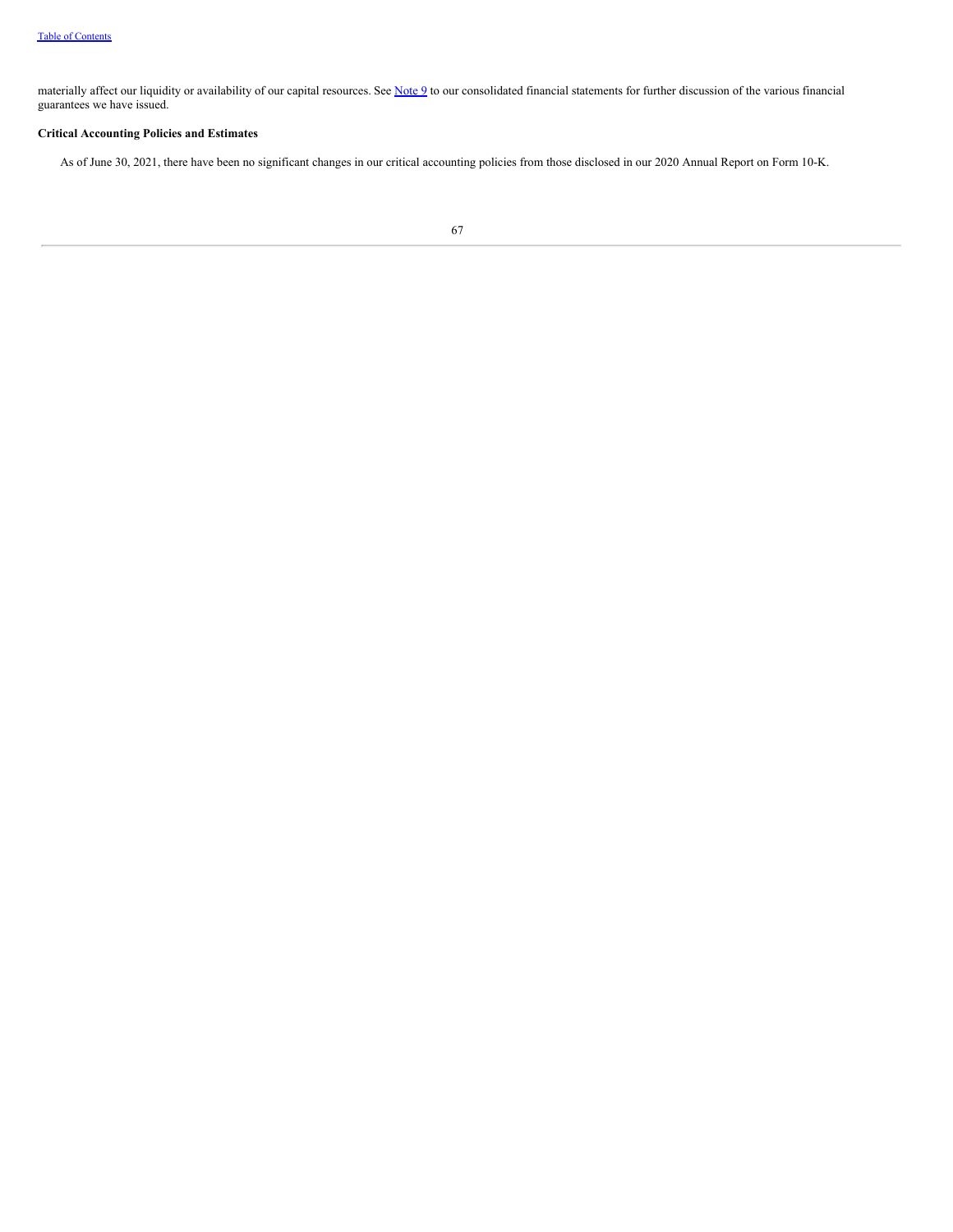materially affect our liquidity or availability of our capital resources. See Note 9 to our consolidated financial statements for further discussion of the various financial guarantees we have issued.

**Critical Accounting Policies and Estimates**

As of June 30, 2021, there have been no significant changes in our critical accounting policies from those disclosed in our 2020 Annual Report on Form 10-K.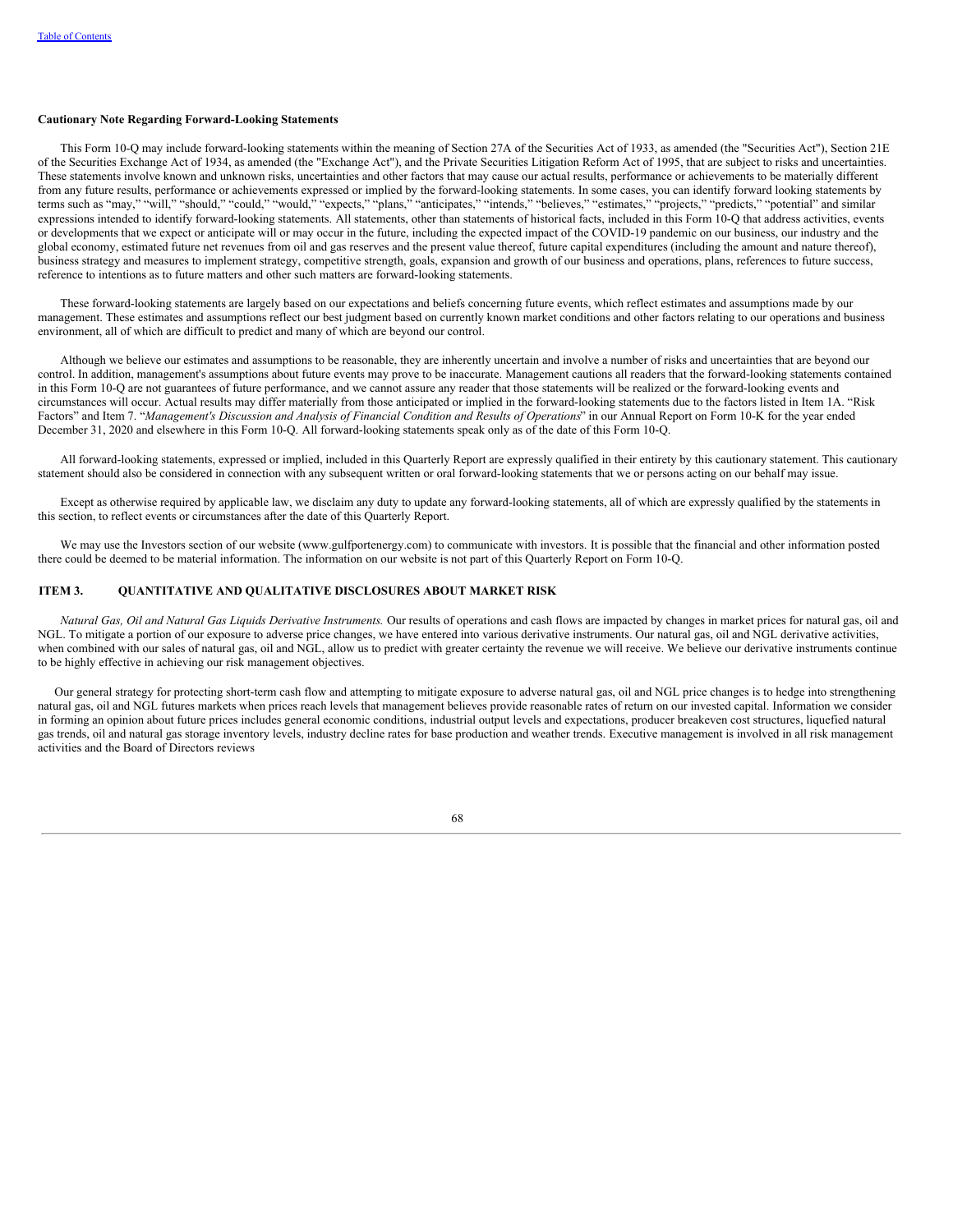**Cautionary Note Regarding Forward-Looking Statements**

This Form 10-Q may include forward-looking statements within the meaning of Section 27A of the Securities Act of 1933, as amended (the "Securities Act"), Section 21E of the Securities Exchange Act of 1934, as amended (the "Exchange Act"), and the Private Securities Litigation Reform Act of 1995, that are subject to risks and uncertainties. These statements involve known and unknown risks, uncertainties and other factors that may cause our actual results, performance or achievements to be materially different from any future results, performance or achievements expressed or implied by the forward-looking statements. In some cases, you can identify forward looking statements by terms such as “may,” “will,” “should,” “could,” “would,” “expects,” “plans,” “anticipates,” “intends,” “believes,” “estimates,” “projects,” “predicts,” “potential” and similar expressions intended to identify forward-looking statements. All statements, other than statements of historical facts, included in this Form 10-Q that address activities, events or developments that we expect or anticipate will or may occur in the future, including the expected impact of the COVID-19 pandemic on our business, our industry and the global economy, estimated future net revenues from oil and gas reserves and the present value thereof, future capital expenditures (including the amount and nature thereof), business strategy and measures to implement strategy, competitive strength, goals, expansion and growth of our business and operations, plans, references to future success, reference to intentions as to future matters and other such matters are forward-looking statements.

These forward-looking statements are largely based on our expectations and beliefs concerning future events, which reflect estimates and assumptions made by our management. These estimates and assumptions reflect our best judgment based on currently known market conditions and other factors relating to our operations and business environment, all of which are difficult to predict and many of which are beyond our control.

Although we believe our estimates and assumptions to be reasonable, they are inherently uncertain and involve a number of risks and uncertainties that are beyond our control. In addition, management's assumptions about future events may prove to be inaccurate. Management cautions all readers that the forward-looking statements contained in this Form 10-Q are not guarantees of future performance, and we cannot assure any reader that those statements will be realized or the forward-looking events and circumstances will occur. Actual results may differ materially from those anticipated or implied in the forward-looking statements due to the factors listed in Item 1A. “Risk Factors” and Item 7. “*Management's Discussion and Analysis of Financial Condition and Results of Operations*” in our Annual Report on Form 10-K for the year ended December 31, 2020 and elsewhere in this Form 10-Q. All forward-looking statements speak only as of the date of this Form 10-Q.

All forward-looking statements, expressed or implied, included in this Quarterly Report are expressly qualified in their entirety by this cautionary statement. This cautionary statement should also be considered in connection with any subsequent written or oral forward-looking statements that we or persons acting on our behalf may issue.

Except as otherwise required by applicable law, we disclaim any duty to update any forward-looking statements, all of which are expressly qualified by the statements in this section, to reflect events or circumstances after the date of this Quarterly Report.

We may use the Investors section of our website (www.gulfportenergy.com) to communicate with investors. It is possible that the financial and other information posted there could be deemed to be material information. The information on our website is not part of this Quarterly Report on Form 10-Q.

## ITEM 3. QUANTITATIVE AND QUALITATIVE DISCLOSURES ABOUT MARKET RISK

*Natural Gas, Oil and Natural Gas Liquids Derivative Instruments.* Our results of operations and cash flows are impacted by changes in market prices for natural gas, oil and NGL. To mitigate a portion of our exposure to adverse price changes, we have entered into various derivative instruments. Our natural gas, oil and NGL derivative activities, when combined with our sales of natural gas, oil and NGL, allow us to predict with greater certainty the revenue we will receive. We believe our derivative instruments continue to be highly effective in achieving our risk management objectives.

Our general strategy for protecting short-term cash flow and attempting to mitigate exposure to adverse natural gas, oil and NGL price changes is to hedge into strengthening natural gas, oil and NGL futures markets when prices reach levels that management believes provide reasonable rates of return on our invested capital. Information we consider in forming an opinion about future prices includes general economic conditions, industrial output levels and expectations, producer breakeven cost structures, liquefied natural gas trends, oil and natural gas storage inventory levels, industry decline rates for base production and weather trends. Executive management is involved in all risk management activities and the Board of Directors reviews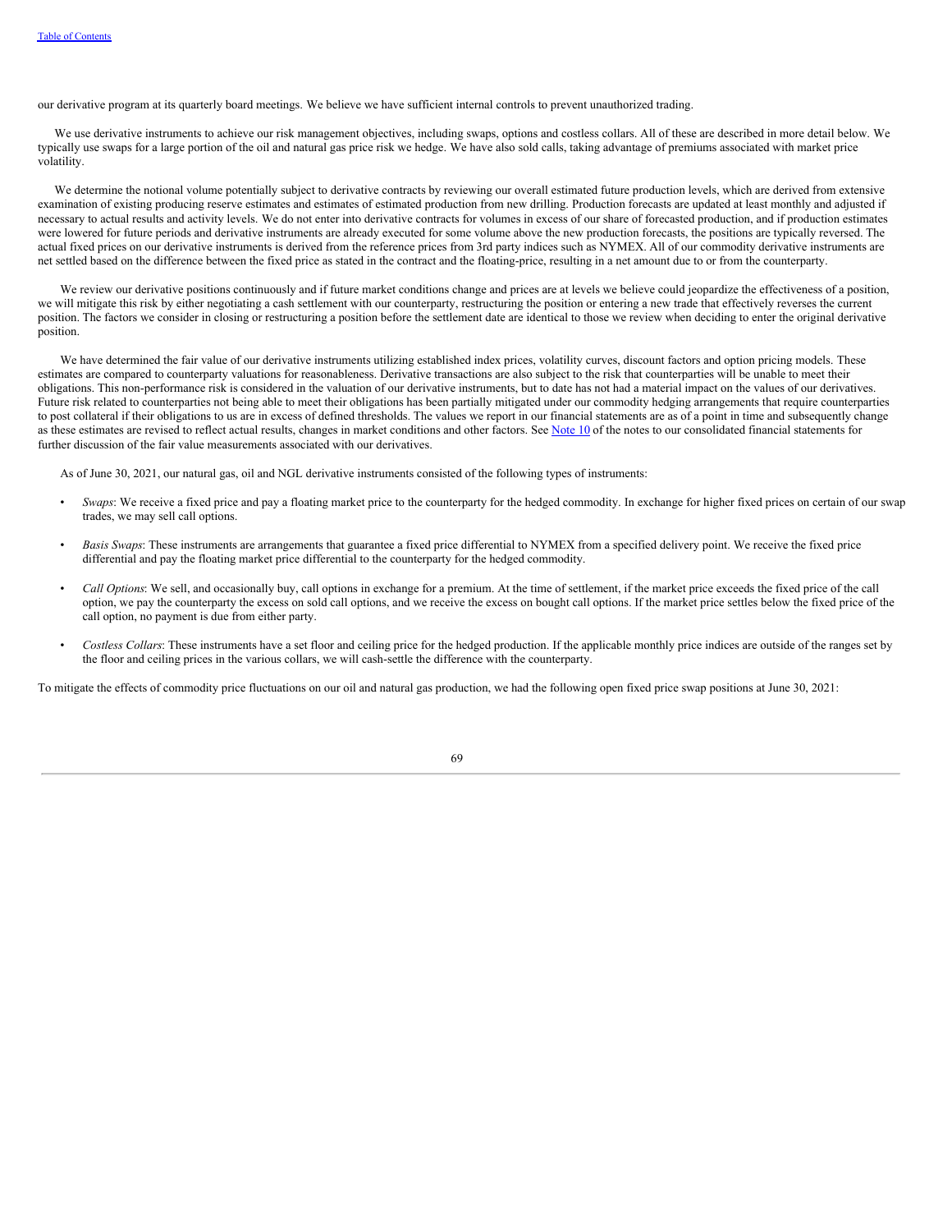our derivative program at its quarterly board meetings. We believe we have sufficient internal controls to prevent unauthorized trading.

We use derivative instruments to achieve our risk management objectives, including swaps, options and costless collars. All of these are described in more detail below. We typically use swaps for a large portion of the oil and natural gas price risk we hedge. We have also sold calls, taking advantage of premiums associated with market price volatility.

We determine the notional volume potentially subject to derivative contracts by reviewing our overall estimated future production levels, which are derived from extensive examination of existing producing reserve estimates and estimates of estimated production from new drilling. Production forecasts are updated at least monthly and adjusted if necessary to actual results and activity levels. We do not enter into derivative contracts for volumes in excess of our share of forecasted production, and if production estimates were lowered for future periods and derivative instruments are already executed for some volume above the new production forecasts, the positions are typically reversed. The actual fixed prices on our derivative instruments is derived from the reference prices from 3rd party indices such as NYMEX. All of our commodity derivative instruments are net settled based on the difference between the fixed price as stated in the contract and the floating-price, resulting in a net amount due to or from the counterparty.

We review our derivative positions continuously and if future market conditions change and prices are at levels we believe could jeopardize the effectiveness of a position, we will mitigate this risk by either negotiating a cash settlement with our counterparty, restructuring the position or entering a new trade that effectively reverses the current position. The factors we consider in closing or restructuring a position before the settlement date are identical to those we review when deciding to enter the original derivative position.

We have determined the fair value of our derivative instruments utilizing established index prices, volatility curves, discount factors and option pricing models. These estimates are compared to counterparty valuations for reasonableness. Derivative transactions are also subject to the risk that counterparties will be unable to meet their obligations. This non-performance risk is considered in the valuation of our derivative instruments, but to date has not had a material impact on the values of our derivatives. Future risk related to counterparties not being able to meet their obligations has been partially mitigated under our commodity hedging arrangements that require counterparties to post collateral if their obligations to us are in excess of defined thresholds. The values we report in our financial statements are as of a point in time and subsequently change as these estimates are revised to reflect actual results, changes in market conditions and other factors. See Note 10 of the notes to our consolidated financial statements for further discussion of the fair value measurements associated with our derivatives.

As of June 30, 2021, our natural gas, oil and NGL derivative instruments consisted of the following types of instruments:

- *Swaps*: We receive a fixed price and pay a floating market price to the counterparty for the hedged commodity. In exchange for higher fixed prices on certain of our swap trades, we may sell call options.
- *Basis Swaps*: These instruments are arrangements that guarantee a fixed price differential to NYMEX from a specified delivery point. We receive the fixed price differential and pay the floating market price differential to the counterparty for the hedged commodity.
- *Call Options*: We sell, and occasionally buy, call options in exchange for a premium. At the time of settlement, if the market price exceeds the fixed price of the call option, we pay the counterparty the excess on sold call options, and we receive the excess on bought call options. If the market price settles below the fixed price of the call option, no payment is due from either party.
- *Costless Collars*: These instruments have a set floor and ceiling price for the hedged production. If the applicable monthly price indices are outside of the ranges set by the floor and ceiling prices in the various collars, we will cash-settle the difference with the counterparty.

To mitigate the effects of commodity price fluctuations on our oil and natural gas production, we had the following open fixed price swap positions at June 30, 2021: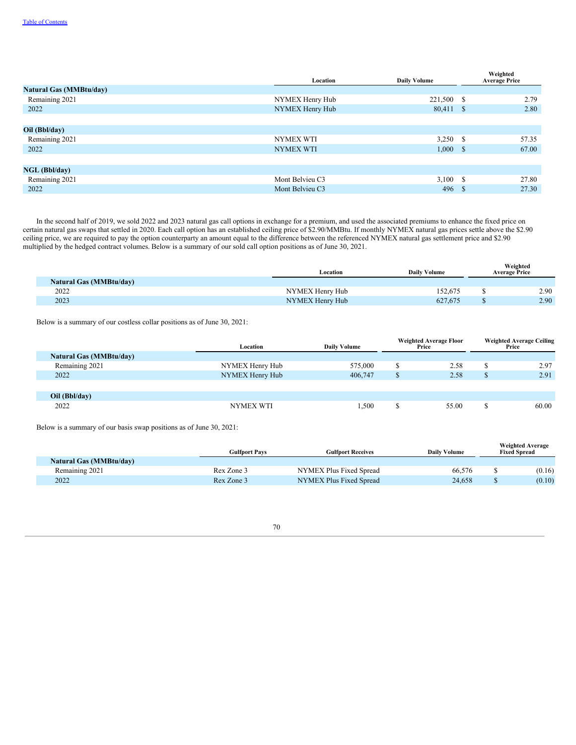| | Location | Daily Volume | Weighted Average Price |
|---|---|---|---|
| **Natural Gas (MMBtu/day)** | | | |
| Remaining 2021 | NYMEX Henry Hub | 221,500 | $ 2.79 |
| 2022 | NYMEX Henry Hub | 80,411 | $ 2.80 |
| | | | |
| **Oil (Bbl/day)** | | | |
| Remaining 2021 | NYMEX WTI | 3,250 | $ 57.35 |
| 2022 | NYMEX WTI | 1,000 | $ 67.00 |
| | | | |
| **NGL (Bbl/day)** | | | |
| Remaining 2021 | Mont Belvieu C3 | 3,100 | $ 27.80 |
| 2022 | Mont Belvieu C3 | 496 | $ 27.30 |

In the second half of 2019, we sold 2022 and 2023 natural gas call options in exchange for a premium, and used the associated premiums to enhance the fixed price on certain natural gas swaps that settled in 2020. Each call option has an established ceiling price of $2.90/MMBtu. If monthly NYMEX natural gas prices settle above the $2.90 ceiling price, we are required to pay the option counterparty an amount equal to the difference between the referenced NYMEX natural gas settlement price and $2.90 multiplied by the hedged contract volumes. Below is a summary of our sold call option positions as of June 30, 2021.

| | Location | Daily Volume | Weighted Average Price |
|---|---|---|---|
| **Natural Gas (MMBtu/day)** | | | |
| 2022 | NYMEX Henry Hub | 152,675 | $ 2.90 |
| 2023 | NYMEX Henry Hub | 627,675 | $ 2.90 |

Below is a summary of our costless collar positions as of June 30, 2021:

| | Location | Daily Volume | Weighted Average Floor Price | Weighted Average Ceiling Price |
|---|---|---|---|---|
| **Natural Gas (MMBtu/day)** | | | | |
| Remaining 2021 | NYMEX Henry Hub | 575,000 | $ 2.58 | $ 2.97 |
| 2022 | NYMEX Henry Hub | 406,747 | $ 2.58 | $ 2.91 |
| | | | | |
| **Oil (Bbl/day)** | | | | |
| 2022 | NYMEX WTI | 1,500 | $ 55.00 | $ 60.00 |

Below is a summary of our basis swap positions as of June 30, 2021:

| | Gulfport Pays | Gulfport Receives | Daily Volume | Weighted Average Fixed Spread |
|---|---|---|---|---|
| **Natural Gas (MMBtu/day)** | | | | |
| Remaining 2021 | Rex Zone 3 | NYMEX Plus Fixed Spread | 66,576 | $ (0.16) |
| 2022 | Rex Zone 3 | NYMEX Plus Fixed Spread | 24,658 | $ (0.10) |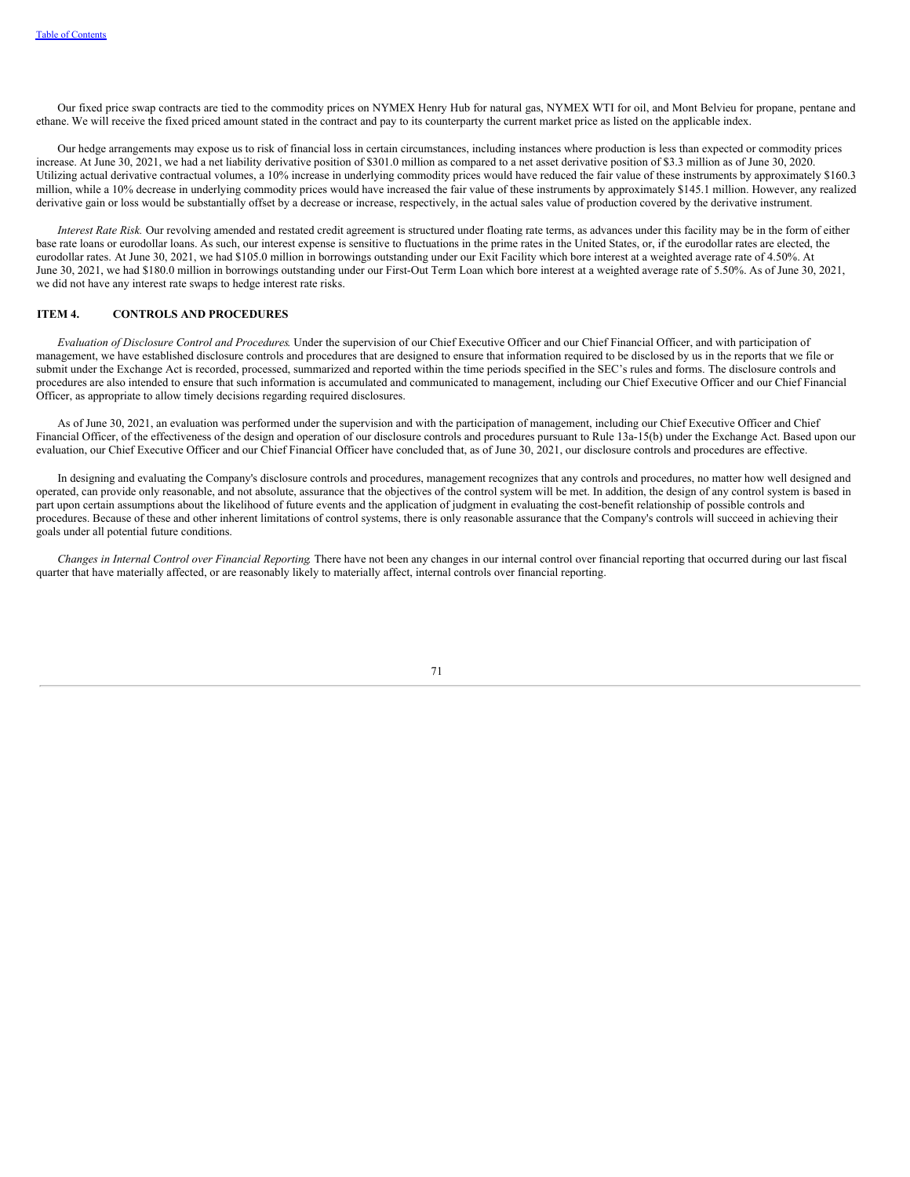Our fixed price swap contracts are tied to the commodity prices on NYMEX Henry Hub for natural gas, NYMEX WTI for oil, and Mont Belvieu for propane, pentane and ethane. We will receive the fixed priced amount stated in the contract and pay to its counterparty the current market price as listed on the applicable index.

Our hedge arrangements may expose us to risk of financial loss in certain circumstances, including instances where production is less than expected or commodity prices increase. At June 30, 2021, we had a net liability derivative position of $301.0 million as compared to a net asset derivative position of $3.3 million as of June 30, 2020. Utilizing actual derivative contractual volumes, a 10% increase in underlying commodity prices would have reduced the fair value of these instruments by approximately $160.3 million, while a 10% decrease in underlying commodity prices would have increased the fair value of these instruments by approximately $145.1 million. However, any realized derivative gain or loss would be substantially offset by a decrease or increase, respectively, in the actual sales value of production covered by the derivative instrument.

*Interest Rate Risk.* Our revolving amended and restated credit agreement is structured under floating rate terms, as advances under this facility may be in the form of either base rate loans or eurodollar loans. As such, our interest expense is sensitive to fluctuations in the prime rates in the United States, or, if the eurodollar rates are elected, the eurodollar rates. At June 30, 2021, we had $105.0 million in borrowings outstanding under our Exit Facility which bore interest at a weighted average rate of 4.50%. At June 30, 2021, we had $180.0 million in borrowings outstanding under our First-Out Term Loan which bore interest at a weighted average rate of 5.50%. As of June 30, 2021, we did not have any interest rate swaps to hedge interest rate risks.

## ITEM 4. CONTROLS AND PROCEDURES

*Evaluation of Disclosure Control and Procedures.* Under the supervision of our Chief Executive Officer and our Chief Financial Officer, and with participation of management, we have established disclosure controls and procedures that are designed to ensure that information required to be disclosed by us in the reports that we file or submit under the Exchange Act is recorded, processed, summarized and reported within the time periods specified in the SEC's rules and forms. The disclosure controls and procedures are also intended to ensure that such information is accumulated and communicated to management, including our Chief Executive Officer and our Chief Financial Officer, as appropriate to allow timely decisions regarding required disclosures.

As of June 30, 2021, an evaluation was performed under the supervision and with the participation of management, including our Chief Executive Officer and Chief Financial Officer, of the effectiveness of the design and operation of our disclosure controls and procedures pursuant to Rule 13a-15(b) under the Exchange Act. Based upon our evaluation, our Chief Executive Officer and our Chief Financial Officer have concluded that, as of June 30, 2021, our disclosure controls and procedures are effective.

In designing and evaluating the Company's disclosure controls and procedures, management recognizes that any controls and procedures, no matter how well designed and operated, can provide only reasonable, and not absolute, assurance that the objectives of the control system will be met. In addition, the design of any control system is based in part upon certain assumptions about the likelihood of future events and the application of judgment in evaluating the cost-benefit relationship of possible controls and procedures. Because of these and other inherent limitations of control systems, there is only reasonable assurance that the Company's controls will succeed in achieving their goals under all potential future conditions.

*Changes in Internal Control over Financial Reporting.* There have not been any changes in our internal control over financial reporting that occurred during our last fiscal quarter that have materially affected, or are reasonably likely to materially affect, internal controls over financial reporting.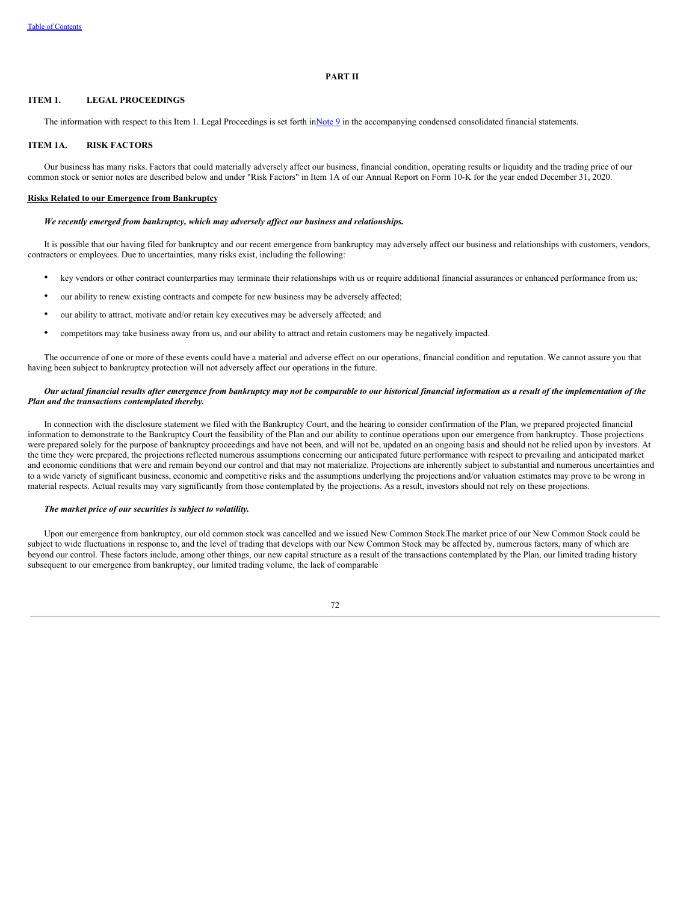## PART II

### ITEM 1. LEGAL PROCEEDINGS

The information with respect to this Item 1. Legal Proceedings is set forth in Note 9 in the accompanying condensed consolidated financial statements.

### ITEM 1A. RISK FACTORS

Our business has many risks. Factors that could materially adversely affect our business, financial condition, operating results or liquidity and the trading price of our common stock or senior notes are described below and under "Risk Factors" in Item 1A of our Annual Report on Form 10-K for the year ended December 31, 2020.

**Risks Related to our Emergence from Bankruptcy**

***We recently emerged from bankruptcy, which may adversely affect our business and relationships.***

It is possible that our having filed for bankruptcy and our recent emergence from bankruptcy may adversely affect our business and relationships with customers, vendors, contractors or employees. Due to uncertainties, many risks exist, including the following:

- key vendors or other contract counterparties may terminate their relationships with us or require additional financial assurances or enhanced performance from us;
- our ability to renew existing contracts and compete for new business may be adversely affected;
- our ability to attract, motivate and/or retain key executives may be adversely affected; and
- competitors may take business away from us, and our ability to attract and retain customers may be negatively impacted.

The occurrence of one or more of these events could have a material and adverse effect on our operations, financial condition and reputation. We cannot assure you that having been subject to bankruptcy protection will not adversely affect our operations in the future.

***Our actual financial results after emergence from bankruptcy may not be comparable to our historical financial information as a result of the implementation of the Plan and the transactions contemplated thereby.***

In connection with the disclosure statement we filed with the Bankruptcy Court, and the hearing to consider confirmation of the Plan, we prepared projected financial information to demonstrate to the Bankruptcy Court the feasibility of the Plan and our ability to continue operations upon our emergence from bankruptcy. Those projections were prepared solely for the purpose of bankruptcy proceedings and have not been, and will not be, updated on an ongoing basis and should not be relied upon by investors. At the time they were prepared, the projections reflected numerous assumptions concerning our anticipated future performance with respect to prevailing and anticipated market and economic conditions that were and remain beyond our control and that may not materialize. Projections are inherently subject to substantial and numerous uncertainties and to a wide variety of significant business, economic and competitive risks and the assumptions underlying the projections and/or valuation estimates may prove to be wrong in material respects. Actual results may vary significantly from those contemplated by the projections. As a result, investors should not rely on these projections.

***The market price of our securities is subject to volatility.***

Upon our emergence from bankruptcy, our old common stock was cancelled and we issued New Common Stock.The market price of our New Common Stock could be subject to wide fluctuations in response to, and the level of trading that develops with our New Common Stock may be affected by, numerous factors, many of which are beyond our control. These factors include, among other things, our new capital structure as a result of the transactions contemplated by the Plan, our limited trading history subsequent to our emergence from bankruptcy, our limited trading volume, the lack of comparable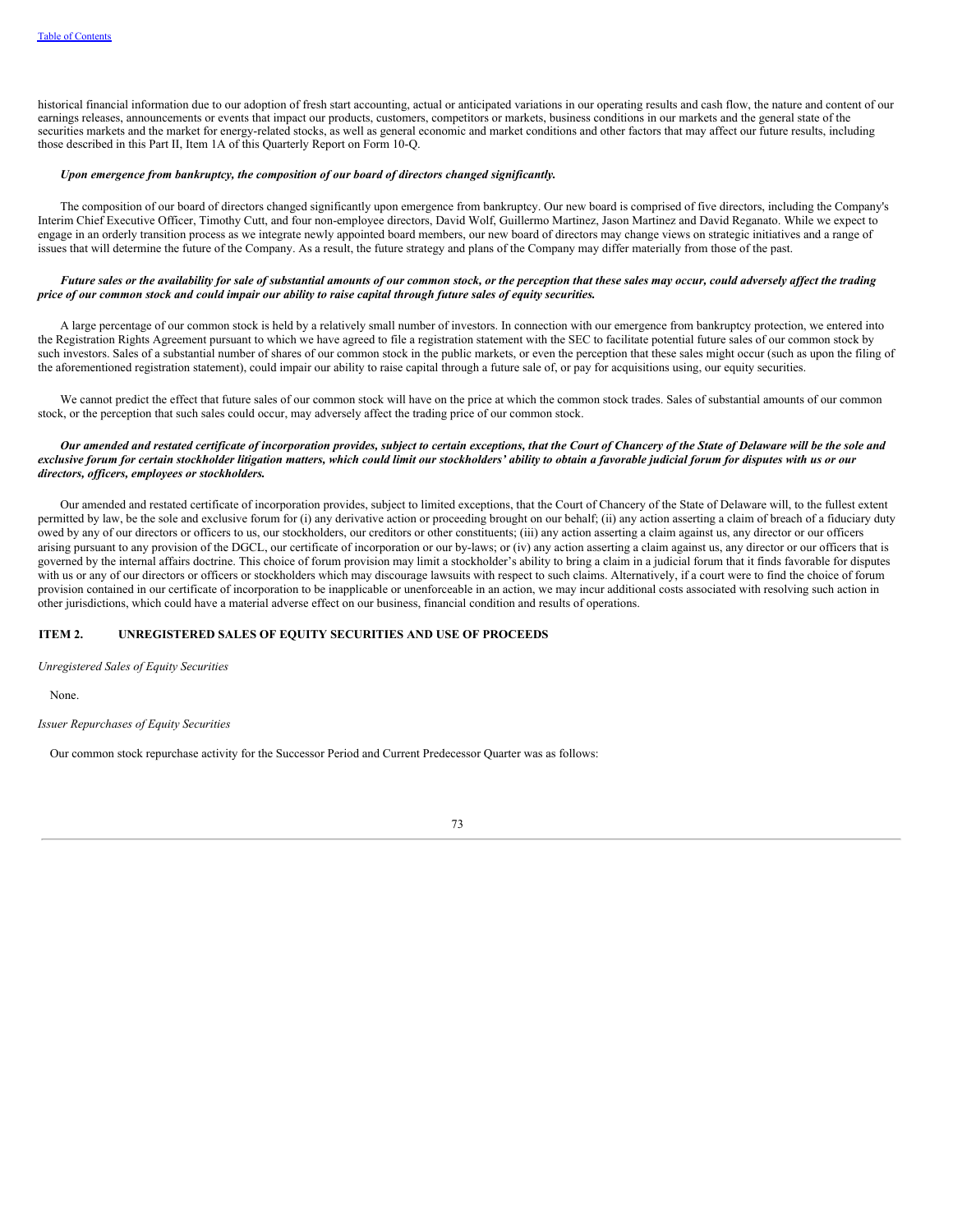historical financial information due to our adoption of fresh start accounting, actual or anticipated variations in our operating results and cash flow, the nature and content of our earnings releases, announcements or events that impact our products, customers, competitors or markets, business conditions in our markets and the general state of the securities markets and the market for energy-related stocks, as well as general economic and market conditions and other factors that may affect our future results, including those described in this Part II, Item 1A of this Quarterly Report on Form 10-Q.

***Upon emergence from bankruptcy, the composition of our board of directors changed significantly.***

The composition of our board of directors changed significantly upon emergence from bankruptcy. Our new board is comprised of five directors, including the Company's Interim Chief Executive Officer, Timothy Cutt, and four non-employee directors, David Wolf, Guillermo Martinez, Jason Martinez and David Reganato. While we expect to engage in an orderly transition process as we integrate newly appointed board members, our new board of directors may change views on strategic initiatives and a range of issues that will determine the future of the Company. As a result, the future strategy and plans of the Company may differ materially from those of the past.

***Future sales or the availability for sale of substantial amounts of our common stock, or the perception that these sales may occur, could adversely affect the trading price of our common stock and could impair our ability to raise capital through future sales of equity securities.***

A large percentage of our common stock is held by a relatively small number of investors. In connection with our emergence from bankruptcy protection, we entered into the Registration Rights Agreement pursuant to which we have agreed to file a registration statement with the SEC to facilitate potential future sales of our common stock by such investors. Sales of a substantial number of shares of our common stock in the public markets, or even the perception that these sales might occur (such as upon the filing of the aforementioned registration statement), could impair our ability to raise capital through a future sale of, or pay for acquisitions using, our equity securities.

We cannot predict the effect that future sales of our common stock will have on the price at which the common stock trades. Sales of substantial amounts of our common stock, or the perception that such sales could occur, may adversely affect the trading price of our common stock.

***Our amended and restated certificate of incorporation provides, subject to certain exceptions, that the Court of Chancery of the State of Delaware will be the sole and exclusive forum for certain stockholder litigation matters, which could limit our stockholders' ability to obtain a favorable judicial forum for disputes with us or our directors, officers, employees or stockholders.***

Our amended and restated certificate of incorporation provides, subject to limited exceptions, that the Court of Chancery of the State of Delaware will, to the fullest extent permitted by law, be the sole and exclusive forum for (i) any derivative action or proceeding brought on our behalf; (ii) any action asserting a claim of breach of a fiduciary duty owed by any of our directors or officers to us, our stockholders, our creditors or other constituents; (iii) any action asserting a claim against us, any director or our officers arising pursuant to any provision of the DGCL, our certificate of incorporation or our by-laws; or (iv) any action asserting a claim against us, any director or our officers that is governed by the internal affairs doctrine. This choice of forum provision may limit a stockholder's ability to bring a claim in a judicial forum that it finds favorable for disputes with us or any of our directors or officers or stockholders which may discourage lawsuits with respect to such claims. Alternatively, if a court were to find the choice of forum provision contained in our certificate of incorporation to be inapplicable or unenforceable in an action, we may incur additional costs associated with resolving such action in other jurisdictions, which could have a material adverse effect on our business, financial condition and results of operations.

## ITEM 2. UNREGISTERED SALES OF EQUITY SECURITIES AND USE OF PROCEEDS

*Unregistered Sales of Equity Securities*

None.

*Issuer Repurchases of Equity Securities*

Our common stock repurchase activity for the Successor Period and Current Predecessor Quarter was as follows: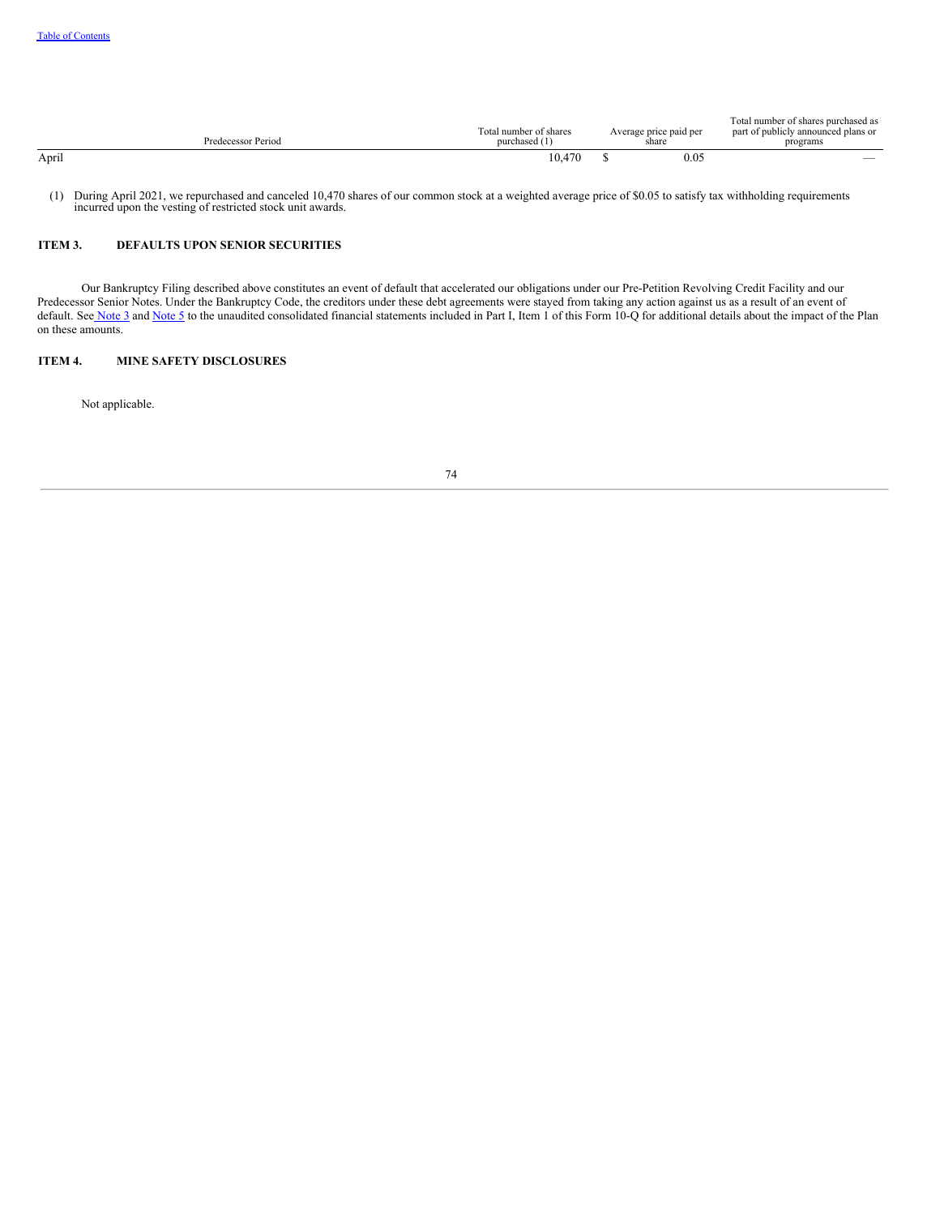| Predecessor Period | Total number of shares purchased (1) | Average price paid per share | Total number of shares purchased as part of publicly announced plans or programs |
|---|---|---|---|
| April | 10,470 | $ 0.05 | — |

(1) During April 2021, we repurchased and canceled 10,470 shares of our common stock at a weighted average price of $0.05 to satisfy tax withholding requirements incurred upon the vesting of restricted stock unit awards.

## ITEM 3. DEFAULTS UPON SENIOR SECURITIES

Our Bankruptcy Filing described above constitutes an event of default that accelerated our obligations under our Pre-Petition Revolving Credit Facility and our Predecessor Senior Notes. Under the Bankruptcy Code, the creditors under these debt agreements were stayed from taking any action against us as a result of an event of default. See Note 3 and Note 5 to the unaudited consolidated financial statements included in Part I, Item 1 of this Form 10-Q for additional details about the impact of the Plan on these amounts.

## ITEM 4. MINE SAFETY DISCLOSURES

Not applicable.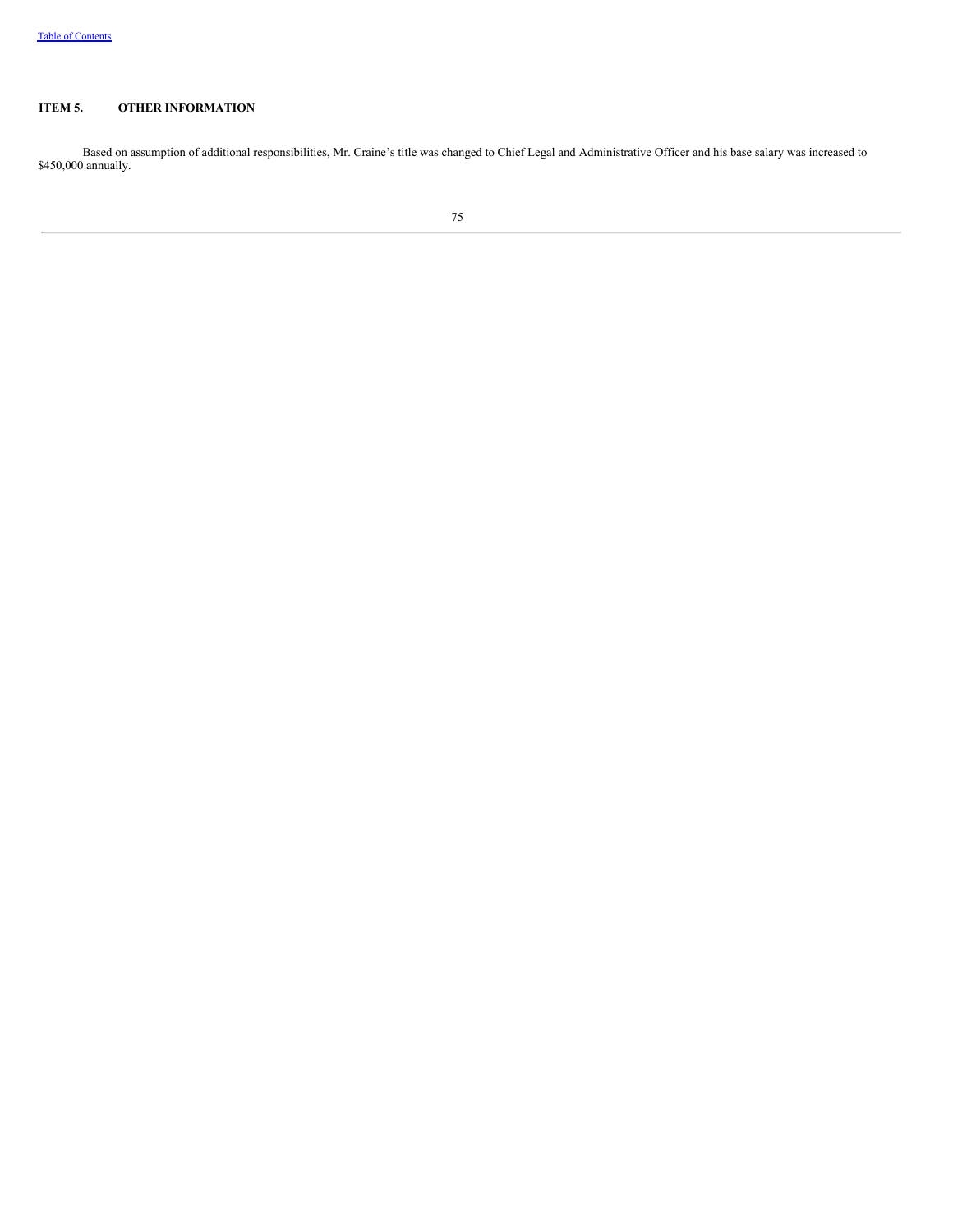## ITEM 5. OTHER INFORMATION

Based on assumption of additional responsibilities, Mr. Craine's title was changed to Chief Legal and Administrative Officer and his base salary was increased to $450,000 annually.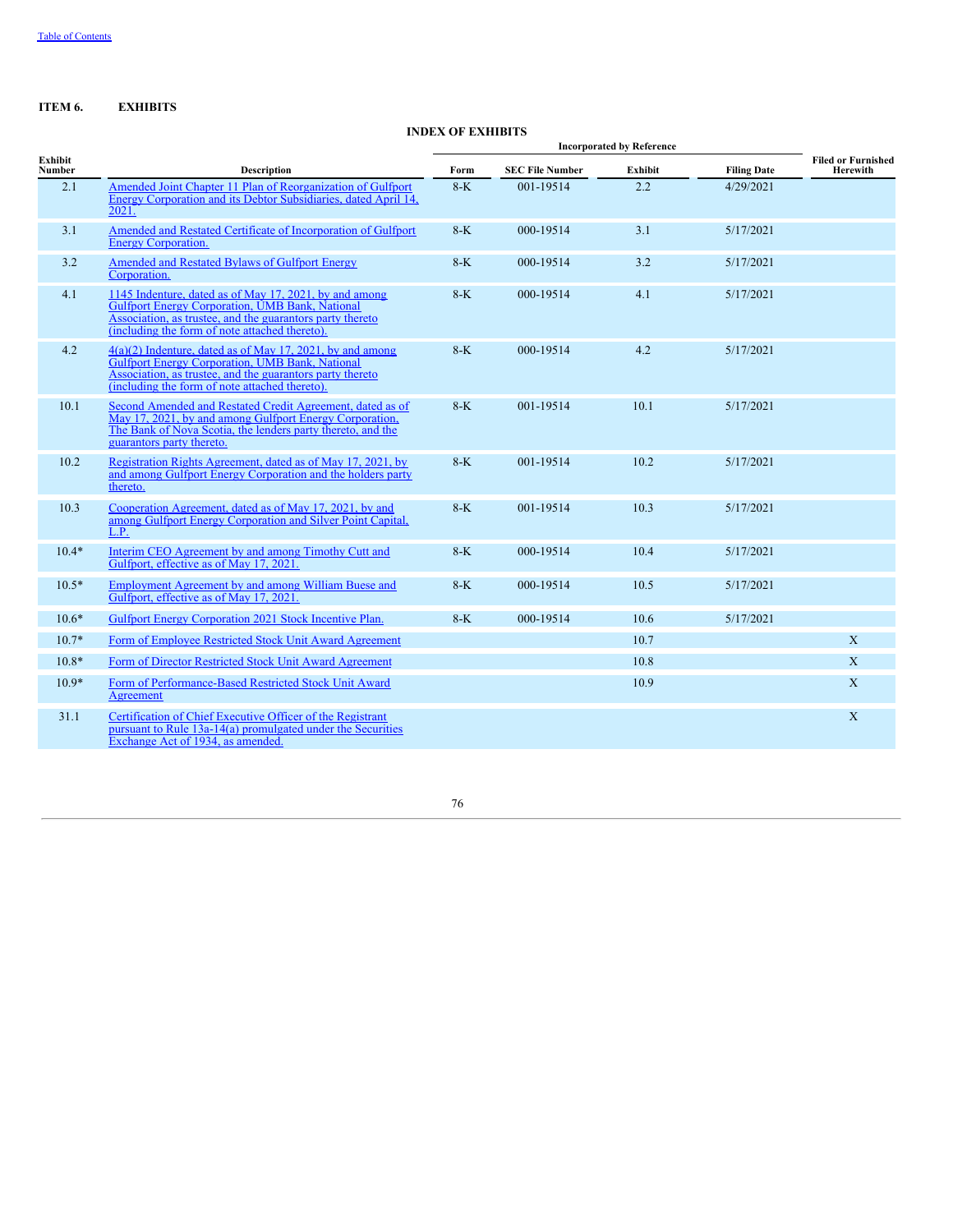**ITEM 6. EXHIBITS**

**INDEX OF EXHIBITS**

| Exhibit Number | Description | Incorporated by Reference | | | | Filed or Furnished Herewith |
|---|---|---|---|---|---|---|
| | | Form | SEC File Number | Exhibit | Filing Date | |
| 2.1 | Amended Joint Chapter 11 Plan of Reorganization of Gulfport Energy Corporation and its Debtor Subsidiaries, dated April 14, 2021. | 8-K | 001-19514 | 2.2 | 4/29/2021 | |
| 3.1 | Amended and Restated Certificate of Incorporation of Gulfport Energy Corporation. | 8-K | 000-19514 | 3.1 | 5/17/2021 | |
| 3.2 | Amended and Restated Bylaws of Gulfport Energy Corporation. | 8-K | 000-19514 | 3.2 | 5/17/2021 | |
| 4.1 | 1145 Indenture, dated as of May 17, 2021, by and among Gulfport Energy Corporation, UMB Bank, National Association, as trustee, and the guarantors party thereto (including the form of note attached thereto). | 8-K | 000-19514 | 4.1 | 5/17/2021 | |
| 4.2 | 4(a)(2) Indenture, dated as of May 17, 2021, by and among Gulfport Energy Corporation, UMB Bank, National Association, as trustee, and the guarantors party thereto (including the form of note attached thereto). | 8-K | 000-19514 | 4.2 | 5/17/2021 | |
| 10.1 | Second Amended and Restated Credit Agreement, dated as of May 17, 2021, by and among Gulfport Energy Corporation, The Bank of Nova Scotia, the lenders party thereto, and the guarantors party thereto. | 8-K | 001-19514 | 10.1 | 5/17/2021 | |
| 10.2 | Registration Rights Agreement, dated as of May 17, 2021, by and among Gulfport Energy Corporation and the holders party thereto. | 8-K | 001-19514 | 10.2 | 5/17/2021 | |
| 10.3 | Cooperation Agreement, dated as of May 17, 2021, by and among Gulfport Energy Corporation and Silver Point Capital, L.P. | 8-K | 001-19514 | 10.3 | 5/17/2021 | |
| 10.4* | Interim CEO Agreement by and among Timothy Cutt and Gulfport, effective as of May 17, 2021. | 8-K | 000-19514 | 10.4 | 5/17/2021 | |
| 10.5* | Employment Agreement by and among William Buese and Gulfport, effective as of May 17, 2021. | 8-K | 000-19514 | 10.5 | 5/17/2021 | |
| 10.6* | Gulfport Energy Corporation 2021 Stock Incentive Plan. | 8-K | 000-19514 | 10.6 | 5/17/2021 | |
| 10.7* | Form of Employee Restricted Stock Unit Award Agreement | | | 10.7 | | X |
| 10.8* | Form of Director Restricted Stock Unit Award Agreement | | | 10.8 | | X |
| 10.9* | Form of Performance-Based Restricted Stock Unit Award Agreement | | | 10.9 | | X |
| 31.1 | Certification of Chief Executive Officer of the Registrant pursuant to Rule 13a-14(a) promulgated under the Securities Exchange Act of 1934, as amended. | | | | | X |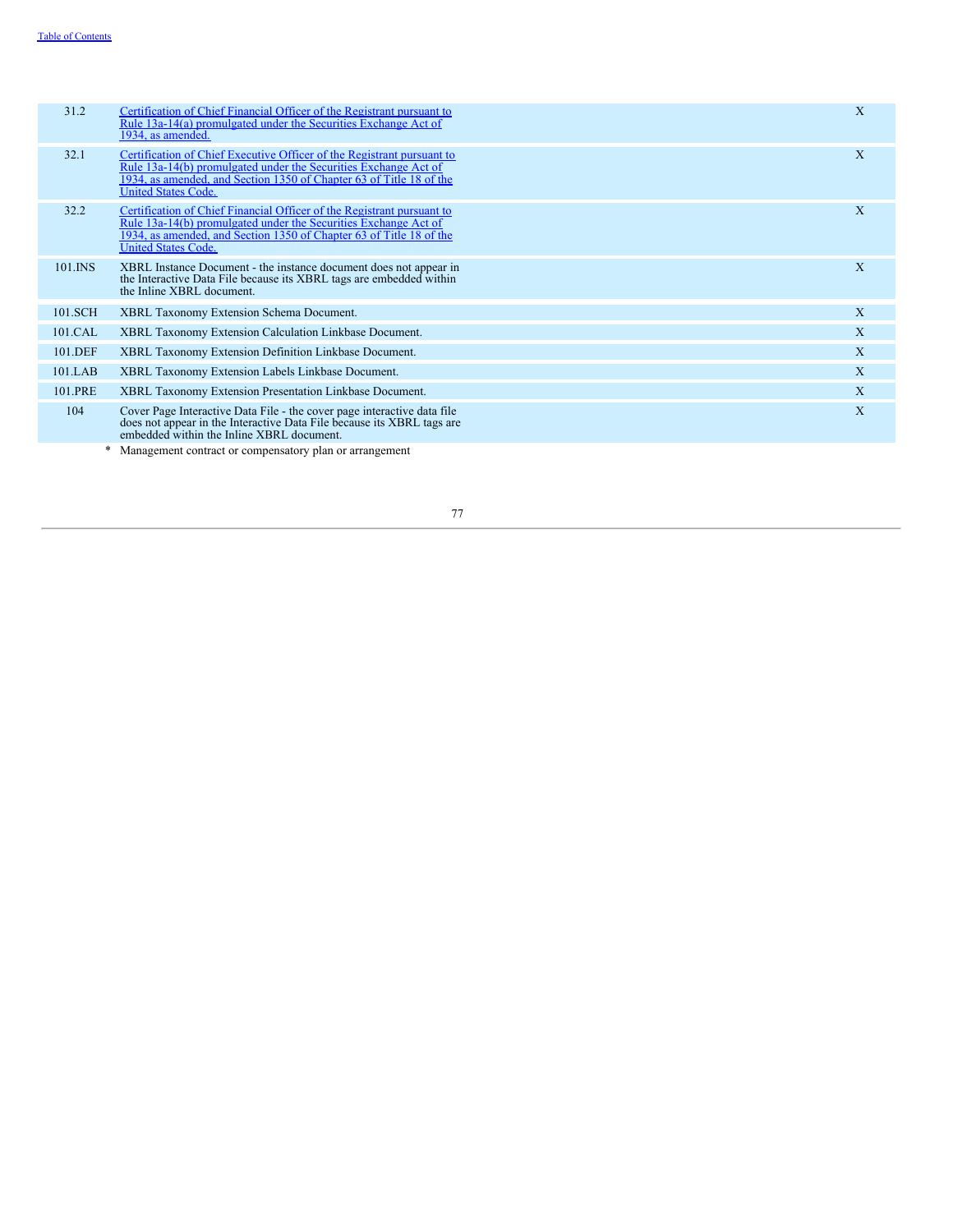| | | |
|---|---|---|
| 31.2 | Certification of Chief Financial Officer of the Registrant pursuant to Rule 13a-14(a) promulgated under the Securities Exchange Act of 1934, as amended. | X |
| 32.1 | Certification of Chief Executive Officer of the Registrant pursuant to Rule 13a-14(b) promulgated under the Securities Exchange Act of 1934, as amended, and Section 1350 of Chapter 63 of Title 18 of the United States Code. | X |
| 32.2 | Certification of Chief Financial Officer of the Registrant pursuant to Rule 13a-14(b) promulgated under the Securities Exchange Act of 1934, as amended, and Section 1350 of Chapter 63 of Title 18 of the United States Code. | X |
| 101.INS | XBRL Instance Document - the instance document does not appear in the Interactive Data File because its XBRL tags are embedded within the Inline XBRL document. | X |
| 101.SCH | XBRL Taxonomy Extension Schema Document. | X |
| 101.CAL | XBRL Taxonomy Extension Calculation Linkbase Document. | X |
| 101.DEF | XBRL Taxonomy Extension Definition Linkbase Document. | X |
| 101.LAB | XBRL Taxonomy Extension Labels Linkbase Document. | X |
| 101.PRE | XBRL Taxonomy Extension Presentation Linkbase Document. | X |
| 104 | Cover Page Interactive Data File - the cover page interactive data file does not appear in the Interactive Data File because its XBRL tags are embedded within the Inline XBRL document. | X |

\* Management contract or compensatory plan or arrangement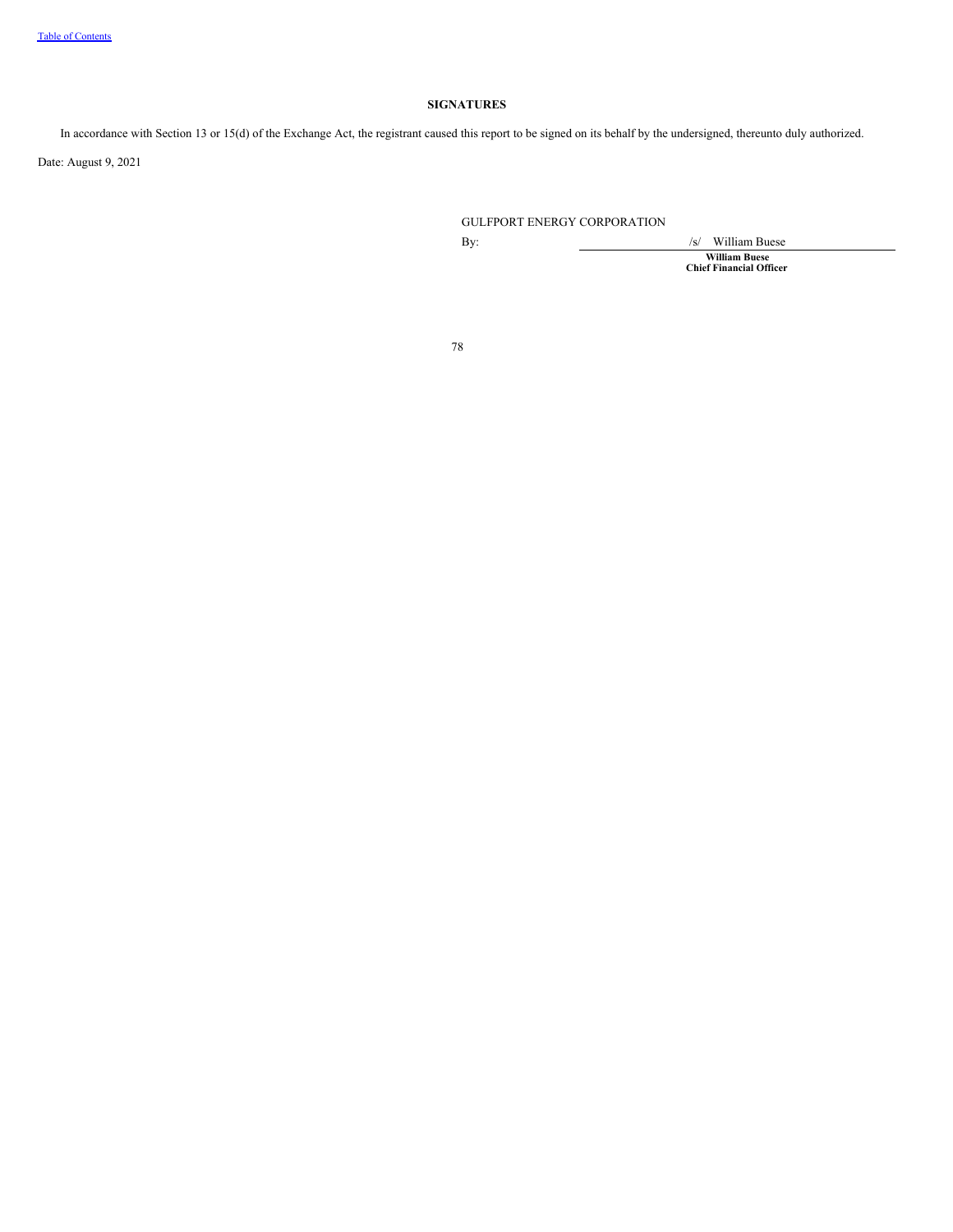## SIGNATURES

In accordance with Section 13 or 15(d) of the Exchange Act, the registrant caused this report to be signed on its behalf by the undersigned, thereunto duly authorized.

Date: August 9, 2021

GULFPORT ENERGY CORPORATION

By: /s/ William Buese

**William Buese**
**Chief Financial Officer**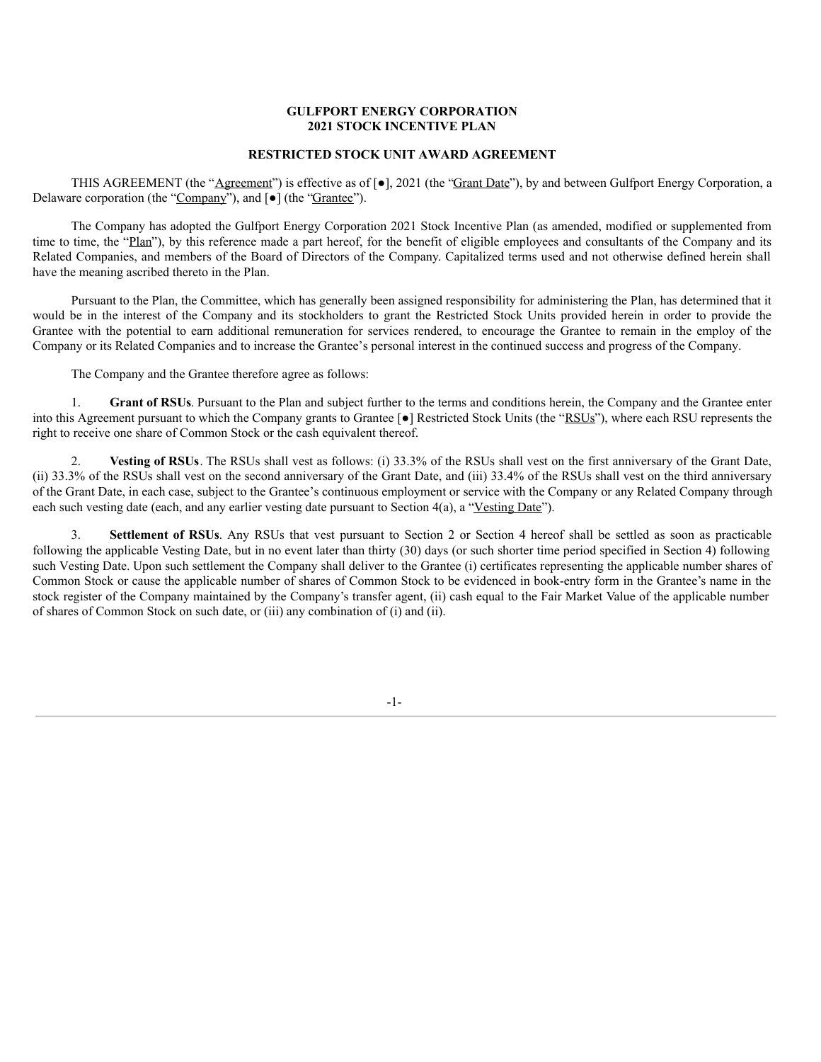**GULFPORT ENERGY CORPORATION**
**2021 STOCK INCENTIVE PLAN**

**RESTRICTED STOCK UNIT AWARD AGREEMENT**

THIS AGREEMENT (the "Agreement") is effective as of [●], 2021 (the "Grant Date"), by and between Gulfport Energy Corporation, a Delaware corporation (the "Company"), and [●] (the "Grantee").

The Company has adopted the Gulfport Energy Corporation 2021 Stock Incentive Plan (as amended, modified or supplemented from time to time, the "Plan"), by this reference made a part hereof, for the benefit of eligible employees and consultants of the Company and its Related Companies, and members of the Board of Directors of the Company. Capitalized terms used and not otherwise defined herein shall have the meaning ascribed thereto in the Plan.

Pursuant to the Plan, the Committee, which has generally been assigned responsibility for administering the Plan, has determined that it would be in the interest of the Company and its stockholders to grant the Restricted Stock Units provided herein in order to provide the Grantee with the potential to earn additional remuneration for services rendered, to encourage the Grantee to remain in the employ of the Company or its Related Companies and to increase the Grantee's personal interest in the continued success and progress of the Company.

The Company and the Grantee therefore agree as follows:

1. **Grant of RSUs**. Pursuant to the Plan and subject further to the terms and conditions herein, the Company and the Grantee enter into this Agreement pursuant to which the Company grants to Grantee [●] Restricted Stock Units (the "RSUs"), where each RSU represents the right to receive one share of Common Stock or the cash equivalent thereof.

2. **Vesting of RSUs**. The RSUs shall vest as follows: (i) 33.3% of the RSUs shall vest on the first anniversary of the Grant Date, (ii) 33.3% of the RSUs shall vest on the second anniversary of the Grant Date, and (iii) 33.4% of the RSUs shall vest on the third anniversary of the Grant Date, in each case, subject to the Grantee's continuous employment or service with the Company or any Related Company through each such vesting date (each, and any earlier vesting date pursuant to Section 4(a), a "Vesting Date").

3. **Settlement of RSUs**. Any RSUs that vest pursuant to Section 2 or Section 4 hereof shall be settled as soon as practicable following the applicable Vesting Date, but in no event later than thirty (30) days (or such shorter time period specified in Section 4) following such Vesting Date. Upon such settlement the Company shall deliver to the Grantee (i) certificates representing the applicable number shares of Common Stock or cause the applicable number of shares of Common Stock to be evidenced in book-entry form in the Grantee's name in the stock register of the Company maintained by the Company's transfer agent, (ii) cash equal to the Fair Market Value of the applicable number of shares of Common Stock on such date, or (iii) any combination of (i) and (ii).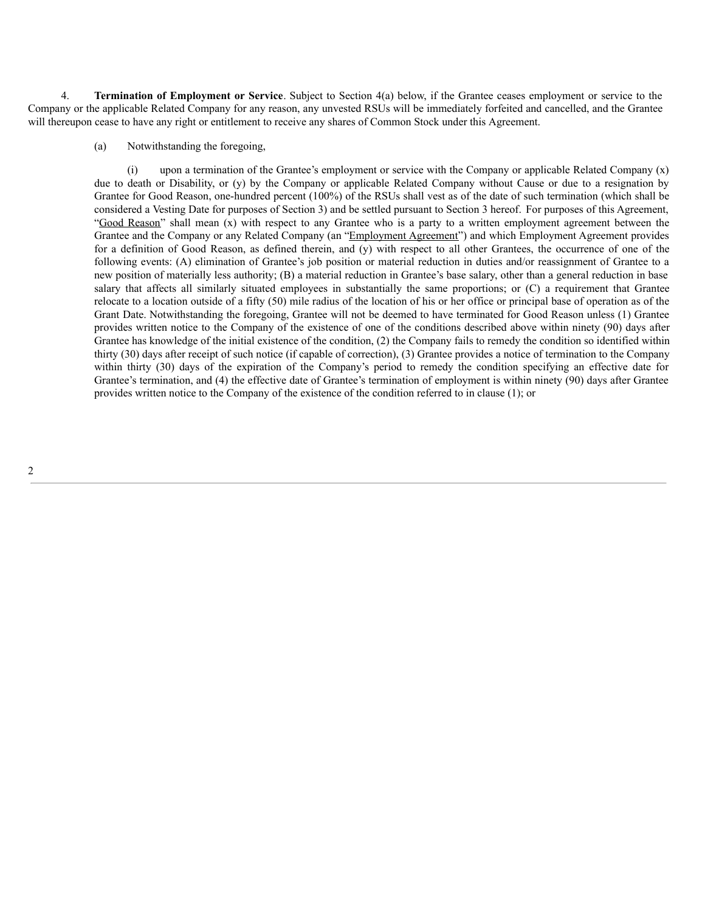4. **Termination of Employment or Service**. Subject to Section 4(a) below, if the Grantee ceases employment or service to the Company or the applicable Related Company for any reason, any unvested RSUs will be immediately forfeited and cancelled, and the Grantee will thereupon cease to have any right or entitlement to receive any shares of Common Stock under this Agreement.

(a) Notwithstanding the foregoing,

(i) upon a termination of the Grantee's employment or service with the Company or applicable Related Company (x) due to death or Disability, or (y) by the Company or applicable Related Company without Cause or due to a resignation by Grantee for Good Reason, one-hundred percent (100%) of the RSUs shall vest as of the date of such termination (which shall be considered a Vesting Date for purposes of Section 3) and be settled pursuant to Section 3 hereof. For purposes of this Agreement, "Good Reason" shall mean (x) with respect to any Grantee who is a party to a written employment agreement between the Grantee and the Company or any Related Company (an "Employment Agreement") and which Employment Agreement provides for a definition of Good Reason, as defined therein, and (y) with respect to all other Grantees, the occurrence of one of the following events: (A) elimination of Grantee's job position or material reduction in duties and/or reassignment of Grantee to a new position of materially less authority; (B) a material reduction in Grantee's base salary, other than a general reduction in base salary that affects all similarly situated employees in substantially the same proportions; or (C) a requirement that Grantee relocate to a location outside of a fifty (50) mile radius of the location of his or her office or principal base of operation as of the Grant Date. Notwithstanding the foregoing, Grantee will not be deemed to have terminated for Good Reason unless (1) Grantee provides written notice to the Company of the existence of one of the conditions described above within ninety (90) days after Grantee has knowledge of the initial existence of the condition, (2) the Company fails to remedy the condition so identified within thirty (30) days after receipt of such notice (if capable of correction), (3) Grantee provides a notice of termination to the Company within thirty (30) days of the expiration of the Company's period to remedy the condition specifying an effective date for Grantee's termination, and (4) the effective date of Grantee's termination of employment is within ninety (90) days after Grantee provides written notice to the Company of the existence of the condition referred to in clause (1); or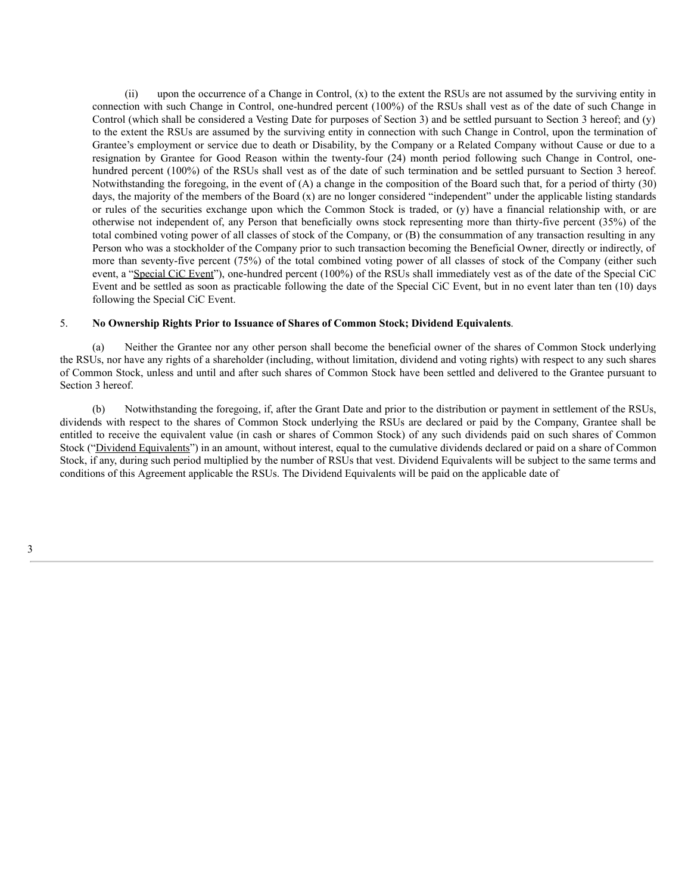(ii) upon the occurrence of a Change in Control, (x) to the extent the RSUs are not assumed by the surviving entity in connection with such Change in Control, one-hundred percent (100%) of the RSUs shall vest as of the date of such Change in Control (which shall be considered a Vesting Date for purposes of Section 3) and be settled pursuant to Section 3 hereof; and (y) to the extent the RSUs are assumed by the surviving entity in connection with such Change in Control, upon the termination of Grantee's employment or service due to death or Disability, by the Company or a Related Company without Cause or due to a resignation by Grantee for Good Reason within the twenty-four (24) month period following such Change in Control, one-hundred percent (100%) of the RSUs shall vest as of the date of such termination and be settled pursuant to Section 3 hereof. Notwithstanding the foregoing, in the event of (A) a change in the composition of the Board such that, for a period of thirty (30) days, the majority of the members of the Board (x) are no longer considered "independent" under the applicable listing standards or rules of the securities exchange upon which the Common Stock is traded, or (y) have a financial relationship with, or are otherwise not independent of, any Person that beneficially owns stock representing more than thirty-five percent (35%) of the total combined voting power of all classes of stock of the Company, or (B) the consummation of any transaction resulting in any Person who was a stockholder of the Company prior to such transaction becoming the Beneficial Owner, directly or indirectly, of more than seventy-five percent (75%) of the total combined voting power of all classes of stock of the Company (either such event, a "Special CiC Event"), one-hundred percent (100%) of the RSUs shall immediately vest as of the date of the Special CiC Event and be settled as soon as practicable following the date of the Special CiC Event, but in no event later than ten (10) days following the Special CiC Event.

5. **No Ownership Rights Prior to Issuance of Shares of Common Stock; Dividend Equivalents**.

(a) Neither the Grantee nor any other person shall become the beneficial owner of the shares of Common Stock underlying the RSUs, nor have any rights of a shareholder (including, without limitation, dividend and voting rights) with respect to any such shares of Common Stock, unless and until and after such shares of Common Stock have been settled and delivered to the Grantee pursuant to Section 3 hereof.

(b) Notwithstanding the foregoing, if, after the Grant Date and prior to the distribution or payment in settlement of the RSUs, dividends with respect to the shares of Common Stock underlying the RSUs are declared or paid by the Company, Grantee shall be entitled to receive the equivalent value (in cash or shares of Common Stock) of any such dividends paid on such shares of Common Stock ("Dividend Equivalents") in an amount, without interest, equal to the cumulative dividends declared or paid on a share of Common Stock, if any, during such period multiplied by the number of RSUs that vest. Dividend Equivalents will be subject to the same terms and conditions of this Agreement applicable the RSUs. The Dividend Equivalents will be paid on the applicable date of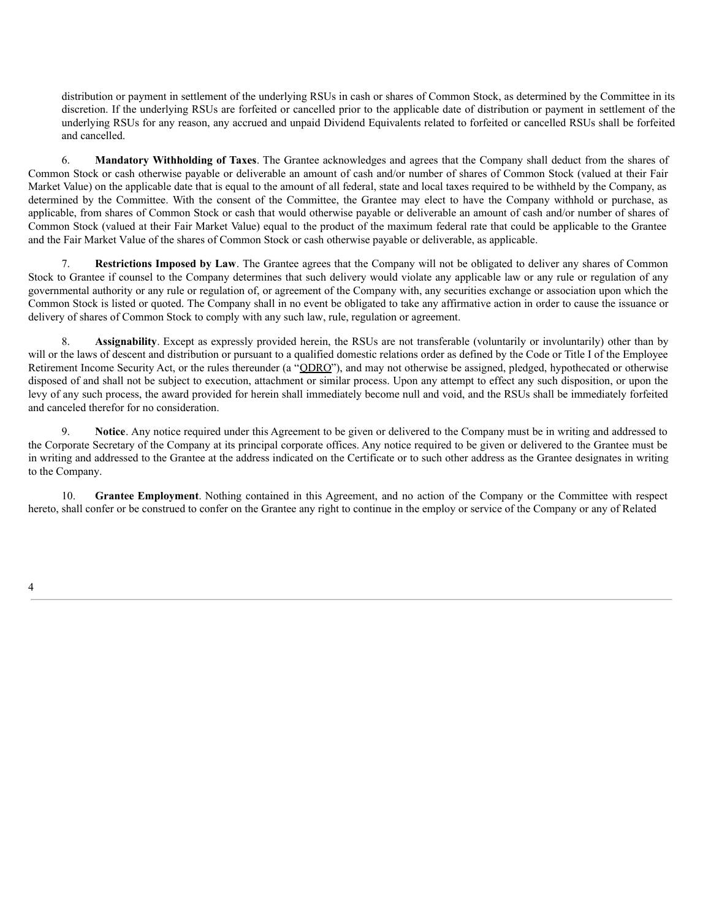distribution or payment in settlement of the underlying RSUs in cash or shares of Common Stock, as determined by the Committee in its discretion. If the underlying RSUs are forfeited or cancelled prior to the applicable date of distribution or payment in settlement of the underlying RSUs for any reason, any accrued and unpaid Dividend Equivalents related to forfeited or cancelled RSUs shall be forfeited and cancelled.

6. **Mandatory Withholding of Taxes**. The Grantee acknowledges and agrees that the Company shall deduct from the shares of Common Stock or cash otherwise payable or deliverable an amount of cash and/or number of shares of Common Stock (valued at their Fair Market Value) on the applicable date that is equal to the amount of all federal, state and local taxes required to be withheld by the Company, as determined by the Committee. With the consent of the Committee, the Grantee may elect to have the Company withhold or purchase, as applicable, from shares of Common Stock or cash that would otherwise payable or deliverable an amount of cash and/or number of shares of Common Stock (valued at their Fair Market Value) equal to the product of the maximum federal rate that could be applicable to the Grantee and the Fair Market Value of the shares of Common Stock or cash otherwise payable or deliverable, as applicable.

7. **Restrictions Imposed by Law**. The Grantee agrees that the Company will not be obligated to deliver any shares of Common Stock to Grantee if counsel to the Company determines that such delivery would violate any applicable law or any rule or regulation of any governmental authority or any rule or regulation of, or agreement of the Company with, any securities exchange or association upon which the Common Stock is listed or quoted. The Company shall in no event be obligated to take any affirmative action in order to cause the issuance or delivery of shares of Common Stock to comply with any such law, rule, regulation or agreement.

8. **Assignability**. Except as expressly provided herein, the RSUs are not transferable (voluntarily or involuntarily) other than by will or the laws of descent and distribution or pursuant to a qualified domestic relations order as defined by the Code or Title I of the Employee Retirement Income Security Act, or the rules thereunder (a "QDRO"), and may not otherwise be assigned, pledged, hypothecated or otherwise disposed of and shall not be subject to execution, attachment or similar process. Upon any attempt to effect any such disposition, or upon the levy of any such process, the award provided for herein shall immediately become null and void, and the RSUs shall be immediately forfeited and canceled therefor for no consideration.

9. **Notice**. Any notice required under this Agreement to be given or delivered to the Company must be in writing and addressed to the Corporate Secretary of the Company at its principal corporate offices. Any notice required to be given or delivered to the Grantee must be in writing and addressed to the Grantee at the address indicated on the Certificate or to such other address as the Grantee designates in writing to the Company.

10. **Grantee Employment**. Nothing contained in this Agreement, and no action of the Company or the Committee with respect hereto, shall confer or be construed to confer on the Grantee any right to continue in the employ or service of the Company or any of Related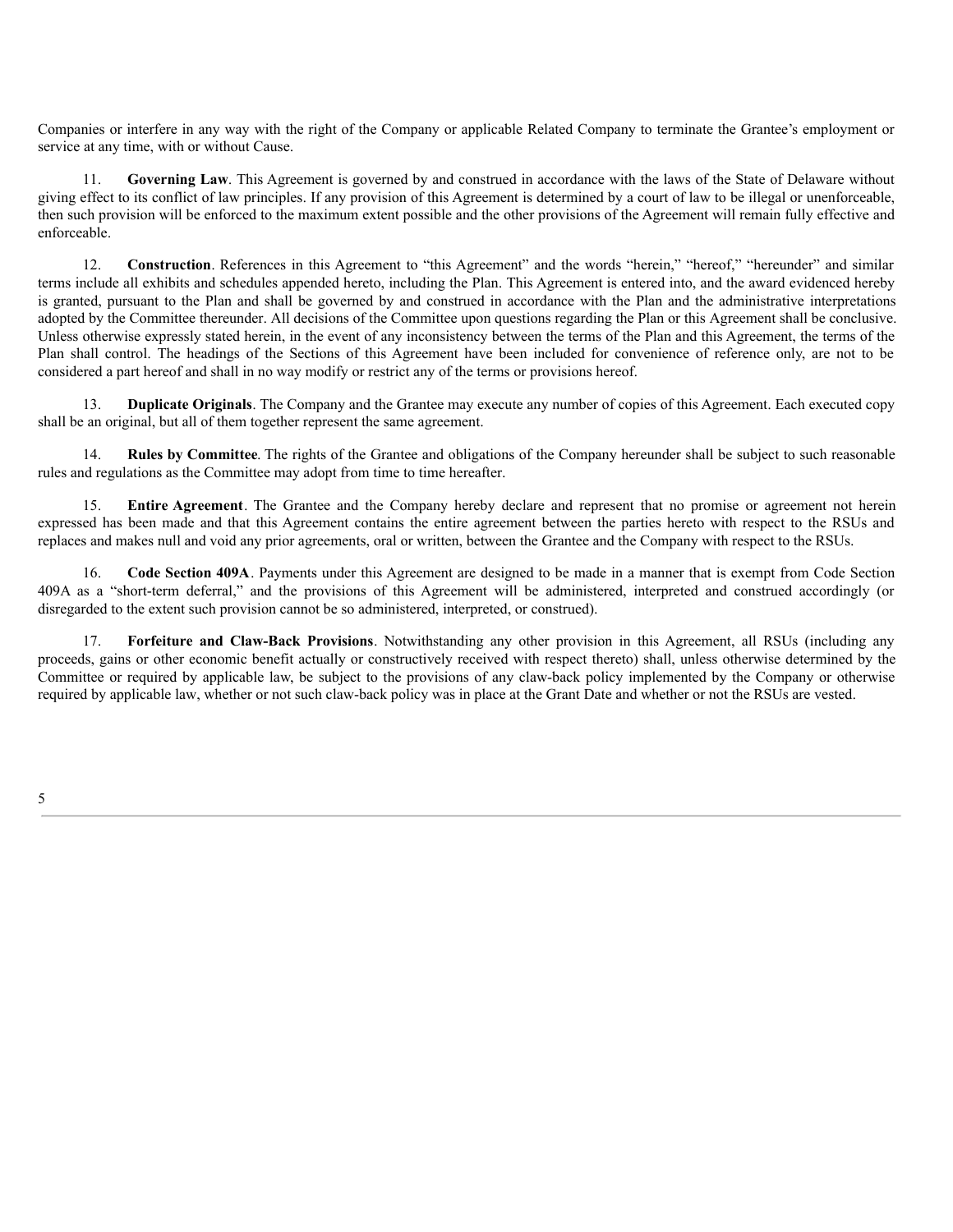Companies or interfere in any way with the right of the Company or applicable Related Company to terminate the Grantee's employment or service at any time, with or without Cause.

11. **Governing Law**. This Agreement is governed by and construed in accordance with the laws of the State of Delaware without giving effect to its conflict of law principles. If any provision of this Agreement is determined by a court of law to be illegal or unenforceable, then such provision will be enforced to the maximum extent possible and the other provisions of the Agreement will remain fully effective and enforceable.

12. **Construction**. References in this Agreement to "this Agreement" and the words "herein," "hereof," "hereunder" and similar terms include all exhibits and schedules appended hereto, including the Plan. This Agreement is entered into, and the award evidenced hereby is granted, pursuant to the Plan and shall be governed by and construed in accordance with the Plan and the administrative interpretations adopted by the Committee thereunder. All decisions of the Committee upon questions regarding the Plan or this Agreement shall be conclusive. Unless otherwise expressly stated herein, in the event of any inconsistency between the terms of the Plan and this Agreement, the terms of the Plan shall control. The headings of the Sections of this Agreement have been included for convenience of reference only, are not to be considered a part hereof and shall in no way modify or restrict any of the terms or provisions hereof.

13. **Duplicate Originals**. The Company and the Grantee may execute any number of copies of this Agreement. Each executed copy shall be an original, but all of them together represent the same agreement.

14. **Rules by Committee**. The rights of the Grantee and obligations of the Company hereunder shall be subject to such reasonable rules and regulations as the Committee may adopt from time to time hereafter.

15. **Entire Agreement**. The Grantee and the Company hereby declare and represent that no promise or agreement not herein expressed has been made and that this Agreement contains the entire agreement between the parties hereto with respect to the RSUs and replaces and makes null and void any prior agreements, oral or written, between the Grantee and the Company with respect to the RSUs.

16. **Code Section 409A**. Payments under this Agreement are designed to be made in a manner that is exempt from Code Section 409A as a "short-term deferral," and the provisions of this Agreement will be administered, interpreted and construed accordingly (or disregarded to the extent such provision cannot be so administered, interpreted, or construed).

17. **Forfeiture and Claw-Back Provisions**. Notwithstanding any other provision in this Agreement, all RSUs (including any proceeds, gains or other economic benefit actually or constructively received with respect thereto) shall, unless otherwise determined by the Committee or required by applicable law, be subject to the provisions of any claw-back policy implemented by the Company or otherwise required by applicable law, whether or not such claw-back policy was in place at the Grant Date and whether or not the RSUs are vested.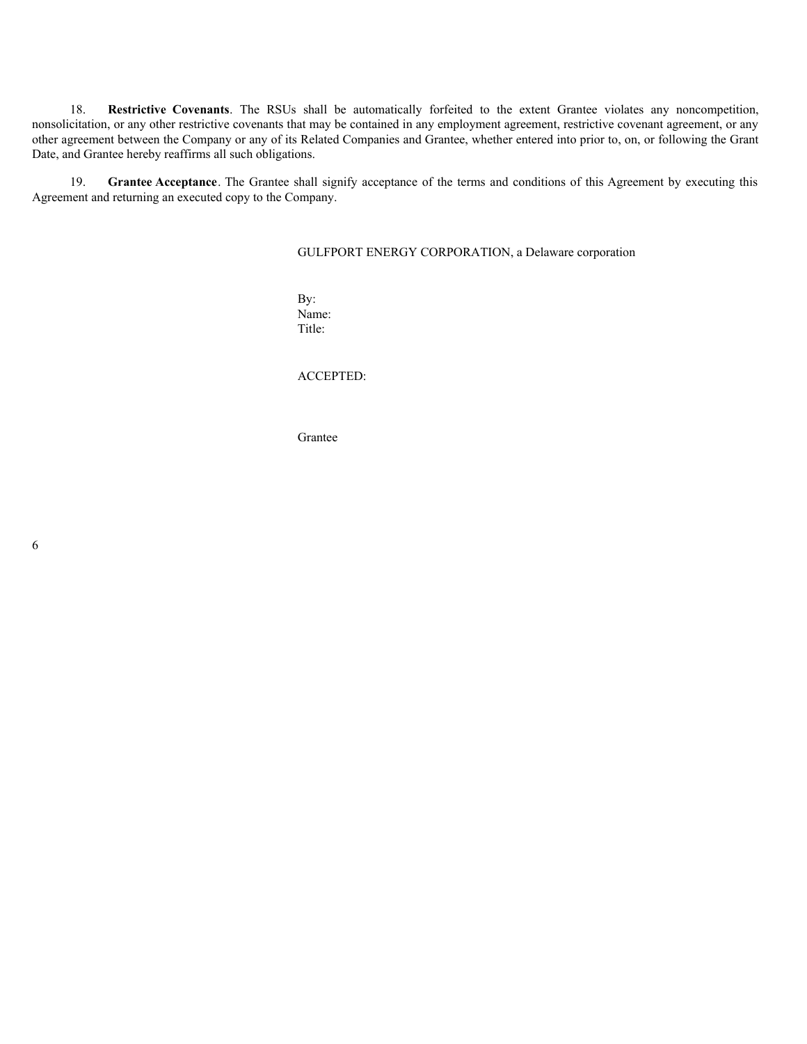18. **Restrictive Covenants**. The RSUs shall be automatically forfeited to the extent Grantee violates any noncompetition, nonsolicitation, or any other restrictive covenants that may be contained in any employment agreement, restrictive covenant agreement, or any other agreement between the Company or any of its Related Companies and Grantee, whether entered into prior to, on, or following the Grant Date, and Grantee hereby reaffirms all such obligations.

19. **Grantee Acceptance**. The Grantee shall signify acceptance of the terms and conditions of this Agreement by executing this Agreement and returning an executed copy to the Company.

GULFPORT ENERGY CORPORATION, a Delaware corporation

By:
Name:
Title:

ACCEPTED:

Grantee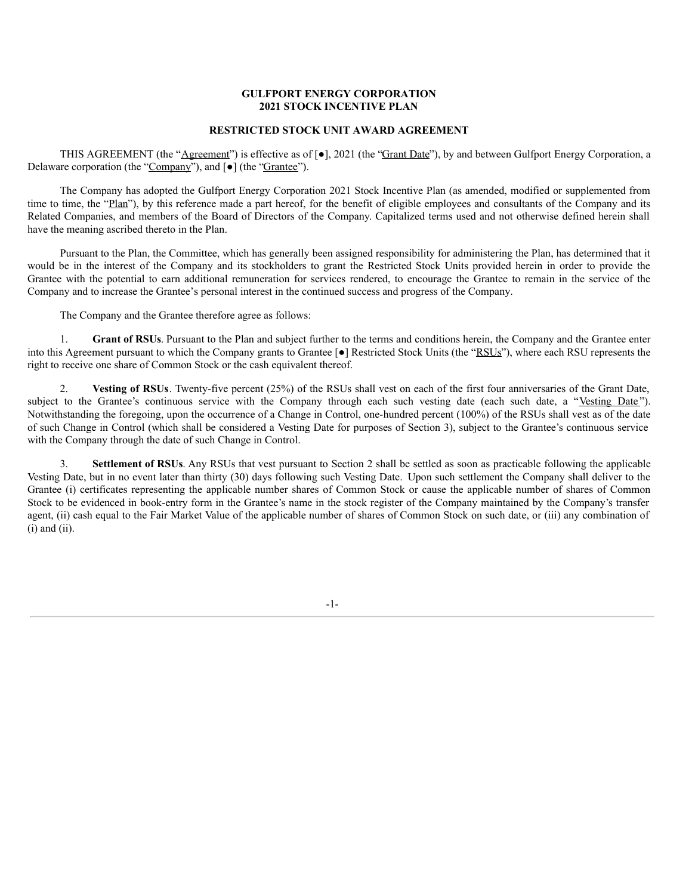**GULFPORT ENERGY CORPORATION**
**2021 STOCK INCENTIVE PLAN**

**RESTRICTED STOCK UNIT AWARD AGREEMENT**

THIS AGREEMENT (the "Agreement") is effective as of [●], 2021 (the "Grant Date"), by and between Gulfport Energy Corporation, a Delaware corporation (the "Company"), and [●] (the "Grantee").

The Company has adopted the Gulfport Energy Corporation 2021 Stock Incentive Plan (as amended, modified or supplemented from time to time, the "Plan"), by this reference made a part hereof, for the benefit of eligible employees and consultants of the Company and its Related Companies, and members of the Board of Directors of the Company. Capitalized terms used and not otherwise defined herein shall have the meaning ascribed thereto in the Plan.

Pursuant to the Plan, the Committee, which has generally been assigned responsibility for administering the Plan, has determined that it would be in the interest of the Company and its stockholders to grant the Restricted Stock Units provided herein in order to provide the Grantee with the potential to earn additional remuneration for services rendered, to encourage the Grantee to remain in the service of the Company and to increase the Grantee's personal interest in the continued success and progress of the Company.

The Company and the Grantee therefore agree as follows:

1. **Grant of RSUs**. Pursuant to the Plan and subject further to the terms and conditions herein, the Company and the Grantee enter into this Agreement pursuant to which the Company grants to Grantee [●] Restricted Stock Units (the "RSUs"), where each RSU represents the right to receive one share of Common Stock or the cash equivalent thereof.

2. **Vesting of RSUs**. Twenty-five percent (25%) of the RSUs shall vest on each of the first four anniversaries of the Grant Date, subject to the Grantee's continuous service with the Company through each such vesting date (each such date, a "Vesting Date"). Notwithstanding the foregoing, upon the occurrence of a Change in Control, one-hundred percent (100%) of the RSUs shall vest as of the date of such Change in Control (which shall be considered a Vesting Date for purposes of Section 3), subject to the Grantee's continuous service with the Company through the date of such Change in Control.

3. **Settlement of RSUs**. Any RSUs that vest pursuant to Section 2 shall be settled as soon as practicable following the applicable Vesting Date, but in no event later than thirty (30) days following such Vesting Date. Upon such settlement the Company shall deliver to the Grantee (i) certificates representing the applicable number shares of Common Stock or cause the applicable number of shares of Common Stock to be evidenced in book-entry form in the Grantee's name in the stock register of the Company maintained by the Company's transfer agent, (ii) cash equal to the Fair Market Value of the applicable number of shares of Common Stock on such date, or (iii) any combination of (i) and (ii).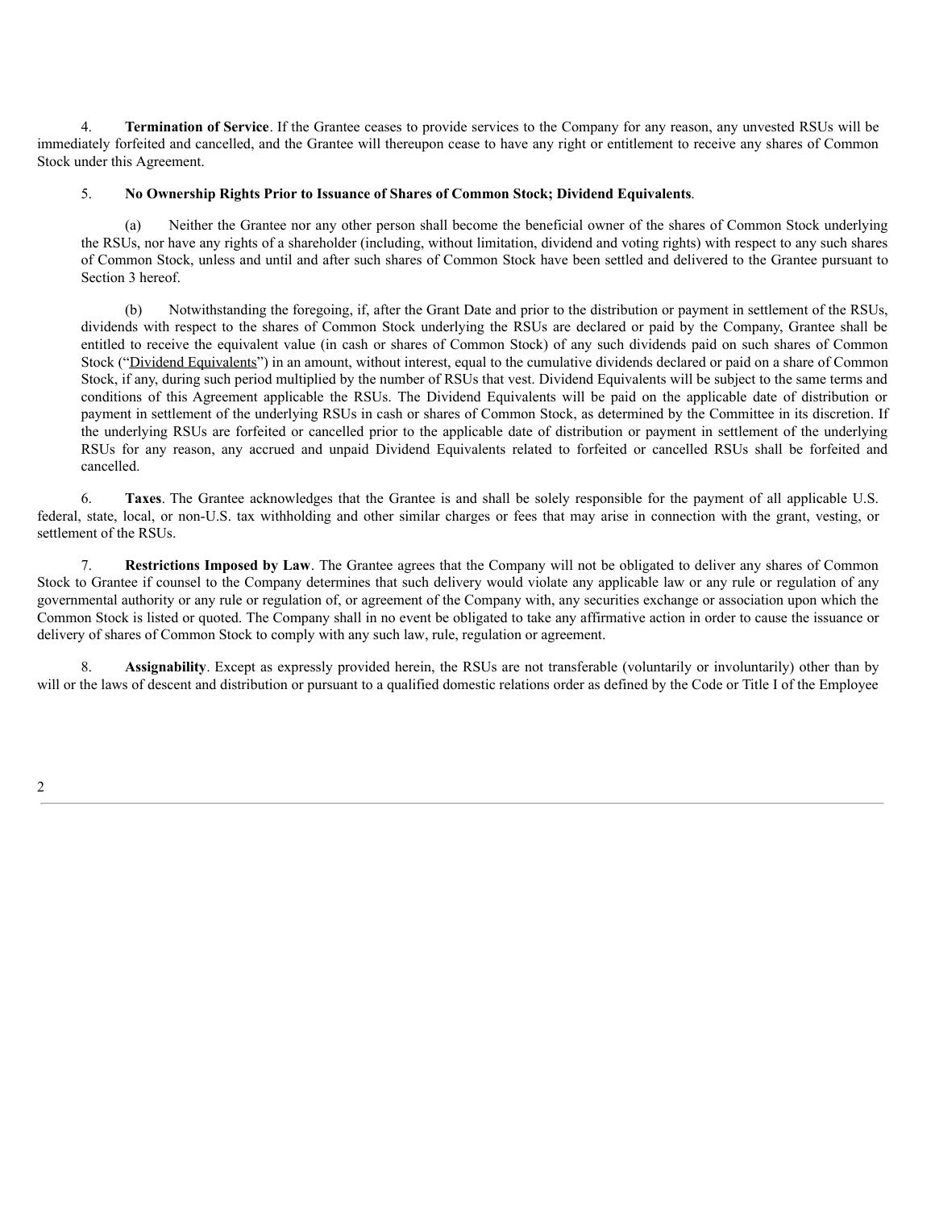4. **Termination of Service**. If the Grantee ceases to provide services to the Company for any reason, any unvested RSUs will be immediately forfeited and cancelled, and the Grantee will thereupon cease to have any right or entitlement to receive any shares of Common Stock under this Agreement.

5. **No Ownership Rights Prior to Issuance of Shares of Common Stock; Dividend Equivalents**.

(a) Neither the Grantee nor any other person shall become the beneficial owner of the shares of Common Stock underlying the RSUs, nor have any rights of a shareholder (including, without limitation, dividend and voting rights) with respect to any such shares of Common Stock, unless and until and after such shares of Common Stock have been settled and delivered to the Grantee pursuant to Section 3 hereof.

(b) Notwithstanding the foregoing, if, after the Grant Date and prior to the distribution or payment in settlement of the RSUs, dividends with respect to the shares of Common Stock underlying the RSUs are declared or paid by the Company, Grantee shall be entitled to receive the equivalent value (in cash or shares of Common Stock) of any such dividends paid on such shares of Common Stock ("Dividend Equivalents") in an amount, without interest, equal to the cumulative dividends declared or paid on a share of Common Stock, if any, during such period multiplied by the number of RSUs that vest. Dividend Equivalents will be subject to the same terms and conditions of this Agreement applicable the RSUs. The Dividend Equivalents will be paid on the applicable date of distribution or payment in settlement of the underlying RSUs in cash or shares of Common Stock, as determined by the Committee in its discretion. If the underlying RSUs are forfeited or cancelled prior to the applicable date of distribution or payment in settlement of the underlying RSUs for any reason, any accrued and unpaid Dividend Equivalents related to forfeited or cancelled RSUs shall be forfeited and cancelled.

6. **Taxes**. The Grantee acknowledges that the Grantee is and shall be solely responsible for the payment of all applicable U.S. federal, state, local, or non-U.S. tax withholding and other similar charges or fees that may arise in connection with the grant, vesting, or settlement of the RSUs.

7. **Restrictions Imposed by Law**. The Grantee agrees that the Company will not be obligated to deliver any shares of Common Stock to Grantee if counsel to the Company determines that such delivery would violate any applicable law or any rule or regulation of any governmental authority or any rule or regulation of, or agreement of the Company with, any securities exchange or association upon which the Common Stock is listed or quoted. The Company shall in no event be obligated to take any affirmative action in order to cause the issuance or delivery of shares of Common Stock to comply with any such law, rule, regulation or agreement.

8. **Assignability**. Except as expressly provided herein, the RSUs are not transferable (voluntarily or involuntarily) other than by will or the laws of descent and distribution or pursuant to a qualified domestic relations order as defined by the Code or Title I of the Employee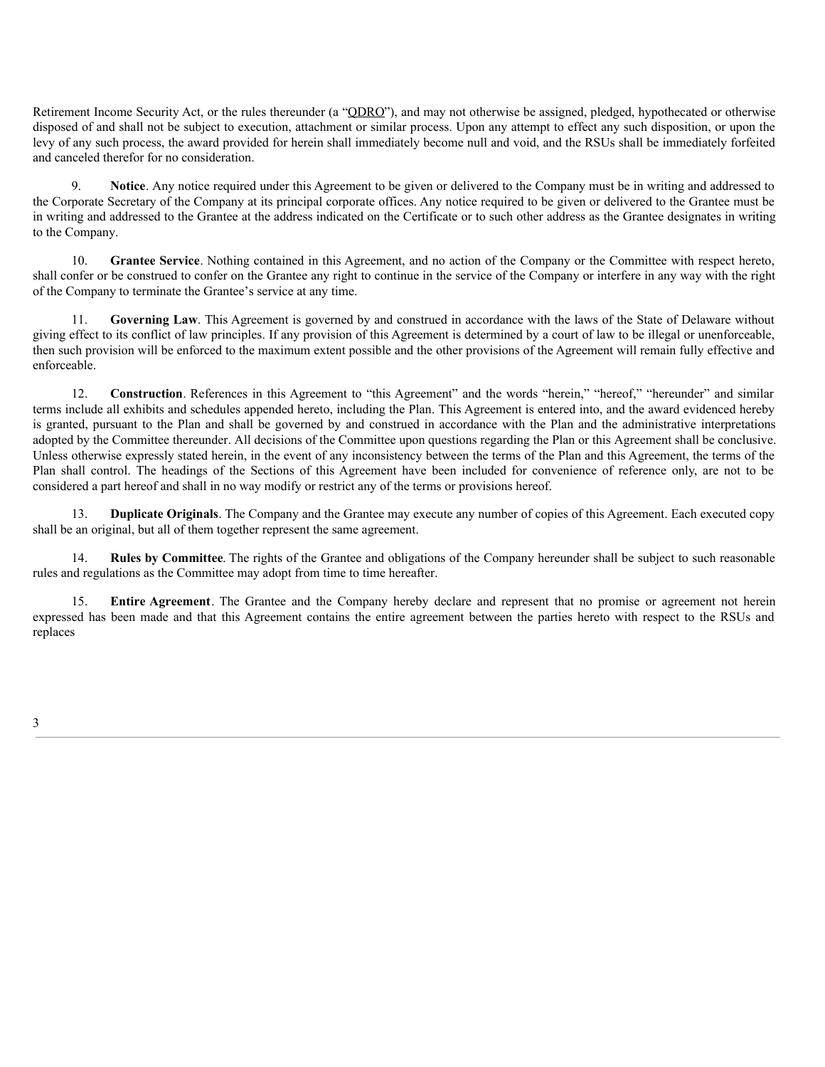Retirement Income Security Act, or the rules thereunder (a "QDRO"), and may not otherwise be assigned, pledged, hypothecated or otherwise disposed of and shall not be subject to execution, attachment or similar process. Upon any attempt to effect any such disposition, or upon the levy of any such process, the award provided for herein shall immediately become null and void, and the RSUs shall be immediately forfeited and canceled therefor for no consideration.

9. **Notice**. Any notice required under this Agreement to be given or delivered to the Company must be in writing and addressed to the Corporate Secretary of the Company at its principal corporate offices. Any notice required to be given or delivered to the Grantee must be in writing and addressed to the Grantee at the address indicated on the Certificate or to such other address as the Grantee designates in writing to the Company.

10. **Grantee Service**. Nothing contained in this Agreement, and no action of the Company or the Committee with respect hereto, shall confer or be construed to confer on the Grantee any right to continue in the service of the Company or interfere in any way with the right of the Company to terminate the Grantee's service at any time.

11. **Governing Law**. This Agreement is governed by and construed in accordance with the laws of the State of Delaware without giving effect to its conflict of law principles. If any provision of this Agreement is determined by a court of law to be illegal or unenforceable, then such provision will be enforced to the maximum extent possible and the other provisions of the Agreement will remain fully effective and enforceable.

12. **Construction**. References in this Agreement to "this Agreement" and the words "herein," "hereof," "hereunder" and similar terms include all exhibits and schedules appended hereto, including the Plan. This Agreement is entered into, and the award evidenced hereby is granted, pursuant to the Plan and shall be governed by and construed in accordance with the Plan and the administrative interpretations adopted by the Committee thereunder. All decisions of the Committee upon questions regarding the Plan or this Agreement shall be conclusive. Unless otherwise expressly stated herein, in the event of any inconsistency between the terms of the Plan and this Agreement, the terms of the Plan shall control. The headings of the Sections of this Agreement have been included for convenience of reference only, are not to be considered a part hereof and shall in no way modify or restrict any of the terms or provisions hereof.

13. **Duplicate Originals**. The Company and the Grantee may execute any number of copies of this Agreement. Each executed copy shall be an original, but all of them together represent the same agreement.

14. **Rules by Committee**. The rights of the Grantee and obligations of the Company hereunder shall be subject to such reasonable rules and regulations as the Committee may adopt from time to time hereafter.

15. **Entire Agreement**. The Grantee and the Company hereby declare and represent that no promise or agreement not herein expressed has been made and that this Agreement contains the entire agreement between the parties hereto with respect to the RSUs and replaces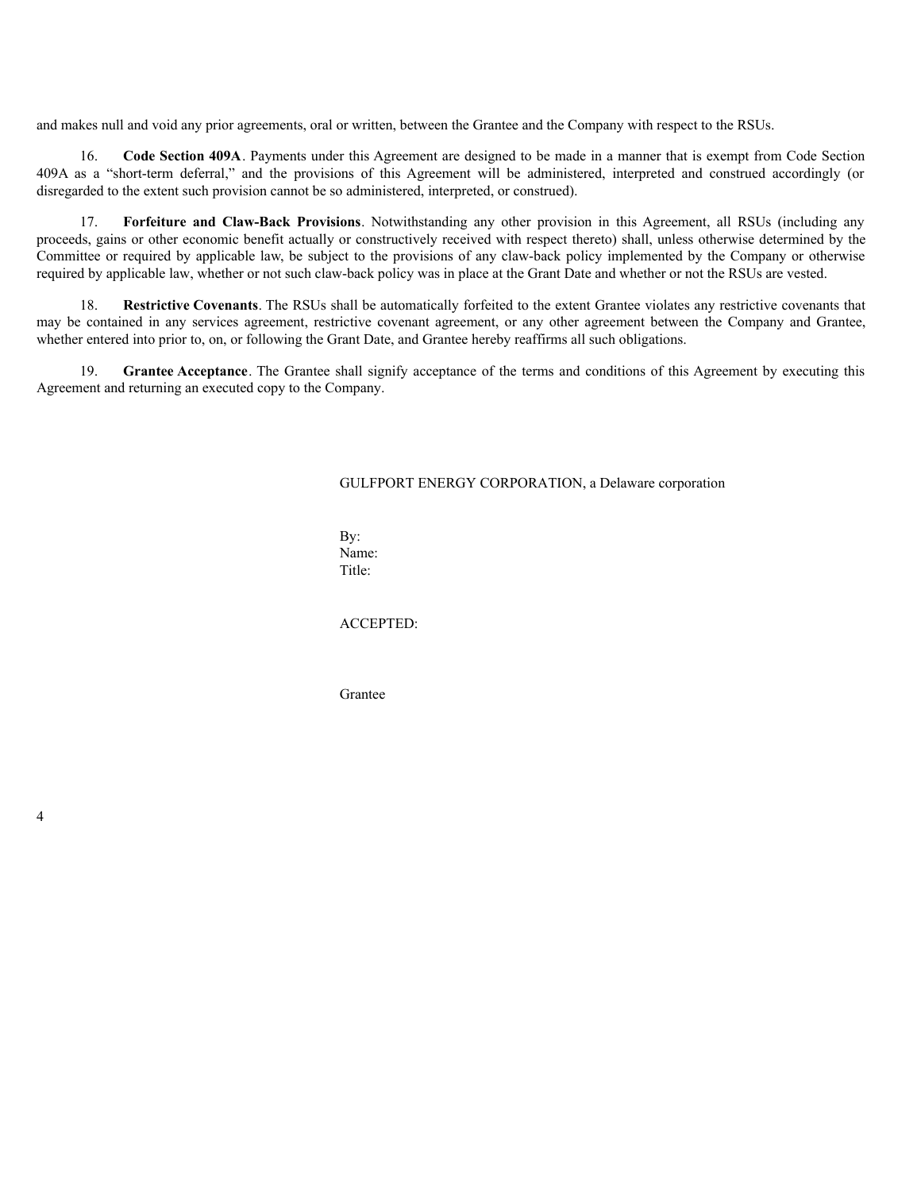and makes null and void any prior agreements, oral or written, between the Grantee and the Company with respect to the RSUs.

16. **Code Section 409A**. Payments under this Agreement are designed to be made in a manner that is exempt from Code Section 409A as a "short-term deferral," and the provisions of this Agreement will be administered, interpreted and construed accordingly (or disregarded to the extent such provision cannot be so administered, interpreted, or construed).

17. **Forfeiture and Claw-Back Provisions**. Notwithstanding any other provision in this Agreement, all RSUs (including any proceeds, gains or other economic benefit actually or constructively received with respect thereto) shall, unless otherwise determined by the Committee or required by applicable law, be subject to the provisions of any claw-back policy implemented by the Company or otherwise required by applicable law, whether or not such claw-back policy was in place at the Grant Date and whether or not the RSUs are vested.

18. **Restrictive Covenants**. The RSUs shall be automatically forfeited to the extent Grantee violates any restrictive covenants that may be contained in any services agreement, restrictive covenant agreement, or any other agreement between the Company and Grantee, whether entered into prior to, on, or following the Grant Date, and Grantee hereby reaffirms all such obligations.

19. **Grantee Acceptance**. The Grantee shall signify acceptance of the terms and conditions of this Agreement by executing this Agreement and returning an executed copy to the Company.

GULFPORT ENERGY CORPORATION, a Delaware corporation

By:
Name:
Title:

ACCEPTED:

Grantee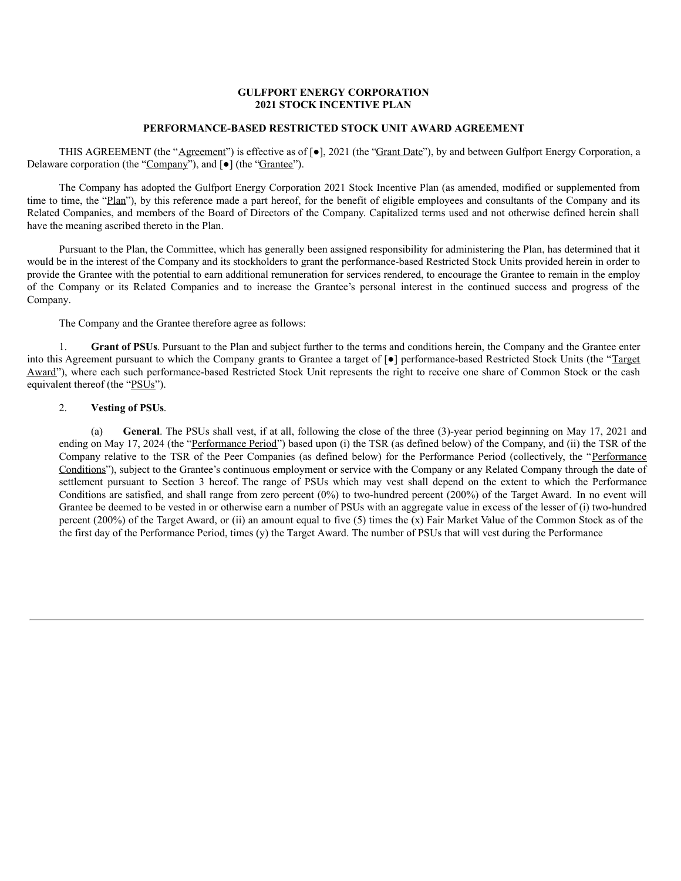**GULFPORT ENERGY CORPORATION**
**2021 STOCK INCENTIVE PLAN**

**PERFORMANCE-BASED RESTRICTED STOCK UNIT AWARD AGREEMENT**

THIS AGREEMENT (the "Agreement") is effective as of [●], 2021 (the "Grant Date"), by and between Gulfport Energy Corporation, a Delaware corporation (the "Company"), and [●] (the "Grantee").

The Company has adopted the Gulfport Energy Corporation 2021 Stock Incentive Plan (as amended, modified or supplemented from time to time, the "Plan"), by this reference made a part hereof, for the benefit of eligible employees and consultants of the Company and its Related Companies, and members of the Board of Directors of the Company. Capitalized terms used and not otherwise defined herein shall have the meaning ascribed thereto in the Plan.

Pursuant to the Plan, the Committee, which has generally been assigned responsibility for administering the Plan, has determined that it would be in the interest of the Company and its stockholders to grant the performance-based Restricted Stock Units provided herein in order to provide the Grantee with the potential to earn additional remuneration for services rendered, to encourage the Grantee to remain in the employ of the Company or its Related Companies and to increase the Grantee's personal interest in the continued success and progress of the Company.

The Company and the Grantee therefore agree as follows:

1. **Grant of PSUs**. Pursuant to the Plan and subject further to the terms and conditions herein, the Company and the Grantee enter into this Agreement pursuant to which the Company grants to Grantee a target of [●] performance-based Restricted Stock Units (the "Target Award"), where each such performance-based Restricted Stock Unit represents the right to receive one share of Common Stock or the cash equivalent thereof (the "PSUs").

2. **Vesting of PSUs**.

(a) **General**. The PSUs shall vest, if at all, following the close of the three (3)-year period beginning on May 17, 2021 and ending on May 17, 2024 (the "Performance Period") based upon (i) the TSR (as defined below) of the Company, and (ii) the TSR of the Company relative to the TSR of the Peer Companies (as defined below) for the Performance Period (collectively, the "Performance Conditions"), subject to the Grantee's continuous employment or service with the Company or any Related Company through the date of settlement pursuant to Section 3 hereof. The range of PSUs which may vest shall depend on the extent to which the Performance Conditions are satisfied, and shall range from zero percent (0%) to two-hundred percent (200%) of the Target Award. In no event will Grantee be deemed to be vested in or otherwise earn a number of PSUs with an aggregate value in excess of the lesser of (i) two-hundred percent (200%) of the Target Award, or (ii) an amount equal to five (5) times the (x) Fair Market Value of the Common Stock as of the the first day of the Performance Period, times (y) the Target Award. The number of PSUs that will vest during the Performance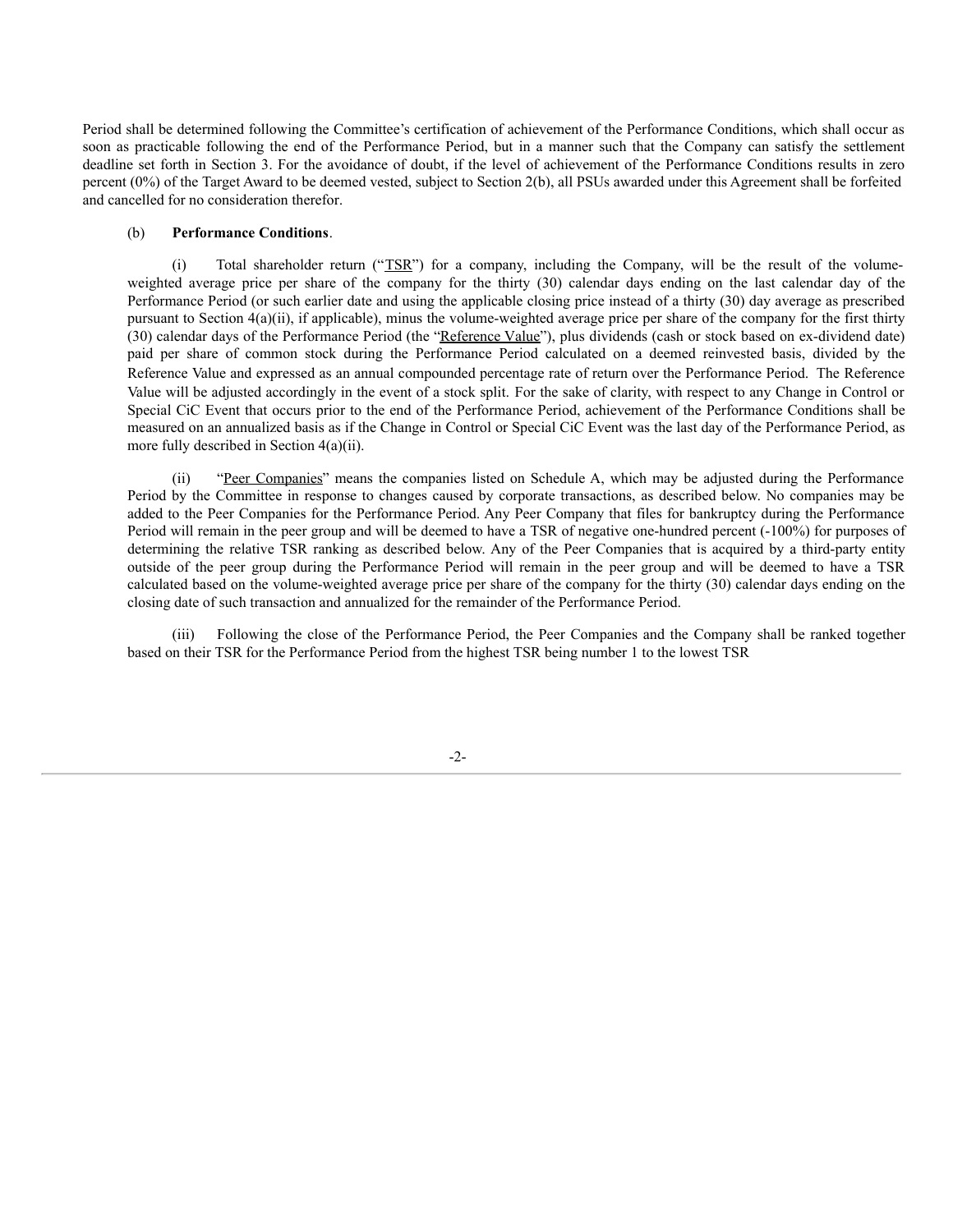Period shall be determined following the Committee's certification of achievement of the Performance Conditions, which shall occur as soon as practicable following the end of the Performance Period, but in a manner such that the Company can satisfy the settlement deadline set forth in Section 3. For the avoidance of doubt, if the level of achievement of the Performance Conditions results in zero percent (0%) of the Target Award to be deemed vested, subject to Section 2(b), all PSUs awarded under this Agreement shall be forfeited and cancelled for no consideration therefor.

(b) **Performance Conditions**.

(i) Total shareholder return ("TSR") for a company, including the Company, will be the result of the volume-weighted average price per share of the company for the thirty (30) calendar days ending on the last calendar day of the Performance Period (or such earlier date and using the applicable closing price instead of a thirty (30) day average as prescribed pursuant to Section 4(a)(ii), if applicable), minus the volume-weighted average price per share of the company for the first thirty (30) calendar days of the Performance Period (the "Reference Value"), plus dividends (cash or stock based on ex-dividend date) paid per share of common stock during the Performance Period calculated on a deemed reinvested basis, divided by the Reference Value and expressed as an annual compounded percentage rate of return over the Performance Period. The Reference Value will be adjusted accordingly in the event of a stock split. For the sake of clarity, with respect to any Change in Control or Special CiC Event that occurs prior to the end of the Performance Period, achievement of the Performance Conditions shall be measured on an annualized basis as if the Change in Control or Special CiC Event was the last day of the Performance Period, as more fully described in Section 4(a)(ii).

(ii) "Peer Companies" means the companies listed on Schedule A, which may be adjusted during the Performance Period by the Committee in response to changes caused by corporate transactions, as described below. No companies may be added to the Peer Companies for the Performance Period. Any Peer Company that files for bankruptcy during the Performance Period will remain in the peer group and will be deemed to have a TSR of negative one-hundred percent (-100%) for purposes of determining the relative TSR ranking as described below. Any of the Peer Companies that is acquired by a third-party entity outside of the peer group during the Performance Period will remain in the peer group and will be deemed to have a TSR calculated based on the volume-weighted average price per share of the company for the thirty (30) calendar days ending on the closing date of such transaction and annualized for the remainder of the Performance Period.

(iii) Following the close of the Performance Period, the Peer Companies and the Company shall be ranked together based on their TSR for the Performance Period from the highest TSR being number 1 to the lowest TSR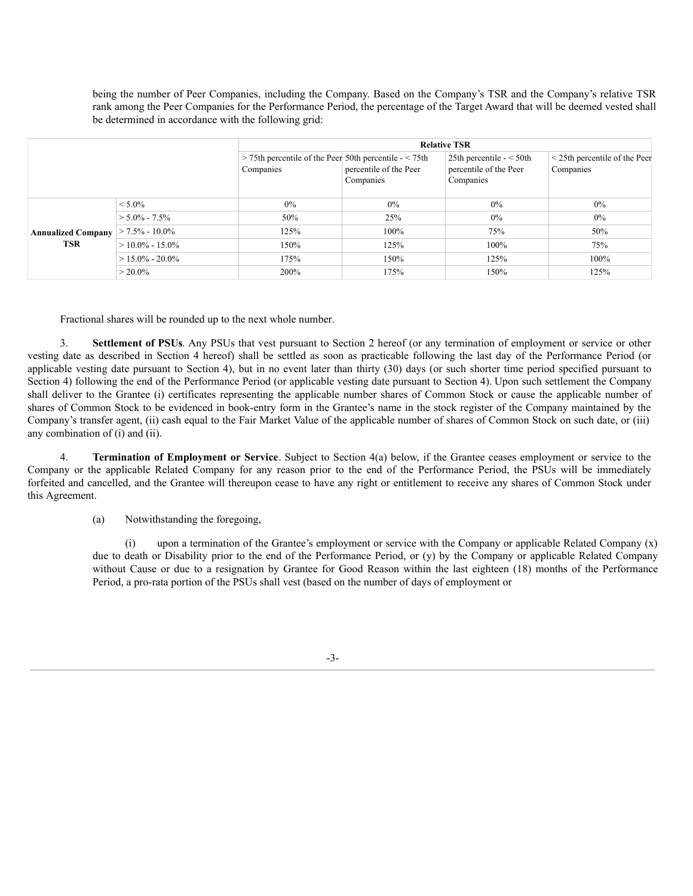being the number of Peer Companies, including the Company. Based on the Company's TSR and the Company's relative TSR rank among the Peer Companies for the Performance Period, the percentage of the Target Award that will be deemed vested shall be determined in accordance with the following grid:

| | | Relative TSR | | | |
|---|---|---|---|---|---|
| | | > 75th percentile of the Peer Companies | 50th percentile - < 75th percentile of the Peer Companies | 25th percentile - < 50th percentile of the Peer Companies | < 25th percentile of the Peer Companies |
| **Annualized Company TSR** | < 5.0% | 0% | 0% | 0% | 0% |
| | > 5.0% - 7.5% | 50% | 25% | 0% | 0% |
| | > 7.5% - 10.0% | 125% | 100% | 75% | 50% |
| | > 10.0% - 15.0% | 150% | 125% | 100% | 75% |
| | > 15.0% - 20.0% | 175% | 150% | 125% | 100% |
| | > 20.0% | 200% | 175% | 150% | 125% |

Fractional shares will be rounded up to the next whole number.

3. **Settlement of PSUs**. Any PSUs that vest pursuant to Section 2 hereof (or any termination of employment or service or other vesting date as described in Section 4 hereof) shall be settled as soon as practicable following the last day of the Performance Period (or applicable vesting date pursuant to Section 4), but in no event later than thirty (30) days (or such shorter time period specified pursuant to Section 4) following the end of the Performance Period (or applicable vesting date pursuant to Section 4). Upon such settlement the Company shall deliver to the Grantee (i) certificates representing the applicable number shares of Common Stock or cause the applicable number of shares of Common Stock to be evidenced in book-entry form in the Grantee's name in the stock register of the Company maintained by the Company's transfer agent, (ii) cash equal to the Fair Market Value of the applicable number of shares of Common Stock on such date, or (iii) any combination of (i) and (ii).

4. **Termination of Employment or Service**. Subject to Section 4(a) below, if the Grantee ceases employment or service to the Company or the applicable Related Company for any reason prior to the end of the Performance Period, the PSUs will be immediately forfeited and cancelled, and the Grantee will thereupon cease to have any right or entitlement to receive any shares of Common Stock under this Agreement.

(a) Notwithstanding the foregoing,

(i) upon a termination of the Grantee's employment or service with the Company or applicable Related Company (x) due to death or Disability prior to the end of the Performance Period, or (y) by the Company or applicable Related Company without Cause or due to a resignation by Grantee for Good Reason within the last eighteen (18) months of the Performance Period, a pro-rata portion of the PSUs shall vest (based on the number of days of employment or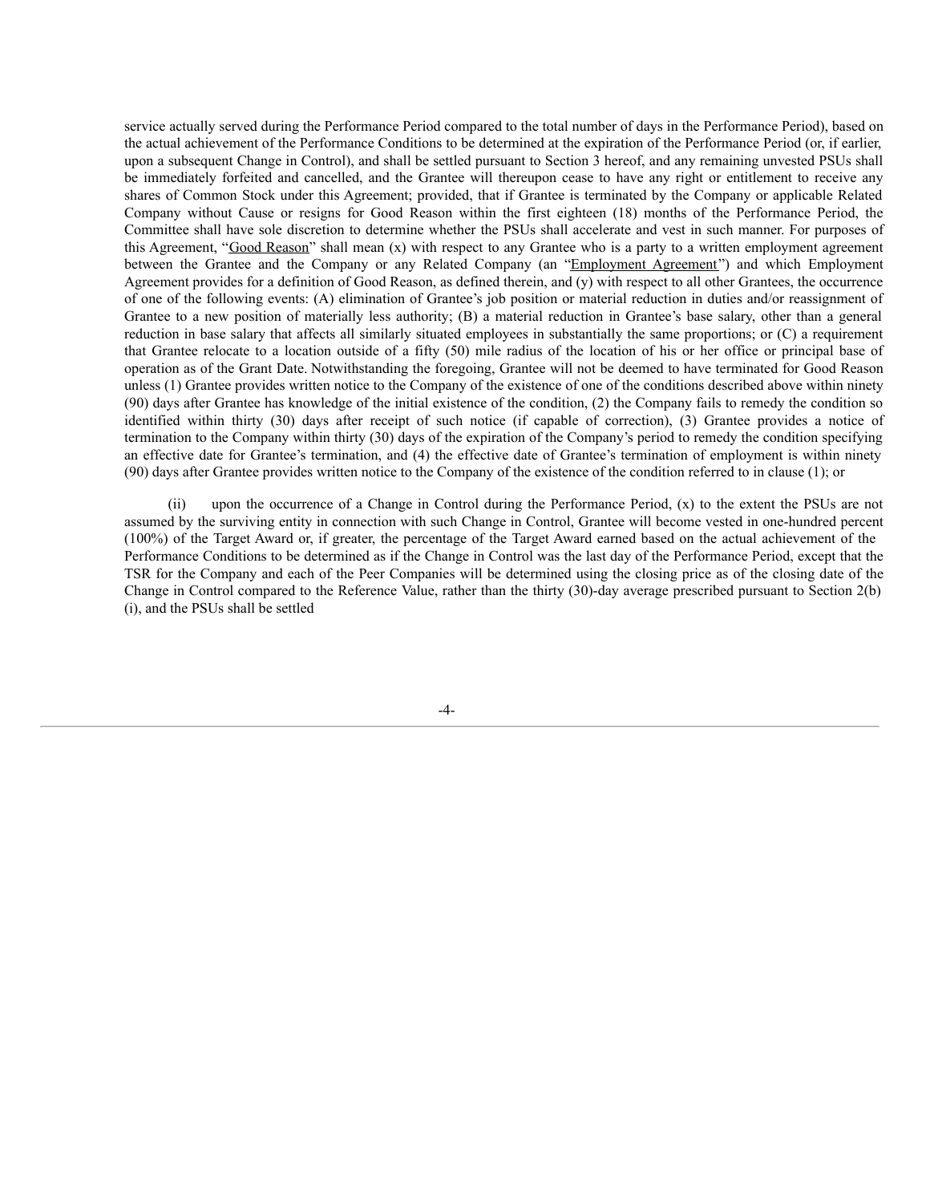service actually served during the Performance Period compared to the total number of days in the Performance Period), based on the actual achievement of the Performance Conditions to be determined at the expiration of the Performance Period (or, if earlier, upon a subsequent Change in Control), and shall be settled pursuant to Section 3 hereof, and any remaining unvested PSUs shall be immediately forfeited and cancelled, and the Grantee will thereupon cease to have any right or entitlement to receive any shares of Common Stock under this Agreement; provided, that if Grantee is terminated by the Company or applicable Related Company without Cause or resigns for Good Reason within the first eighteen (18) months of the Performance Period, the Committee shall have sole discretion to determine whether the PSUs shall accelerate and vest in such manner. For purposes of this Agreement, "Good Reason" shall mean (x) with respect to any Grantee who is a party to a written employment agreement between the Grantee and the Company or any Related Company (an "Employment Agreement") and which Employment Agreement provides for a definition of Good Reason, as defined therein, and (y) with respect to all other Grantees, the occurrence of one of the following events: (A) elimination of Grantee's job position or material reduction in duties and/or reassignment of Grantee to a new position of materially less authority; (B) a material reduction in Grantee's base salary, other than a general reduction in base salary that affects all similarly situated employees in substantially the same proportions; or (C) a requirement that Grantee relocate to a location outside of a fifty (50) mile radius of the location of his or her office or principal base of operation as of the Grant Date. Notwithstanding the foregoing, Grantee will not be deemed to have terminated for Good Reason unless (1) Grantee provides written notice to the Company of the existence of one of the conditions described above within ninety (90) days after Grantee has knowledge of the initial existence of the condition, (2) the Company fails to remedy the condition so identified within thirty (30) days after receipt of such notice (if capable of correction), (3) Grantee provides a notice of termination to the Company within thirty (30) days of the expiration of the Company's period to remedy the condition specifying an effective date for Grantee's termination, and (4) the effective date of Grantee's termination of employment is within ninety (90) days after Grantee provides written notice to the Company of the existence of the condition referred to in clause (1); or

(ii) upon the occurrence of a Change in Control during the Performance Period, (x) to the extent the PSUs are not assumed by the surviving entity in connection with such Change in Control, Grantee will become vested in one-hundred percent (100%) of the Target Award or, if greater, the percentage of the Target Award earned based on the actual achievement of the Performance Conditions to be determined as if the Change in Control was the last day of the Performance Period, except that the TSR for the Company and each of the Peer Companies will be determined using the closing price as of the closing date of the Change in Control compared to the Reference Value, rather than the thirty (30)-day average prescribed pursuant to Section 2(b)(i), and the PSUs shall be settled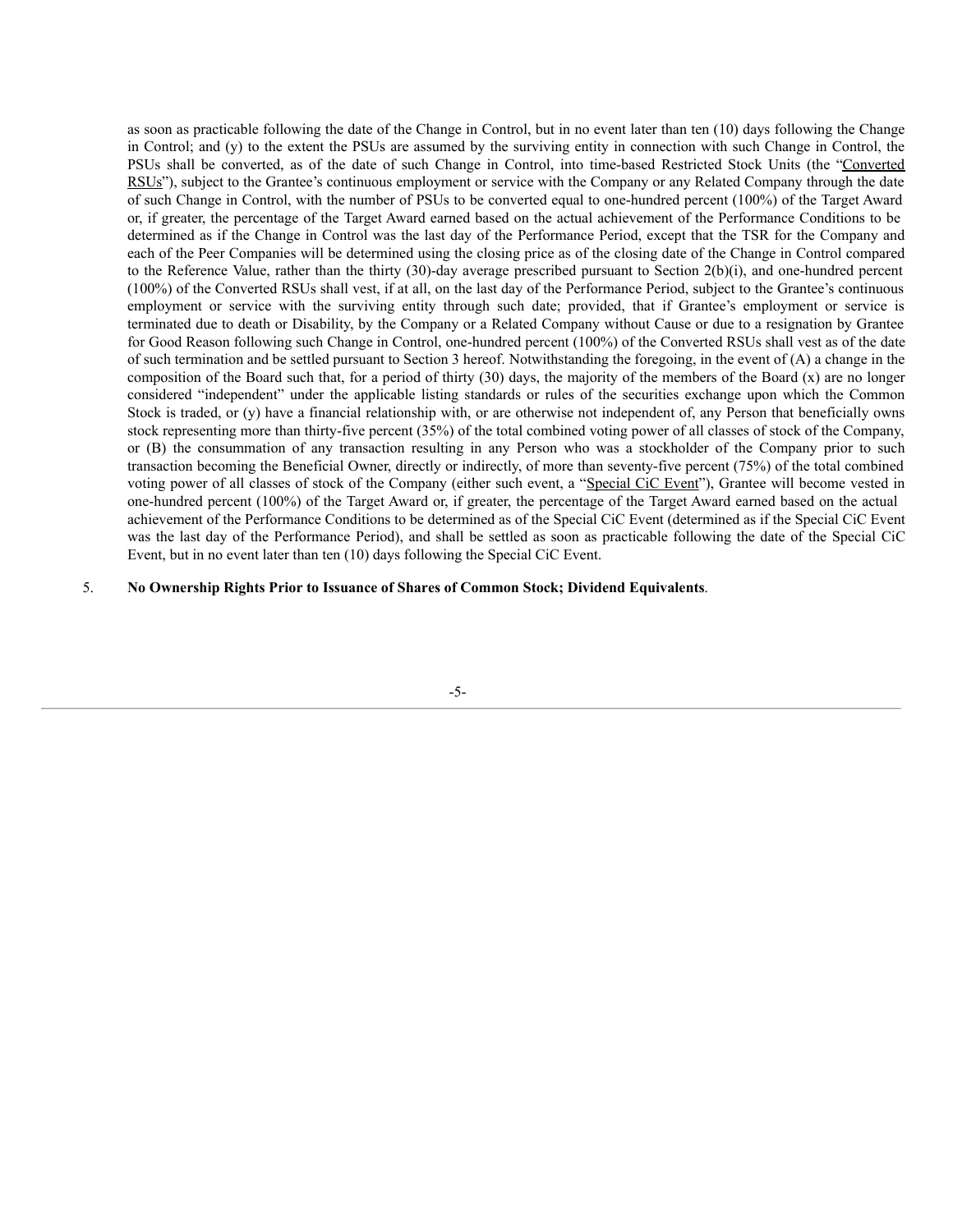as soon as practicable following the date of the Change in Control, but in no event later than ten (10) days following the Change in Control; and (y) to the extent the PSUs are assumed by the surviving entity in connection with such Change in Control, the PSUs shall be converted, as of the date of such Change in Control, into time-based Restricted Stock Units (the "Converted RSUs"), subject to the Grantee's continuous employment or service with the Company or any Related Company through the date of such Change in Control, with the number of PSUs to be converted equal to one-hundred percent (100%) of the Target Award or, if greater, the percentage of the Target Award earned based on the actual achievement of the Performance Conditions to be determined as if the Change in Control was the last day of the Performance Period, except that the TSR for the Company and each of the Peer Companies will be determined using the closing price as of the closing date of the Change in Control compared to the Reference Value, rather than the thirty (30)-day average prescribed pursuant to Section 2(b)(i), and one-hundred percent (100%) of the Converted RSUs shall vest, if at all, on the last day of the Performance Period, subject to the Grantee's continuous employment or service with the surviving entity through such date; provided, that if Grantee's employment or service is terminated due to death or Disability, by the Company or a Related Company without Cause or due to a resignation by Grantee for Good Reason following such Change in Control, one-hundred percent (100%) of the Converted RSUs shall vest as of the date of such termination and be settled pursuant to Section 3 hereof. Notwithstanding the foregoing, in the event of (A) a change in the composition of the Board such that, for a period of thirty (30) days, the majority of the members of the Board (x) are no longer considered "independent" under the applicable listing standards or rules of the securities exchange upon which the Common Stock is traded, or (y) have a financial relationship with, or are otherwise not independent of, any Person that beneficially owns stock representing more than thirty-five percent (35%) of the total combined voting power of all classes of stock of the Company, or (B) the consummation of any transaction resulting in any Person who was a stockholder of the Company prior to such transaction becoming the Beneficial Owner, directly or indirectly, of more than seventy-five percent (75%) of the total combined voting power of all classes of stock of the Company (either such event, a "Special CiC Event"), Grantee will become vested in one-hundred percent (100%) of the Target Award or, if greater, the percentage of the Target Award earned based on the actual achievement of the Performance Conditions to be determined as of the Special CiC Event (determined as if the Special CiC Event was the last day of the Performance Period), and shall be settled as soon as practicable following the date of the Special CiC Event, but in no event later than ten (10) days following the Special CiC Event.

5. **No Ownership Rights Prior to Issuance of Shares of Common Stock; Dividend Equivalents**.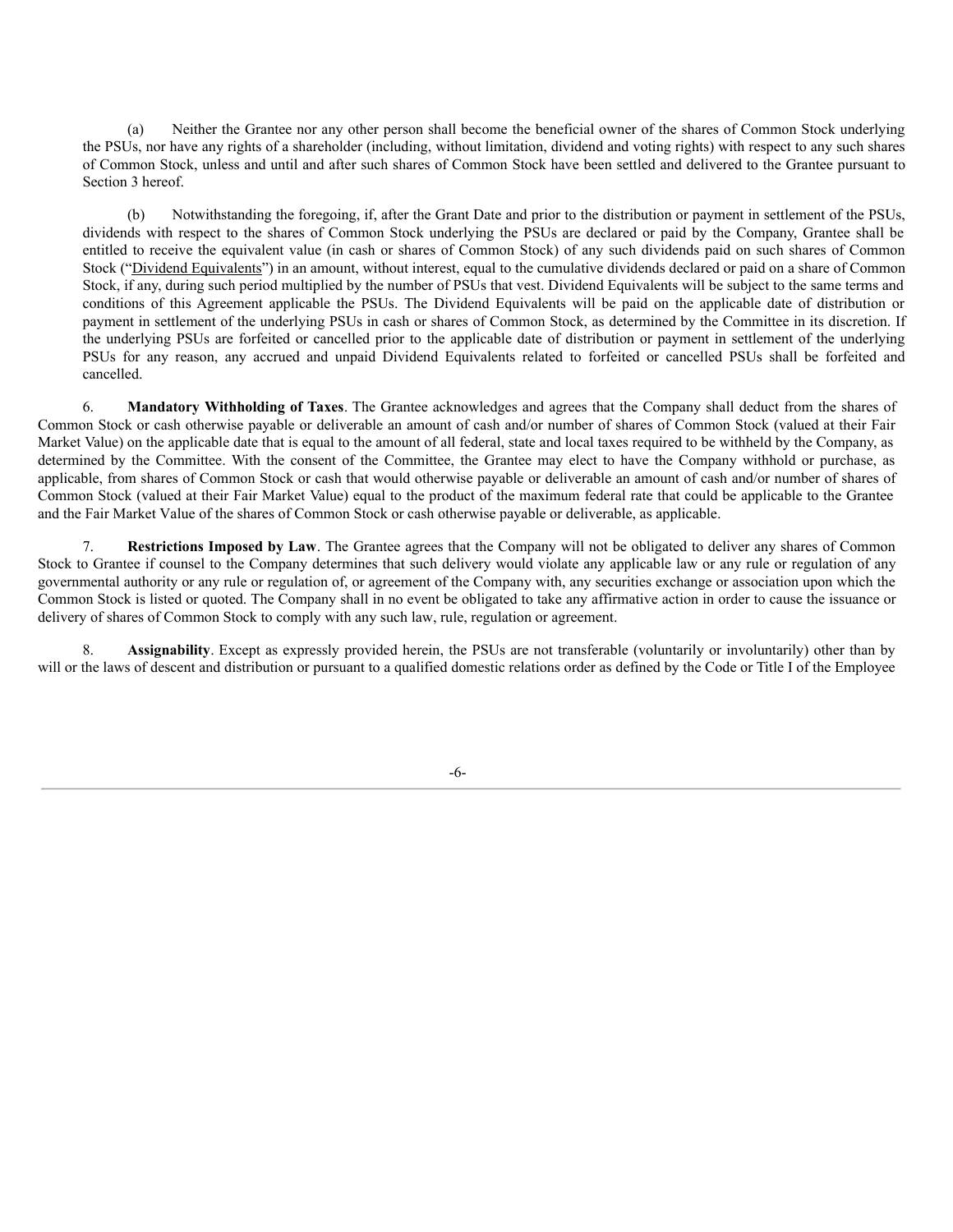(a) Neither the Grantee nor any other person shall become the beneficial owner of the shares of Common Stock underlying the PSUs, nor have any rights of a shareholder (including, without limitation, dividend and voting rights) with respect to any such shares of Common Stock, unless and until and after such shares of Common Stock have been settled and delivered to the Grantee pursuant to Section 3 hereof.

(b) Notwithstanding the foregoing, if, after the Grant Date and prior to the distribution or payment in settlement of the PSUs, dividends with respect to the shares of Common Stock underlying the PSUs are declared or paid by the Company, Grantee shall be entitled to receive the equivalent value (in cash or shares of Common Stock) of any such dividends paid on such shares of Common Stock ("Dividend Equivalents") in an amount, without interest, equal to the cumulative dividends declared or paid on a share of Common Stock, if any, during such period multiplied by the number of PSUs that vest. Dividend Equivalents will be subject to the same terms and conditions of this Agreement applicable the PSUs. The Dividend Equivalents will be paid on the applicable date of distribution or payment in settlement of the underlying PSUs in cash or shares of Common Stock, as determined by the Committee in its discretion. If the underlying PSUs are forfeited or cancelled prior to the applicable date of distribution or payment in settlement of the underlying PSUs for any reason, any accrued and unpaid Dividend Equivalents related to forfeited or cancelled PSUs shall be forfeited and cancelled.

6. **Mandatory Withholding of Taxes**. The Grantee acknowledges and agrees that the Company shall deduct from the shares of Common Stock or cash otherwise payable or deliverable an amount of cash and/or number of shares of Common Stock (valued at their Fair Market Value) on the applicable date that is equal to the amount of all federal, state and local taxes required to be withheld by the Company, as determined by the Committee. With the consent of the Committee, the Grantee may elect to have the Company withhold or purchase, as applicable, from shares of Common Stock or cash that would otherwise payable or deliverable an amount of cash and/or number of shares of Common Stock (valued at their Fair Market Value) equal to the product of the maximum federal rate that could be applicable to the Grantee and the Fair Market Value of the shares of Common Stock or cash otherwise payable or deliverable, as applicable.

7. **Restrictions Imposed by Law**. The Grantee agrees that the Company will not be obligated to deliver any shares of Common Stock to Grantee if counsel to the Company determines that such delivery would violate any applicable law or any rule or regulation of any governmental authority or any rule or regulation of, or agreement of the Company with, any securities exchange or association upon which the Common Stock is listed or quoted. The Company shall in no event be obligated to take any affirmative action in order to cause the issuance or delivery of shares of Common Stock to comply with any such law, rule, regulation or agreement.

8. **Assignability**. Except as expressly provided herein, the PSUs are not transferable (voluntarily or involuntarily) other than by will or the laws of descent and distribution or pursuant to a qualified domestic relations order as defined by the Code or Title I of the Employee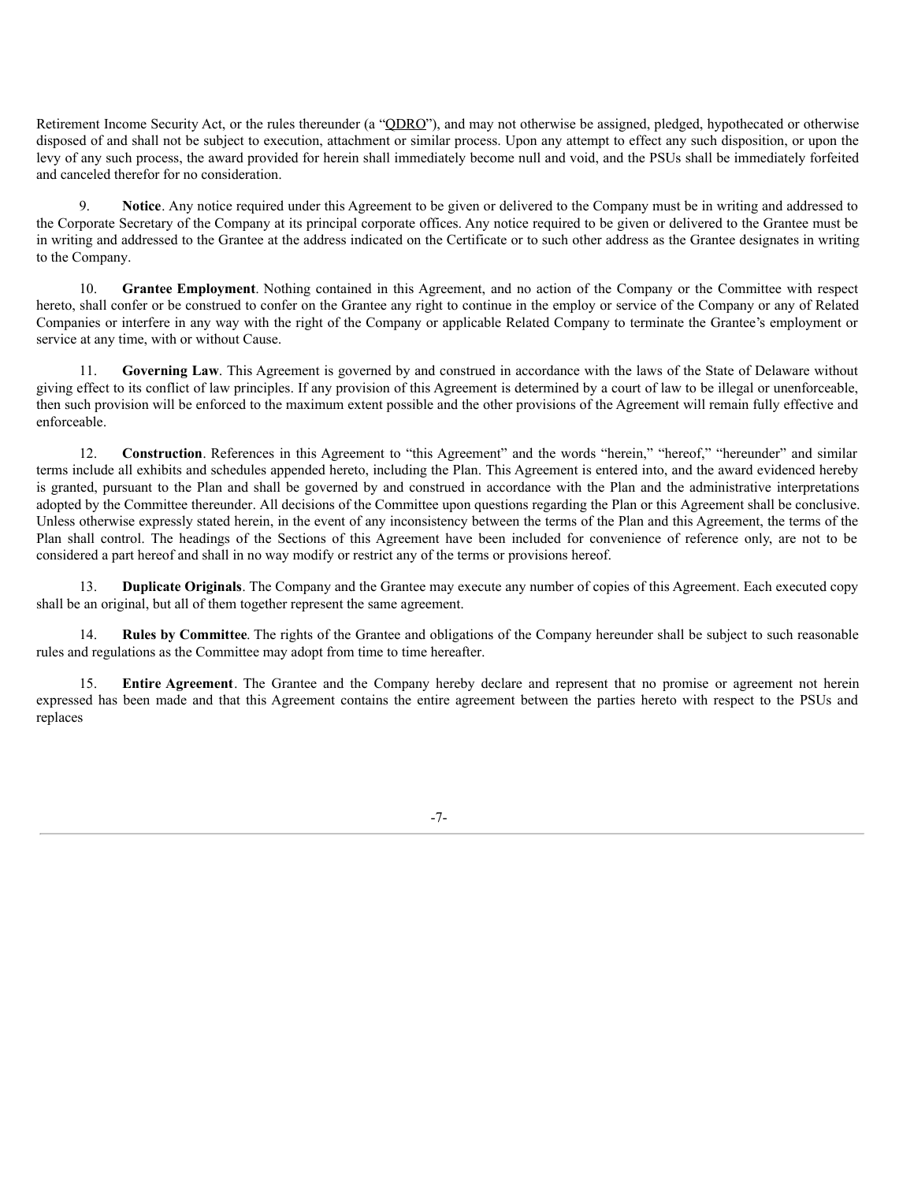Retirement Income Security Act, or the rules thereunder (a "QDRO"), and may not otherwise be assigned, pledged, hypothecated or otherwise disposed of and shall not be subject to execution, attachment or similar process. Upon any attempt to effect any such disposition, or upon the levy of any such process, the award provided for herein shall immediately become null and void, and the PSUs shall be immediately forfeited and canceled therefor for no consideration.

9. **Notice**. Any notice required under this Agreement to be given or delivered to the Company must be in writing and addressed to the Corporate Secretary of the Company at its principal corporate offices. Any notice required to be given or delivered to the Grantee must be in writing and addressed to the Grantee at the address indicated on the Certificate or to such other address as the Grantee designates in writing to the Company.

10. **Grantee Employment**. Nothing contained in this Agreement, and no action of the Company or the Committee with respect hereto, shall confer or be construed to confer on the Grantee any right to continue in the employ or service of the Company or any of Related Companies or interfere in any way with the right of the Company or applicable Related Company to terminate the Grantee's employment or service at any time, with or without Cause.

11. **Governing Law**. This Agreement is governed by and construed in accordance with the laws of the State of Delaware without giving effect to its conflict of law principles. If any provision of this Agreement is determined by a court of law to be illegal or unenforceable, then such provision will be enforced to the maximum extent possible and the other provisions of the Agreement will remain fully effective and enforceable.

12. **Construction**. References in this Agreement to "this Agreement" and the words "herein," "hereof," "hereunder" and similar terms include all exhibits and schedules appended hereto, including the Plan. This Agreement is entered into, and the award evidenced hereby is granted, pursuant to the Plan and shall be governed by and construed in accordance with the Plan and the administrative interpretations adopted by the Committee thereunder. All decisions of the Committee upon questions regarding the Plan or this Agreement shall be conclusive. Unless otherwise expressly stated herein, in the event of any inconsistency between the terms of the Plan and this Agreement, the terms of the Plan shall control. The headings of the Sections of this Agreement have been included for convenience of reference only, are not to be considered a part hereof and shall in no way modify or restrict any of the terms or provisions hereof.

13. **Duplicate Originals**. The Company and the Grantee may execute any number of copies of this Agreement. Each executed copy shall be an original, but all of them together represent the same agreement.

14. **Rules by Committee**. The rights of the Grantee and obligations of the Company hereunder shall be subject to such reasonable rules and regulations as the Committee may adopt from time to time hereafter.

15. **Entire Agreement**. The Grantee and the Company hereby declare and represent that no promise or agreement not herein expressed has been made and that this Agreement contains the entire agreement between the parties hereto with respect to the PSUs and replaces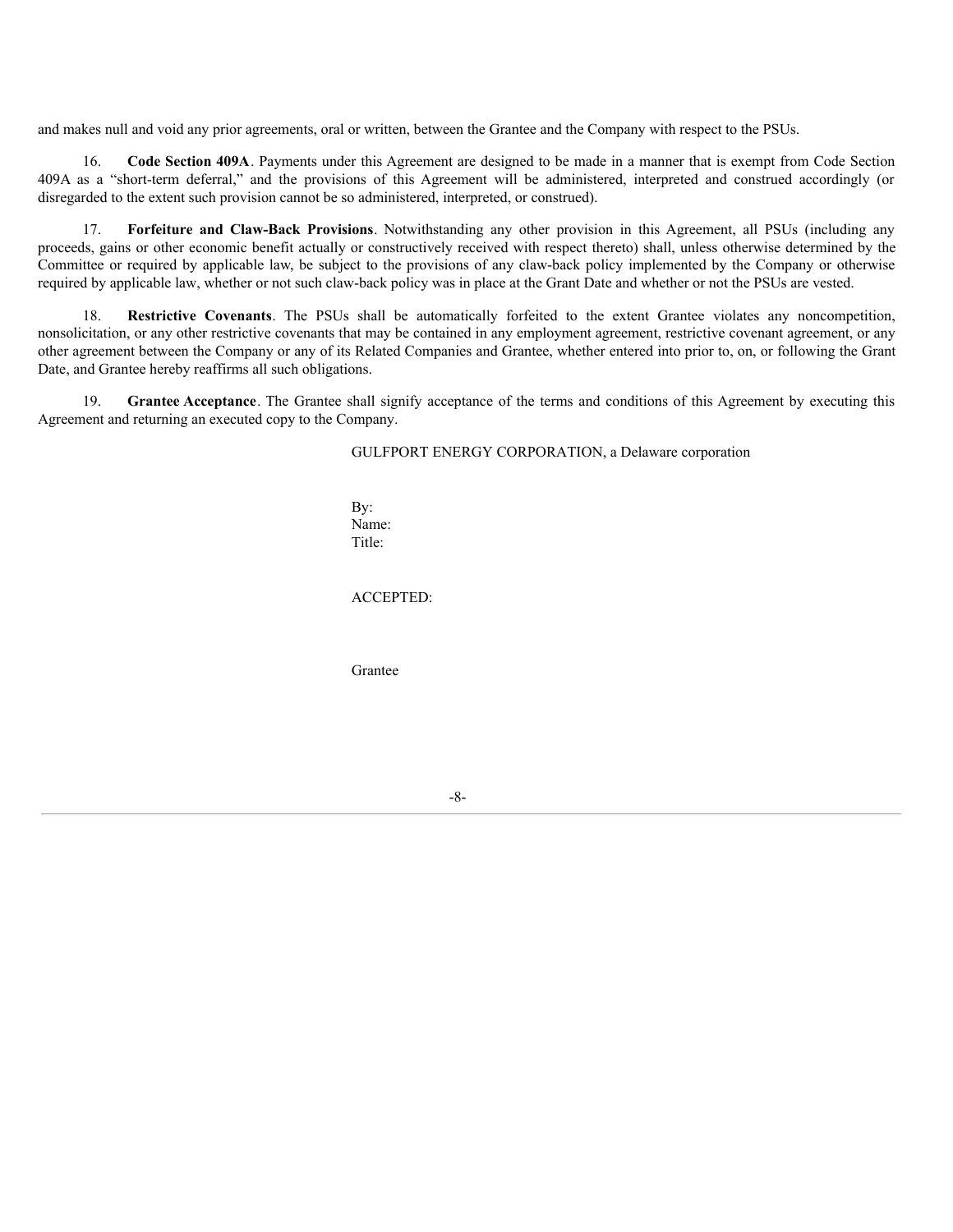and makes null and void any prior agreements, oral or written, between the Grantee and the Company with respect to the PSUs.

16. **Code Section 409A**. Payments under this Agreement are designed to be made in a manner that is exempt from Code Section 409A as a "short-term deferral," and the provisions of this Agreement will be administered, interpreted and construed accordingly (or disregarded to the extent such provision cannot be so administered, interpreted, or construed).

17. **Forfeiture and Claw-Back Provisions**. Notwithstanding any other provision in this Agreement, all PSUs (including any proceeds, gains or other economic benefit actually or constructively received with respect thereto) shall, unless otherwise determined by the Committee or required by applicable law, be subject to the provisions of any claw-back policy implemented by the Company or otherwise required by applicable law, whether or not such claw-back policy was in place at the Grant Date and whether or not the PSUs are vested.

18. **Restrictive Covenants**. The PSUs shall be automatically forfeited to the extent Grantee violates any noncompetition, nonsolicitation, or any other restrictive covenants that may be contained in any employment agreement, restrictive covenant agreement, or any other agreement between the Company or any of its Related Companies and Grantee, whether entered into prior to, on, or following the Grant Date, and Grantee hereby reaffirms all such obligations.

19. **Grantee Acceptance**. The Grantee shall signify acceptance of the terms and conditions of this Agreement by executing this Agreement and returning an executed copy to the Company.

GULFPORT ENERGY CORPORATION, a Delaware corporation

By:
Name:
Title:

ACCEPTED:

Grantee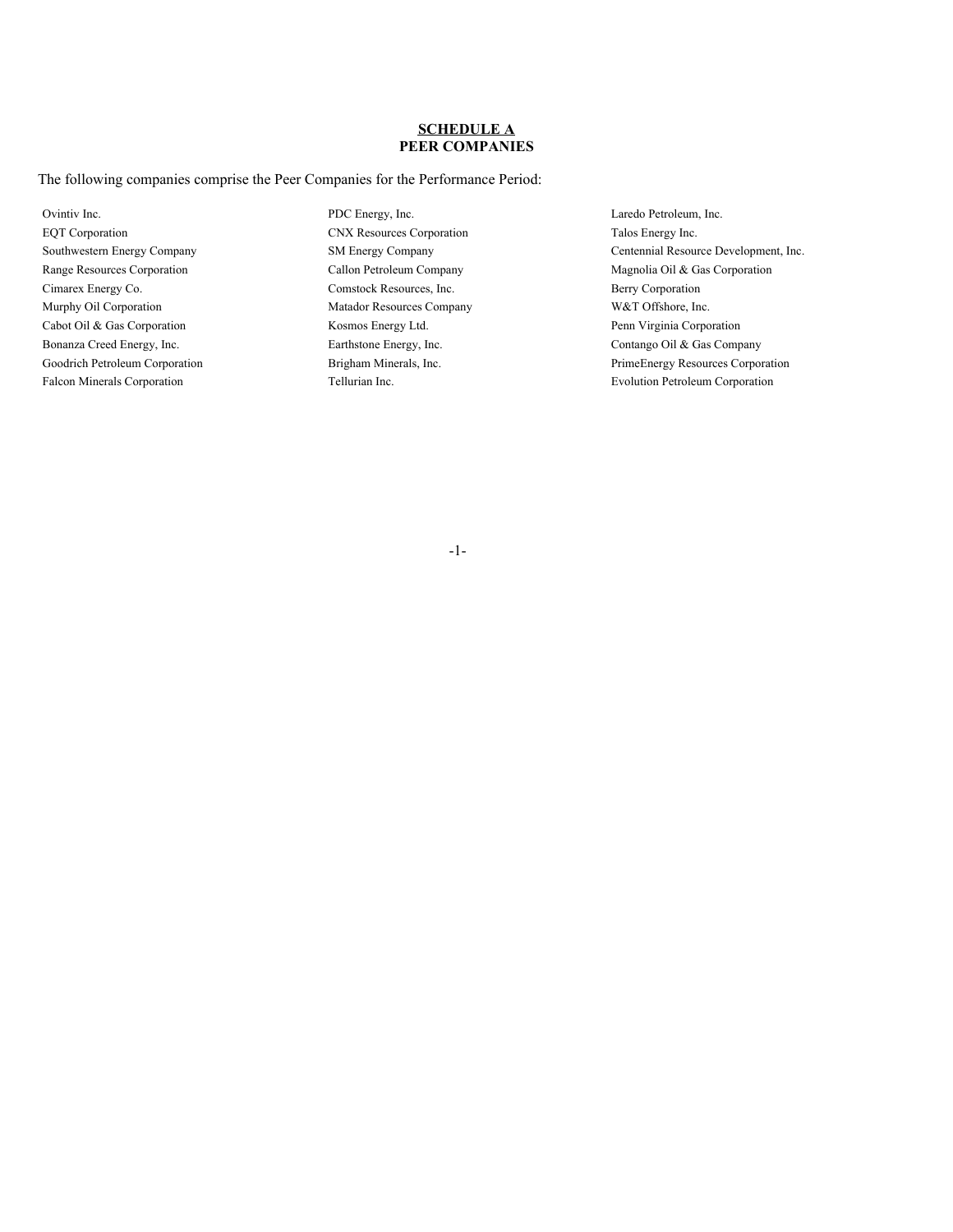# SCHEDULE A
## PEER COMPANIES

The following companies comprise the Peer Companies for the Performance Period:

| | | |
|---|---|---|
| Ovintiv Inc. | PDC Energy, Inc. | Laredo Petroleum, Inc. |
| EQT Corporation | CNX Resources Corporation | Talos Energy Inc. |
| Southwestern Energy Company | SM Energy Company | Centennial Resource Development, Inc. |
| Range Resources Corporation | Callon Petroleum Company | Magnolia Oil & Gas Corporation |
| Cimarex Energy Co. | Comstock Resources, Inc. | Berry Corporation |
| Murphy Oil Corporation | Matador Resources Company | W&T Offshore, Inc. |
| Cabot Oil & Gas Corporation | Kosmos Energy Ltd. | Penn Virginia Corporation |
| Bonanza Creed Energy, Inc. | Earthstone Energy, Inc. | Contango Oil & Gas Company |
| Goodrich Petroleum Corporation | Brigham Minerals, Inc. | PrimeEnergy Resources Corporation |
| Falcon Minerals Corporation | Tellurian Inc. | Evolution Petroleum Corporation |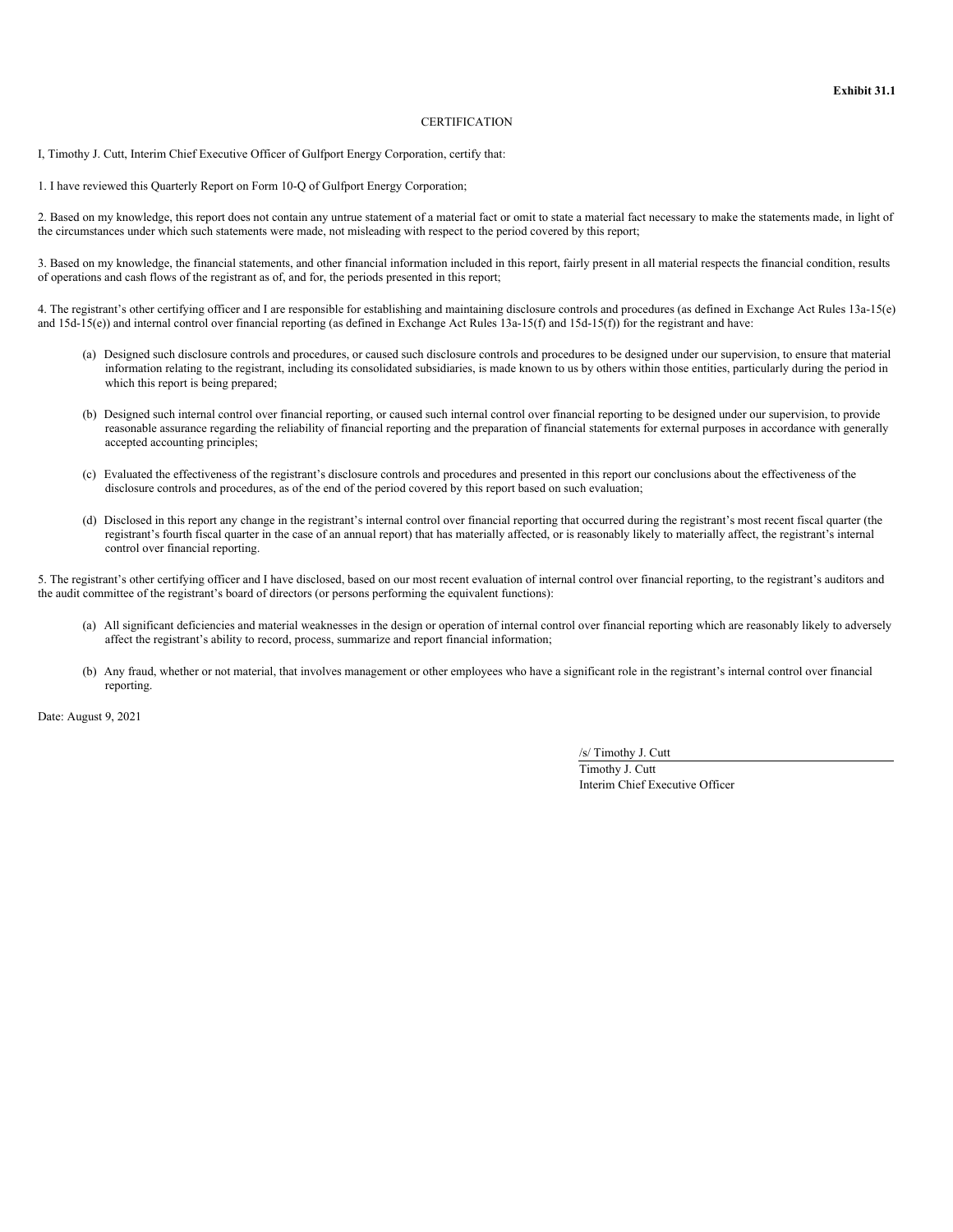**Exhibit 31.1**

CERTIFICATION

I, Timothy J. Cutt, Interim Chief Executive Officer of Gulfport Energy Corporation, certify that:

1. I have reviewed this Quarterly Report on Form 10-Q of Gulfport Energy Corporation;

2. Based on my knowledge, this report does not contain any untrue statement of a material fact or omit to state a material fact necessary to make the statements made, in light of the circumstances under which such statements were made, not misleading with respect to the period covered by this report;

3. Based on my knowledge, the financial statements, and other financial information included in this report, fairly present in all material respects the financial condition, results of operations and cash flows of the registrant as of, and for, the periods presented in this report;

4. The registrant's other certifying officer and I are responsible for establishing and maintaining disclosure controls and procedures (as defined in Exchange Act Rules 13a-15(e) and 15d-15(e)) and internal control over financial reporting (as defined in Exchange Act Rules 13a-15(f) and 15d-15(f)) for the registrant and have:

(a) Designed such disclosure controls and procedures, or caused such disclosure controls and procedures to be designed under our supervision, to ensure that material information relating to the registrant, including its consolidated subsidiaries, is made known to us by others within those entities, particularly during the period in which this report is being prepared;

(b) Designed such internal control over financial reporting, or caused such internal control over financial reporting to be designed under our supervision, to provide reasonable assurance regarding the reliability of financial reporting and the preparation of financial statements for external purposes in accordance with generally accepted accounting principles;

(c) Evaluated the effectiveness of the registrant's disclosure controls and procedures and presented in this report our conclusions about the effectiveness of the disclosure controls and procedures, as of the end of the period covered by this report based on such evaluation;

(d) Disclosed in this report any change in the registrant's internal control over financial reporting that occurred during the registrant's most recent fiscal quarter (the registrant's fourth fiscal quarter in the case of an annual report) that has materially affected, or is reasonably likely to materially affect, the registrant's internal control over financial reporting.

5. The registrant's other certifying officer and I have disclosed, based on our most recent evaluation of internal control over financial reporting, to the registrant's auditors and the audit committee of the registrant's board of directors (or persons performing the equivalent functions):

(a) All significant deficiencies and material weaknesses in the design or operation of internal control over financial reporting which are reasonably likely to adversely affect the registrant's ability to record, process, summarize and report financial information;

(b) Any fraud, whether or not material, that involves management or other employees who have a significant role in the registrant's internal control over financial reporting.

Date: August 9, 2021

/s/ Timothy J. Cutt

Timothy J. Cutt

Interim Chief Executive Officer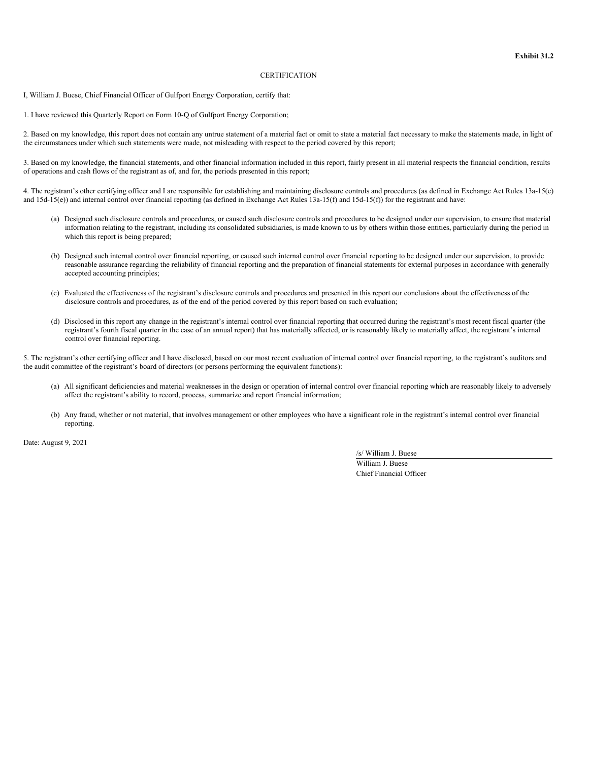**Exhibit 31.2**

CERTIFICATION

I, William J. Buese, Chief Financial Officer of Gulfport Energy Corporation, certify that:

1. I have reviewed this Quarterly Report on Form 10-Q of Gulfport Energy Corporation;

2. Based on my knowledge, this report does not contain any untrue statement of a material fact or omit to state a material fact necessary to make the statements made, in light of the circumstances under which such statements were made, not misleading with respect to the period covered by this report;

3. Based on my knowledge, the financial statements, and other financial information included in this report, fairly present in all material respects the financial condition, results of operations and cash flows of the registrant as of, and for, the periods presented in this report;

4. The registrant's other certifying officer and I are responsible for establishing and maintaining disclosure controls and procedures (as defined in Exchange Act Rules 13a-15(e) and 15d-15(e)) and internal control over financial reporting (as defined in Exchange Act Rules 13a-15(f) and 15d-15(f)) for the registrant and have:

(a) Designed such disclosure controls and procedures, or caused such disclosure controls and procedures to be designed under our supervision, to ensure that material information relating to the registrant, including its consolidated subsidiaries, is made known to us by others within those entities, particularly during the period in which this report is being prepared;

(b) Designed such internal control over financial reporting, or caused such internal control over financial reporting to be designed under our supervision, to provide reasonable assurance regarding the reliability of financial reporting and the preparation of financial statements for external purposes in accordance with generally accepted accounting principles;

(c) Evaluated the effectiveness of the registrant's disclosure controls and procedures and presented in this report our conclusions about the effectiveness of the disclosure controls and procedures, as of the end of the period covered by this report based on such evaluation;

(d) Disclosed in this report any change in the registrant's internal control over financial reporting that occurred during the registrant's most recent fiscal quarter (the registrant's fourth fiscal quarter in the case of an annual report) that has materially affected, or is reasonably likely to materially affect, the registrant's internal control over financial reporting.

5. The registrant's other certifying officer and I have disclosed, based on our most recent evaluation of internal control over financial reporting, to the registrant's auditors and the audit committee of the registrant's board of directors (or persons performing the equivalent functions):

(a) All significant deficiencies and material weaknesses in the design or operation of internal control over financial reporting which are reasonably likely to adversely affect the registrant's ability to record, process, summarize and report financial information;

(b) Any fraud, whether or not material, that involves management or other employees who have a significant role in the registrant's internal control over financial reporting.

Date: August 9, 2021

/s/ William J. Buese
William J. Buese
Chief Financial Officer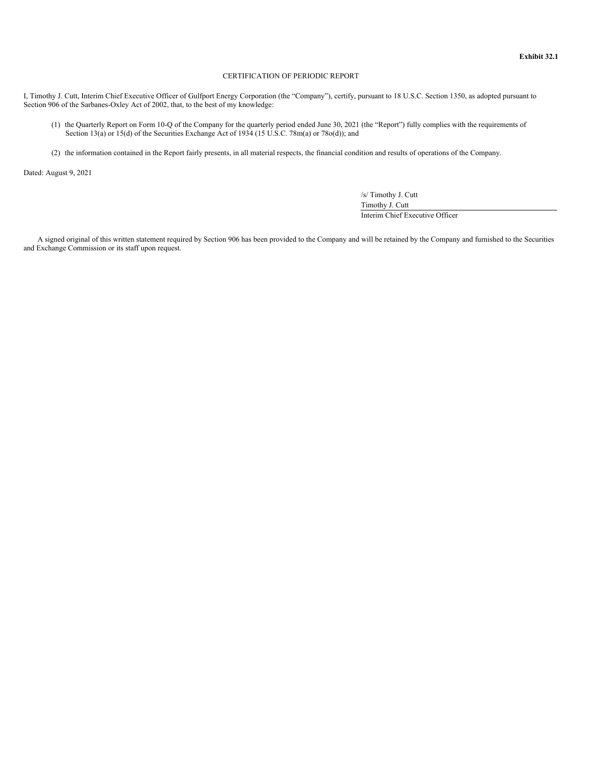**Exhibit 32.1**

CERTIFICATION OF PERIODIC REPORT

I, Timothy J. Cutt, Interim Chief Executive Officer of Gulfport Energy Corporation (the “Company”), certify, pursuant to 18 U.S.C. Section 1350, as adopted pursuant to Section 906 of the Sarbanes-Oxley Act of 2002, that, to the best of my knowledge:

(1) the Quarterly Report on Form 10-Q of the Company for the quarterly period ended June 30, 2021 (the “Report”) fully complies with the requirements of Section 13(a) or 15(d) of the Securities Exchange Act of 1934 (15 U.S.C. 78m(a) or 78o(d)); and

(2) the information contained in the Report fairly presents, in all material respects, the financial condition and results of operations of the Company.

Dated: August 9, 2021

/s/ Timothy J. Cutt
Timothy J. Cutt
Interim Chief Executive Officer

A signed original of this written statement required by Section 906 has been provided to the Company and will be retained by the Company and furnished to the Securities and Exchange Commission or its staff upon request.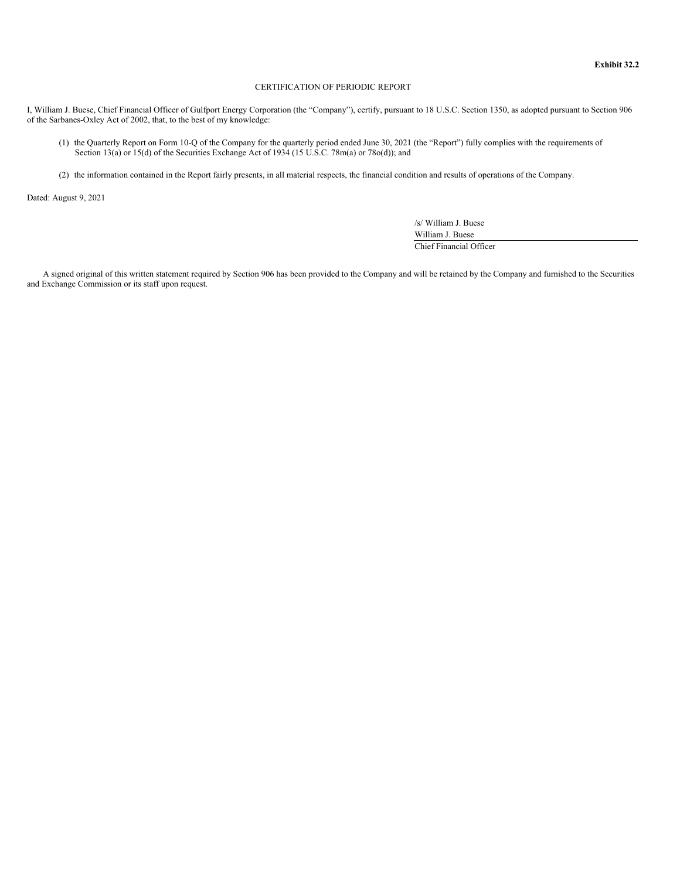**Exhibit 32.2**

CERTIFICATION OF PERIODIC REPORT

I, William J. Buese, Chief Financial Officer of Gulfport Energy Corporation (the "Company"), certify, pursuant to 18 U.S.C. Section 1350, as adopted pursuant to Section 906 of the Sarbanes-Oxley Act of 2002, that, to the best of my knowledge:

(1) the Quarterly Report on Form 10-Q of the Company for the quarterly period ended June 30, 2021 (the "Report") fully complies with the requirements of Section 13(a) or 15(d) of the Securities Exchange Act of 1934 (15 U.S.C. 78m(a) or 78o(d)); and

(2) the information contained in the Report fairly presents, in all material respects, the financial condition and results of operations of the Company.

Dated: August 9, 2021

/s/ William J. Buese
William J. Buese
Chief Financial Officer

A signed original of this written statement required by Section 906 has been provided to the Company and will be retained by the Company and furnished to the Securities and Exchange Commission or its staff upon request.